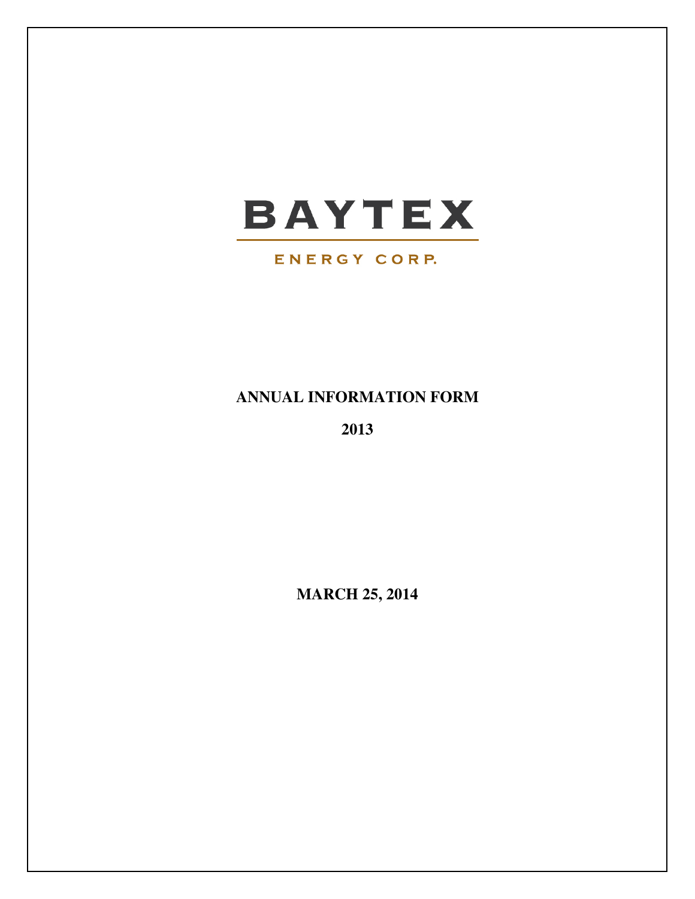# BAYTEX

ENERGY CORP.

**ANNUAL INFORMATION FORM**

**2013**

**MARCH 25, 2014**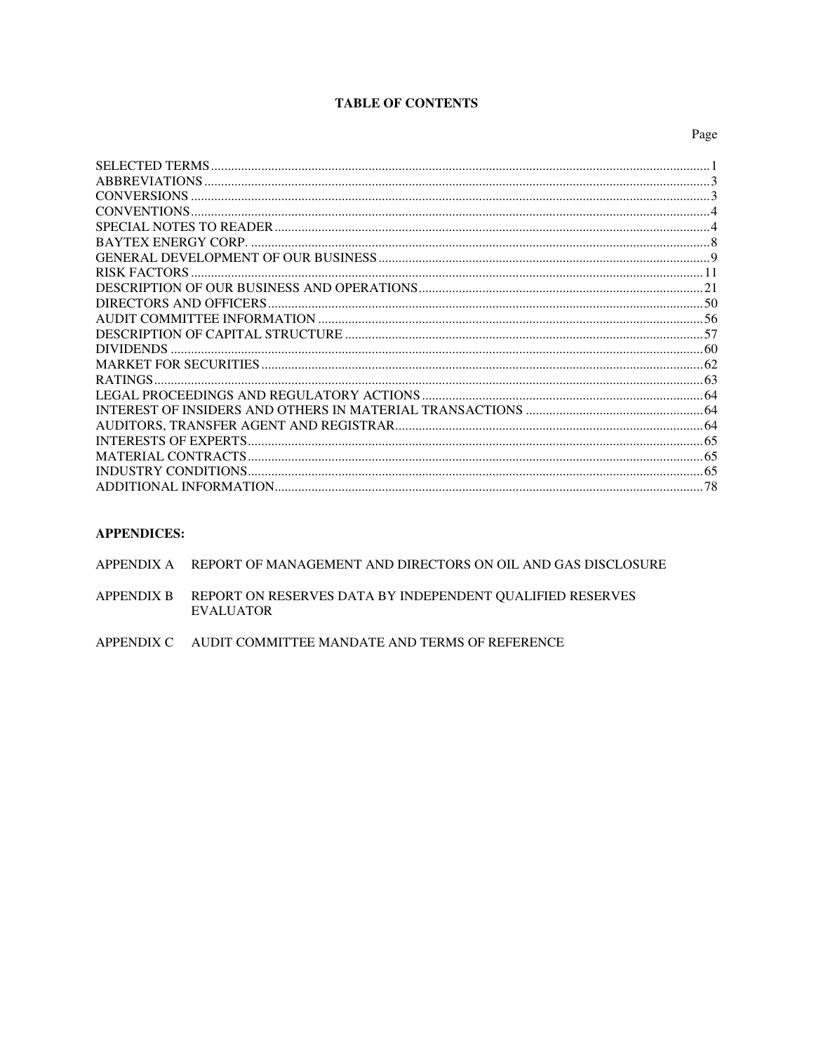# TABLE OF CONTENTS

| | Page |
|---|---|
| SELECTED TERMS | 1 |
| ABBREVIATIONS | 3 |
| CONVERSIONS | 3 |
| CONVENTIONS | 4 |
| SPECIAL NOTES TO READER | 4 |
| BAYTEX ENERGY CORP. | 8 |
| GENERAL DEVELOPMENT OF OUR BUSINESS | 9 |
| RISK FACTORS | 11 |
| DESCRIPTION OF OUR BUSINESS AND OPERATIONS | 21 |
| DIRECTORS AND OFFICERS | 50 |
| AUDIT COMMITTEE INFORMATION | 56 |
| DESCRIPTION OF CAPITAL STRUCTURE | 57 |
| DIVIDENDS | 60 |
| MARKET FOR SECURITIES | 62 |
| RATINGS | 63 |
| LEGAL PROCEEDINGS AND REGULATORY ACTIONS | 64 |
| INTEREST OF INSIDERS AND OTHERS IN MATERIAL TRANSACTIONS | 64 |
| AUDITORS, TRANSFER AGENT AND REGISTRAR | 64 |
| INTERESTS OF EXPERTS | 65 |
| MATERIAL CONTRACTS | 65 |
| INDUSTRY CONDITIONS | 65 |
| ADDITIONAL INFORMATION | 78 |

**APPENDICES:**

APPENDIX A REPORT OF MANAGEMENT AND DIRECTORS ON OIL AND GAS DISCLOSURE

APPENDIX B REPORT ON RESERVES DATA BY INDEPENDENT QUALIFIED RESERVES EVALUATOR

APPENDIX C AUDIT COMMITTEE MANDATE AND TERMS OF REFERENCE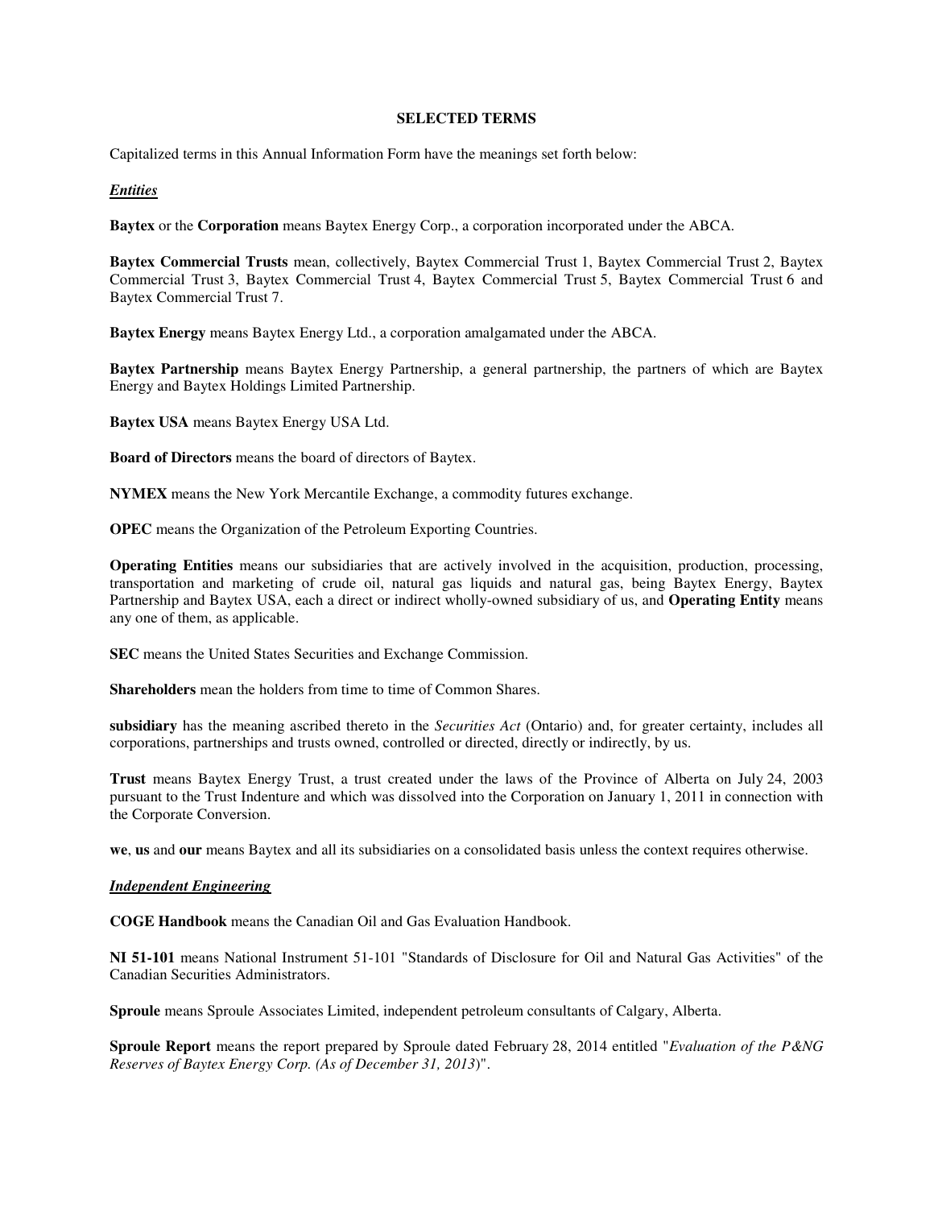## SELECTED TERMS

Capitalized terms in this Annual Information Form have the meanings set forth below:

***Entities***

**Baytex** or the **Corporation** means Baytex Energy Corp., a corporation incorporated under the ABCA.

**Baytex Commercial Trusts** mean, collectively, Baytex Commercial Trust 1, Baytex Commercial Trust 2, Baytex Commercial Trust 3, Baytex Commercial Trust 4, Baytex Commercial Trust 5, Baytex Commercial Trust 6 and Baytex Commercial Trust 7.

**Baytex Energy** means Baytex Energy Ltd., a corporation amalgamated under the ABCA.

**Baytex Partnership** means Baytex Energy Partnership, a general partnership, the partners of which are Baytex Energy and Baytex Holdings Limited Partnership.

**Baytex USA** means Baytex Energy USA Ltd.

**Board of Directors** means the board of directors of Baytex.

**NYMEX** means the New York Mercantile Exchange, a commodity futures exchange.

**OPEC** means the Organization of the Petroleum Exporting Countries.

**Operating Entities** means our subsidiaries that are actively involved in the acquisition, production, processing, transportation and marketing of crude oil, natural gas liquids and natural gas, being Baytex Energy, Baytex Partnership and Baytex USA, each a direct or indirect wholly-owned subsidiary of us, and **Operating Entity** means any one of them, as applicable.

**SEC** means the United States Securities and Exchange Commission.

**Shareholders** mean the holders from time to time of Common Shares.

**subsidiary** has the meaning ascribed thereto in the *Securities Act* (Ontario) and, for greater certainty, includes all corporations, partnerships and trusts owned, controlled or directed, directly or indirectly, by us.

**Trust** means Baytex Energy Trust, a trust created under the laws of the Province of Alberta on July 24, 2003 pursuant to the Trust Indenture and which was dissolved into the Corporation on January 1, 2011 in connection with the Corporate Conversion.

**we**, **us** and **our** means Baytex and all its subsidiaries on a consolidated basis unless the context requires otherwise.

***Independent Engineering***

**COGE Handbook** means the Canadian Oil and Gas Evaluation Handbook.

**NI 51-101** means National Instrument 51-101 "Standards of Disclosure for Oil and Natural Gas Activities" of the Canadian Securities Administrators.

**Sproule** means Sproule Associates Limited, independent petroleum consultants of Calgary, Alberta.

**Sproule Report** means the report prepared by Sproule dated February 28, 2014 entitled "*Evaluation of the P&NG Reserves of Baytex Energy Corp. (As of December 31, 2013)*".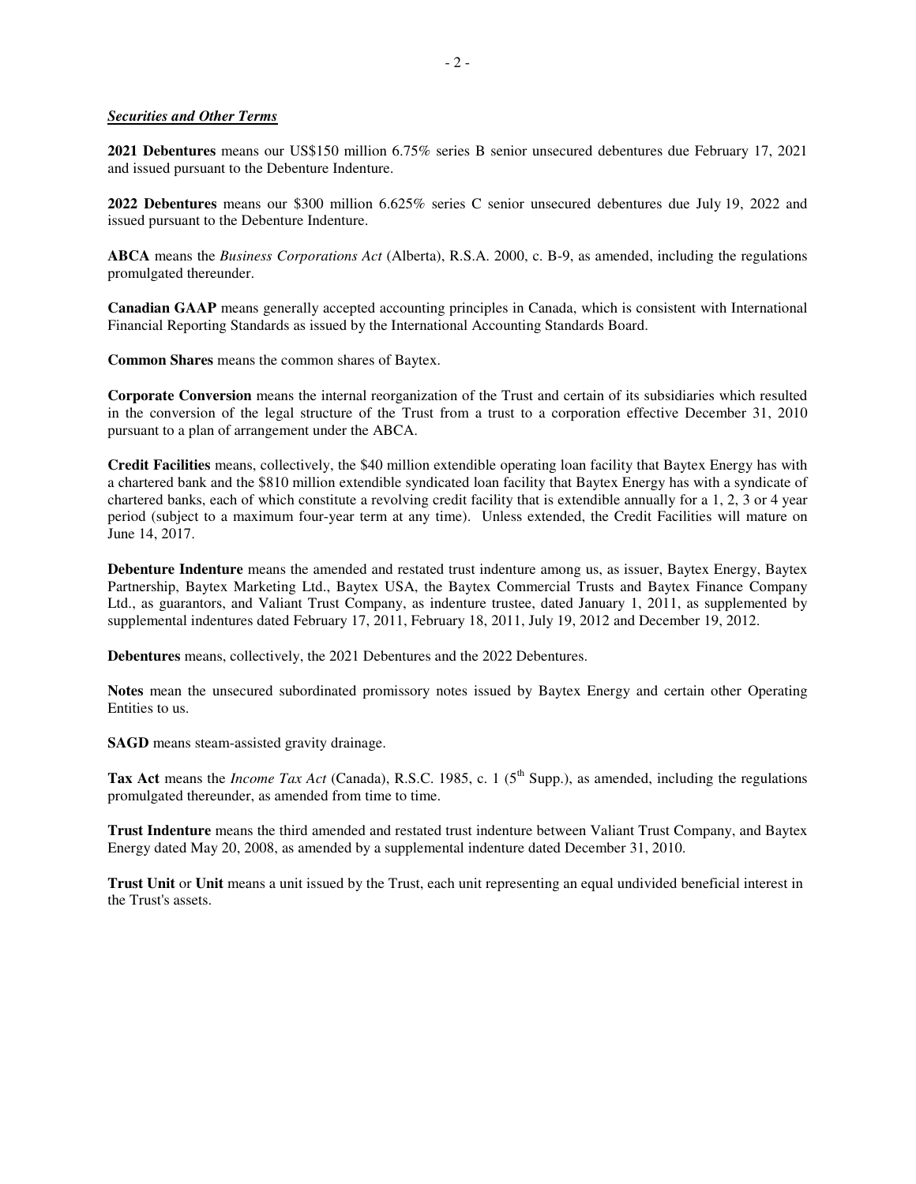***Securities and Other Terms***

**2021 Debentures** means our US$150 million 6.75% series B senior unsecured debentures due February 17, 2021 and issued pursuant to the Debenture Indenture.

**2022 Debentures** means our $300 million 6.625% series C senior unsecured debentures due July 19, 2022 and issued pursuant to the Debenture Indenture.

**ABCA** means the *Business Corporations Act* (Alberta), R.S.A. 2000, c. B-9, as amended, including the regulations promulgated thereunder.

**Canadian GAAP** means generally accepted accounting principles in Canada, which is consistent with International Financial Reporting Standards as issued by the International Accounting Standards Board.

**Common Shares** means the common shares of Baytex.

**Corporate Conversion** means the internal reorganization of the Trust and certain of its subsidiaries which resulted in the conversion of the legal structure of the Trust from a trust to a corporation effective December 31, 2010 pursuant to a plan of arrangement under the ABCA.

**Credit Facilities** means, collectively, the $40 million extendible operating loan facility that Baytex Energy has with a chartered bank and the $810 million extendible syndicated loan facility that Baytex Energy has with a syndicate of chartered banks, each of which constitute a revolving credit facility that is extendible annually for a 1, 2, 3 or 4 year period (subject to a maximum four-year term at any time). Unless extended, the Credit Facilities will mature on June 14, 2017.

**Debenture Indenture** means the amended and restated trust indenture among us, as issuer, Baytex Energy, Baytex Partnership, Baytex Marketing Ltd., Baytex USA, the Baytex Commercial Trusts and Baytex Finance Company Ltd., as guarantors, and Valiant Trust Company, as indenture trustee, dated January 1, 2011, as supplemented by supplemental indentures dated February 17, 2011, February 18, 2011, July 19, 2012 and December 19, 2012.

**Debentures** means, collectively, the 2021 Debentures and the 2022 Debentures.

**Notes** mean the unsecured subordinated promissory notes issued by Baytex Energy and certain other Operating Entities to us.

**SAGD** means steam-assisted gravity drainage.

**Tax Act** means the *Income Tax Act* (Canada), R.S.C. 1985, c. 1 (5th Supp.), as amended, including the regulations promulgated thereunder, as amended from time to time.

**Trust Indenture** means the third amended and restated trust indenture between Valiant Trust Company, and Baytex Energy dated May 20, 2008, as amended by a supplemental indenture dated December 31, 2010.

**Trust Unit** or **Unit** means a unit issued by the Trust, each unit representing an equal undivided beneficial interest in the Trust's assets.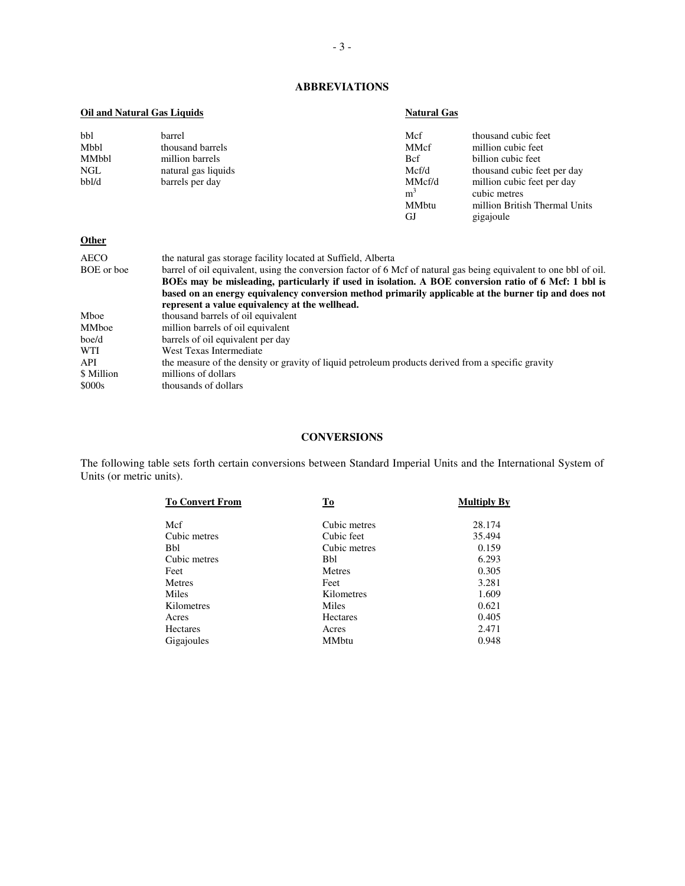# ABBREVIATIONS

**Oil and Natural Gas Liquids**

| | |
|---|---|
| bbl | barrel |
| Mbbl | thousand barrels |
| MMbbl | million barrels |
| NGL | natural gas liquids |
| bbl/d | barrels per day |

**Natural Gas**

| | |
|---|---|
| Mcf | thousand cubic feet |
| MMcf | million cubic feet |
| Bcf | billion cubic feet |
| Mcf/d | thousand cubic feet per day |
| MMcf/d | million cubic feet per day |
| $m^3$ | cubic metres |
| MMbtu | million British Thermal Units |
| GJ | gigajoule |

**Other**

| | |
|---|---|
| AECO | the natural gas storage facility located at Suffield, Alberta |
| BOE or boe | barrel of oil equivalent, using the conversion factor of 6 Mcf of natural gas being equivalent to one bbl of oil. **BOEs may be misleading, particularly if used in isolation. A BOE conversion ratio of 6 Mcf: 1 bbl is based on an energy equivalency conversion method primarily applicable at the burner tip and does not represent a value equivalency at the wellhead.** |
| Mboe | thousand barrels of oil equivalent |
| MMboe | million barrels of oil equivalent |
| boe/d | barrels of oil equivalent per day |
| WTI | West Texas Intermediate |
| API | the measure of the density or gravity of liquid petroleum products derived from a specific gravity |
| $ Million | millions of dollars |
| $000s | thousands of dollars |

# CONVERSIONS

The following table sets forth certain conversions between Standard Imperial Units and the International System of Units (or metric units).

| To Convert From | To | Multiply By |
|---|---|---|
| Mcf | Cubic metres | 28.174 |
| Cubic metres | Cubic feet | 35.494 |
| Bbl | Cubic metres | 0.159 |
| Cubic metres | Bbl | 6.293 |
| Feet | Metres | 0.305 |
| Metres | Feet | 3.281 |
| Miles | Kilometres | 1.609 |
| Kilometres | Miles | 0.621 |
| Acres | Hectares | 0.405 |
| Hectares | Acres | 2.471 |
| Gigajoules | MMbtu | 0.948 |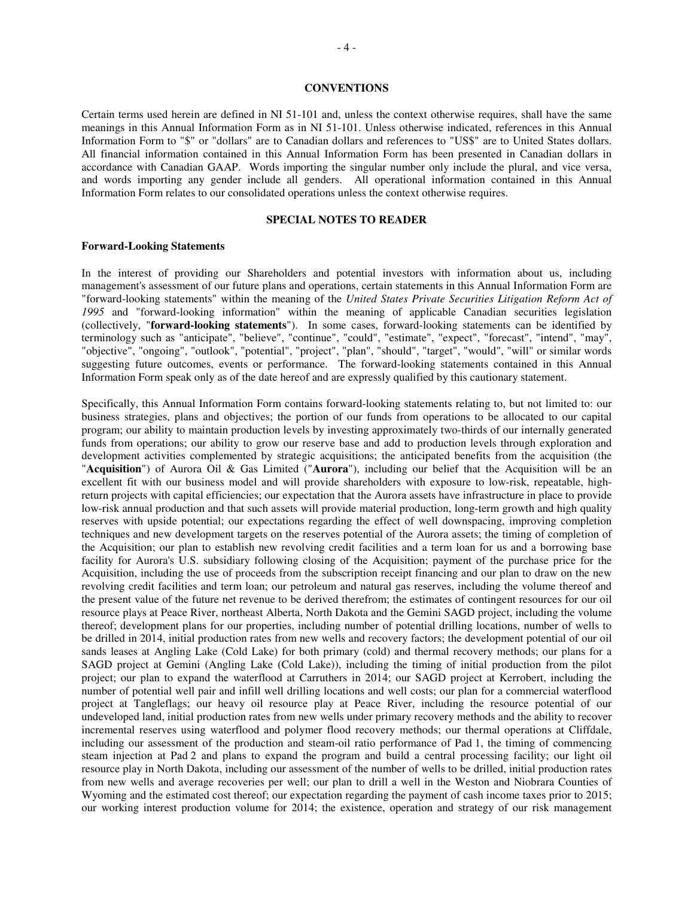## CONVENTIONS

Certain terms used herein are defined in NI 51-101 and, unless the context otherwise requires, shall have the same meanings in this Annual Information Form as in NI 51-101. Unless otherwise indicated, references in this Annual Information Form to "$" or "dollars" are to Canadian dollars and references to "US$" are to United States dollars. All financial information contained in this Annual Information Form has been presented in Canadian dollars in accordance with Canadian GAAP. Words importing the singular number only include the plural, and vice versa, and words importing any gender include all genders. All operational information contained in this Annual Information Form relates to our consolidated operations unless the context otherwise requires.

## SPECIAL NOTES TO READER

### Forward-Looking Statements

In the interest of providing our Shareholders and potential investors with information about us, including management's assessment of our future plans and operations, certain statements in this Annual Information Form are "forward-looking statements" within the meaning of the *United States Private Securities Litigation Reform Act of 1995* and "forward-looking information" within the meaning of applicable Canadian securities legislation (collectively, "**forward-looking statements**"). In some cases, forward-looking statements can be identified by terminology such as "anticipate", "believe", "continue", "could", "estimate", "expect", "forecast", "intend", "may", "objective", "ongoing", "outlook", "potential", "project", "plan", "should", "target", "would", "will" or similar words suggesting future outcomes, events or performance. The forward-looking statements contained in this Annual Information Form speak only as of the date hereof and are expressly qualified by this cautionary statement.

Specifically, this Annual Information Form contains forward-looking statements relating to, but not limited to: our business strategies, plans and objectives; the portion of our funds from operations to be allocated to our capital program; our ability to maintain production levels by investing approximately two-thirds of our internally generated funds from operations; our ability to grow our reserve base and add to production levels through exploration and development activities complemented by strategic acquisitions; the anticipated benefits from the acquisition (the "**Acquisition**") of Aurora Oil & Gas Limited ("**Aurora**"), including our belief that the Acquisition will be an excellent fit with our business model and will provide shareholders with exposure to low-risk, repeatable, high-return projects with capital efficiencies; our expectation that the Aurora assets have infrastructure in place to provide low-risk annual production and that such assets will provide material production, long-term growth and high quality reserves with upside potential; our expectations regarding the effect of well downspacing, improving completion techniques and new development targets on the reserves potential of the Aurora assets; the timing of completion of the Acquisition; our plan to establish new revolving credit facilities and a term loan for us and a borrowing base facility for Aurora's U.S. subsidiary following closing of the Acquisition; payment of the purchase price for the Acquisition, including the use of proceeds from the subscription receipt financing and our plan to draw on the new revolving credit facilities and term loan; our petroleum and natural gas reserves, including the volume thereof and the present value of the future net revenue to be derived therefrom; the estimates of contingent resources for our oil resource plays at Peace River, northeast Alberta, North Dakota and the Gemini SAGD project, including the volume thereof; development plans for our properties, including number of potential drilling locations, number of wells to be drilled in 2014, initial production rates from new wells and recovery factors; the development potential of our oil sands leases at Angling Lake (Cold Lake) for both primary (cold) and thermal recovery methods; our plans for a SAGD project at Gemini (Angling Lake (Cold Lake)), including the timing of initial production from the pilot project; our plan to expand the waterflood at Carruthers in 2014; our SAGD project at Kerrobert, including the number of potential well pair and infill well drilling locations and well costs; our plan for a commercial waterflood project at Tangleflags; our heavy oil resource play at Peace River, including the resource potential of our undeveloped land, initial production rates from new wells under primary recovery methods and the ability to recover incremental reserves using waterflood and polymer flood recovery methods; our thermal operations at Cliffdale, including our assessment of the production and steam-oil ratio performance of Pad 1, the timing of commencing steam injection at Pad 2 and plans to expand the program and build a central processing facility; our light oil resource play in North Dakota, including our assessment of the number of wells to be drilled, initial production rates from new wells and average recoveries per well; our plan to drill a well in the Weston and Niobrara Counties of Wyoming and the estimated cost thereof; our expectation regarding the payment of cash income taxes prior to 2015; our working interest production volume for 2014; the existence, operation and strategy of our risk management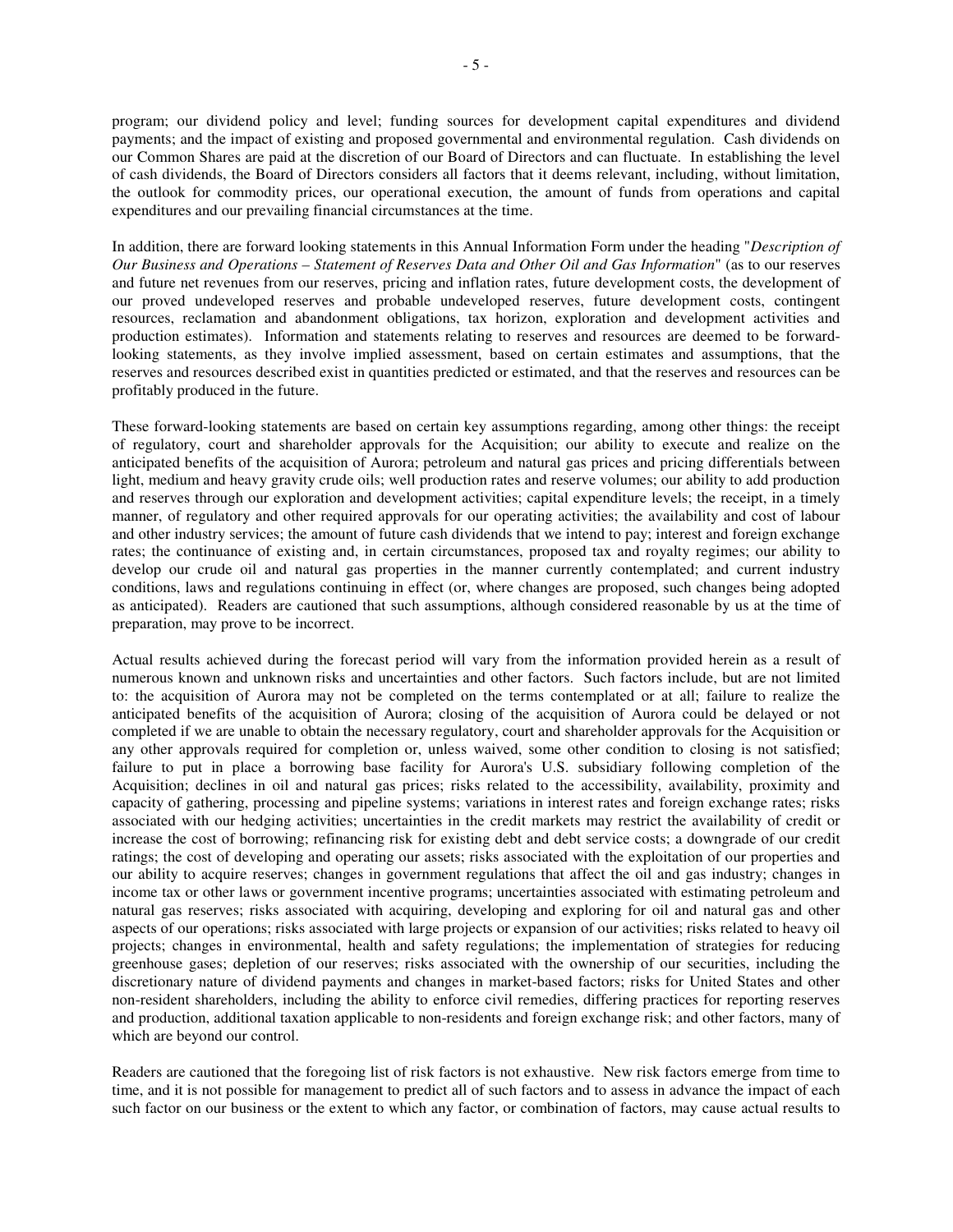program; our dividend policy and level; funding sources for development capital expenditures and dividend payments; and the impact of existing and proposed governmental and environmental regulation. Cash dividends on our Common Shares are paid at the discretion of our Board of Directors and can fluctuate. In establishing the level of cash dividends, the Board of Directors considers all factors that it deems relevant, including, without limitation, the outlook for commodity prices, our operational execution, the amount of funds from operations and capital expenditures and our prevailing financial circumstances at the time.

In addition, there are forward looking statements in this Annual Information Form under the heading "*Description of Our Business and Operations – Statement of Reserves Data and Other Oil and Gas Information*" (as to our reserves and future net revenues from our reserves, pricing and inflation rates, future development costs, the development of our proved undeveloped reserves and probable undeveloped reserves, future development costs, contingent resources, reclamation and abandonment obligations, tax horizon, exploration and development activities and production estimates). Information and statements relating to reserves and resources are deemed to be forward-looking statements, as they involve implied assessment, based on certain estimates and assumptions, that the reserves and resources described exist in quantities predicted or estimated, and that the reserves and resources can be profitably produced in the future.

These forward-looking statements are based on certain key assumptions regarding, among other things: the receipt of regulatory, court and shareholder approvals for the Acquisition; our ability to execute and realize on the anticipated benefits of the acquisition of Aurora; petroleum and natural gas prices and pricing differentials between light, medium and heavy gravity crude oils; well production rates and reserve volumes; our ability to add production and reserves through our exploration and development activities; capital expenditure levels; the receipt, in a timely manner, of regulatory and other required approvals for our operating activities; the availability and cost of labour and other industry services; the amount of future cash dividends that we intend to pay; interest and foreign exchange rates; the continuance of existing and, in certain circumstances, proposed tax and royalty regimes; our ability to develop our crude oil and natural gas properties in the manner currently contemplated; and current industry conditions, laws and regulations continuing in effect (or, where changes are proposed, such changes being adopted as anticipated). Readers are cautioned that such assumptions, although considered reasonable by us at the time of preparation, may prove to be incorrect.

Actual results achieved during the forecast period will vary from the information provided herein as a result of numerous known and unknown risks and uncertainties and other factors. Such factors include, but are not limited to: the acquisition of Aurora may not be completed on the terms contemplated or at all; failure to realize the anticipated benefits of the acquisition of Aurora; closing of the acquisition of Aurora could be delayed or not completed if we are unable to obtain the necessary regulatory, court and shareholder approvals for the Acquisition or any other approvals required for completion or, unless waived, some other condition to closing is not satisfied; failure to put in place a borrowing base facility for Aurora's U.S. subsidiary following completion of the Acquisition; declines in oil and natural gas prices; risks related to the accessibility, availability, proximity and capacity of gathering, processing and pipeline systems; variations in interest rates and foreign exchange rates; risks associated with our hedging activities; uncertainties in the credit markets may restrict the availability of credit or increase the cost of borrowing; refinancing risk for existing debt and debt service costs; a downgrade of our credit ratings; the cost of developing and operating our assets; risks associated with the exploitation of our properties and our ability to acquire reserves; changes in government regulations that affect the oil and gas industry; changes in income tax or other laws or government incentive programs; uncertainties associated with estimating petroleum and natural gas reserves; risks associated with acquiring, developing and exploring for oil and natural gas and other aspects of our operations; risks associated with large projects or expansion of our activities; risks related to heavy oil projects; changes in environmental, health and safety regulations; the implementation of strategies for reducing greenhouse gases; depletion of our reserves; risks associated with the ownership of our securities, including the discretionary nature of dividend payments and changes in market-based factors; risks for United States and other non-resident shareholders, including the ability to enforce civil remedies, differing practices for reporting reserves and production, additional taxation applicable to non-residents and foreign exchange risk; and other factors, many of which are beyond our control.

Readers are cautioned that the foregoing list of risk factors is not exhaustive. New risk factors emerge from time to time, and it is not possible for management to predict all of such factors and to assess in advance the impact of each such factor on our business or the extent to which any factor, or combination of factors, may cause actual results to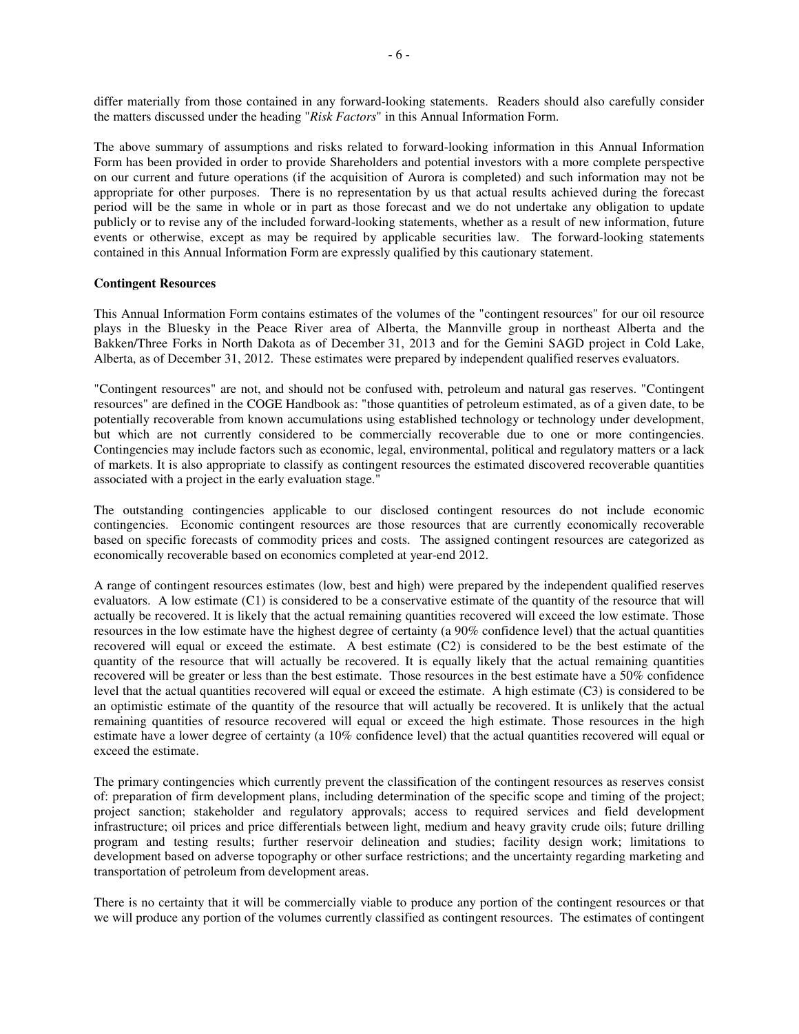differ materially from those contained in any forward-looking statements. Readers should also carefully consider the matters discussed under the heading "*Risk Factors*" in this Annual Information Form.

The above summary of assumptions and risks related to forward-looking information in this Annual Information Form has been provided in order to provide Shareholders and potential investors with a more complete perspective on our current and future operations (if the acquisition of Aurora is completed) and such information may not be appropriate for other purposes. There is no representation by us that actual results achieved during the forecast period will be the same in whole or in part as those forecast and we do not undertake any obligation to update publicly or to revise any of the included forward-looking statements, whether as a result of new information, future events or otherwise, except as may be required by applicable securities law. The forward-looking statements contained in this Annual Information Form are expressly qualified by this cautionary statement.

**Contingent Resources**

This Annual Information Form contains estimates of the volumes of the "contingent resources" for our oil resource plays in the Bluesky in the Peace River area of Alberta, the Mannville group in northeast Alberta and the Bakken/Three Forks in North Dakota as of December 31, 2013 and for the Gemini SAGD project in Cold Lake, Alberta, as of December 31, 2012. These estimates were prepared by independent qualified reserves evaluators.

"Contingent resources" are not, and should not be confused with, petroleum and natural gas reserves. "Contingent resources" are defined in the COGE Handbook as: "those quantities of petroleum estimated, as of a given date, to be potentially recoverable from known accumulations using established technology or technology under development, but which are not currently considered to be commercially recoverable due to one or more contingencies. Contingencies may include factors such as economic, legal, environmental, political and regulatory matters or a lack of markets. It is also appropriate to classify as contingent resources the estimated discovered recoverable quantities associated with a project in the early evaluation stage."

The outstanding contingencies applicable to our disclosed contingent resources do not include economic contingencies. Economic contingent resources are those resources that are currently economically recoverable based on specific forecasts of commodity prices and costs. The assigned contingent resources are categorized as economically recoverable based on economics completed at year-end 2012.

A range of contingent resources estimates (low, best and high) were prepared by the independent qualified reserves evaluators. A low estimate (C1) is considered to be a conservative estimate of the quantity of the resource that will actually be recovered. It is likely that the actual remaining quantities recovered will exceed the low estimate. Those resources in the low estimate have the highest degree of certainty (a 90% confidence level) that the actual quantities recovered will equal or exceed the estimate. A best estimate (C2) is considered to be the best estimate of the quantity of the resource that will actually be recovered. It is equally likely that the actual remaining quantities recovered will be greater or less than the best estimate. Those resources in the best estimate have a 50% confidence level that the actual quantities recovered will equal or exceed the estimate. A high estimate (C3) is considered to be an optimistic estimate of the quantity of the resource that will actually be recovered. It is unlikely that the actual remaining quantities of resource recovered will equal or exceed the high estimate. Those resources in the high estimate have a lower degree of certainty (a 10% confidence level) that the actual quantities recovered will equal or exceed the estimate.

The primary contingencies which currently prevent the classification of the contingent resources as reserves consist of: preparation of firm development plans, including determination of the specific scope and timing of the project; project sanction; stakeholder and regulatory approvals; access to required services and field development infrastructure; oil prices and price differentials between light, medium and heavy gravity crude oils; future drilling program and testing results; further reservoir delineation and studies; facility design work; limitations to development based on adverse topography or other surface restrictions; and the uncertainty regarding marketing and transportation of petroleum from development areas.

There is no certainty that it will be commercially viable to produce any portion of the contingent resources or that we will produce any portion of the volumes currently classified as contingent resources. The estimates of contingent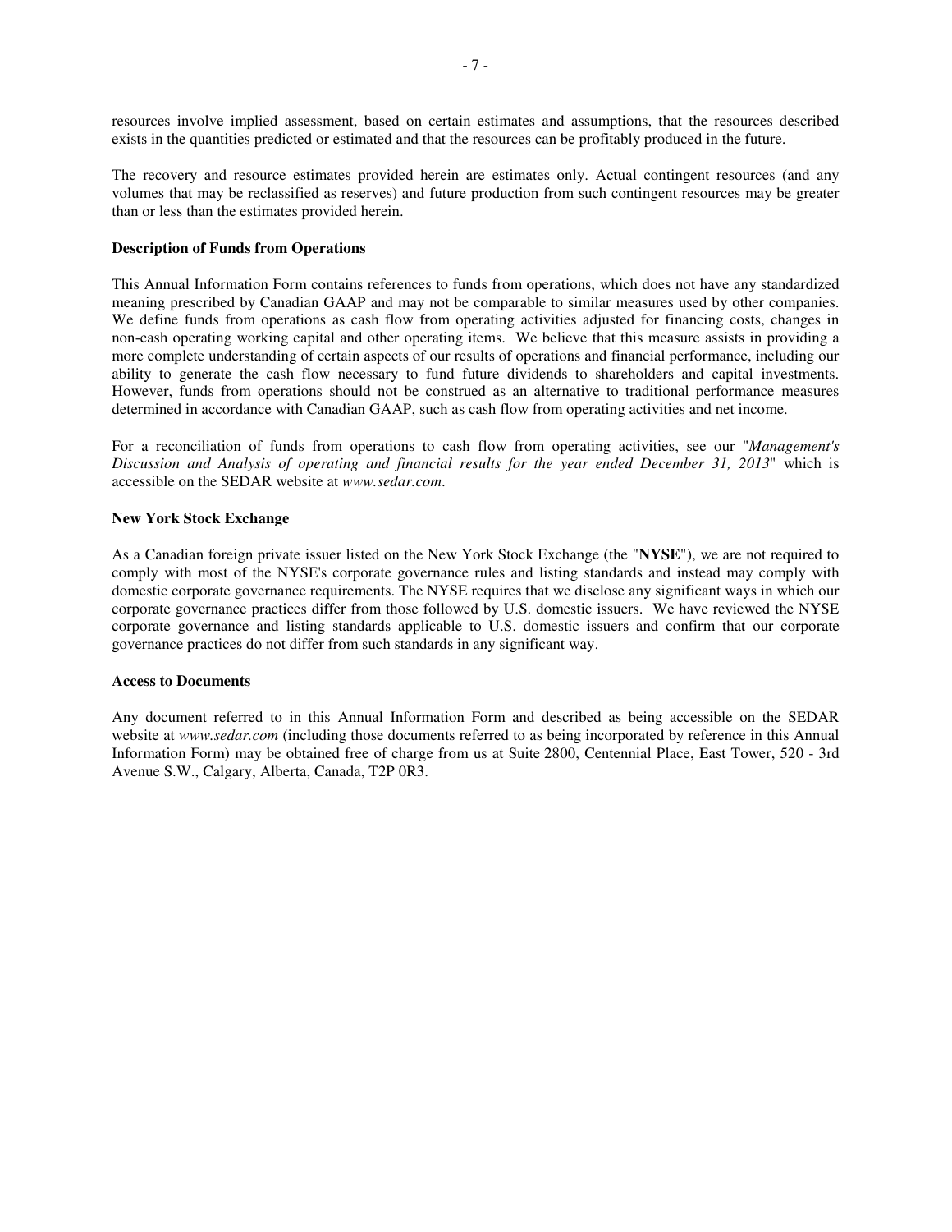resources involve implied assessment, based on certain estimates and assumptions, that the resources described exists in the quantities predicted or estimated and that the resources can be profitably produced in the future.

The recovery and resource estimates provided herein are estimates only. Actual contingent resources (and any volumes that may be reclassified as reserves) and future production from such contingent resources may be greater than or less than the estimates provided herein.

**Description of Funds from Operations**

This Annual Information Form contains references to funds from operations, which does not have any standardized meaning prescribed by Canadian GAAP and may not be comparable to similar measures used by other companies. We define funds from operations as cash flow from operating activities adjusted for financing costs, changes in non-cash operating working capital and other operating items. We believe that this measure assists in providing a more complete understanding of certain aspects of our results of operations and financial performance, including our ability to generate the cash flow necessary to fund future dividends to shareholders and capital investments. However, funds from operations should not be construed as an alternative to traditional performance measures determined in accordance with Canadian GAAP, such as cash flow from operating activities and net income.

For a reconciliation of funds from operations to cash flow from operating activities, see our "*Management's Discussion and Analysis of operating and financial results for the year ended December 31, 2013*" which is accessible on the SEDAR website at *www.sedar.com*.

**New York Stock Exchange**

As a Canadian foreign private issuer listed on the New York Stock Exchange (the "**NYSE**"), we are not required to comply with most of the NYSE's corporate governance rules and listing standards and instead may comply with domestic corporate governance requirements. The NYSE requires that we disclose any significant ways in which our corporate governance practices differ from those followed by U.S. domestic issuers. We have reviewed the NYSE corporate governance and listing standards applicable to U.S. domestic issuers and confirm that our corporate governance practices do not differ from such standards in any significant way.

**Access to Documents**

Any document referred to in this Annual Information Form and described as being accessible on the SEDAR website at *www.sedar.com* (including those documents referred to as being incorporated by reference in this Annual Information Form) may be obtained free of charge from us at Suite 2800, Centennial Place, East Tower, 520 - 3rd Avenue S.W., Calgary, Alberta, Canada, T2P 0R3.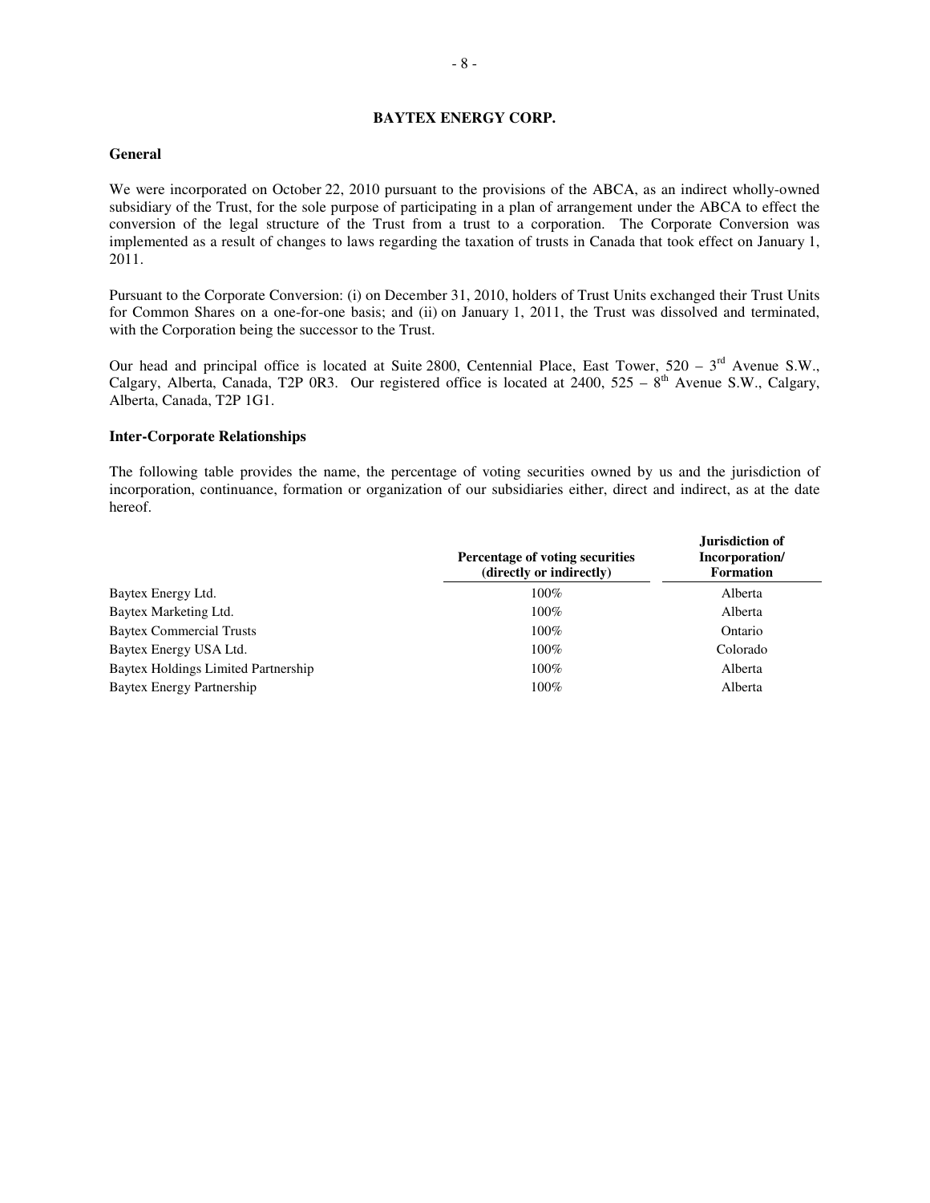# BAYTEX ENERGY CORP.

## General

We were incorporated on October 22, 2010 pursuant to the provisions of the ABCA, as an indirect wholly-owned subsidiary of the Trust, for the sole purpose of participating in a plan of arrangement under the ABCA to effect the conversion of the legal structure of the Trust from a trust to a corporation. The Corporate Conversion was implemented as a result of changes to laws regarding the taxation of trusts in Canada that took effect on January 1, 2011.

Pursuant to the Corporate Conversion: (i) on December 31, 2010, holders of Trust Units exchanged their Trust Units for Common Shares on a one-for-one basis; and (ii) on January 1, 2011, the Trust was dissolved and terminated, with the Corporation being the successor to the Trust.

Our head and principal office is located at Suite 2800, Centennial Place, East Tower, 520 – 3rd Avenue S.W., Calgary, Alberta, Canada, T2P 0R3. Our registered office is located at 2400, 525 – 8th Avenue S.W., Calgary, Alberta, Canada, T2P 1G1.

## Inter-Corporate Relationships

The following table provides the name, the percentage of voting securities owned by us and the jurisdiction of incorporation, continuance, formation or organization of our subsidiaries either, direct and indirect, as at the date hereof.

| | Percentage of voting securities (directly or indirectly) | Jurisdiction of Incorporation/ Formation |
|---|---|---|
| Baytex Energy Ltd. | 100% | Alberta |
| Baytex Marketing Ltd. | 100% | Alberta |
| Baytex Commercial Trusts | 100% | Ontario |
| Baytex Energy USA Ltd. | 100% | Colorado |
| Baytex Holdings Limited Partnership | 100% | Alberta |
| Baytex Energy Partnership | 100% | Alberta |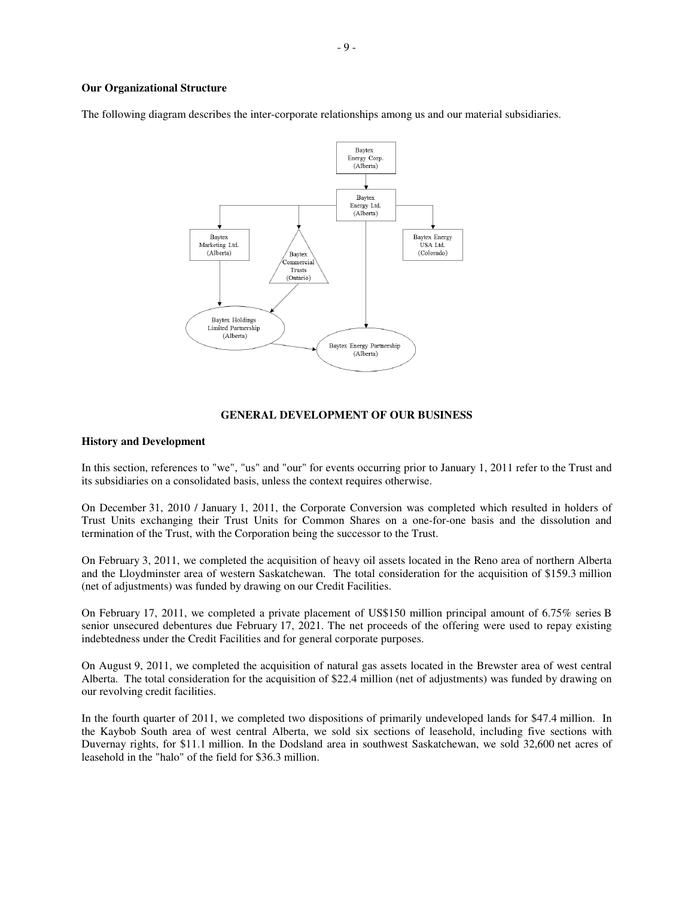**Our Organizational Structure**

The following diagram describes the inter-corporate relationships among us and our material subsidiaries.

Baytex Energy Corp. (Alberta)

Baytex Energy Ltd. (Alberta)

Baytex Marketing Ltd. (Alberta)

Baytex Commercial Trusts (Ontario)

Baytex Energy USA Ltd. (Colorado)

Baytex Holdings Limited Partnership (Alberta)

Baytex Energy Partnership (Alberta)

## GENERAL DEVELOPMENT OF OUR BUSINESS

**History and Development**

In this section, references to "we", "us" and "our" for events occurring prior to January 1, 2011 refer to the Trust and its subsidiaries on a consolidated basis, unless the context requires otherwise.

On December 31, 2010 / January 1, 2011, the Corporate Conversion was completed which resulted in holders of Trust Units exchanging their Trust Units for Common Shares on a one-for-one basis and the dissolution and termination of the Trust, with the Corporation being the successor to the Trust.

On February 3, 2011, we completed the acquisition of heavy oil assets located in the Reno area of northern Alberta and the Lloydminster area of western Saskatchewan. The total consideration for the acquisition of $159.3 million (net of adjustments) was funded by drawing on our Credit Facilities.

On February 17, 2011, we completed a private placement of US$150 million principal amount of 6.75% series B senior unsecured debentures due February 17, 2021. The net proceeds of the offering were used to repay existing indebtedness under the Credit Facilities and for general corporate purposes.

On August 9, 2011, we completed the acquisition of natural gas assets located in the Brewster area of west central Alberta. The total consideration for the acquisition of $22.4 million (net of adjustments) was funded by drawing on our revolving credit facilities.

In the fourth quarter of 2011, we completed two dispositions of primarily undeveloped lands for $47.4 million. In the Kaybob South area of west central Alberta, we sold six sections of leasehold, including five sections with Duvernay rights, for $11.1 million. In the Dodsland area in southwest Saskatchewan, we sold 32,600 net acres of leasehold in the "halo" of the field for $36.3 million.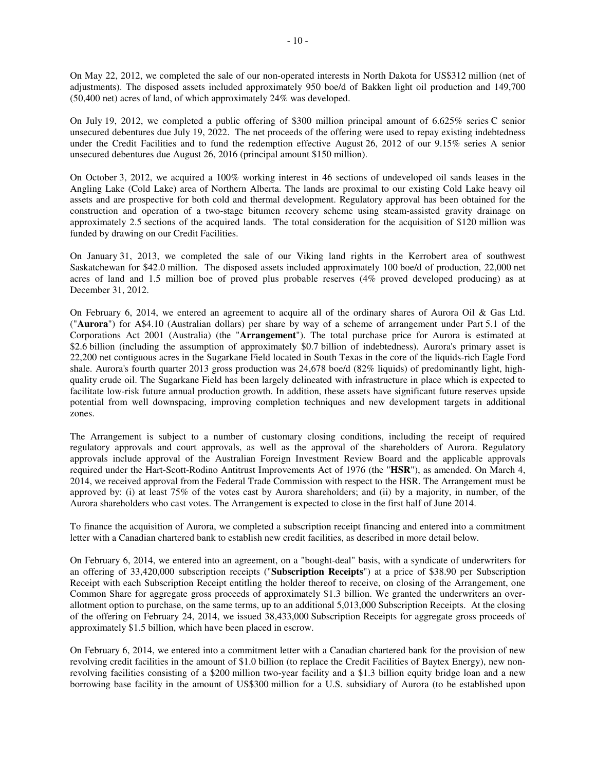On May 22, 2012, we completed the sale of our non-operated interests in North Dakota for US$312 million (net of adjustments). The disposed assets included approximately 950 boe/d of Bakken light oil production and 149,700 (50,400 net) acres of land, of which approximately 24% was developed.

On July 19, 2012, we completed a public offering of $300 million principal amount of 6.625% series C senior unsecured debentures due July 19, 2022. The net proceeds of the offering were used to repay existing indebtedness under the Credit Facilities and to fund the redemption effective August 26, 2012 of our 9.15% series A senior unsecured debentures due August 26, 2016 (principal amount $150 million).

On October 3, 2012, we acquired a 100% working interest in 46 sections of undeveloped oil sands leases in the Angling Lake (Cold Lake) area of Northern Alberta. The lands are proximal to our existing Cold Lake heavy oil assets and are prospective for both cold and thermal development. Regulatory approval has been obtained for the construction and operation of a two-stage bitumen recovery scheme using steam-assisted gravity drainage on approximately 2.5 sections of the acquired lands. The total consideration for the acquisition of $120 million was funded by drawing on our Credit Facilities.

On January 31, 2013, we completed the sale of our Viking land rights in the Kerrobert area of southwest Saskatchewan for $42.0 million. The disposed assets included approximately 100 boe/d of production, 22,000 net acres of land and 1.5 million boe of proved plus probable reserves (4% proved developed producing) as at December 31, 2012.

On February 6, 2014, we entered an agreement to acquire all of the ordinary shares of Aurora Oil & Gas Ltd. ("**Aurora**") for A$4.10 (Australian dollars) per share by way of a scheme of arrangement under Part 5.1 of the Corporations Act 2001 (Australia) (the "**Arrangement**"). The total purchase price for Aurora is estimated at $2.6 billion (including the assumption of approximately $0.7 billion of indebtedness). Aurora's primary asset is 22,200 net contiguous acres in the Sugarkane Field located in South Texas in the core of the liquids-rich Eagle Ford shale. Aurora's fourth quarter 2013 gross production was 24,678 boe/d (82% liquids) of predominantly light, high-quality crude oil. The Sugarkane Field has been largely delineated with infrastructure in place which is expected to facilitate low-risk future annual production growth. In addition, these assets have significant future reserves upside potential from well downspacing, improving completion techniques and new development targets in additional zones.

The Arrangement is subject to a number of customary closing conditions, including the receipt of required regulatory approvals and court approvals, as well as the approval of the shareholders of Aurora. Regulatory approvals include approval of the Australian Foreign Investment Review Board and the applicable approvals required under the Hart-Scott-Rodino Antitrust Improvements Act of 1976 (the "**HSR**"), as amended. On March 4, 2014, we received approval from the Federal Trade Commission with respect to the HSR. The Arrangement must be approved by: (i) at least 75% of the votes cast by Aurora shareholders; and (ii) by a majority, in number, of the Aurora shareholders who cast votes. The Arrangement is expected to close in the first half of June 2014.

To finance the acquisition of Aurora, we completed a subscription receipt financing and entered into a commitment letter with a Canadian chartered bank to establish new credit facilities, as described in more detail below.

On February 6, 2014, we entered into an agreement, on a "bought-deal" basis, with a syndicate of underwriters for an offering of 33,420,000 subscription receipts ("**Subscription Receipts**") at a price of $38.90 per Subscription Receipt with each Subscription Receipt entitling the holder thereof to receive, on closing of the Arrangement, one Common Share for aggregate gross proceeds of approximately $1.3 billion. We granted the underwriters an over-allotment option to purchase, on the same terms, up to an additional 5,013,000 Subscription Receipts. At the closing of the offering on February 24, 2014, we issued 38,433,000 Subscription Receipts for aggregate gross proceeds of approximately $1.5 billion, which have been placed in escrow.

On February 6, 2014, we entered into a commitment letter with a Canadian chartered bank for the provision of new revolving credit facilities in the amount of $1.0 billion (to replace the Credit Facilities of Baytex Energy), new non-revolving facilities consisting of a $200 million two-year facility and a $1.3 billion equity bridge loan and a new borrowing base facility in the amount of US$300 million for a U.S. subsidiary of Aurora (to be established upon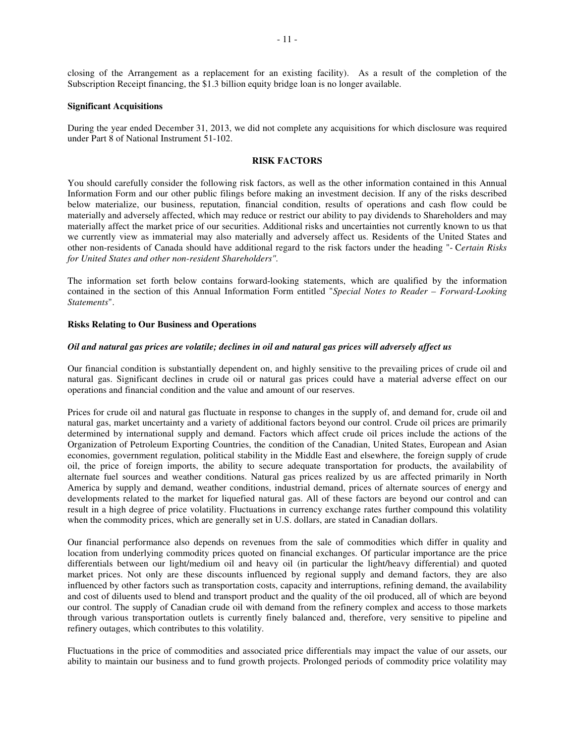closing of the Arrangement as a replacement for an existing facility). As a result of the completion of the Subscription Receipt financing, the $1.3 billion equity bridge loan is no longer available.

**Significant Acquisitions**

During the year ended December 31, 2013, we did not complete any acquisitions for which disclosure was required under Part 8 of National Instrument 51-102.

## RISK FACTORS

You should carefully consider the following risk factors, as well as the other information contained in this Annual Information Form and our other public filings before making an investment decision. If any of the risks described below materialize, our business, reputation, financial condition, results of operations and cash flow could be materially and adversely affected, which may reduce or restrict our ability to pay dividends to Shareholders and may materially affect the market price of our securities. Additional risks and uncertainties not currently known to us that we currently view as immaterial may also materially and adversely affect us. Residents of the United States and other non-residents of Canada should have additional regard to the risk factors under the heading "- C*ertain Risks for United States and other non-resident Shareholders".*

The information set forth below contains forward-looking statements, which are qualified by the information contained in the section of this Annual Information Form entitled "*Special Notes to Reader – Forward-Looking Statements*".

**Risks Relating to Our Business and Operations**

***Oil and natural gas prices are volatile; declines in oil and natural gas prices will adversely affect us***

Our financial condition is substantially dependent on, and highly sensitive to the prevailing prices of crude oil and natural gas. Significant declines in crude oil or natural gas prices could have a material adverse effect on our operations and financial condition and the value and amount of our reserves.

Prices for crude oil and natural gas fluctuate in response to changes in the supply of, and demand for, crude oil and natural gas, market uncertainty and a variety of additional factors beyond our control. Crude oil prices are primarily determined by international supply and demand. Factors which affect crude oil prices include the actions of the Organization of Petroleum Exporting Countries, the condition of the Canadian, United States, European and Asian economies, government regulation, political stability in the Middle East and elsewhere, the foreign supply of crude oil, the price of foreign imports, the ability to secure adequate transportation for products, the availability of alternate fuel sources and weather conditions. Natural gas prices realized by us are affected primarily in North America by supply and demand, weather conditions, industrial demand, prices of alternate sources of energy and developments related to the market for liquefied natural gas. All of these factors are beyond our control and can result in a high degree of price volatility. Fluctuations in currency exchange rates further compound this volatility when the commodity prices, which are generally set in U.S. dollars, are stated in Canadian dollars.

Our financial performance also depends on revenues from the sale of commodities which differ in quality and location from underlying commodity prices quoted on financial exchanges. Of particular importance are the price differentials between our light/medium oil and heavy oil (in particular the light/heavy differential) and quoted market prices. Not only are these discounts influenced by regional supply and demand factors, they are also influenced by other factors such as transportation costs, capacity and interruptions, refining demand, the availability and cost of diluents used to blend and transport product and the quality of the oil produced, all of which are beyond our control. The supply of Canadian crude oil with demand from the refinery complex and access to those markets through various transportation outlets is currently finely balanced and, therefore, very sensitive to pipeline and refinery outages, which contributes to this volatility.

Fluctuations in the price of commodities and associated price differentials may impact the value of our assets, our ability to maintain our business and to fund growth projects. Prolonged periods of commodity price volatility may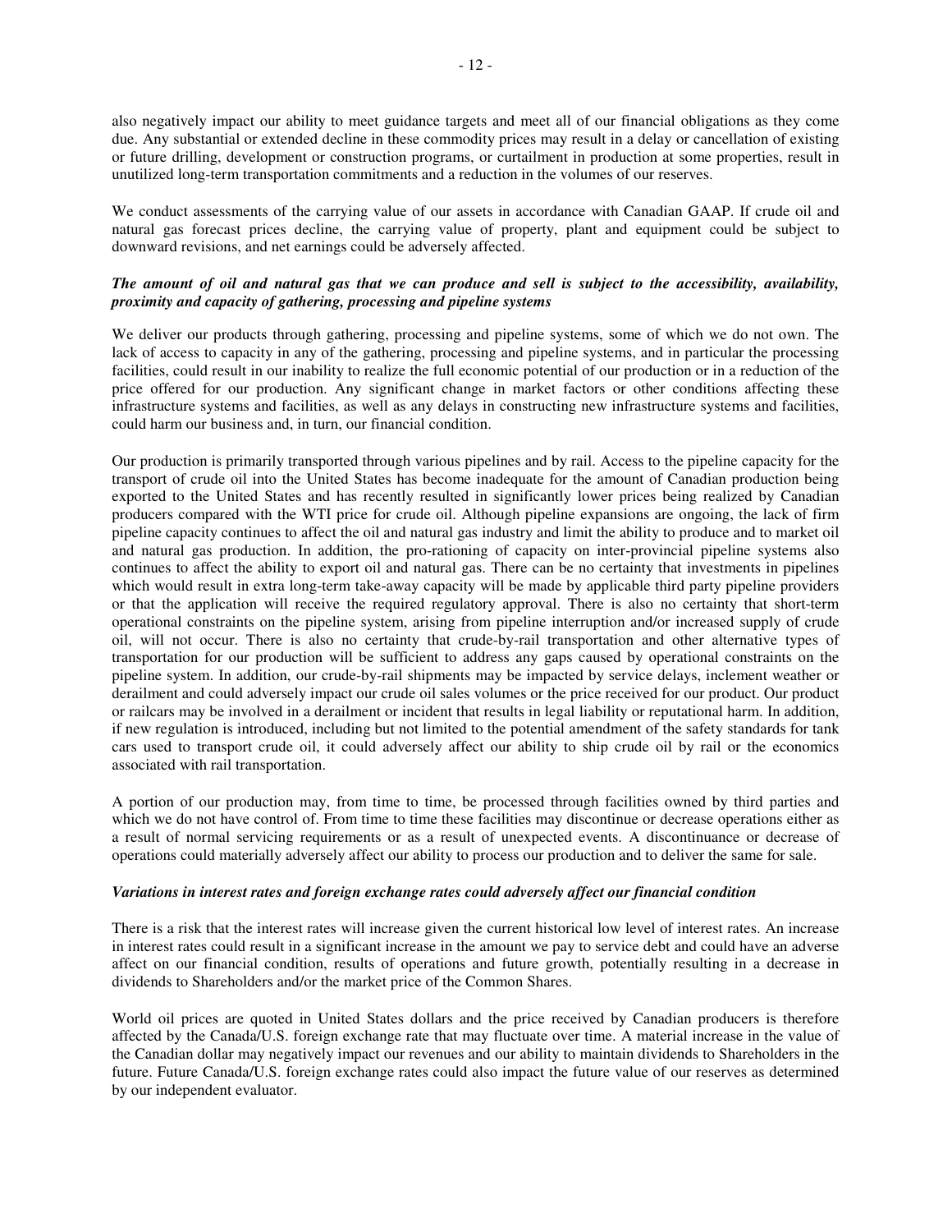also negatively impact our ability to meet guidance targets and meet all of our financial obligations as they come due. Any substantial or extended decline in these commodity prices may result in a delay or cancellation of existing or future drilling, development or construction programs, or curtailment in production at some properties, result in unutilized long-term transportation commitments and a reduction in the volumes of our reserves.

We conduct assessments of the carrying value of our assets in accordance with Canadian GAAP. If crude oil and natural gas forecast prices decline, the carrying value of property, plant and equipment could be subject to downward revisions, and net earnings could be adversely affected.

***The amount of oil and natural gas that we can produce and sell is subject to the accessibility, availability, proximity and capacity of gathering, processing and pipeline systems***

We deliver our products through gathering, processing and pipeline systems, some of which we do not own. The lack of access to capacity in any of the gathering, processing and pipeline systems, and in particular the processing facilities, could result in our inability to realize the full economic potential of our production or in a reduction of the price offered for our production. Any significant change in market factors or other conditions affecting these infrastructure systems and facilities, as well as any delays in constructing new infrastructure systems and facilities, could harm our business and, in turn, our financial condition.

Our production is primarily transported through various pipelines and by rail. Access to the pipeline capacity for the transport of crude oil into the United States has become inadequate for the amount of Canadian production being exported to the United States and has recently resulted in significantly lower prices being realized by Canadian producers compared with the WTI price for crude oil. Although pipeline expansions are ongoing, the lack of firm pipeline capacity continues to affect the oil and natural gas industry and limit the ability to produce and to market oil and natural gas production. In addition, the pro-rationing of capacity on inter-provincial pipeline systems also continues to affect the ability to export oil and natural gas. There can be no certainty that investments in pipelines which would result in extra long-term take-away capacity will be made by applicable third party pipeline providers or that the application will receive the required regulatory approval. There is also no certainty that short-term operational constraints on the pipeline system, arising from pipeline interruption and/or increased supply of crude oil, will not occur. There is also no certainty that crude-by-rail transportation and other alternative types of transportation for our production will be sufficient to address any gaps caused by operational constraints on the pipeline system. In addition, our crude-by-rail shipments may be impacted by service delays, inclement weather or derailment and could adversely impact our crude oil sales volumes or the price received for our product. Our product or railcars may be involved in a derailment or incident that results in legal liability or reputational harm. In addition, if new regulation is introduced, including but not limited to the potential amendment of the safety standards for tank cars used to transport crude oil, it could adversely affect our ability to ship crude oil by rail or the economics associated with rail transportation.

A portion of our production may, from time to time, be processed through facilities owned by third parties and which we do not have control of. From time to time these facilities may discontinue or decrease operations either as a result of normal servicing requirements or as a result of unexpected events. A discontinuance or decrease of operations could materially adversely affect our ability to process our production and to deliver the same for sale.

***Variations in interest rates and foreign exchange rates could adversely affect our financial condition***

There is a risk that the interest rates will increase given the current historical low level of interest rates. An increase in interest rates could result in a significant increase in the amount we pay to service debt and could have an adverse affect on our financial condition, results of operations and future growth, potentially resulting in a decrease in dividends to Shareholders and/or the market price of the Common Shares.

World oil prices are quoted in United States dollars and the price received by Canadian producers is therefore affected by the Canada/U.S. foreign exchange rate that may fluctuate over time. A material increase in the value of the Canadian dollar may negatively impact our revenues and our ability to maintain dividends to Shareholders in the future. Future Canada/U.S. foreign exchange rates could also impact the future value of our reserves as determined by our independent evaluator.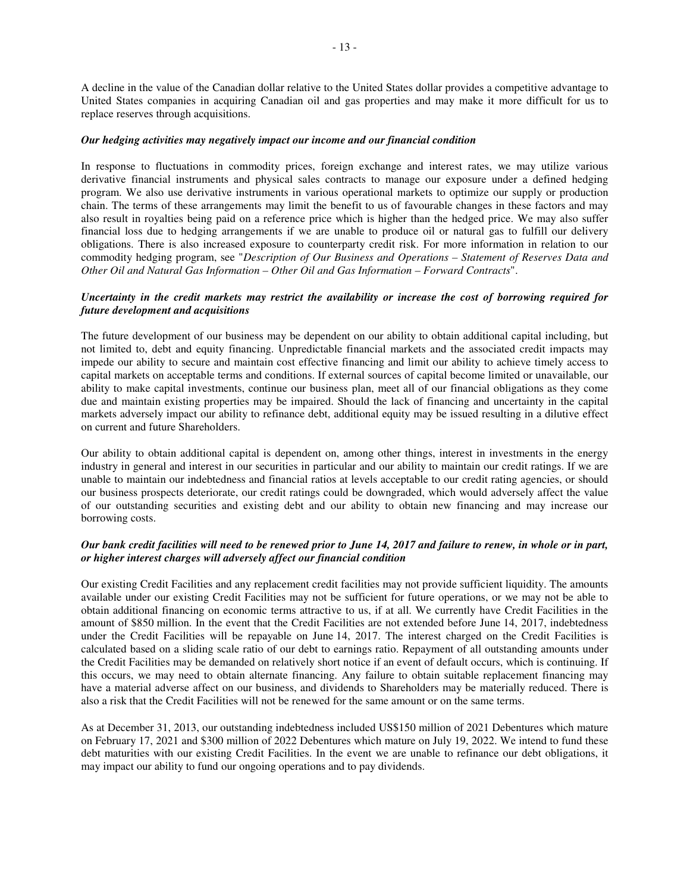A decline in the value of the Canadian dollar relative to the United States dollar provides a competitive advantage to United States companies in acquiring Canadian oil and gas properties and may make it more difficult for us to replace reserves through acquisitions.

***Our hedging activities may negatively impact our income and our financial condition***

In response to fluctuations in commodity prices, foreign exchange and interest rates, we may utilize various derivative financial instruments and physical sales contracts to manage our exposure under a defined hedging program. We also use derivative instruments in various operational markets to optimize our supply or production chain. The terms of these arrangements may limit the benefit to us of favourable changes in these factors and may also result in royalties being paid on a reference price which is higher than the hedged price. We may also suffer financial loss due to hedging arrangements if we are unable to produce oil or natural gas to fulfill our delivery obligations. There is also increased exposure to counterparty credit risk. For more information in relation to our commodity hedging program, see "*Description of Our Business and Operations – Statement of Reserves Data and Other Oil and Natural Gas Information – Other Oil and Gas Information – Forward Contracts*".

***Uncertainty in the credit markets may restrict the availability or increase the cost of borrowing required for future development and acquisitions***

The future development of our business may be dependent on our ability to obtain additional capital including, but not limited to, debt and equity financing. Unpredictable financial markets and the associated credit impacts may impede our ability to secure and maintain cost effective financing and limit our ability to achieve timely access to capital markets on acceptable terms and conditions. If external sources of capital become limited or unavailable, our ability to make capital investments, continue our business plan, meet all of our financial obligations as they come due and maintain existing properties may be impaired. Should the lack of financing and uncertainty in the capital markets adversely impact our ability to refinance debt, additional equity may be issued resulting in a dilutive effect on current and future Shareholders.

Our ability to obtain additional capital is dependent on, among other things, interest in investments in the energy industry in general and interest in our securities in particular and our ability to maintain our credit ratings. If we are unable to maintain our indebtedness and financial ratios at levels acceptable to our credit rating agencies, or should our business prospects deteriorate, our credit ratings could be downgraded, which would adversely affect the value of our outstanding securities and existing debt and our ability to obtain new financing and may increase our borrowing costs.

***Our bank credit facilities will need to be renewed prior to June 14, 2017 and failure to renew, in whole or in part, or higher interest charges will adversely affect our financial condition***

Our existing Credit Facilities and any replacement credit facilities may not provide sufficient liquidity. The amounts available under our existing Credit Facilities may not be sufficient for future operations, or we may not be able to obtain additional financing on economic terms attractive to us, if at all. We currently have Credit Facilities in the amount of \$850 million. In the event that the Credit Facilities are not extended before June 14, 2017, indebtedness under the Credit Facilities will be repayable on June 14, 2017. The interest charged on the Credit Facilities is calculated based on a sliding scale ratio of our debt to earnings ratio. Repayment of all outstanding amounts under the Credit Facilities may be demanded on relatively short notice if an event of default occurs, which is continuing. If this occurs, we may need to obtain alternate financing. Any failure to obtain suitable replacement financing may have a material adverse affect on our business, and dividends to Shareholders may be materially reduced. There is also a risk that the Credit Facilities will not be renewed for the same amount or on the same terms.

As at December 31, 2013, our outstanding indebtedness included US\$150 million of 2021 Debentures which mature on February 17, 2021 and \$300 million of 2022 Debentures which mature on July 19, 2022. We intend to fund these debt maturities with our existing Credit Facilities. In the event we are unable to refinance our debt obligations, it may impact our ability to fund our ongoing operations and to pay dividends.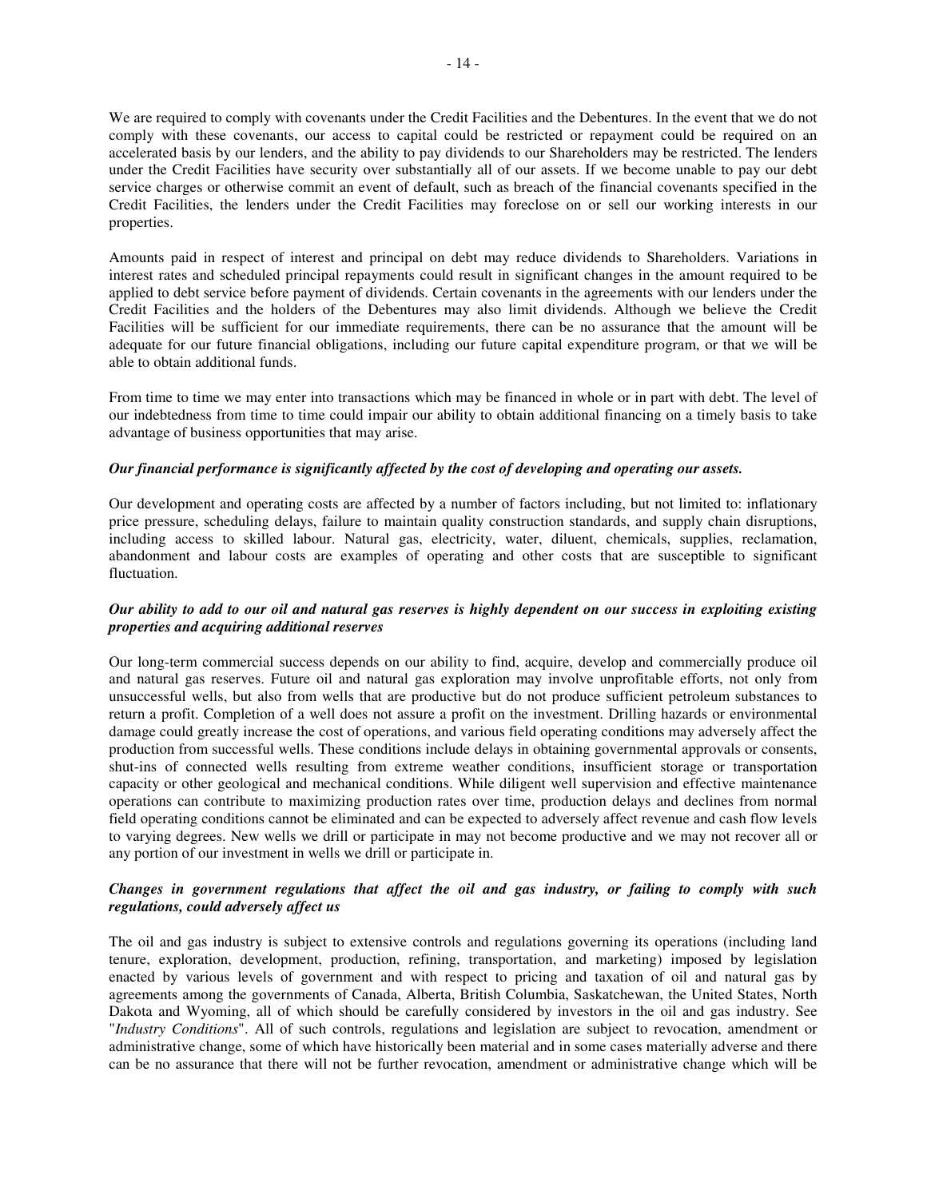We are required to comply with covenants under the Credit Facilities and the Debentures. In the event that we do not comply with these covenants, our access to capital could be restricted or repayment could be required on an accelerated basis by our lenders, and the ability to pay dividends to our Shareholders may be restricted. The lenders under the Credit Facilities have security over substantially all of our assets. If we become unable to pay our debt service charges or otherwise commit an event of default, such as breach of the financial covenants specified in the Credit Facilities, the lenders under the Credit Facilities may foreclose on or sell our working interests in our properties.

Amounts paid in respect of interest and principal on debt may reduce dividends to Shareholders. Variations in interest rates and scheduled principal repayments could result in significant changes in the amount required to be applied to debt service before payment of dividends. Certain covenants in the agreements with our lenders under the Credit Facilities and the holders of the Debentures may also limit dividends. Although we believe the Credit Facilities will be sufficient for our immediate requirements, there can be no assurance that the amount will be adequate for our future financial obligations, including our future capital expenditure program, or that we will be able to obtain additional funds.

From time to time we may enter into transactions which may be financed in whole or in part with debt. The level of our indebtedness from time to time could impair our ability to obtain additional financing on a timely basis to take advantage of business opportunities that may arise.

***Our financial performance is significantly affected by the cost of developing and operating our assets.***

Our development and operating costs are affected by a number of factors including, but not limited to: inflationary price pressure, scheduling delays, failure to maintain quality construction standards, and supply chain disruptions, including access to skilled labour. Natural gas, electricity, water, diluent, chemicals, supplies, reclamation, abandonment and labour costs are examples of operating and other costs that are susceptible to significant fluctuation.

***Our ability to add to our oil and natural gas reserves is highly dependent on our success in exploiting existing properties and acquiring additional reserves***

Our long-term commercial success depends on our ability to find, acquire, develop and commercially produce oil and natural gas reserves. Future oil and natural gas exploration may involve unprofitable efforts, not only from unsuccessful wells, but also from wells that are productive but do not produce sufficient petroleum substances to return a profit. Completion of a well does not assure a profit on the investment. Drilling hazards or environmental damage could greatly increase the cost of operations, and various field operating conditions may adversely affect the production from successful wells. These conditions include delays in obtaining governmental approvals or consents, shut-ins of connected wells resulting from extreme weather conditions, insufficient storage or transportation capacity or other geological and mechanical conditions. While diligent well supervision and effective maintenance operations can contribute to maximizing production rates over time, production delays and declines from normal field operating conditions cannot be eliminated and can be expected to adversely affect revenue and cash flow levels to varying degrees. New wells we drill or participate in may not become productive and we may not recover all or any portion of our investment in wells we drill or participate in.

***Changes in government regulations that affect the oil and gas industry, or failing to comply with such regulations, could adversely affect us***

The oil and gas industry is subject to extensive controls and regulations governing its operations (including land tenure, exploration, development, production, refining, transportation, and marketing) imposed by legislation enacted by various levels of government and with respect to pricing and taxation of oil and natural gas by agreements among the governments of Canada, Alberta, British Columbia, Saskatchewan, the United States, North Dakota and Wyoming, all of which should be carefully considered by investors in the oil and gas industry. See "*Industry Conditions*". All of such controls, regulations and legislation are subject to revocation, amendment or administrative change, some of which have historically been material and in some cases materially adverse and there can be no assurance that there will not be further revocation, amendment or administrative change which will be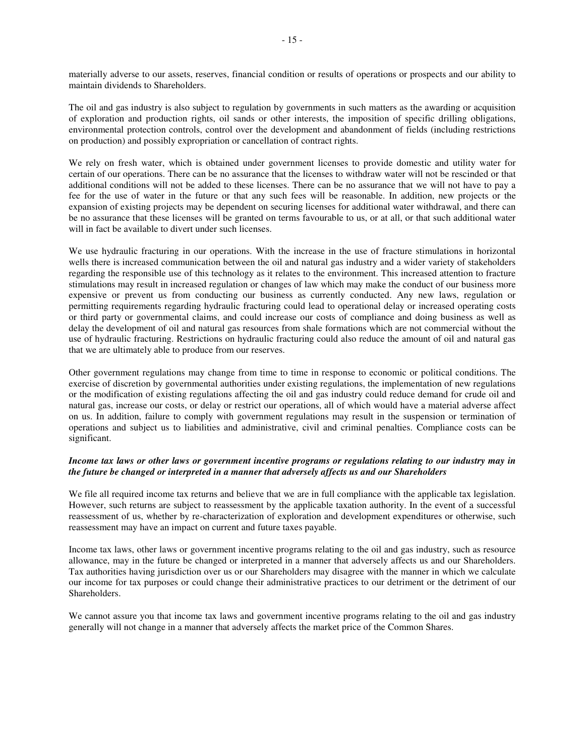materially adverse to our assets, reserves, financial condition or results of operations or prospects and our ability to maintain dividends to Shareholders.

The oil and gas industry is also subject to regulation by governments in such matters as the awarding or acquisition of exploration and production rights, oil sands or other interests, the imposition of specific drilling obligations, environmental protection controls, control over the development and abandonment of fields (including restrictions on production) and possibly expropriation or cancellation of contract rights.

We rely on fresh water, which is obtained under government licenses to provide domestic and utility water for certain of our operations. There can be no assurance that the licenses to withdraw water will not be rescinded or that additional conditions will not be added to these licenses. There can be no assurance that we will not have to pay a fee for the use of water in the future or that any such fees will be reasonable. In addition, new projects or the expansion of existing projects may be dependent on securing licenses for additional water withdrawal, and there can be no assurance that these licenses will be granted on terms favourable to us, or at all, or that such additional water will in fact be available to divert under such licenses.

We use hydraulic fracturing in our operations. With the increase in the use of fracture stimulations in horizontal wells there is increased communication between the oil and natural gas industry and a wider variety of stakeholders regarding the responsible use of this technology as it relates to the environment. This increased attention to fracture stimulations may result in increased regulation or changes of law which may make the conduct of our business more expensive or prevent us from conducting our business as currently conducted. Any new laws, regulation or permitting requirements regarding hydraulic fracturing could lead to operational delay or increased operating costs or third party or governmental claims, and could increase our costs of compliance and doing business as well as delay the development of oil and natural gas resources from shale formations which are not commercial without the use of hydraulic fracturing. Restrictions on hydraulic fracturing could also reduce the amount of oil and natural gas that we are ultimately able to produce from our reserves.

Other government regulations may change from time to time in response to economic or political conditions. The exercise of discretion by governmental authorities under existing regulations, the implementation of new regulations or the modification of existing regulations affecting the oil and gas industry could reduce demand for crude oil and natural gas, increase our costs, or delay or restrict our operations, all of which would have a material adverse affect on us. In addition, failure to comply with government regulations may result in the suspension or termination of operations and subject us to liabilities and administrative, civil and criminal penalties. Compliance costs can be significant.

***Income tax laws or other laws or government incentive programs or regulations relating to our industry may in the future be changed or interpreted in a manner that adversely affects us and our Shareholders***

We file all required income tax returns and believe that we are in full compliance with the applicable tax legislation. However, such returns are subject to reassessment by the applicable taxation authority. In the event of a successful reassessment of us, whether by re-characterization of exploration and development expenditures or otherwise, such reassessment may have an impact on current and future taxes payable.

Income tax laws, other laws or government incentive programs relating to the oil and gas industry, such as resource allowance, may in the future be changed or interpreted in a manner that adversely affects us and our Shareholders. Tax authorities having jurisdiction over us or our Shareholders may disagree with the manner in which we calculate our income for tax purposes or could change their administrative practices to our detriment or the detriment of our Shareholders.

We cannot assure you that income tax laws and government incentive programs relating to the oil and gas industry generally will not change in a manner that adversely affects the market price of the Common Shares.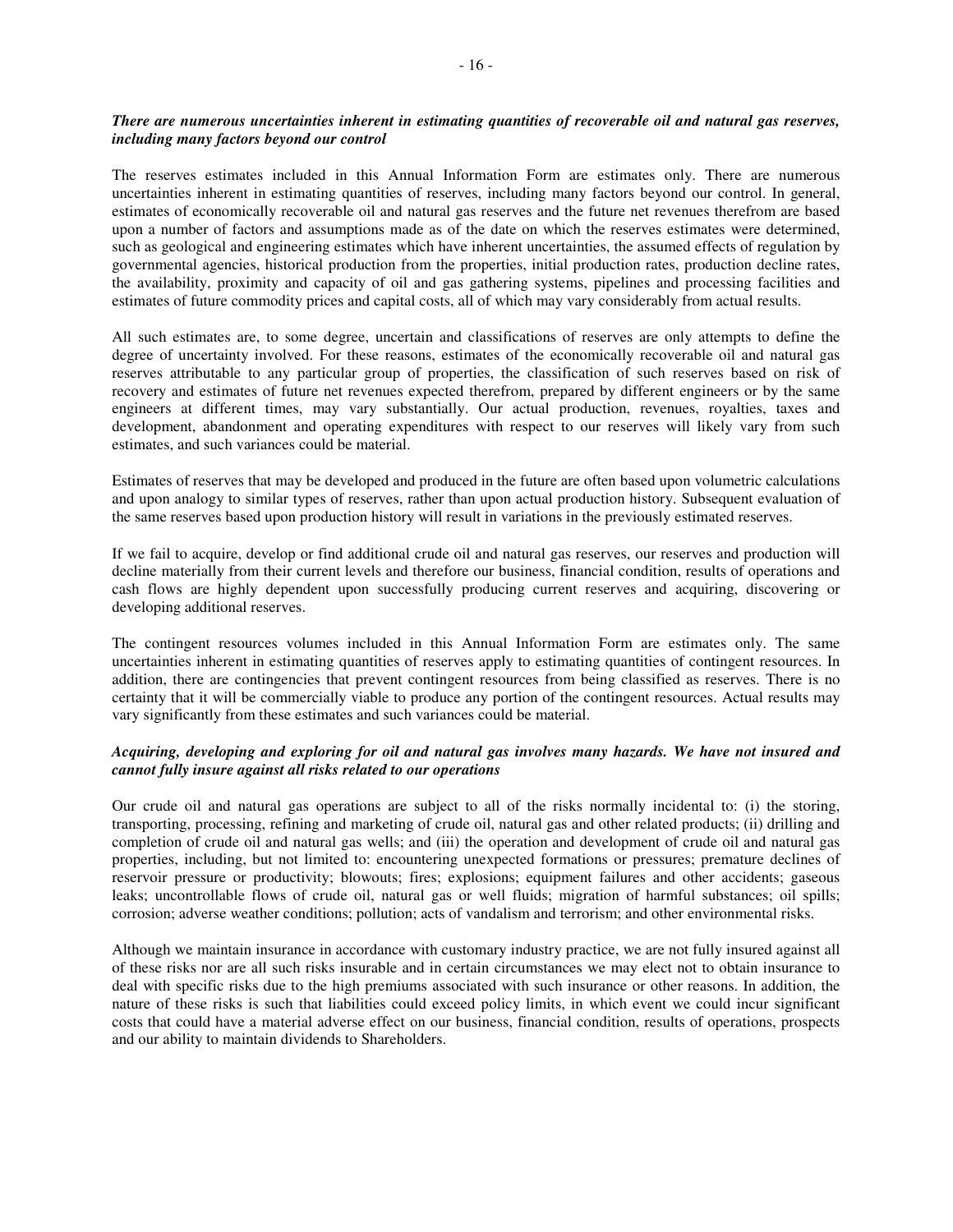***There are numerous uncertainties inherent in estimating quantities of recoverable oil and natural gas reserves, including many factors beyond our control***

The reserves estimates included in this Annual Information Form are estimates only. There are numerous uncertainties inherent in estimating quantities of reserves, including many factors beyond our control. In general, estimates of economically recoverable oil and natural gas reserves and the future net revenues therefrom are based upon a number of factors and assumptions made as of the date on which the reserves estimates were determined, such as geological and engineering estimates which have inherent uncertainties, the assumed effects of regulation by governmental agencies, historical production from the properties, initial production rates, production decline rates, the availability, proximity and capacity of oil and gas gathering systems, pipelines and processing facilities and estimates of future commodity prices and capital costs, all of which may vary considerably from actual results.

All such estimates are, to some degree, uncertain and classifications of reserves are only attempts to define the degree of uncertainty involved. For these reasons, estimates of the economically recoverable oil and natural gas reserves attributable to any particular group of properties, the classification of such reserves based on risk of recovery and estimates of future net revenues expected therefrom, prepared by different engineers or by the same engineers at different times, may vary substantially. Our actual production, revenues, royalties, taxes and development, abandonment and operating expenditures with respect to our reserves will likely vary from such estimates, and such variances could be material.

Estimates of reserves that may be developed and produced in the future are often based upon volumetric calculations and upon analogy to similar types of reserves, rather than upon actual production history. Subsequent evaluation of the same reserves based upon production history will result in variations in the previously estimated reserves.

If we fail to acquire, develop or find additional crude oil and natural gas reserves, our reserves and production will decline materially from their current levels and therefore our business, financial condition, results of operations and cash flows are highly dependent upon successfully producing current reserves and acquiring, discovering or developing additional reserves.

The contingent resources volumes included in this Annual Information Form are estimates only. The same uncertainties inherent in estimating quantities of reserves apply to estimating quantities of contingent resources. In addition, there are contingencies that prevent contingent resources from being classified as reserves. There is no certainty that it will be commercially viable to produce any portion of the contingent resources. Actual results may vary significantly from these estimates and such variances could be material.

***Acquiring, developing and exploring for oil and natural gas involves many hazards. We have not insured and cannot fully insure against all risks related to our operations***

Our crude oil and natural gas operations are subject to all of the risks normally incidental to: (i) the storing, transporting, processing, refining and marketing of crude oil, natural gas and other related products; (ii) drilling and completion of crude oil and natural gas wells; and (iii) the operation and development of crude oil and natural gas properties, including, but not limited to: encountering unexpected formations or pressures; premature declines of reservoir pressure or productivity; blowouts; fires; explosions; equipment failures and other accidents; gaseous leaks; uncontrollable flows of crude oil, natural gas or well fluids; migration of harmful substances; oil spills; corrosion; adverse weather conditions; pollution; acts of vandalism and terrorism; and other environmental risks.

Although we maintain insurance in accordance with customary industry practice, we are not fully insured against all of these risks nor are all such risks insurable and in certain circumstances we may elect not to obtain insurance to deal with specific risks due to the high premiums associated with such insurance or other reasons. In addition, the nature of these risks is such that liabilities could exceed policy limits, in which event we could incur significant costs that could have a material adverse effect on our business, financial condition, results of operations, prospects and our ability to maintain dividends to Shareholders.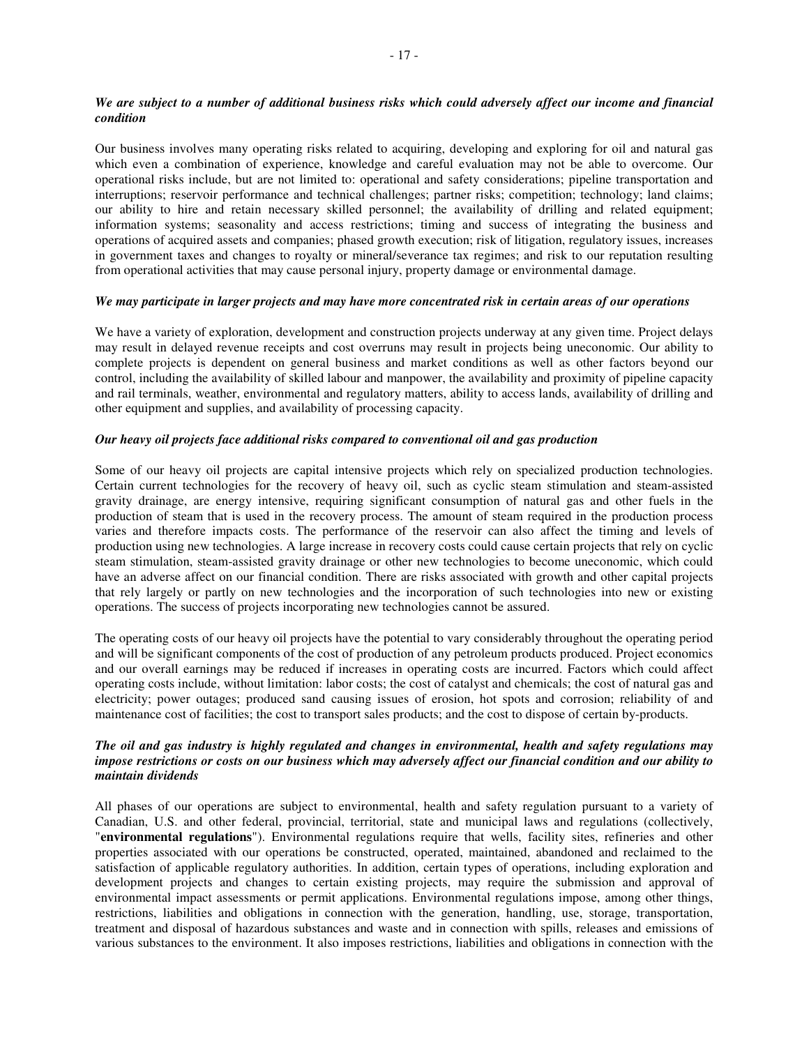***We are subject to a number of additional business risks which could adversely affect our income and financial condition***

Our business involves many operating risks related to acquiring, developing and exploring for oil and natural gas which even a combination of experience, knowledge and careful evaluation may not be able to overcome. Our operational risks include, but are not limited to: operational and safety considerations; pipeline transportation and interruptions; reservoir performance and technical challenges; partner risks; competition; technology; land claims; our ability to hire and retain necessary skilled personnel; the availability of drilling and related equipment; information systems; seasonality and access restrictions; timing and success of integrating the business and operations of acquired assets and companies; phased growth execution; risk of litigation, regulatory issues, increases in government taxes and changes to royalty or mineral/severance tax regimes; and risk to our reputation resulting from operational activities that may cause personal injury, property damage or environmental damage.

***We may participate in larger projects and may have more concentrated risk in certain areas of our operations***

We have a variety of exploration, development and construction projects underway at any given time. Project delays may result in delayed revenue receipts and cost overruns may result in projects being uneconomic. Our ability to complete projects is dependent on general business and market conditions as well as other factors beyond our control, including the availability of skilled labour and manpower, the availability and proximity of pipeline capacity and rail terminals, weather, environmental and regulatory matters, ability to access lands, availability of drilling and other equipment and supplies, and availability of processing capacity.

***Our heavy oil projects face additional risks compared to conventional oil and gas production***

Some of our heavy oil projects are capital intensive projects which rely on specialized production technologies. Certain current technologies for the recovery of heavy oil, such as cyclic steam stimulation and steam-assisted gravity drainage, are energy intensive, requiring significant consumption of natural gas and other fuels in the production of steam that is used in the recovery process. The amount of steam required in the production process varies and therefore impacts costs. The performance of the reservoir can also affect the timing and levels of production using new technologies. A large increase in recovery costs could cause certain projects that rely on cyclic steam stimulation, steam-assisted gravity drainage or other new technologies to become uneconomic, which could have an adverse affect on our financial condition. There are risks associated with growth and other capital projects that rely largely or partly on new technologies and the incorporation of such technologies into new or existing operations. The success of projects incorporating new technologies cannot be assured.

The operating costs of our heavy oil projects have the potential to vary considerably throughout the operating period and will be significant components of the cost of production of any petroleum products produced. Project economics and our overall earnings may be reduced if increases in operating costs are incurred. Factors which could affect operating costs include, without limitation: labor costs; the cost of catalyst and chemicals; the cost of natural gas and electricity; power outages; produced sand causing issues of erosion, hot spots and corrosion; reliability of and maintenance cost of facilities; the cost to transport sales products; and the cost to dispose of certain by-products.

***The oil and gas industry is highly regulated and changes in environmental, health and safety regulations may impose restrictions or costs on our business which may adversely affect our financial condition and our ability to maintain dividends***

All phases of our operations are subject to environmental, health and safety regulation pursuant to a variety of Canadian, U.S. and other federal, provincial, territorial, state and municipal laws and regulations (collectively, "**environmental regulations**"). Environmental regulations require that wells, facility sites, refineries and other properties associated with our operations be constructed, operated, maintained, abandoned and reclaimed to the satisfaction of applicable regulatory authorities. In addition, certain types of operations, including exploration and development projects and changes to certain existing projects, may require the submission and approval of environmental impact assessments or permit applications. Environmental regulations impose, among other things, restrictions, liabilities and obligations in connection with the generation, handling, use, storage, transportation, treatment and disposal of hazardous substances and waste and in connection with spills, releases and emissions of various substances to the environment. It also imposes restrictions, liabilities and obligations in connection with the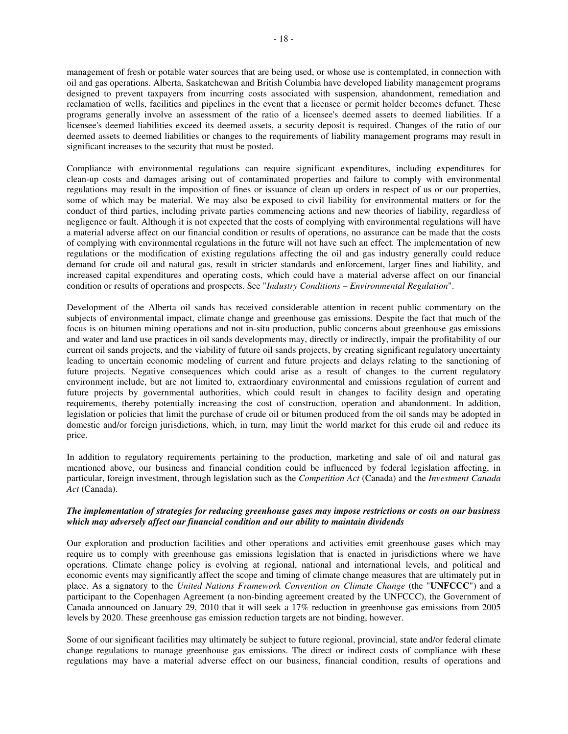management of fresh or potable water sources that are being used, or whose use is contemplated, in connection with oil and gas operations. Alberta, Saskatchewan and British Columbia have developed liability management programs designed to prevent taxpayers from incurring costs associated with suspension, abandonment, remediation and reclamation of wells, facilities and pipelines in the event that a licensee or permit holder becomes defunct. These programs generally involve an assessment of the ratio of a licensee's deemed assets to deemed liabilities. If a licensee's deemed liabilities exceed its deemed assets, a security deposit is required. Changes of the ratio of our deemed assets to deemed liabilities or changes to the requirements of liability management programs may result in significant increases to the security that must be posted.

Compliance with environmental regulations can require significant expenditures, including expenditures for clean-up costs and damages arising out of contaminated properties and failure to comply with environmental regulations may result in the imposition of fines or issuance of clean up orders in respect of us or our properties, some of which may be material. We may also be exposed to civil liability for environmental matters or for the conduct of third parties, including private parties commencing actions and new theories of liability, regardless of negligence or fault. Although it is not expected that the costs of complying with environmental regulations will have a material adverse affect on our financial condition or results of operations, no assurance can be made that the costs of complying with environmental regulations in the future will not have such an effect. The implementation of new regulations or the modification of existing regulations affecting the oil and gas industry generally could reduce demand for crude oil and natural gas, result in stricter standards and enforcement, larger fines and liability, and increased capital expenditures and operating costs, which could have a material adverse affect on our financial condition or results of operations and prospects. See "*Industry Conditions – Environmental Regulation*".

Development of the Alberta oil sands has received considerable attention in recent public commentary on the subjects of environmental impact, climate change and greenhouse gas emissions. Despite the fact that much of the focus is on bitumen mining operations and not in-situ production, public concerns about greenhouse gas emissions and water and land use practices in oil sands developments may, directly or indirectly, impair the profitability of our current oil sands projects, and the viability of future oil sands projects, by creating significant regulatory uncertainty leading to uncertain economic modeling of current and future projects and delays relating to the sanctioning of future projects. Negative consequences which could arise as a result of changes to the current regulatory environment include, but are not limited to, extraordinary environmental and emissions regulation of current and future projects by governmental authorities, which could result in changes to facility design and operating requirements, thereby potentially increasing the cost of construction, operation and abandonment. In addition, legislation or policies that limit the purchase of crude oil or bitumen produced from the oil sands may be adopted in domestic and/or foreign jurisdictions, which, in turn, may limit the world market for this crude oil and reduce its price.

In addition to regulatory requirements pertaining to the production, marketing and sale of oil and natural gas mentioned above, our business and financial condition could be influenced by federal legislation affecting, in particular, foreign investment, through legislation such as the *Competition Act* (Canada) and the *Investment Canada Act* (Canada).

***The implementation of strategies for reducing greenhouse gases may impose restrictions or costs on our business which may adversely affect our financial condition and our ability to maintain dividends***

Our exploration and production facilities and other operations and activities emit greenhouse gases which may require us to comply with greenhouse gas emissions legislation that is enacted in jurisdictions where we have operations. Climate change policy is evolving at regional, national and international levels, and political and economic events may significantly affect the scope and timing of climate change measures that are ultimately put in place. As a signatory to the *United Nations Framework Convention on Climate Change* (the "**UNFCCC**") and a participant to the Copenhagen Agreement (a non-binding agreement created by the UNFCCC), the Government of Canada announced on January 29, 2010 that it will seek a 17% reduction in greenhouse gas emissions from 2005 levels by 2020. These greenhouse gas emission reduction targets are not binding, however.

Some of our significant facilities may ultimately be subject to future regional, provincial, state and/or federal climate change regulations to manage greenhouse gas emissions. The direct or indirect costs of compliance with these regulations may have a material adverse effect on our business, financial condition, results of operations and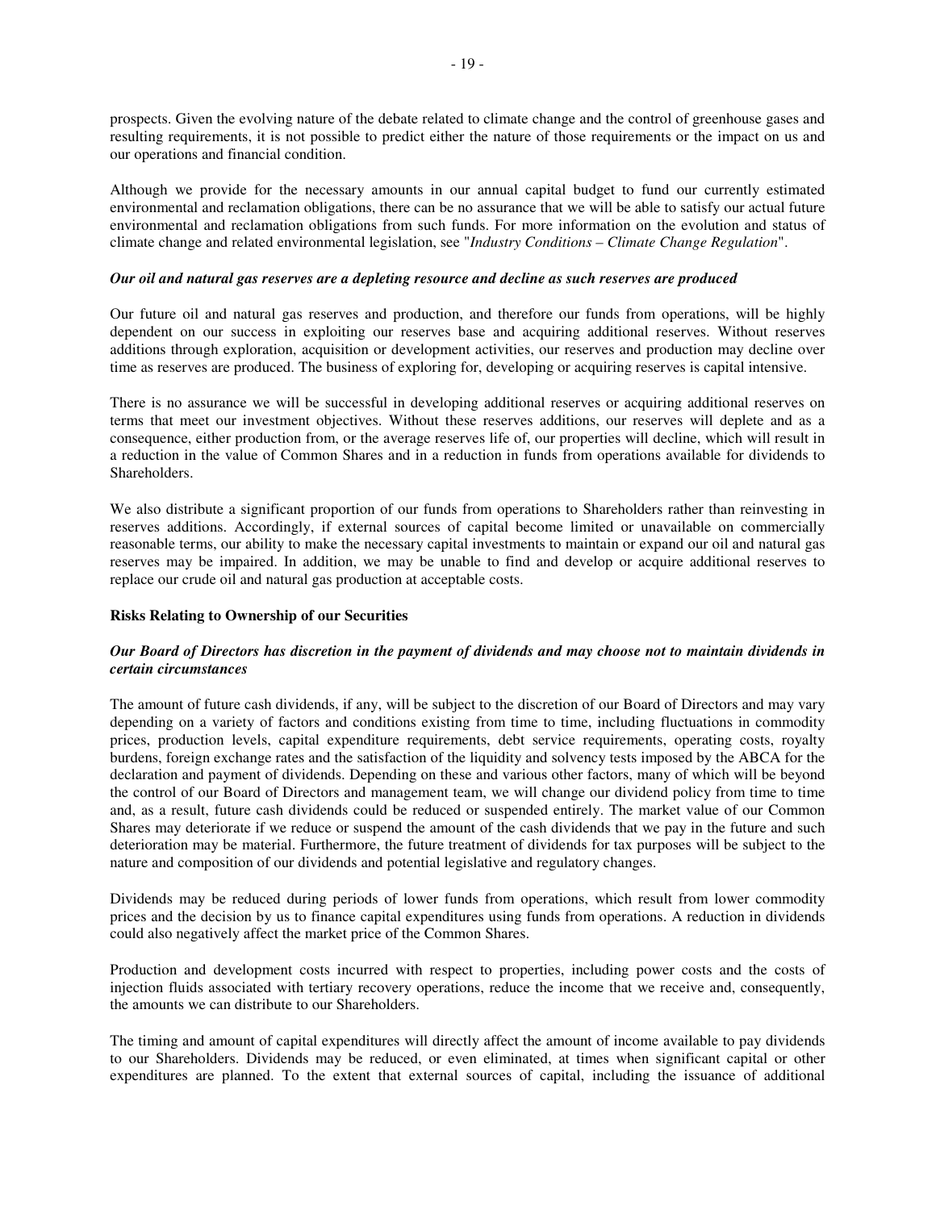prospects. Given the evolving nature of the debate related to climate change and the control of greenhouse gases and resulting requirements, it is not possible to predict either the nature of those requirements or the impact on us and our operations and financial condition.

Although we provide for the necessary amounts in our annual capital budget to fund our currently estimated environmental and reclamation obligations, there can be no assurance that we will be able to satisfy our actual future environmental and reclamation obligations from such funds. For more information on the evolution and status of climate change and related environmental legislation, see "*Industry Conditions – Climate Change Regulation*".

***Our oil and natural gas reserves are a depleting resource and decline as such reserves are produced***

Our future oil and natural gas reserves and production, and therefore our funds from operations, will be highly dependent on our success in exploiting our reserves base and acquiring additional reserves. Without reserves additions through exploration, acquisition or development activities, our reserves and production may decline over time as reserves are produced. The business of exploring for, developing or acquiring reserves is capital intensive.

There is no assurance we will be successful in developing additional reserves or acquiring additional reserves on terms that meet our investment objectives. Without these reserves additions, our reserves will deplete and as a consequence, either production from, or the average reserves life of, our properties will decline, which will result in a reduction in the value of Common Shares and in a reduction in funds from operations available for dividends to Shareholders.

We also distribute a significant proportion of our funds from operations to Shareholders rather than reinvesting in reserves additions. Accordingly, if external sources of capital become limited or unavailable on commercially reasonable terms, our ability to make the necessary capital investments to maintain or expand our oil and natural gas reserves may be impaired. In addition, we may be unable to find and develop or acquire additional reserves to replace our crude oil and natural gas production at acceptable costs.

**Risks Relating to Ownership of our Securities**

***Our Board of Directors has discretion in the payment of dividends and may choose not to maintain dividends in certain circumstances***

The amount of future cash dividends, if any, will be subject to the discretion of our Board of Directors and may vary depending on a variety of factors and conditions existing from time to time, including fluctuations in commodity prices, production levels, capital expenditure requirements, debt service requirements, operating costs, royalty burdens, foreign exchange rates and the satisfaction of the liquidity and solvency tests imposed by the ABCA for the declaration and payment of dividends. Depending on these and various other factors, many of which will be beyond the control of our Board of Directors and management team, we will change our dividend policy from time to time and, as a result, future cash dividends could be reduced or suspended entirely. The market value of our Common Shares may deteriorate if we reduce or suspend the amount of the cash dividends that we pay in the future and such deterioration may be material. Furthermore, the future treatment of dividends for tax purposes will be subject to the nature and composition of our dividends and potential legislative and regulatory changes.

Dividends may be reduced during periods of lower funds from operations, which result from lower commodity prices and the decision by us to finance capital expenditures using funds from operations. A reduction in dividends could also negatively affect the market price of the Common Shares.

Production and development costs incurred with respect to properties, including power costs and the costs of injection fluids associated with tertiary recovery operations, reduce the income that we receive and, consequently, the amounts we can distribute to our Shareholders.

The timing and amount of capital expenditures will directly affect the amount of income available to pay dividends to our Shareholders. Dividends may be reduced, or even eliminated, at times when significant capital or other expenditures are planned. To the extent that external sources of capital, including the issuance of additional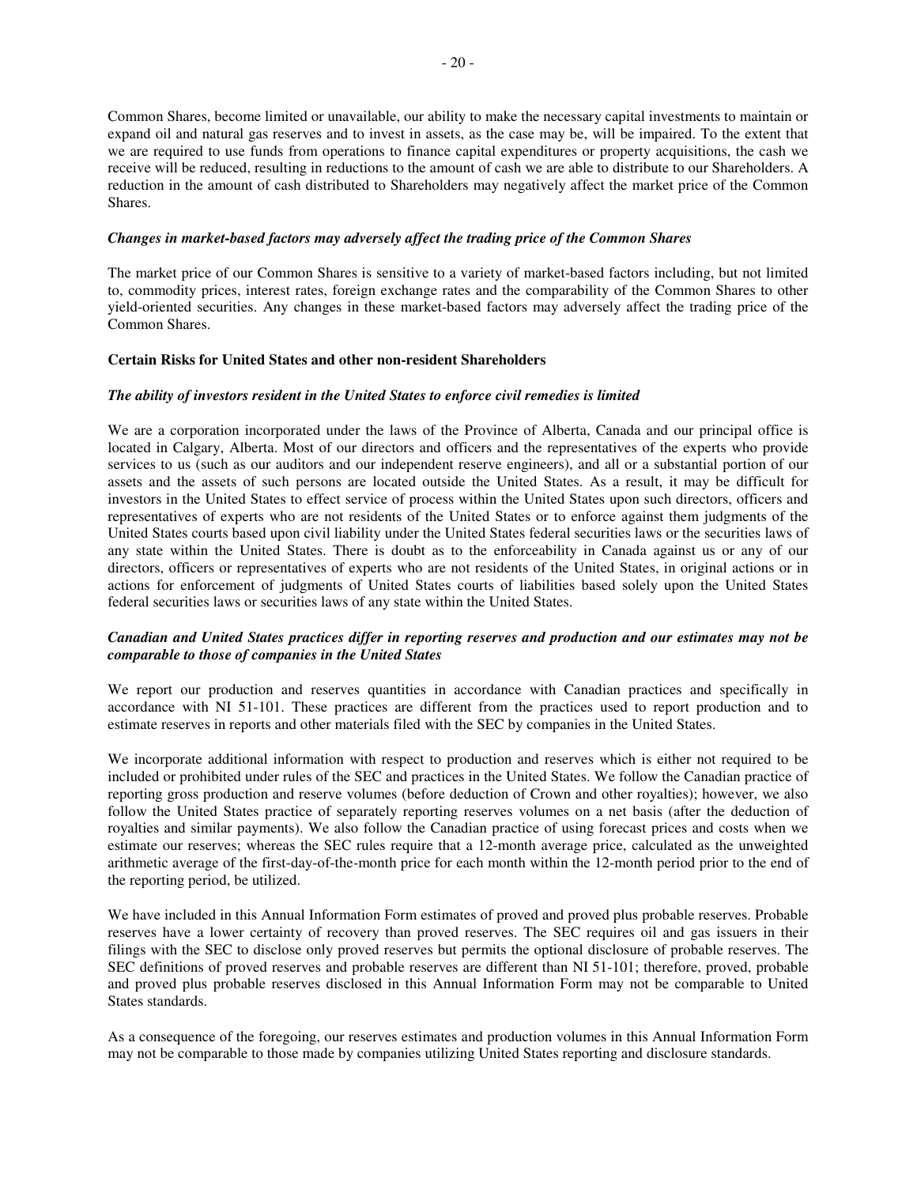Common Shares, become limited or unavailable, our ability to make the necessary capital investments to maintain or expand oil and natural gas reserves and to invest in assets, as the case may be, will be impaired. To the extent that we are required to use funds from operations to finance capital expenditures or property acquisitions, the cash we receive will be reduced, resulting in reductions to the amount of cash we are able to distribute to our Shareholders. A reduction in the amount of cash distributed to Shareholders may negatively affect the market price of the Common Shares.

***Changes in market-based factors may adversely affect the trading price of the Common Shares***

The market price of our Common Shares is sensitive to a variety of market-based factors including, but not limited to, commodity prices, interest rates, foreign exchange rates and the comparability of the Common Shares to other yield-oriented securities. Any changes in these market-based factors may adversely affect the trading price of the Common Shares.

**Certain Risks for United States and other non-resident Shareholders**

***The ability of investors resident in the United States to enforce civil remedies is limited***

We are a corporation incorporated under the laws of the Province of Alberta, Canada and our principal office is located in Calgary, Alberta. Most of our directors and officers and the representatives of the experts who provide services to us (such as our auditors and our independent reserve engineers), and all or a substantial portion of our assets and the assets of such persons are located outside the United States. As a result, it may be difficult for investors in the United States to effect service of process within the United States upon such directors, officers and representatives of experts who are not residents of the United States or to enforce against them judgments of the United States courts based upon civil liability under the United States federal securities laws or the securities laws of any state within the United States. There is doubt as to the enforceability in Canada against us or any of our directors, officers or representatives of experts who are not residents of the United States, in original actions or in actions for enforcement of judgments of United States courts of liabilities based solely upon the United States federal securities laws or securities laws of any state within the United States.

***Canadian and United States practices differ in reporting reserves and production and our estimates may not be comparable to those of companies in the United States***

We report our production and reserves quantities in accordance with Canadian practices and specifically in accordance with NI 51-101. These practices are different from the practices used to report production and to estimate reserves in reports and other materials filed with the SEC by companies in the United States.

We incorporate additional information with respect to production and reserves which is either not required to be included or prohibited under rules of the SEC and practices in the United States. We follow the Canadian practice of reporting gross production and reserve volumes (before deduction of Crown and other royalties); however, we also follow the United States practice of separately reporting reserves volumes on a net basis (after the deduction of royalties and similar payments). We also follow the Canadian practice of using forecast prices and costs when we estimate our reserves; whereas the SEC rules require that a 12-month average price, calculated as the unweighted arithmetic average of the first-day-of-the-month price for each month within the 12-month period prior to the end of the reporting period, be utilized.

We have included in this Annual Information Form estimates of proved and proved plus probable reserves. Probable reserves have a lower certainty of recovery than proved reserves. The SEC requires oil and gas issuers in their filings with the SEC to disclose only proved reserves but permits the optional disclosure of probable reserves. The SEC definitions of proved reserves and probable reserves are different than NI 51-101; therefore, proved, probable and proved plus probable reserves disclosed in this Annual Information Form may not be comparable to United States standards.

As a consequence of the foregoing, our reserves estimates and production volumes in this Annual Information Form may not be comparable to those made by companies utilizing United States reporting and disclosure standards.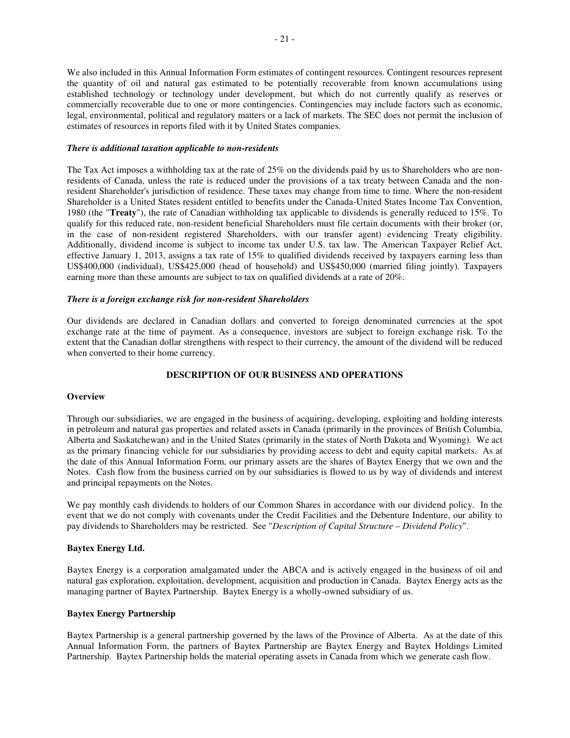We also included in this Annual Information Form estimates of contingent resources. Contingent resources represent the quantity of oil and natural gas estimated to be potentially recoverable from known accumulations using established technology or technology under development, but which do not currently qualify as reserves or commercially recoverable due to one or more contingencies. Contingencies may include factors such as economic, legal, environmental, political and regulatory matters or a lack of markets. The SEC does not permit the inclusion of estimates of resources in reports filed with it by United States companies.

***There is additional taxation applicable to non-residents***

The Tax Act imposes a withholding tax at the rate of 25% on the dividends paid by us to Shareholders who are non-residents of Canada, unless the rate is reduced under the provisions of a tax treaty between Canada and the non-resident Shareholder's jurisdiction of residence. These taxes may change from time to time. Where the non-resident Shareholder is a United States resident entitled to benefits under the Canada-United States Income Tax Convention, 1980 (the "**Treaty**"), the rate of Canadian withholding tax applicable to dividends is generally reduced to 15%. To qualify for this reduced rate, non-resident beneficial Shareholders must file certain documents with their broker (or, in the case of non-resident registered Shareholders, with our transfer agent) evidencing Treaty eligibility. Additionally, dividend income is subject to income tax under U.S. tax law. The American Taxpayer Relief Act, effective January 1, 2013, assigns a tax rate of 15% to qualified dividends received by taxpayers earning less than US$400,000 (individual), US$425,000 (head of household) and US$450,000 (married filing jointly). Taxpayers earning more than these amounts are subject to tax on qualified dividends at a rate of 20%.

***There is a foreign exchange risk for non-resident Shareholders***

Our dividends are declared in Canadian dollars and converted to foreign denominated currencies at the spot exchange rate at the time of payment. As a consequence, investors are subject to foreign exchange risk. To the extent that the Canadian dollar strengthens with respect to their currency, the amount of the dividend will be reduced when converted to their home currency.

## DESCRIPTION OF OUR BUSINESS AND OPERATIONS

### Overview

Through our subsidiaries, we are engaged in the business of acquiring, developing, exploiting and holding interests in petroleum and natural gas properties and related assets in Canada (primarily in the provinces of British Columbia, Alberta and Saskatchewan) and in the United States (primarily in the states of North Dakota and Wyoming). We act as the primary financing vehicle for our subsidiaries by providing access to debt and equity capital markets. As at the date of this Annual Information Form, our primary assets are the shares of Baytex Energy that we own and the Notes. Cash flow from the business carried on by our subsidiaries is flowed to us by way of dividends and interest and principal repayments on the Notes.

We pay monthly cash dividends to holders of our Common Shares in accordance with our dividend policy. In the event that we do not comply with covenants under the Credit Facilities and the Debenture Indenture, our ability to pay dividends to Shareholders may be restricted. See "*Description of Capital Structure – Dividend Policy*".

### Baytex Energy Ltd.

Baytex Energy is a corporation amalgamated under the ABCA and is actively engaged in the business of oil and natural gas exploration, exploitation, development, acquisition and production in Canada. Baytex Energy acts as the managing partner of Baytex Partnership. Baytex Energy is a wholly-owned subsidiary of us.

### Baytex Energy Partnership

Baytex Partnership is a general partnership governed by the laws of the Province of Alberta. As at the date of this Annual Information Form, the partners of Baytex Partnership are Baytex Energy and Baytex Holdings Limited Partnership. Baytex Partnership holds the material operating assets in Canada from which we generate cash flow.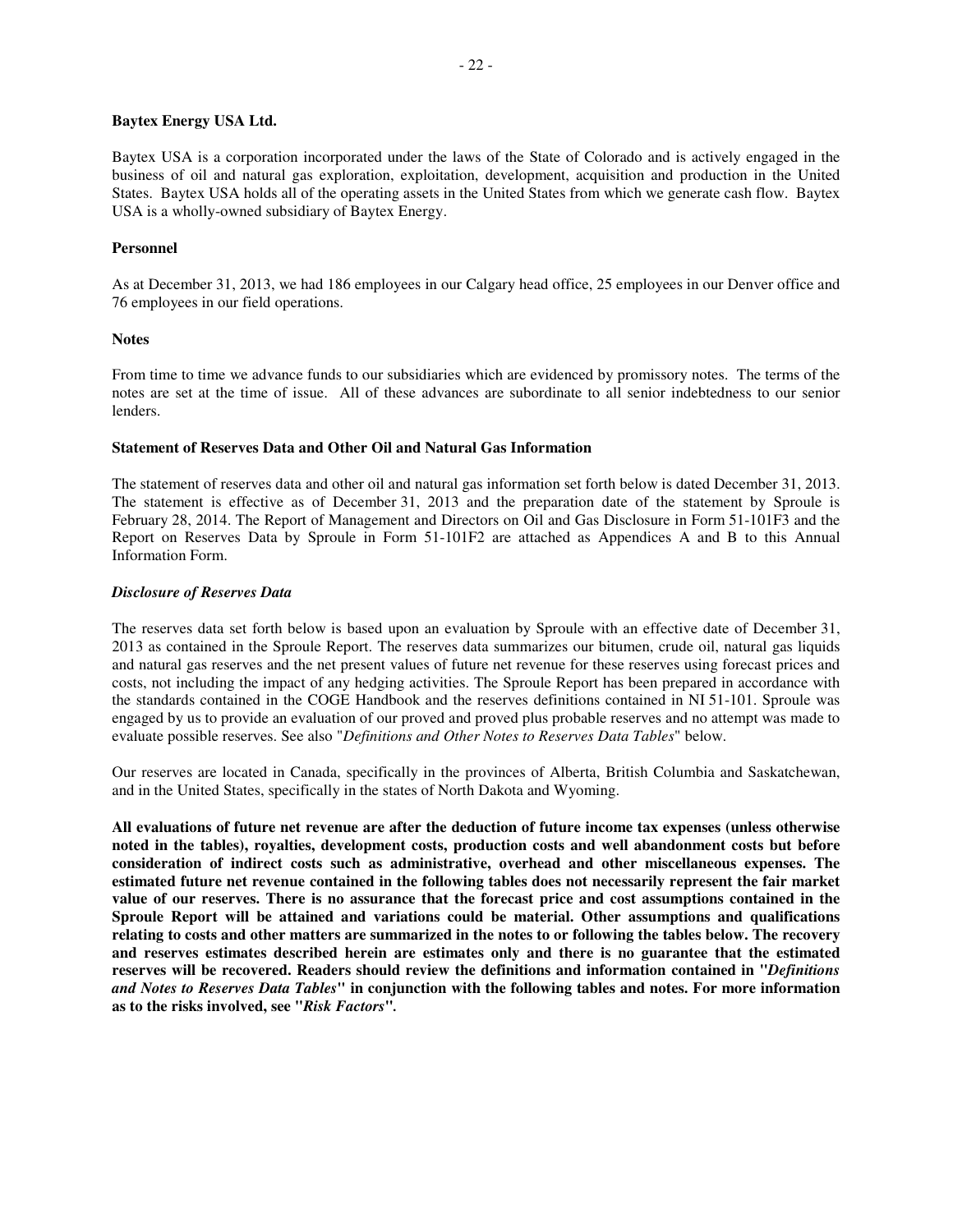**Baytex Energy USA Ltd.**

Baytex USA is a corporation incorporated under the laws of the State of Colorado and is actively engaged in the business of oil and natural gas exploration, exploitation, development, acquisition and production in the United States. Baytex USA holds all of the operating assets in the United States from which we generate cash flow. Baytex USA is a wholly-owned subsidiary of Baytex Energy.

**Personnel**

As at December 31, 2013, we had 186 employees in our Calgary head office, 25 employees in our Denver office and 76 employees in our field operations.

**Notes**

From time to time we advance funds to our subsidiaries which are evidenced by promissory notes. The terms of the notes are set at the time of issue. All of these advances are subordinate to all senior indebtedness to our senior lenders.

**Statement of Reserves Data and Other Oil and Natural Gas Information**

The statement of reserves data and other oil and natural gas information set forth below is dated December 31, 2013. The statement is effective as of December 31, 2013 and the preparation date of the statement by Sproule is February 28, 2014. The Report of Management and Directors on Oil and Gas Disclosure in Form 51-101F3 and the Report on Reserves Data by Sproule in Form 51-101F2 are attached as Appendices A and B to this Annual Information Form.

***Disclosure of Reserves Data***

The reserves data set forth below is based upon an evaluation by Sproule with an effective date of December 31, 2013 as contained in the Sproule Report. The reserves data summarizes our bitumen, crude oil, natural gas liquids and natural gas reserves and the net present values of future net revenue for these reserves using forecast prices and costs, not including the impact of any hedging activities. The Sproule Report has been prepared in accordance with the standards contained in the COGE Handbook and the reserves definitions contained in NI 51-101. Sproule was engaged by us to provide an evaluation of our proved and proved plus probable reserves and no attempt was made to evaluate possible reserves. See also "*Definitions and Other Notes to Reserves Data Tables*" below.

Our reserves are located in Canada, specifically in the provinces of Alberta, British Columbia and Saskatchewan, and in the United States, specifically in the states of North Dakota and Wyoming.

**All evaluations of future net revenue are after the deduction of future income tax expenses (unless otherwise noted in the tables), royalties, development costs, production costs and well abandonment costs but before consideration of indirect costs such as administrative, overhead and other miscellaneous expenses. The estimated future net revenue contained in the following tables does not necessarily represent the fair market value of our reserves. There is no assurance that the forecast price and cost assumptions contained in the Sproule Report will be attained and variations could be material. Other assumptions and qualifications relating to costs and other matters are summarized in the notes to or following the tables below. The recovery and reserves estimates described herein are estimates only and there is no guarantee that the estimated reserves will be recovered. Readers should review the definitions and information contained in "*Definitions and Notes to Reserves Data Tables*" in conjunction with the following tables and notes. For more information as to the risks involved, see "*Risk Factors*".**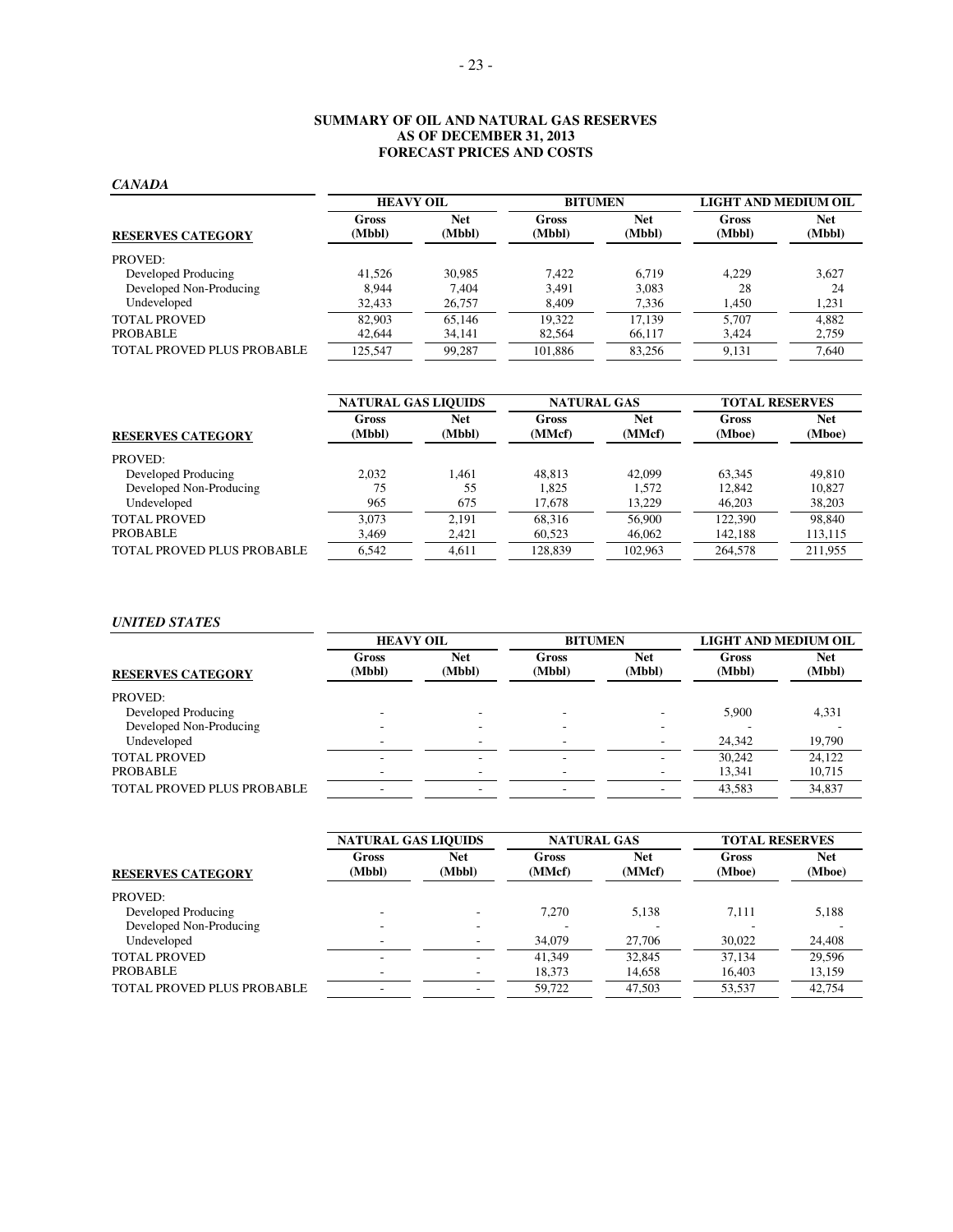**SUMMARY OF OIL AND NATURAL GAS RESERVES**
**AS OF DECEMBER 31, 2013**
**FORECAST PRICES AND COSTS**

***CANADA***

| | HEAVY OIL | | BITUMEN | | LIGHT AND MEDIUM OIL | |
|---|---|---|---|---|---|---|
| **RESERVES CATEGORY** | **Gross (Mbbl)** | **Net (Mbbl)** | **Gross (Mbbl)** | **Net (Mbbl)** | **Gross (Mbbl)** | **Net (Mbbl)** |
| PROVED: | | | | | | |
| Developed Producing | 41,526 | 30,985 | 7,422 | 6,719 | 4,229 | 3,627 |
| Developed Non-Producing | 8,944 | 7,404 | 3,491 | 3,083 | 28 | 24 |
| Undeveloped | 32,433 | 26,757 | 8,409 | 7,336 | 1,450 | 1,231 |
| TOTAL PROVED | 82,903 | 65,146 | 19,322 | 17,139 | 5,707 | 4,882 |
| PROBABLE | 42,644 | 34,141 | 82,564 | 66,117 | 3,424 | 2,759 |
| TOTAL PROVED PLUS PROBABLE | 125,547 | 99,287 | 101,886 | 83,256 | 9,131 | 7,640 |

| | NATURAL GAS LIQUIDS | | NATURAL GAS | | TOTAL RESERVES | |
|---|---|---|---|---|---|---|
| **RESERVES CATEGORY** | **Gross (Mbbl)** | **Net (Mbbl)** | **Gross (MMcf)** | **Net (MMcf)** | **Gross (Mboe)** | **Net (Mboe)** |
| PROVED: | | | | | | |
| Developed Producing | 2,032 | 1,461 | 48,813 | 42,099 | 63,345 | 49,810 |
| Developed Non-Producing | 75 | 55 | 1,825 | 1,572 | 12,842 | 10,827 |
| Undeveloped | 965 | 675 | 17,678 | 13,229 | 46,203 | 38,203 |
| TOTAL PROVED | 3,073 | 2,191 | 68,316 | 56,900 | 122,390 | 98,840 |
| PROBABLE | 3,469 | 2,421 | 60,523 | 46,062 | 142,188 | 113,115 |
| TOTAL PROVED PLUS PROBABLE | 6,542 | 4,611 | 128,839 | 102,963 | 264,578 | 211,955 |

***UNITED STATES***

| | HEAVY OIL | | BITUMEN | | LIGHT AND MEDIUM OIL | |
|---|---|---|---|---|---|---|
| **RESERVES CATEGORY** | **Gross (Mbbl)** | **Net (Mbbl)** | **Gross (Mbbl)** | **Net (Mbbl)** | **Gross (Mbbl)** | **Net (Mbbl)** |
| PROVED: | | | | | | |
| Developed Producing | - | - | - | - | 5,900 | 4,331 |
| Developed Non-Producing | - | - | - | - | - | - |
| Undeveloped | - | - | - | - | 24,342 | 19,790 |
| TOTAL PROVED | - | - | - | - | 30,242 | 24,122 |
| PROBABLE | - | - | - | - | 13,341 | 10,715 |
| TOTAL PROVED PLUS PROBABLE | - | - | - | - | 43,583 | 34,837 |

| | NATURAL GAS LIQUIDS | | NATURAL GAS | | TOTAL RESERVES | |
|---|---|---|---|---|---|---|
| **RESERVES CATEGORY** | **Gross (Mbbl)** | **Net (Mbbl)** | **Gross (MMcf)** | **Net (MMcf)** | **Gross (Mboe)** | **Net (Mboe)** |
| PROVED: | | | | | | |
| Developed Producing | - | - | 7,270 | 5,138 | 7,111 | 5,188 |
| Developed Non-Producing | - | - | - | - | - | - |
| Undeveloped | - | - | 34,079 | 27,706 | 30,022 | 24,408 |
| TOTAL PROVED | - | - | 41,349 | 32,845 | 37,134 | 29,596 |
| PROBABLE | - | - | 18,373 | 14,658 | 16,403 | 13,159 |
| TOTAL PROVED PLUS PROBABLE | - | - | 59,722 | 47,503 | 53,537 | 42,754 |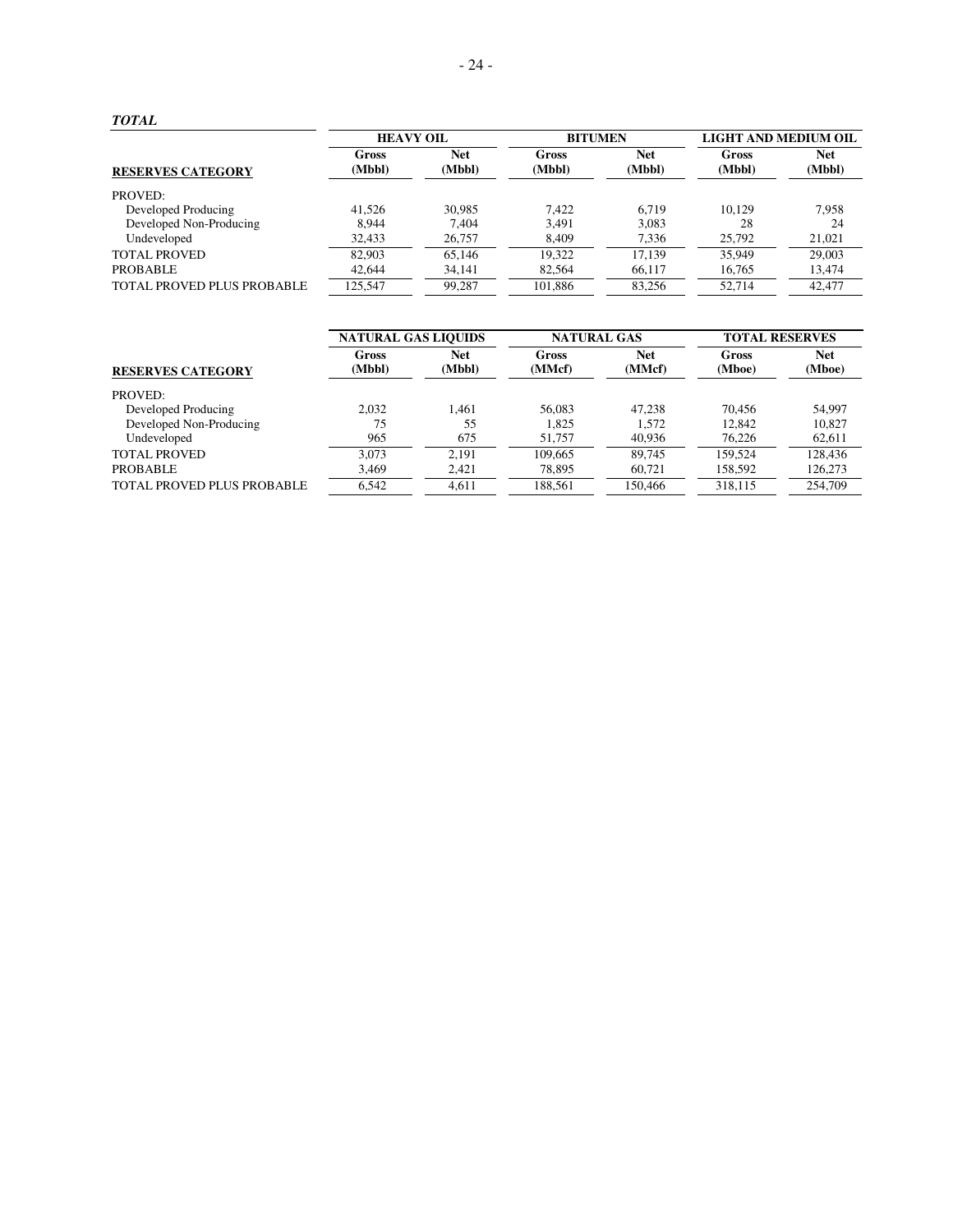***TOTAL***

| RESERVES CATEGORY | HEAVY OIL | | BITUMEN | | LIGHT AND MEDIUM OIL | |
|---|---|---|---|---|---|---|
| | Gross (Mbbl) | Net (Mbbl) | Gross (Mbbl) | Net (Mbbl) | Gross (Mbbl) | Net (Mbbl) |
| PROVED: | | | | | | |
| Developed Producing | 41,526 | 30,985 | 7,422 | 6,719 | 10,129 | 7,958 |
| Developed Non-Producing | 8,944 | 7,404 | 3,491 | 3,083 | 28 | 24 |
| Undeveloped | 32,433 | 26,757 | 8,409 | 7,336 | 25,792 | 21,021 |
| TOTAL PROVED | 82,903 | 65,146 | 19,322 | 17,139 | 35,949 | 29,003 |
| PROBABLE | 42,644 | 34,141 | 82,564 | 66,117 | 16,765 | 13,474 |
| TOTAL PROVED PLUS PROBABLE | 125,547 | 99,287 | 101,886 | 83,256 | 52,714 | 42,477 |

| RESERVES CATEGORY | NATURAL GAS LIQUIDS | | NATURAL GAS | | TOTAL RESERVES | |
|---|---|---|---|---|---|---|
| | Gross (Mbbl) | Net (Mbbl) | Gross (MMcf) | Net (MMcf) | Gross (Mboe) | Net (Mboe) |
| PROVED: | | | | | | |
| Developed Producing | 2,032 | 1,461 | 56,083 | 47,238 | 70,456 | 54,997 |
| Developed Non-Producing | 75 | 55 | 1,825 | 1,572 | 12,842 | 10,827 |
| Undeveloped | 965 | 675 | 51,757 | 40,936 | 76,226 | 62,611 |
| TOTAL PROVED | 3,073 | 2,191 | 109,665 | 89,745 | 159,524 | 128,436 |
| PROBABLE | 3,469 | 2,421 | 78,895 | 60,721 | 158,592 | 126,273 |
| TOTAL PROVED PLUS PROBABLE | 6,542 | 4,611 | 188,561 | 150,466 | 318,115 | 254,709 |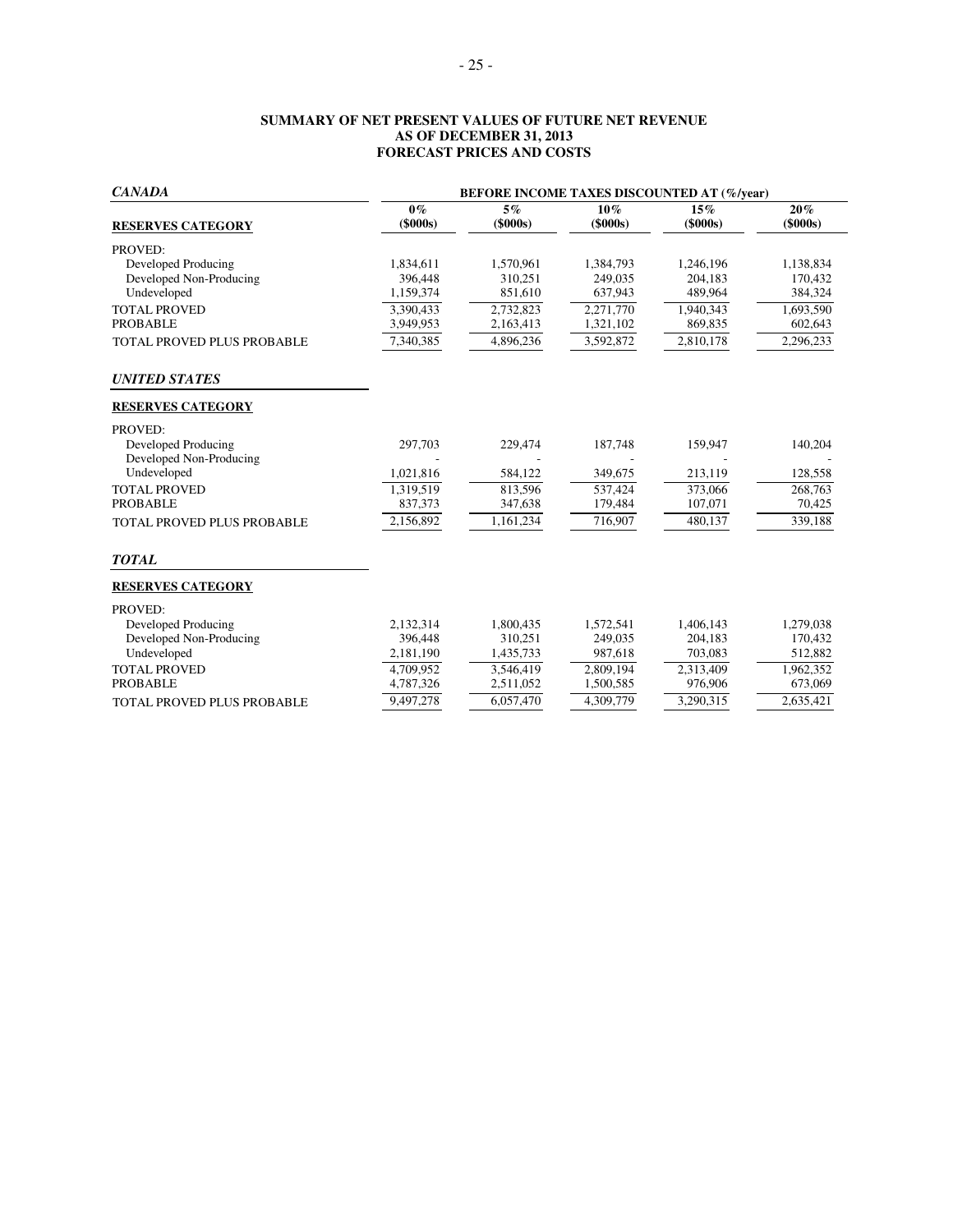**SUMMARY OF NET PRESENT VALUES OF FUTURE NET REVENUE**
**AS OF DECEMBER 31, 2013**
**FORECAST PRICES AND COSTS**

| *CANADA* | BEFORE INCOME TAXES DISCOUNTED AT (%/year) | | | | |
|---|---|---|---|---|---|
| **RESERVES CATEGORY** | **0% ($000s)** | **5% ($000s)** | **10% ($000s)** | **15% ($000s)** | **20% ($000s)** |
| PROVED: | | | | | |
| Developed Producing | 1,834,611 | 1,570,961 | 1,384,793 | 1,246,196 | 1,138,834 |
| Developed Non-Producing | 396,448 | 310,251 | 249,035 | 204,183 | 170,432 |
| Undeveloped | 1,159,374 | 851,610 | 637,943 | 489,964 | 384,324 |
| TOTAL PROVED | 3,390,433 | 2,732,823 | 2,271,770 | 1,940,343 | 1,693,590 |
| PROBABLE | 3,949,953 | 2,163,413 | 1,321,102 | 869,835 | 602,643 |
| TOTAL PROVED PLUS PROBABLE | 7,340,385 | 4,896,236 | 3,592,872 | 2,810,178 | 2,296,233 |
| ***UNITED STATES*** | | | | | |
| **RESERVES CATEGORY** | | | | | |
| PROVED: | | | | | |
| Developed Producing | 297,703 | 229,474 | 187,748 | 159,947 | 140,204 |
| Developed Non-Producing | - | - | - | - | - |
| Undeveloped | 1,021,816 | 584,122 | 349,675 | 213,119 | 128,558 |
| TOTAL PROVED | 1,319,519 | 813,596 | 537,424 | 373,066 | 268,763 |
| PROBABLE | 837,373 | 347,638 | 179,484 | 107,071 | 70,425 |
| TOTAL PROVED PLUS PROBABLE | 2,156,892 | 1,161,234 | 716,907 | 480,137 | 339,188 |
| ***TOTAL*** | | | | | |
| **RESERVES CATEGORY** | | | | | |
| PROVED: | | | | | |
| Developed Producing | 2,132,314 | 1,800,435 | 1,572,541 | 1,406,143 | 1,279,038 |
| Developed Non-Producing | 396,448 | 310,251 | 249,035 | 204,183 | 170,432 |
| Undeveloped | 2,181,190 | 1,435,733 | 987,618 | 703,083 | 512,882 |
| TOTAL PROVED | 4,709,952 | 3,546,419 | 2,809,194 | 2,313,409 | 1,962,352 |
| PROBABLE | 4,787,326 | 2,511,052 | 1,500,585 | 976,906 | 673,069 |
| TOTAL PROVED PLUS PROBABLE | 9,497,278 | 6,057,470 | 4,309,779 | 3,290,315 | 2,635,421 |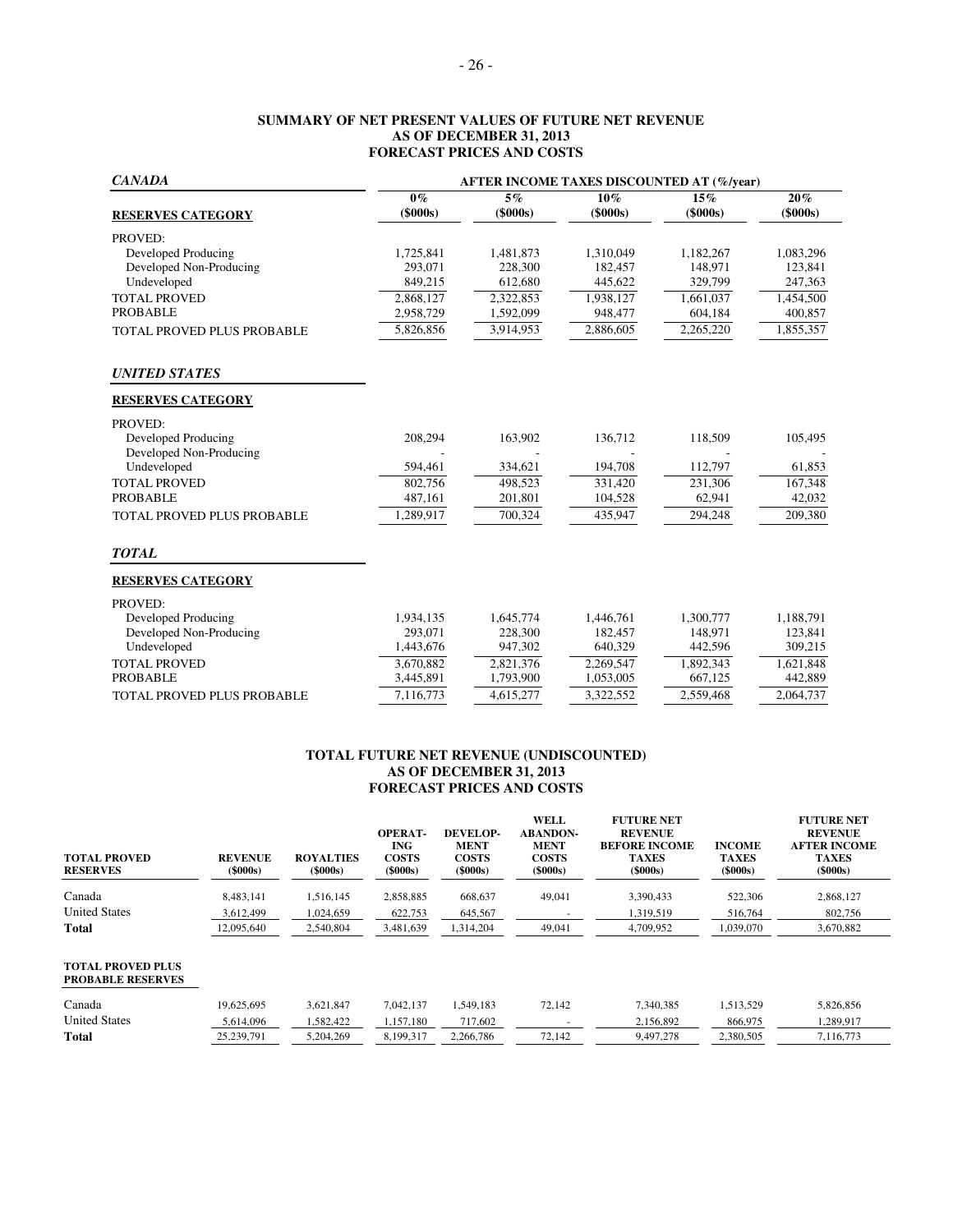**SUMMARY OF NET PRESENT VALUES OF FUTURE NET REVENUE**
**AS OF DECEMBER 31, 2013**
**FORECAST PRICES AND COSTS**

| *CANADA* | AFTER INCOME TAXES DISCOUNTED AT (%/year) | | | | |
|---|---|---|---|---|---|
| **RESERVES CATEGORY** | **0% (\$000s)** | **5% (\$000s)** | **10% (\$000s)** | **15% (\$000s)** | **20% (\$000s)** |
| PROVED: | | | | | |
| Developed Producing | 1,725,841 | 1,481,873 | 1,310,049 | 1,182,267 | 1,083,296 |
| Developed Non-Producing | 293,071 | 228,300 | 182,457 | 148,971 | 123,841 |
| Undeveloped | 849,215 | 612,680 | 445,622 | 329,799 | 247,363 |
| TOTAL PROVED | 2,868,127 | 2,322,853 | 1,938,127 | 1,661,037 | 1,454,500 |
| PROBABLE | 2,958,729 | 1,592,099 | 948,477 | 604,184 | 400,857 |
| TOTAL PROVED PLUS PROBABLE | 5,826,856 | 3,914,953 | 2,886,605 | 2,265,220 | 1,855,357 |

| *UNITED STATES* | | | | | |
|---|---|---|---|---|---|
| **RESERVES CATEGORY** | | | | | |
| PROVED: | | | | | |
| Developed Producing | 208,294 | 163,902 | 136,712 | 118,509 | 105,495 |
| Developed Non-Producing | - | - | - | - | - |
| Undeveloped | 594,461 | 334,621 | 194,708 | 112,797 | 61,853 |
| TOTAL PROVED | 802,756 | 498,523 | 331,420 | 231,306 | 167,348 |
| PROBABLE | 487,161 | 201,801 | 104,528 | 62,941 | 42,032 |
| TOTAL PROVED PLUS PROBABLE | 1,289,917 | 700,324 | 435,947 | 294,248 | 209,380 |

| *TOTAL* | | | | | |
|---|---|---|---|---|---|
| **RESERVES CATEGORY** | | | | | |
| PROVED: | | | | | |
| Developed Producing | 1,934,135 | 1,645,774 | 1,446,761 | 1,300,777 | 1,188,791 |
| Developed Non-Producing | 293,071 | 228,300 | 182,457 | 148,971 | 123,841 |
| Undeveloped | 1,443,676 | 947,302 | 640,329 | 442,596 | 309,215 |
| TOTAL PROVED | 3,670,882 | 2,821,376 | 2,269,547 | 1,892,343 | 1,621,848 |
| PROBABLE | 3,445,891 | 1,793,900 | 1,053,005 | 667,125 | 442,889 |
| TOTAL PROVED PLUS PROBABLE | 7,116,773 | 4,615,277 | 3,322,552 | 2,559,468 | 2,064,737 |

**TOTAL FUTURE NET REVENUE (UNDISCOUNTED)**
**AS OF DECEMBER 31, 2013**
**FORECAST PRICES AND COSTS**

| **TOTAL PROVED RESERVES** | **REVENUE (\$000s)** | **ROYALTIES (\$000s)** | **OPERATING COSTS (\$000s)** | **DEVELOPMENT COSTS (\$000s)** | **WELL ABANDONMENT COSTS (\$000s)** | **FUTURE NET REVENUE BEFORE INCOME TAXES (\$000s)** | **INCOME TAXES (\$000s)** | **FUTURE NET REVENUE AFTER INCOME TAXES (\$000s)** |
|---|---|---|---|---|---|---|---|---|
| Canada | 8,483,141 | 1,516,145 | 2,858,885 | 668,637 | 49,041 | 3,390,433 | 522,306 | 2,868,127 |
| United States | 3,612,499 | 1,024,659 | 622,753 | 645,567 | - | 1,319,519 | 516,764 | 802,756 |
| **Total** | 12,095,640 | 2,540,804 | 3,481,639 | 1,314,204 | 49,041 | 4,709,952 | 1,039,070 | 3,670,882 |
| **TOTAL PROVED PLUS PROBABLE RESERVES** | | | | | | | | |
| Canada | 19,625,695 | 3,621,847 | 7,042,137 | 1,549,183 | 72,142 | 7,340,385 | 1,513,529 | 5,826,856 |
| United States | 5,614,096 | 1,582,422 | 1,157,180 | 717,602 | - | 2,156,892 | 866,975 | 1,289,917 |
| **Total** | 25,239,791 | 5,204,269 | 8,199,317 | 2,266,786 | 72,142 | 9,497,278 | 2,380,505 | 7,116,773 |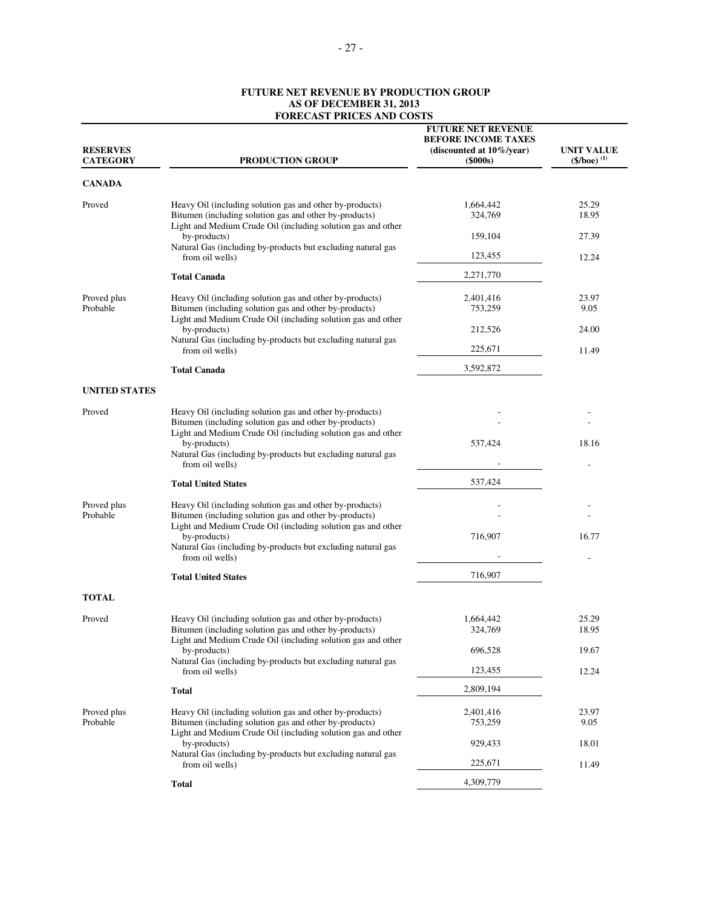**FUTURE NET REVENUE BY PRODUCTION GROUP**
**AS OF DECEMBER 31, 2013**
**FORECAST PRICES AND COSTS**

| RESERVES CATEGORY | PRODUCTION GROUP | FUTURE NET REVENUE BEFORE INCOME TAXES (discounted at 10%/year) ($000s) | UNIT VALUE ($/boe) (1) |
|---|---|---|---|
| **CANADA** | | | |
| Proved | Heavy Oil (including solution gas and other by-products) | 1,664,442 | 25.29 |
| | Bitumen (including solution gas and other by-products) | 324,769 | 18.95 |
| | Light and Medium Crude Oil (including solution gas and other by-products) | 159,104 | 27.39 |
| | Natural Gas (including by-products but excluding natural gas from oil wells) | 123,455 | 12.24 |
| | **Total Canada** | 2,271,770 | |
| Proved plus Probable | Heavy Oil (including solution gas and other by-products) | 2,401,416 | 23.97 |
| | Bitumen (including solution gas and other by-products) | 753,259 | 9.05 |
| | Light and Medium Crude Oil (including solution gas and other by-products) | 212,526 | 24.00 |
| | Natural Gas (including by-products but excluding natural gas from oil wells) | 225,671 | 11.49 |
| | **Total Canada** | 3,592,872 | |
| **UNITED STATES** | | | |
| Proved | Heavy Oil (including solution gas and other by-products) | - | - |
| | Bitumen (including solution gas and other by-products) | - | - |
| | Light and Medium Crude Oil (including solution gas and other by-products) | 537,424 | 18.16 |
| | Natural Gas (including by-products but excluding natural gas from oil wells) | - | - |
| | **Total United States** | 537,424 | |
| Proved plus Probable | Heavy Oil (including solution gas and other by-products) | - | - |
| | Bitumen (including solution gas and other by-products) | - | - |
| | Light and Medium Crude Oil (including solution gas and other by-products) | 716,907 | 16.77 |
| | Natural Gas (including by-products but excluding natural gas from oil wells) | - | - |
| | **Total United States** | 716,907 | |
| **TOTAL** | | | |
| Proved | Heavy Oil (including solution gas and other by-products) | 1,664,442 | 25.29 |
| | Bitumen (including solution gas and other by-products) | 324,769 | 18.95 |
| | Light and Medium Crude Oil (including solution gas and other by-products) | 696,528 | 19.67 |
| | Natural Gas (including by-products but excluding natural gas from oil wells) | 123,455 | 12.24 |
| | **Total** | 2,809,194 | |
| Proved plus Probable | Heavy Oil (including solution gas and other by-products) | 2,401,416 | 23.97 |
| | Bitumen (including solution gas and other by-products) | 753,259 | 9.05 |
| | Light and Medium Crude Oil (including solution gas and other by-products) | 929,433 | 18.01 |
| | Natural Gas (including by-products but excluding natural gas from oil wells) | 225,671 | 11.49 |
| | **Total** | 4,309,779 | |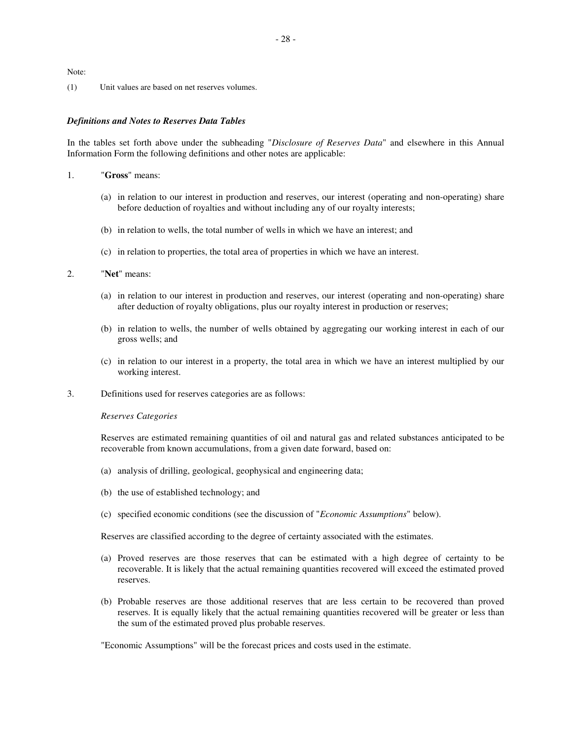Note:

(1) Unit values are based on net reserves volumes.

### *Definitions and Notes to Reserves Data Tables*

In the tables set forth above under the subheading "*Disclosure of Reserves Data*" and elsewhere in this Annual Information Form the following definitions and other notes are applicable:

1. "**Gross**" means:

   (a) in relation to our interest in production and reserves, our interest (operating and non-operating) share before deduction of royalties and without including any of our royalty interests;

   (b) in relation to wells, the total number of wells in which we have an interest; and

   (c) in relation to properties, the total area of properties in which we have an interest.

2. "**Net**" means:

   (a) in relation to our interest in production and reserves, our interest (operating and non-operating) share after deduction of royalty obligations, plus our royalty interest in production or reserves;

   (b) in relation to wells, the number of wells obtained by aggregating our working interest in each of our gross wells; and

   (c) in relation to our interest in a property, the total area in which we have an interest multiplied by our working interest.

3. Definitions used for reserves categories are as follows:

   *Reserves Categories*

   Reserves are estimated remaining quantities of oil and natural gas and related substances anticipated to be recoverable from known accumulations, from a given date forward, based on:

   (a) analysis of drilling, geological, geophysical and engineering data;

   (b) the use of established technology; and

   (c) specified economic conditions (see the discussion of "*Economic Assumptions*" below).

   Reserves are classified according to the degree of certainty associated with the estimates.

   (a) Proved reserves are those reserves that can be estimated with a high degree of certainty to be recoverable. It is likely that the actual remaining quantities recovered will exceed the estimated proved reserves.

   (b) Probable reserves are those additional reserves that are less certain to be recovered than proved reserves. It is equally likely that the actual remaining quantities recovered will be greater or less than the sum of the estimated proved plus probable reserves.

   "Economic Assumptions" will be the forecast prices and costs used in the estimate.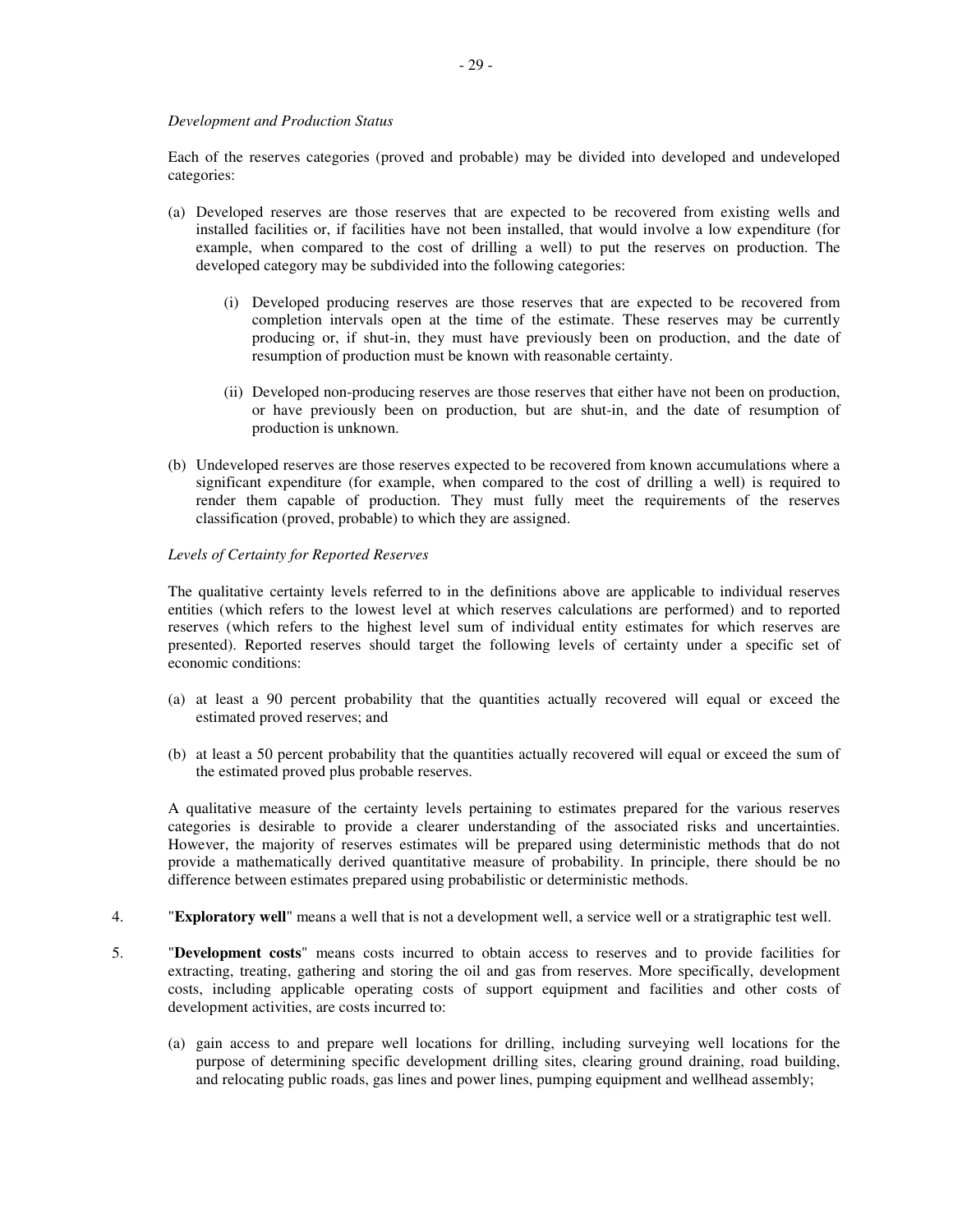*Development and Production Status*

Each of the reserves categories (proved and probable) may be divided into developed and undeveloped categories:

(a) Developed reserves are those reserves that are expected to be recovered from existing wells and installed facilities or, if facilities have not been installed, that would involve a low expenditure (for example, when compared to the cost of drilling a well) to put the reserves on production. The developed category may be subdivided into the following categories:

  (i) Developed producing reserves are those reserves that are expected to be recovered from completion intervals open at the time of the estimate. These reserves may be currently producing or, if shut-in, they must have previously been on production, and the date of resumption of production must be known with reasonable certainty.

  (ii) Developed non-producing reserves are those reserves that either have not been on production, or have previously been on production, but are shut-in, and the date of resumption of production is unknown.

(b) Undeveloped reserves are those reserves expected to be recovered from known accumulations where a significant expenditure (for example, when compared to the cost of drilling a well) is required to render them capable of production. They must fully meet the requirements of the reserves classification (proved, probable) to which they are assigned.

*Levels of Certainty for Reported Reserves*

The qualitative certainty levels referred to in the definitions above are applicable to individual reserves entities (which refers to the lowest level at which reserves calculations are performed) and to reported reserves (which refers to the highest level sum of individual entity estimates for which reserves are presented). Reported reserves should target the following levels of certainty under a specific set of economic conditions:

(a) at least a 90 percent probability that the quantities actually recovered will equal or exceed the estimated proved reserves; and

(b) at least a 50 percent probability that the quantities actually recovered will equal or exceed the sum of the estimated proved plus probable reserves.

A qualitative measure of the certainty levels pertaining to estimates prepared for the various reserves categories is desirable to provide a clearer understanding of the associated risks and uncertainties. However, the majority of reserves estimates will be prepared using deterministic methods that do not provide a mathematically derived quantitative measure of probability. In principle, there should be no difference between estimates prepared using probabilistic or deterministic methods.

4. "**Exploratory well**" means a well that is not a development well, a service well or a stratigraphic test well.

5. "**Development costs**" means costs incurred to obtain access to reserves and to provide facilities for extracting, treating, gathering and storing the oil and gas from reserves. More specifically, development costs, including applicable operating costs of support equipment and facilities and other costs of development activities, are costs incurred to:

   (a) gain access to and prepare well locations for drilling, including surveying well locations for the purpose of determining specific development drilling sites, clearing ground draining, road building, and relocating public roads, gas lines and power lines, pumping equipment and wellhead assembly;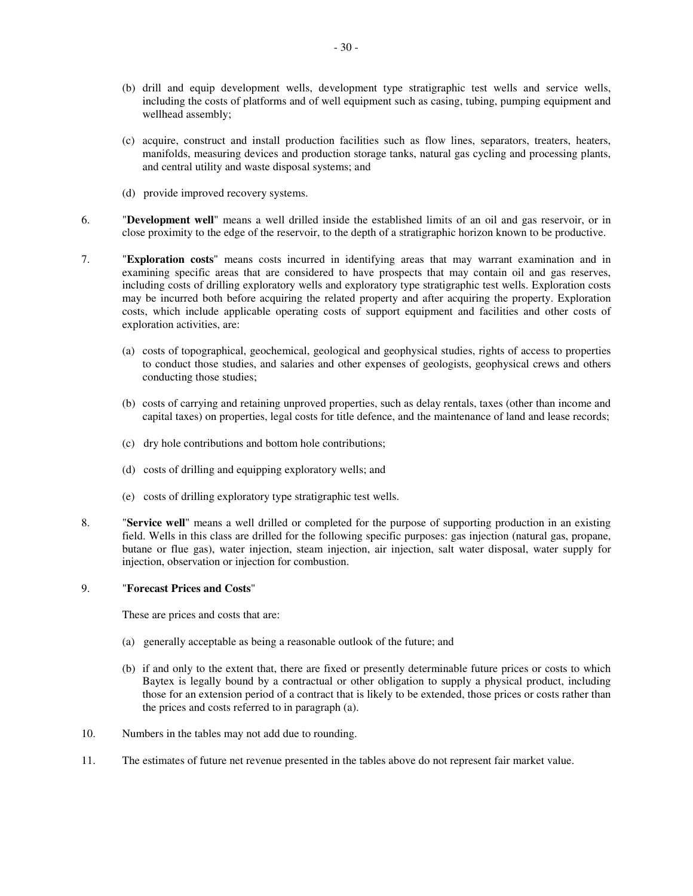(b) drill and equip development wells, development type stratigraphic test wells and service wells, including the costs of platforms and of well equipment such as casing, tubing, pumping equipment and wellhead assembly;

(c) acquire, construct and install production facilities such as flow lines, separators, treaters, heaters, manifolds, measuring devices and production storage tanks, natural gas cycling and processing plants, and central utility and waste disposal systems; and

(d) provide improved recovery systems.

6. "**Development well**" means a well drilled inside the established limits of an oil and gas reservoir, or in close proximity to the edge of the reservoir, to the depth of a stratigraphic horizon known to be productive.

7. "**Exploration costs**" means costs incurred in identifying areas that may warrant examination and in examining specific areas that are considered to have prospects that may contain oil and gas reserves, including costs of drilling exploratory wells and exploratory type stratigraphic test wells. Exploration costs may be incurred both before acquiring the related property and after acquiring the property. Exploration costs, which include applicable operating costs of support equipment and facilities and other costs of exploration activities, are:

   (a) costs of topographical, geochemical, geological and geophysical studies, rights of access to properties to conduct those studies, and salaries and other expenses of geologists, geophysical crews and others conducting those studies;

   (b) costs of carrying and retaining unproved properties, such as delay rentals, taxes (other than income and capital taxes) on properties, legal costs for title defence, and the maintenance of land and lease records;

   (c) dry hole contributions and bottom hole contributions;

   (d) costs of drilling and equipping exploratory wells; and

   (e) costs of drilling exploratory type stratigraphic test wells.

8. "**Service well**" means a well drilled or completed for the purpose of supporting production in an existing field. Wells in this class are drilled for the following specific purposes: gas injection (natural gas, propane, butane or flue gas), water injection, steam injection, air injection, salt water disposal, water supply for injection, observation or injection for combustion.

9. "**Forecast Prices and Costs**"

   These are prices and costs that are:

   (a) generally acceptable as being a reasonable outlook of the future; and

   (b) if and only to the extent that, there are fixed or presently determinable future prices or costs to which Baytex is legally bound by a contractual or other obligation to supply a physical product, including those for an extension period of a contract that is likely to be extended, those prices or costs rather than the prices and costs referred to in paragraph (a).

10. Numbers in the tables may not add due to rounding.

11. The estimates of future net revenue presented in the tables above do not represent fair market value.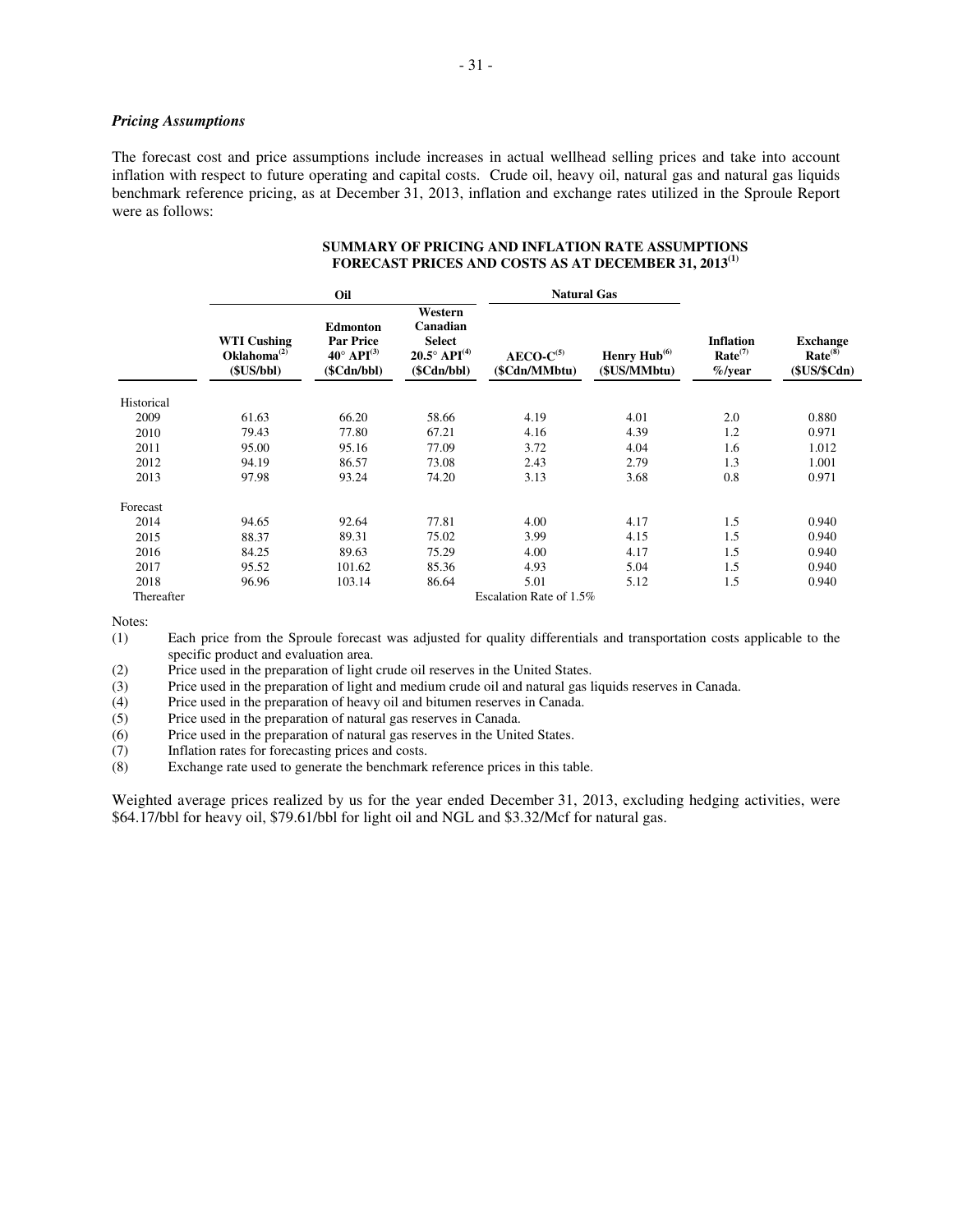*Pricing Assumptions*

The forecast cost and price assumptions include increases in actual wellhead selling prices and take into account inflation with respect to future operating and capital costs. Crude oil, heavy oil, natural gas and natural gas liquids benchmark reference pricing, as at December 31, 2013, inflation and exchange rates utilized in the Sproule Report were as follows:

**SUMMARY OF PRICING AND INFLATION RATE ASSUMPTIONS**
**FORECAST PRICES AND COSTS AS AT DECEMBER 31, 2013[1]**

| | Oil | | | Natural Gas | | | |
|---|---|---|---|---|---|---|---|
| | **WTI Cushing Oklahoma[2] ($US/bbl)** | **Edmonton Par Price 40° API[3] ($Cdn/bbl)** | **Western Canadian Select 20.5° API[4] ($Cdn/bbl)** | **AECO-C[5] ($Cdn/MMbtu)** | **Henry Hub[6] ($US/MMbtu)** | **Inflation Rate[7] %/year** | **Exchange Rate[8] ($US/$Cdn)** |
| Historical | | | | | | | |
| 2009 | 61.63 | 66.20 | 58.66 | 4.19 | 4.01 | 2.0 | 0.880 |
| 2010 | 79.43 | 77.80 | 67.21 | 4.16 | 4.39 | 1.2 | 0.971 |
| 2011 | 95.00 | 95.16 | 77.09 | 3.72 | 4.04 | 1.6 | 1.012 |
| 2012 | 94.19 | 86.57 | 73.08 | 2.43 | 2.79 | 1.3 | 1.001 |
| 2013 | 97.98 | 93.24 | 74.20 | 3.13 | 3.68 | 0.8 | 0.971 |
| Forecast | | | | | | | |
| 2014 | 94.65 | 92.64 | 77.81 | 4.00 | 4.17 | 1.5 | 0.940 |
| 2015 | 88.37 | 89.31 | 75.02 | 3.99 | 4.15 | 1.5 | 0.940 |
| 2016 | 84.25 | 89.63 | 75.29 | 4.00 | 4.17 | 1.5 | 0.940 |
| 2017 | 95.52 | 101.62 | 85.36 | 4.93 | 5.04 | 1.5 | 0.940 |
| 2018 | 96.96 | 103.14 | 86.64 | 5.01 | 5.12 | 1.5 | 0.940 |
| Thereafter | Escalation Rate of 1.5% | | | | | | |

Notes:

(1) Each price from the Sproule forecast was adjusted for quality differentials and transportation costs applicable to the specific product and evaluation area.
(2) Price used in the preparation of light crude oil reserves in the United States.
(3) Price used in the preparation of light and medium crude oil and natural gas liquids reserves in Canada.
(4) Price used in the preparation of heavy oil and bitumen reserves in Canada.
(5) Price used in the preparation of natural gas reserves in Canada.
(6) Price used in the preparation of natural gas reserves in the United States.
(7) Inflation rates for forecasting prices and costs.
(8) Exchange rate used to generate the benchmark reference prices in this table.

Weighted average prices realized by us for the year ended December 31, 2013, excluding hedging activities, were $64.17/bbl for heavy oil, $79.61/bbl for light oil and NGL and $3.32/Mcf for natural gas.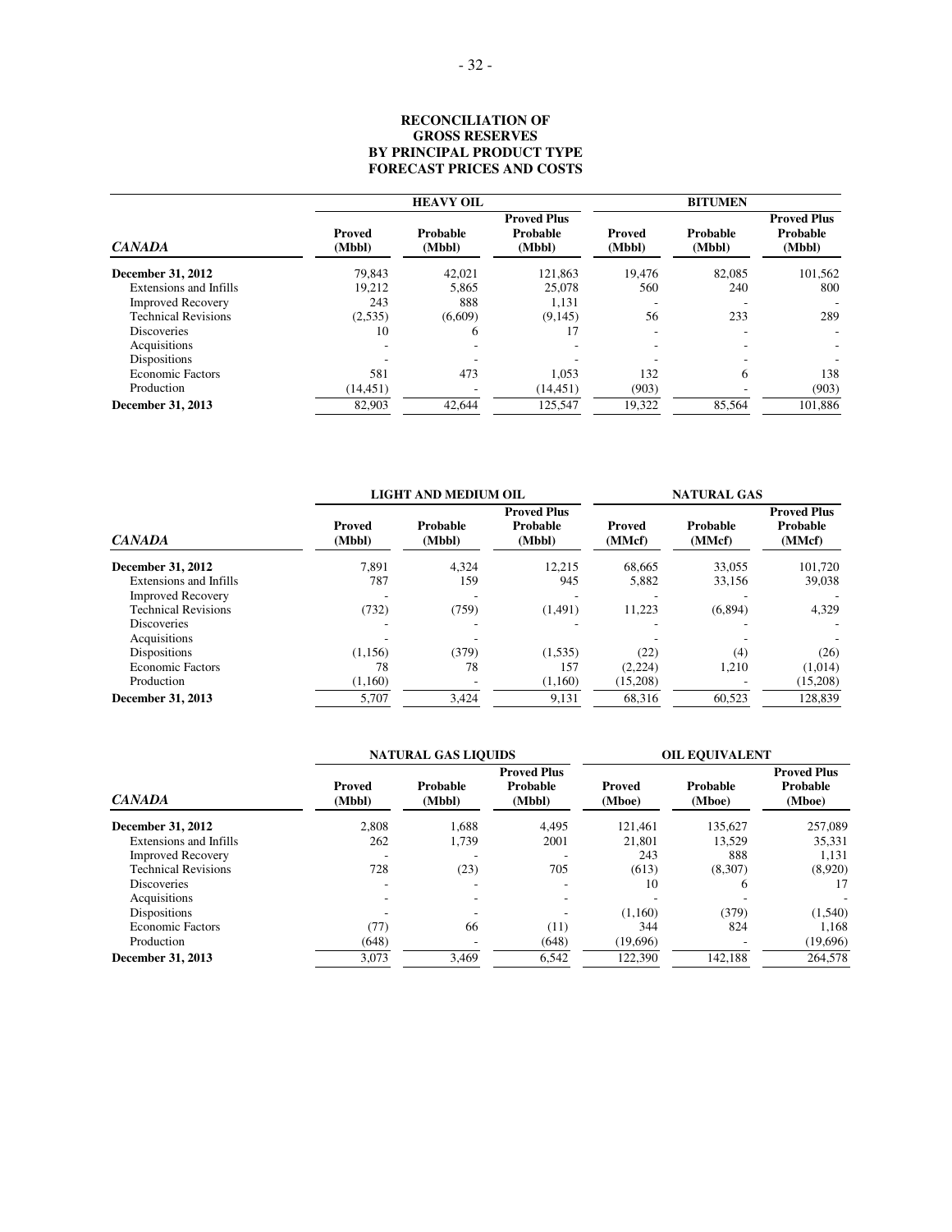**RECONCILIATION OF GROSS RESERVES BY PRINCIPAL PRODUCT TYPE FORECAST PRICES AND COSTS**

| *CANADA* | HEAVY OIL | | | BITUMEN | | |
|---|---|---|---|---|---|---|
| | **Proved (Mbbl)** | **Probable (Mbbl)** | **Proved Plus Probable (Mbbl)** | **Proved (Mbbl)** | **Probable (Mbbl)** | **Proved Plus Probable (Mbbl)** |
| **December 31, 2012** | 79,843 | 42,021 | 121,863 | 19,476 | 82,085 | 101,562 |
| Extensions and Infills | 19,212 | 5,865 | 25,078 | 560 | 240 | 800 |
| Improved Recovery | 243 | 888 | 1,131 | - | - | - |
| Technical Revisions | (2,535) | (6,609) | (9,145) | 56 | 233 | 289 |
| Discoveries | 10 | 6 | 17 | - | - | - |
| Acquisitions | - | - | - | - | - | - |
| Dispositions | - | - | - | - | - | - |
| Economic Factors | 581 | 473 | 1,053 | 132 | 6 | 138 |
| Production | (14,451) | - | (14,451) | (903) | - | (903) |
| **December 31, 2013** | 82,903 | 42,644 | 125,547 | 19,322 | 85,564 | 101,886 |

| *CANADA* | LIGHT AND MEDIUM OIL | | | NATURAL GAS | | |
|---|---|---|---|---|---|---|
| | **Proved (Mbbl)** | **Probable (Mbbl)** | **Proved Plus Probable (Mbbl)** | **Proved (MMcf)** | **Probable (MMcf)** | **Proved Plus Probable (MMcf)** |
| **December 31, 2012** | 7,891 | 4,324 | 12,215 | 68,665 | 33,055 | 101,720 |
| Extensions and Infills | 787 | 159 | 945 | 5,882 | 33,156 | 39,038 |
| Improved Recovery | - | - | - | - | - | - |
| Technical Revisions | (732) | (759) | (1,491) | 11,223 | (6,894) | 4,329 |
| Discoveries | - | - | - | - | - | - |
| Acquisitions | - | - | - | - | - | - |
| Dispositions | (1,156) | (379) | (1,535) | (22) | (4) | (26) |
| Economic Factors | 78 | 78 | 157 | (2,224) | 1,210 | (1,014) |
| Production | (1,160) | - | (1,160) | (15,208) | - | (15,208) |
| **December 31, 2013** | 5,707 | 3,424 | 9,131 | 68,316 | 60,523 | 128,839 |

| *CANADA* | NATURAL GAS LIQUIDS | | | OIL EQUIVALENT | | |
|---|---|---|---|---|---|---|
| | **Proved (Mbbl)** | **Probable (Mbbl)** | **Proved Plus Probable (Mbbl)** | **Proved (Mboe)** | **Probable (Mboe)** | **Proved Plus Probable (Mboe)** |
| **December 31, 2012** | 2,808 | 1,688 | 4,495 | 121,461 | 135,627 | 257,089 |
| Extensions and Infills | 262 | 1,739 | 2001 | 21,801 | 13,529 | 35,331 |
| Improved Recovery | - | - | - | 243 | 888 | 1,131 |
| Technical Revisions | 728 | (23) | 705 | (613) | (8,307) | (8,920) |
| Discoveries | - | - | - | 10 | 6 | 17 |
| Acquisitions | - | - | - | - | - | - |
| Dispositions | - | - | - | (1,160) | (379) | (1,540) |
| Economic Factors | (77) | 66 | (11) | 344 | 824 | 1,168 |
| Production | (648) | - | (648) | (19,696) | - | (19,696) |
| **December 31, 2013** | 3,073 | 3,469 | 6,542 | 122,390 | 142,188 | 264,578 |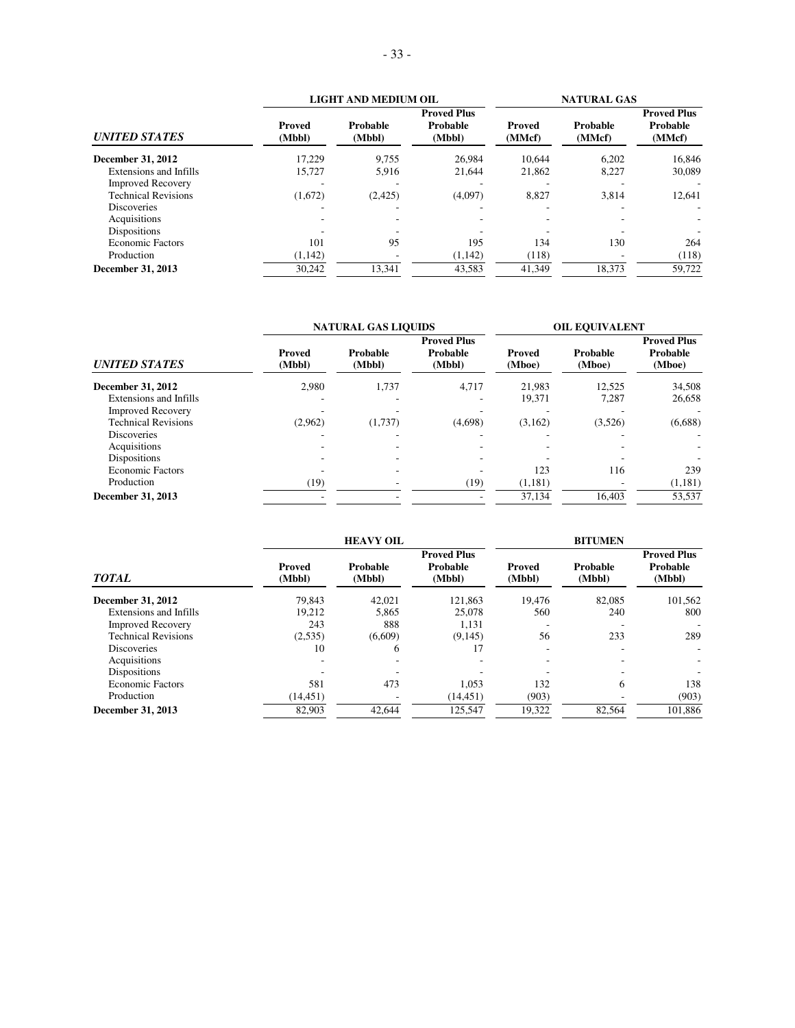| *UNITED STATES* | LIGHT AND MEDIUM OIL | | | NATURAL GAS | | |
|---|---|---|---|---|---|---|
| | **Proved (Mbbl)** | **Probable (Mbbl)** | **Proved Plus Probable (Mbbl)** | **Proved (MMcf)** | **Probable (MMcf)** | **Proved Plus Probable (MMcf)** |
| **December 31, 2012** | 17,229 | 9,755 | 26,984 | 10,644 | 6,202 | 16,846 |
| Extensions and Infills | 15,727 | 5,916 | 21,644 | 21,862 | 8,227 | 30,089 |
| Improved Recovery | - | - | - | - | - | - |
| Technical Revisions | (1,672) | (2,425) | (4,097) | 8,827 | 3,814 | 12,641 |
| Discoveries | - | - | - | - | - | - |
| Acquisitions | - | - | - | - | - | - |
| Dispositions | - | - | - | - | - | - |
| Economic Factors | 101 | 95 | 195 | 134 | 130 | 264 |
| Production | (1,142) | - | (1,142) | (118) | - | (118) |
| **December 31, 2013** | 30,242 | 13,341 | 43,583 | 41,349 | 18,373 | 59,722 |

| *UNITED STATES* | NATURAL GAS LIQUIDS | | | OIL EQUIVALENT | | |
|---|---|---|---|---|---|---|
| | **Proved (Mbbl)** | **Probable (Mbbl)** | **Proved Plus Probable (Mbbl)** | **Proved (Mboe)** | **Probable (Mboe)** | **Proved Plus Probable (Mboe)** |
| **December 31, 2012** | 2,980 | 1,737 | 4,717 | 21,983 | 12,525 | 34,508 |
| Extensions and Infills | - | - | - | 19,371 | 7,287 | 26,658 |
| Improved Recovery | - | - | - | - | - | - |
| Technical Revisions | (2,962) | (1,737) | (4,698) | (3,162) | (3,526) | (6,688) |
| Discoveries | - | - | - | - | - | - |
| Acquisitions | - | - | - | - | - | - |
| Dispositions | - | - | - | - | - | - |
| Economic Factors | - | - | - | 123 | 116 | 239 |
| Production | (19) | - | (19) | (1,181) | - | (1,181) |
| **December 31, 2013** | - | - | - | 37,134 | 16,403 | 53,537 |

| *TOTAL* | HEAVY OIL | | | BITUMEN | | |
|---|---|---|---|---|---|---|
| | **Proved (Mbbl)** | **Probable (Mbbl)** | **Proved Plus Probable (Mbbl)** | **Proved (Mbbl)** | **Probable (Mbbl)** | **Proved Plus Probable (Mbbl)** |
| **December 31, 2012** | 79,843 | 42,021 | 121,863 | 19,476 | 82,085 | 101,562 |
| Extensions and Infills | 19,212 | 5,865 | 25,078 | 560 | 240 | 800 |
| Improved Recovery | 243 | 888 | 1,131 | - | - | - |
| Technical Revisions | (2,535) | (6,609) | (9,145) | 56 | 233 | 289 |
| Discoveries | 10 | 6 | 17 | - | - | - |
| Acquisitions | - | - | - | - | - | - |
| Dispositions | - | - | - | - | - | - |
| Economic Factors | 581 | 473 | 1,053 | 132 | 6 | 138 |
| Production | (14,451) | - | (14,451) | (903) | - | (903) |
| **December 31, 2013** | 82,903 | 42,644 | 125,547 | 19,322 | 82,564 | 101,886 |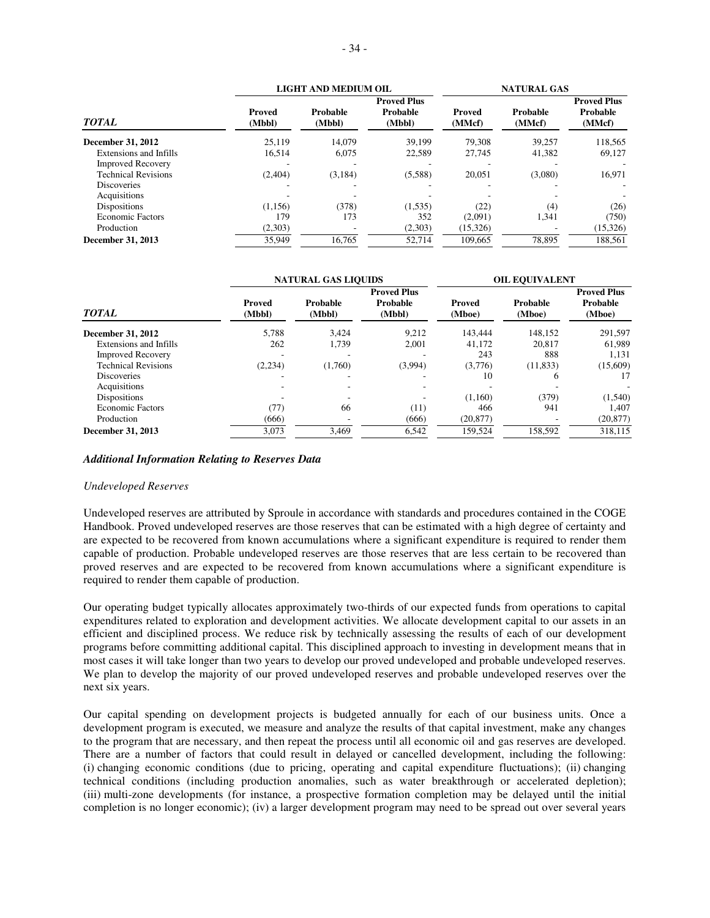| *TOTAL* | LIGHT AND MEDIUM OIL | | | NATURAL GAS | | |
|---|---|---|---|---|---|---|
| | **Proved (Mbbl)** | **Probable (Mbbl)** | **Proved Plus Probable (Mbbl)** | **Proved (MMcf)** | **Probable (MMcf)** | **Proved Plus Probable (MMcf)** |
| **December 31, 2012** | 25,119 | 14,079 | 39,199 | 79,308 | 39,257 | 118,565 |
| Extensions and Infills | 16,514 | 6,075 | 22,589 | 27,745 | 41,382 | 69,127 |
| Improved Recovery | - | - | - | - | - | - |
| Technical Revisions | (2,404) | (3,184) | (5,588) | 20,051 | (3,080) | 16,971 |
| Discoveries | - | - | - | - | - | - |
| Acquisitions | - | - | - | - | - | - |
| Dispositions | (1,156) | (378) | (1,535) | (22) | (4) | (26) |
| Economic Factors | 179 | 173 | 352 | (2,091) | 1,341 | (750) |
| Production | (2,303) | - | (2,303) | (15,326) | - | (15,326) |
| **December 31, 2013** | 35,949 | 16,765 | 52,714 | 109,665 | 78,895 | 188,561 |

| *TOTAL* | NATURAL GAS LIQUIDS | | | OIL EQUIVALENT | | |
|---|---|---|---|---|---|---|
| | **Proved (Mbbl)** | **Probable (Mbbl)** | **Proved Plus Probable (Mbbl)** | **Proved (Mboe)** | **Probable (Mboe)** | **Proved Plus Probable (Mboe)** |
| **December 31, 2012** | 5,788 | 3,424 | 9,212 | 143,444 | 148,152 | 291,597 |
| Extensions and Infills | 262 | 1,739 | 2,001 | 41,172 | 20,817 | 61,989 |
| Improved Recovery | - | - | - | 243 | 888 | 1,131 |
| Technical Revisions | (2,234) | (1,760) | (3,994) | (3,776) | (11,833) | (15,609) |
| Discoveries | - | - | - | 10 | 6 | 17 |
| Acquisitions | - | - | - | - | - | - |
| Dispositions | - | - | - | (1,160) | (379) | (1,540) |
| Economic Factors | (77) | 66 | (11) | 466 | 941 | 1,407 |
| Production | (666) | - | (666) | (20,877) | - | (20,877) |
| **December 31, 2013** | 3,073 | 3,469 | 6,542 | 159,524 | 158,592 | 318,115 |

### *Additional Information Relating to Reserves Data*

*Undeveloped Reserves*

Undeveloped reserves are attributed by Sproule in accordance with standards and procedures contained in the COGE Handbook. Proved undeveloped reserves are those reserves that can be estimated with a high degree of certainty and are expected to be recovered from known accumulations where a significant expenditure is required to render them capable of production. Probable undeveloped reserves are those reserves that are less certain to be recovered than proved reserves and are expected to be recovered from known accumulations where a significant expenditure is required to render them capable of production.

Our operating budget typically allocates approximately two-thirds of our expected funds from operations to capital expenditures related to exploration and development activities. We allocate development capital to our assets in an efficient and disciplined process. We reduce risk by technically assessing the results of each of our development programs before committing additional capital. This disciplined approach to investing in development means that in most cases it will take longer than two years to develop our proved undeveloped and probable undeveloped reserves. We plan to develop the majority of our proved undeveloped reserves and probable undeveloped reserves over the next six years.

Our capital spending on development projects is budgeted annually for each of our business units. Once a development program is executed, we measure and analyze the results of that capital investment, make any changes to the program that are necessary, and then repeat the process until all economic oil and gas reserves are developed. There are a number of factors that could result in delayed or cancelled development, including the following: (i) changing economic conditions (due to pricing, operating and capital expenditure fluctuations); (ii) changing technical conditions (including production anomalies, such as water breakthrough or accelerated depletion); (iii) multi-zone developments (for instance, a prospective formation completion may be delayed until the initial completion is no longer economic); (iv) a larger development program may need to be spread out over several years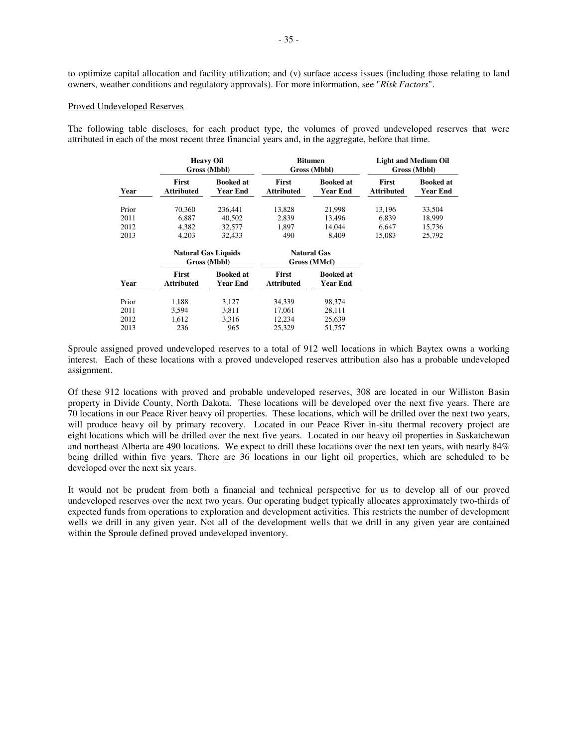to optimize capital allocation and facility utilization; and (v) surface access issues (including those relating to land owners, weather conditions and regulatory approvals). For more information, see "*Risk Factors*".

Proved Undeveloped Reserves

The following table discloses, for each product type, the volumes of proved undeveloped reserves that were attributed in each of the most recent three financial years and, in the aggregate, before that time.

| | **Heavy Oil Gross (Mbbl)** | | **Bitumen Gross (Mbbl)** | | **Light and Medium Oil Gross (Mbbl)** | |
|---|---|---|---|---|---|---|
| **Year** | **First Attributed** | **Booked at Year End** | **First Attributed** | **Booked at Year End** | **First Attributed** | **Booked at Year End** |
| Prior | 70,360 | 236,441 | 13,828 | 21,998 | 13,196 | 33,504 |
| 2011 | 6,887 | 40,502 | 2,839 | 13,496 | 6,839 | 18,999 |
| 2012 | 4,382 | 32,577 | 1,897 | 14,044 | 6,647 | 15,736 |
| 2013 | 4,203 | 32,433 | 490 | 8,409 | 15,083 | 25,792 |

| | **Natural Gas Liquids Gross (Mbbl)** | | **Natural Gas Gross (MMcf)** | |
|---|---|---|---|---|
| **Year** | **First Attributed** | **Booked at Year End** | **First Attributed** | **Booked at Year End** |
| Prior | 1,188 | 3,127 | 34,339 | 98,374 |
| 2011 | 3,594 | 3,811 | 17,061 | 28,111 |
| 2012 | 1,612 | 3,316 | 12,234 | 25,639 |
| 2013 | 236 | 965 | 25,329 | 51,757 |

Sproule assigned proved undeveloped reserves to a total of 912 well locations in which Baytex owns a working interest. Each of these locations with a proved undeveloped reserves attribution also has a probable undeveloped assignment.

Of these 912 locations with proved and probable undeveloped reserves, 308 are located in our Williston Basin property in Divide County, North Dakota. These locations will be developed over the next five years. There are 70 locations in our Peace River heavy oil properties. These locations, which will be drilled over the next two years, will produce heavy oil by primary recovery. Located in our Peace River in-situ thermal recovery project are eight locations which will be drilled over the next five years. Located in our heavy oil properties in Saskatchewan and northeast Alberta are 490 locations. We expect to drill these locations over the next ten years, with nearly 84% being drilled within five years. There are 36 locations in our light oil properties, which are scheduled to be developed over the next six years.

It would not be prudent from both a financial and technical perspective for us to develop all of our proved undeveloped reserves over the next two years. Our operating budget typically allocates approximately two-thirds of expected funds from operations to exploration and development activities. This restricts the number of development wells we drill in any given year. Not all of the development wells that we drill in any given year are contained within the Sproule defined proved undeveloped inventory.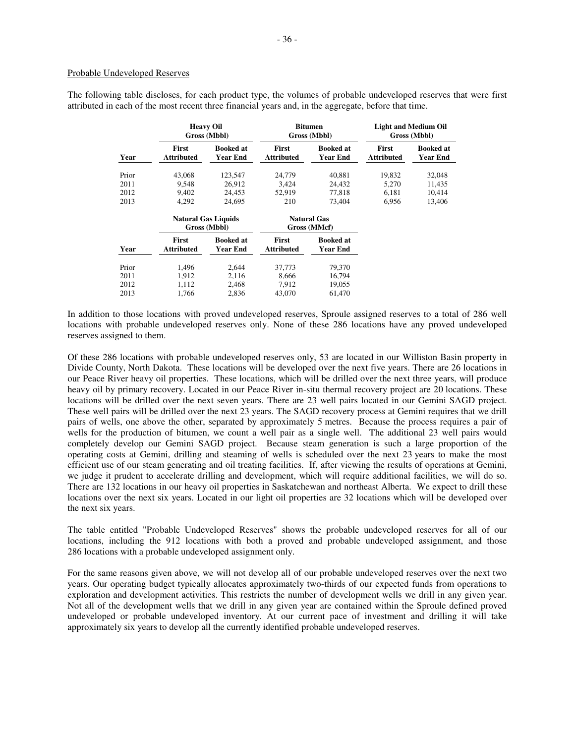Probable Undeveloped Reserves

The following table discloses, for each product type, the volumes of probable undeveloped reserves that were first attributed in each of the most recent three financial years and, in the aggregate, before that time.

| | Heavy Oil Gross (Mbbl) | | Bitumen Gross (Mbbl) | | Light and Medium Oil Gross (Mbbl) | |
|---|---|---|---|---|---|---|
| Year | First Attributed | Booked at Year End | First Attributed | Booked at Year End | First Attributed | Booked at Year End |
| Prior | 43,068 | 123,547 | 24,779 | 40,881 | 19,832 | 32,048 |
| 2011 | 9,548 | 26,912 | 3,424 | 24,432 | 5,270 | 11,435 |
| 2012 | 9,402 | 24,453 | 52,919 | 77,818 | 6,181 | 10,414 |
| 2013 | 4,292 | 24,695 | 210 | 73,404 | 6,956 | 13,406 |

| | Natural Gas Liquids Gross (Mbbl) | | Natural Gas Gross (MMcf) | |
|---|---|---|---|---|
| Year | First Attributed | Booked at Year End | First Attributed | Booked at Year End |
| Prior | 1,496 | 2,644 | 37,773 | 79,370 |
| 2011 | 1,912 | 2,116 | 8,666 | 16,794 |
| 2012 | 1,112 | 2,468 | 7,912 | 19,055 |
| 2013 | 1,766 | 2,836 | 43,070 | 61,470 |

In addition to those locations with proved undeveloped reserves, Sproule assigned reserves to a total of 286 well locations with probable undeveloped reserves only. None of these 286 locations have any proved undeveloped reserves assigned to them.

Of these 286 locations with probable undeveloped reserves only, 53 are located in our Williston Basin property in Divide County, North Dakota. These locations will be developed over the next five years. There are 26 locations in our Peace River heavy oil properties. These locations, which will be drilled over the next three years, will produce heavy oil by primary recovery. Located in our Peace River in-situ thermal recovery project are 20 locations. These locations will be drilled over the next seven years. There are 23 well pairs located in our Gemini SAGD project. These well pairs will be drilled over the next 23 years. The SAGD recovery process at Gemini requires that we drill pairs of wells, one above the other, separated by approximately 5 metres. Because the process requires a pair of wells for the production of bitumen, we count a well pair as a single well. The additional 23 well pairs would completely develop our Gemini SAGD project. Because steam generation is such a large proportion of the operating costs at Gemini, drilling and steaming of wells is scheduled over the next 23 years to make the most efficient use of our steam generating and oil treating facilities. If, after viewing the results of operations at Gemini, we judge it prudent to accelerate drilling and development, which will require additional facilities, we will do so. There are 132 locations in our heavy oil properties in Saskatchewan and northeast Alberta. We expect to drill these locations over the next six years. Located in our light oil properties are 32 locations which will be developed over the next six years.

The table entitled "Probable Undeveloped Reserves" shows the probable undeveloped reserves for all of our locations, including the 912 locations with both a proved and probable undeveloped assignment, and those 286 locations with a probable undeveloped assignment only.

For the same reasons given above, we will not develop all of our probable undeveloped reserves over the next two years. Our operating budget typically allocates approximately two-thirds of our expected funds from operations to exploration and development activities. This restricts the number of development wells we drill in any given year. Not all of the development wells that we drill in any given year are contained within the Sproule defined proved undeveloped or probable undeveloped inventory. At our current pace of investment and drilling it will take approximately six years to develop all the currently identified probable undeveloped reserves.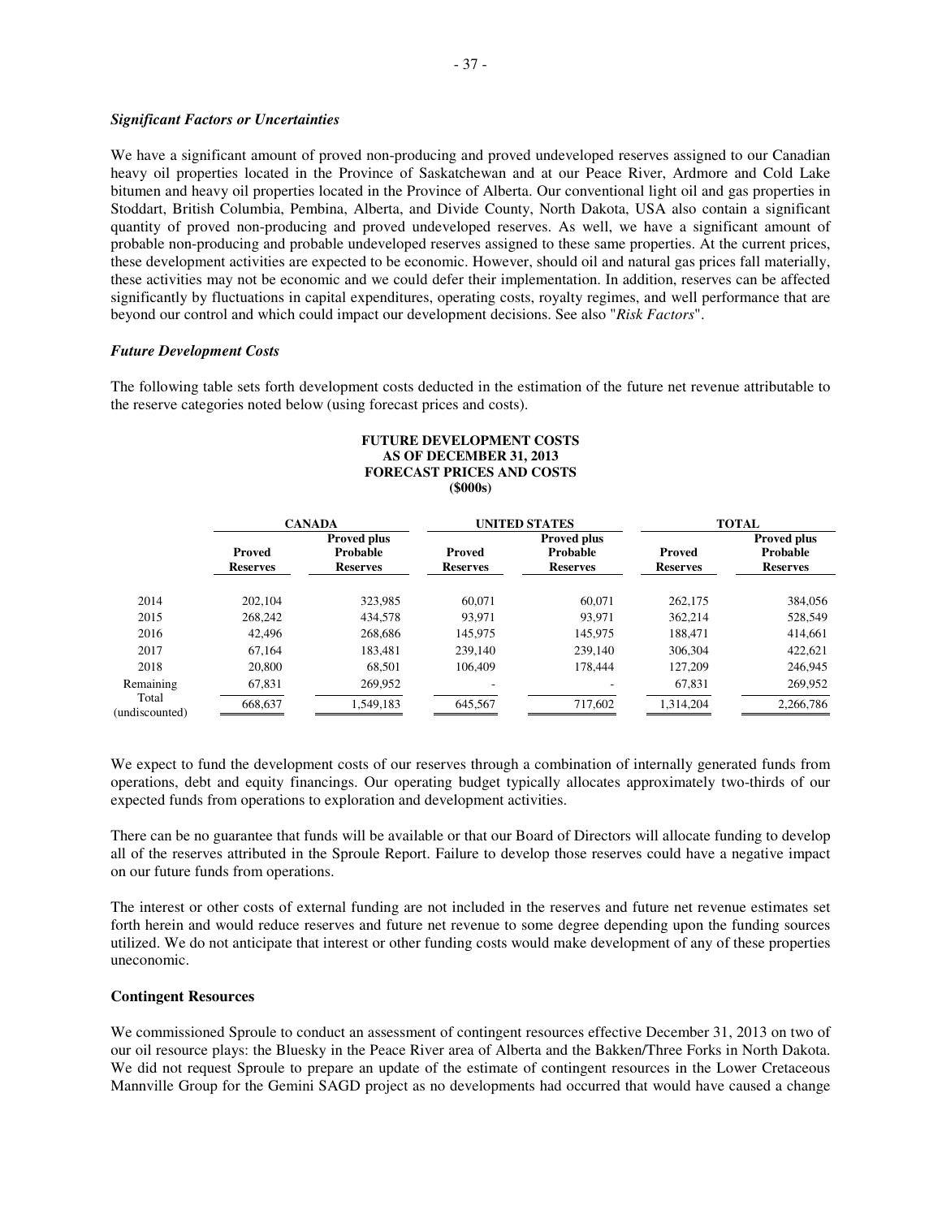*Significant Factors or Uncertainties*

We have a significant amount of proved non-producing and proved undeveloped reserves assigned to our Canadian heavy oil properties located in the Province of Saskatchewan and at our Peace River, Ardmore and Cold Lake bitumen and heavy oil properties located in the Province of Alberta. Our conventional light oil and gas properties in Stoddart, British Columbia, Pembina, Alberta, and Divide County, North Dakota, USA also contain a significant quantity of proved non-producing and proved undeveloped reserves. As well, we have a significant amount of probable non-producing and probable undeveloped reserves assigned to these same properties. At the current prices, these development activities are expected to be economic. However, should oil and natural gas prices fall materially, these activities may not be economic and we could defer their implementation. In addition, reserves can be affected significantly by fluctuations in capital expenditures, operating costs, royalty regimes, and well performance that are beyond our control and which could impact our development decisions. See also "*Risk Factors*".

*Future Development Costs*

The following table sets forth development costs deducted in the estimation of the future net revenue attributable to the reserve categories noted below (using forecast prices and costs).

**FUTURE DEVELOPMENT COSTS**
**AS OF DECEMBER 31, 2013**
**FORECAST PRICES AND COSTS**
**($000s)**

| | CANADA | | UNITED STATES | | TOTAL | |
|---|---|---|---|---|---|---|
| | Proved Reserves | Proved plus Probable Reserves | Proved Reserves | Proved plus Probable Reserves | Proved Reserves | Proved plus Probable Reserves |
| 2014 | 202,104 | 323,985 | 60,071 | 60,071 | 262,175 | 384,056 |
| 2015 | 268,242 | 434,578 | 93,971 | 93,971 | 362,214 | 528,549 |
| 2016 | 42,496 | 268,686 | 145,975 | 145,975 | 188,471 | 414,661 |
| 2017 | 67,164 | 183,481 | 239,140 | 239,140 | 306,304 | 422,621 |
| 2018 | 20,800 | 68,501 | 106,409 | 178,444 | 127,209 | 246,945 |
| Remaining | 67,831 | 269,952 | - | - | 67,831 | 269,952 |
| Total (undiscounted) | 668,637 | 1,549,183 | 645,567 | 717,602 | 1,314,204 | 2,266,786 |

We expect to fund the development costs of our reserves through a combination of internally generated funds from operations, debt and equity financings. Our operating budget typically allocates approximately two-thirds of our expected funds from operations to exploration and development activities.

There can be no guarantee that funds will be available or that our Board of Directors will allocate funding to develop all of the reserves attributed in the Sproule Report. Failure to develop those reserves could have a negative impact on our future funds from operations.

The interest or other costs of external funding are not included in the reserves and future net revenue estimates set forth herein and would reduce reserves and future net revenue to some degree depending upon the funding sources utilized. We do not anticipate that interest or other funding costs would make development of any of these properties uneconomic.

**Contingent Resources**

We commissioned Sproule to conduct an assessment of contingent resources effective December 31, 2013 on two of our oil resource plays: the Bluesky in the Peace River area of Alberta and the Bakken/Three Forks in North Dakota. We did not request Sproule to prepare an update of the estimate of contingent resources in the Lower Cretaceous Mannville Group for the Gemini SAGD project as no developments had occurred that would have caused a change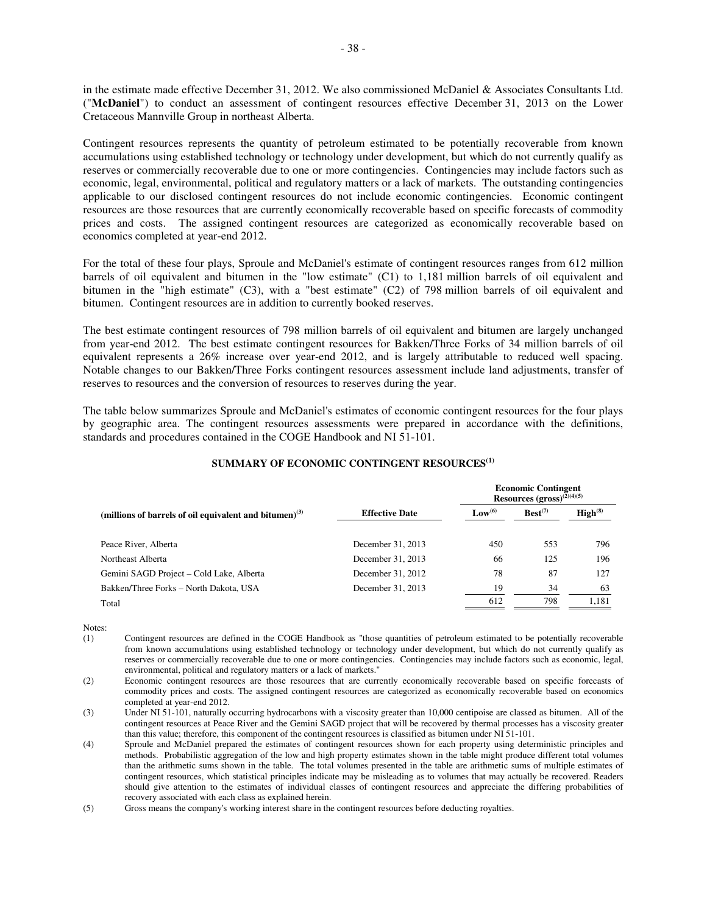in the estimate made effective December 31, 2012. We also commissioned McDaniel & Associates Consultants Ltd. ("**McDaniel**") to conduct an assessment of contingent resources effective December 31, 2013 on the Lower Cretaceous Mannville Group in northeast Alberta.

Contingent resources represents the quantity of petroleum estimated to be potentially recoverable from known accumulations using established technology or technology under development, but which do not currently qualify as reserves or commercially recoverable due to one or more contingencies. Contingencies may include factors such as economic, legal, environmental, political and regulatory matters or a lack of markets. The outstanding contingencies applicable to our disclosed contingent resources do not include economic contingencies. Economic contingent resources are those resources that are currently economically recoverable based on specific forecasts of commodity prices and costs. The assigned contingent resources are categorized as economically recoverable based on economics completed at year-end 2012.

For the total of these four plays, Sproule and McDaniel's estimate of contingent resources ranges from 612 million barrels of oil equivalent and bitumen in the "low estimate" (C1) to 1,181 million barrels of oil equivalent and bitumen in the "high estimate" (C3), with a "best estimate" (C2) of 798 million barrels of oil equivalent and bitumen. Contingent resources are in addition to currently booked reserves.

The best estimate contingent resources of 798 million barrels of oil equivalent and bitumen are largely unchanged from year-end 2012. The best estimate contingent resources for Bakken/Three Forks of 34 million barrels of oil equivalent represents a 26% increase over year-end 2012, and is largely attributable to reduced well spacing. Notable changes to our Bakken/Three Forks contingent resources assessment include land adjustments, transfer of reserves to resources and the conversion of resources to reserves during the year.

The table below summarizes Sproule and McDaniel's estimates of economic contingent resources for the four plays by geographic area. The contingent resources assessments were prepared in accordance with the definitions, standards and procedures contained in the COGE Handbook and NI 51-101.

**SUMMARY OF ECONOMIC CONTINGENT RESOURCES[(1)]**

| | | Economic Contingent Resources (gross)[(2)(4)(5)] | | |
|---|---|---|---|---|
| **(millions of barrels of oil equivalent and bitumen)[(3)]** | **Effective Date** | **Low[(6)]** | **Best[(7)]** | **High[(8)]** |
| Peace River, Alberta | December 31, 2013 | 450 | 553 | 796 |
| Northeast Alberta | December 31, 2013 | 66 | 125 | 196 |
| Gemini SAGD Project – Cold Lake, Alberta | December 31, 2012 | 78 | 87 | 127 |
| Bakken/Three Forks – North Dakota, USA | December 31, 2013 | 19 | 34 | 63 |
| Total | | 612 | 798 | 1,181 |

Notes:

(1) Contingent resources are defined in the COGE Handbook as "those quantities of petroleum estimated to be potentially recoverable from known accumulations using established technology or technology under development, but which do not currently qualify as reserves or commercially recoverable due to one or more contingencies. Contingencies may include factors such as economic, legal, environmental, political and regulatory matters or a lack of markets."

(2) Economic contingent resources are those resources that are currently economically recoverable based on specific forecasts of commodity prices and costs. The assigned contingent resources are categorized as economically recoverable based on economics completed at year-end 2012.

(3) Under NI 51-101, naturally occurring hydrocarbons with a viscosity greater than 10,000 centipoise are classed as bitumen. All of the contingent resources at Peace River and the Gemini SAGD project that will be recovered by thermal processes has a viscosity greater than this value; therefore, this component of the contingent resources is classified as bitumen under NI 51-101.

(4) Sproule and McDaniel prepared the estimates of contingent resources shown for each property using deterministic principles and methods. Probabilistic aggregation of the low and high property estimates shown in the table might produce different total volumes than the arithmetic sums shown in the table. The total volumes presented in the table are arithmetic sums of multiple estimates of contingent resources, which statistical principles indicate may be misleading as to volumes that may actually be recovered. Readers should give attention to the estimates of individual classes of contingent resources and appreciate the differing probabilities of recovery associated with each class as explained herein.

(5) Gross means the company's working interest share in the contingent resources before deducting royalties.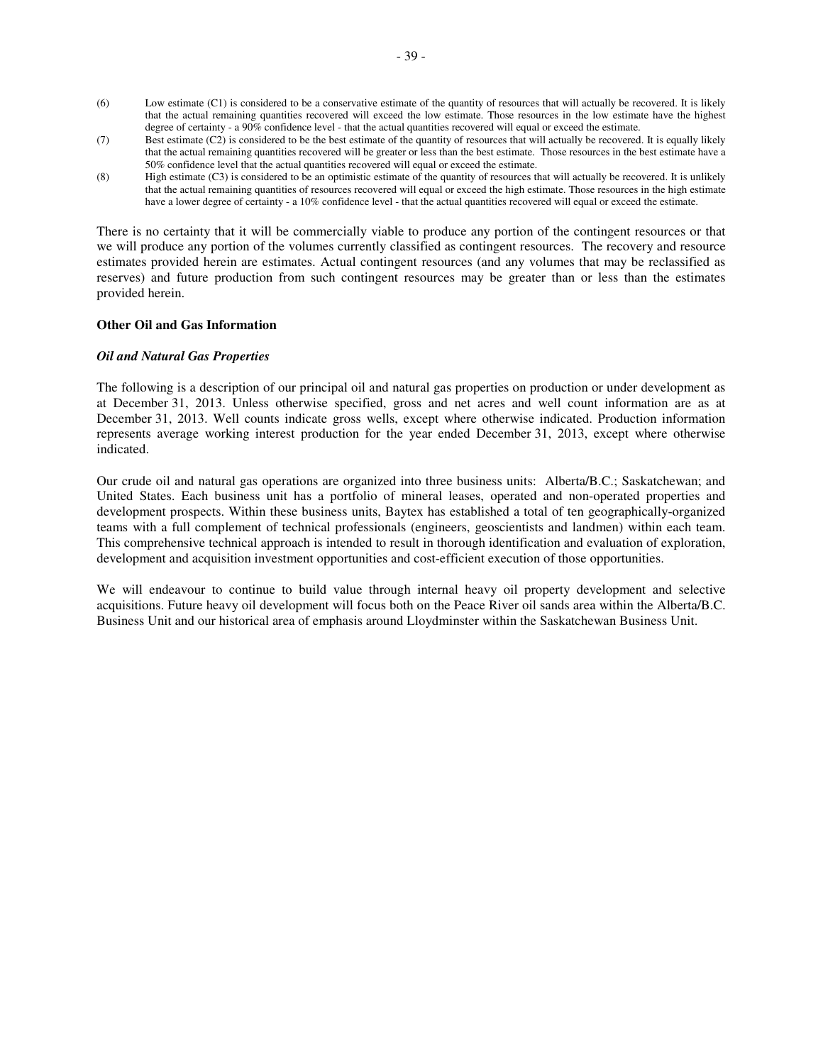(6) Low estimate (C1) is considered to be a conservative estimate of the quantity of resources that will actually be recovered. It is likely that the actual remaining quantities recovered will exceed the low estimate. Those resources in the low estimate have the highest degree of certainty - a 90% confidence level - that the actual quantities recovered will equal or exceed the estimate.

(7) Best estimate (C2) is considered to be the best estimate of the quantity of resources that will actually be recovered. It is equally likely that the actual remaining quantities recovered will be greater or less than the best estimate. Those resources in the best estimate have a 50% confidence level that the actual quantities recovered will equal or exceed the estimate.

(8) High estimate (C3) is considered to be an optimistic estimate of the quantity of resources that will actually be recovered. It is unlikely that the actual remaining quantities of resources recovered will equal or exceed the high estimate. Those resources in the high estimate have a lower degree of certainty - a 10% confidence level - that the actual quantities recovered will equal or exceed the estimate.

There is no certainty that it will be commercially viable to produce any portion of the contingent resources or that we will produce any portion of the volumes currently classified as contingent resources. The recovery and resource estimates provided herein are estimates. Actual contingent resources (and any volumes that may be reclassified as reserves) and future production from such contingent resources may be greater than or less than the estimates provided herein.

**Other Oil and Gas Information**

***Oil and Natural Gas Properties***

The following is a description of our principal oil and natural gas properties on production or under development as at December 31, 2013. Unless otherwise specified, gross and net acres and well count information are as at December 31, 2013. Well counts indicate gross wells, except where otherwise indicated. Production information represents average working interest production for the year ended December 31, 2013, except where otherwise indicated.

Our crude oil and natural gas operations are organized into three business units: Alberta/B.C.; Saskatchewan; and United States. Each business unit has a portfolio of mineral leases, operated and non-operated properties and development prospects. Within these business units, Baytex has established a total of ten geographically-organized teams with a full complement of technical professionals (engineers, geoscientists and landmen) within each team. This comprehensive technical approach is intended to result in thorough identification and evaluation of exploration, development and acquisition investment opportunities and cost-efficient execution of those opportunities.

We will endeavour to continue to build value through internal heavy oil property development and selective acquisitions. Future heavy oil development will focus both on the Peace River oil sands area within the Alberta/B.C. Business Unit and our historical area of emphasis around Lloydminster within the Saskatchewan Business Unit.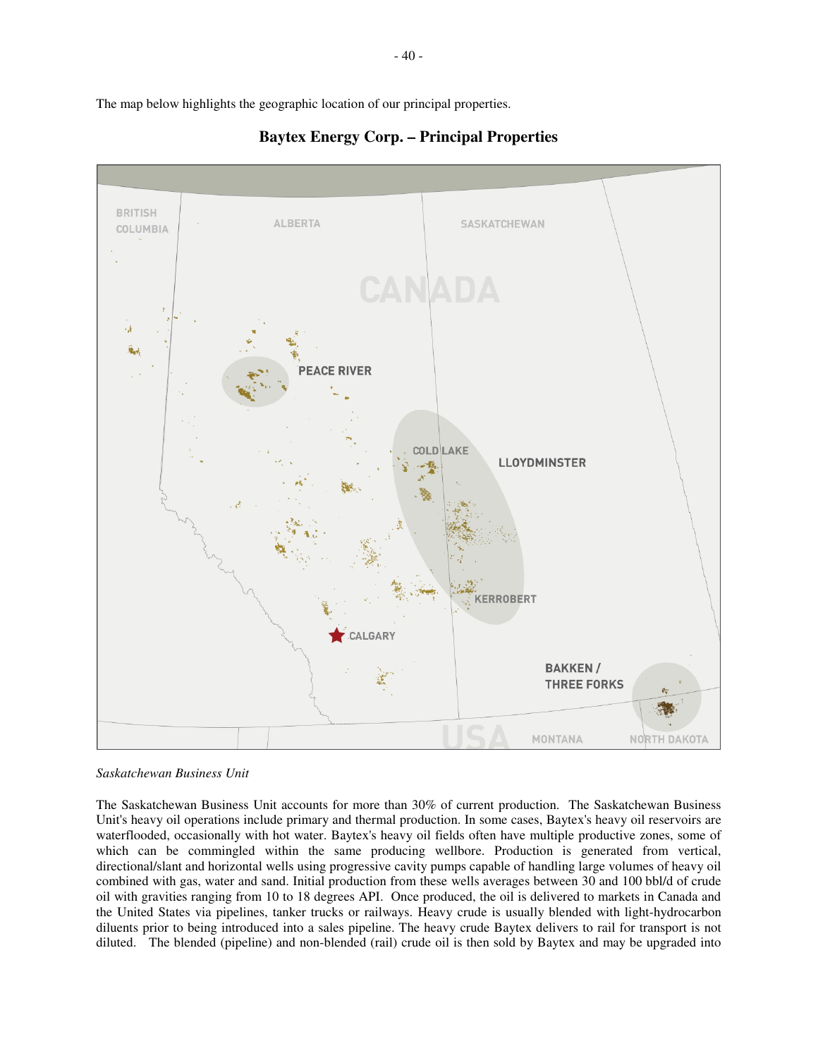The map below highlights the geographic location of our principal properties.

**Baytex Energy Corp. – Principal Properties**

*Saskatchewan Business Unit*

The Saskatchewan Business Unit accounts for more than 30% of current production. The Saskatchewan Business Unit's heavy oil operations include primary and thermal production. In some cases, Baytex's heavy oil reservoirs are waterflooded, occasionally with hot water. Baytex's heavy oil fields often have multiple productive zones, some of which can be commingled within the same producing wellbore. Production is generated from vertical, directional/slant and horizontal wells using progressive cavity pumps capable of handling large volumes of heavy oil combined with gas, water and sand. Initial production from these wells averages between 30 and 100 bbl/d of crude oil with gravities ranging from 10 to 18 degrees API. Once produced, the oil is delivered to markets in Canada and the United States via pipelines, tanker trucks or railways. Heavy crude is usually blended with light-hydrocarbon diluents prior to being introduced into a sales pipeline. The heavy crude Baytex delivers to rail for transport is not diluted. The blended (pipeline) and non-blended (rail) crude oil is then sold by Baytex and may be upgraded into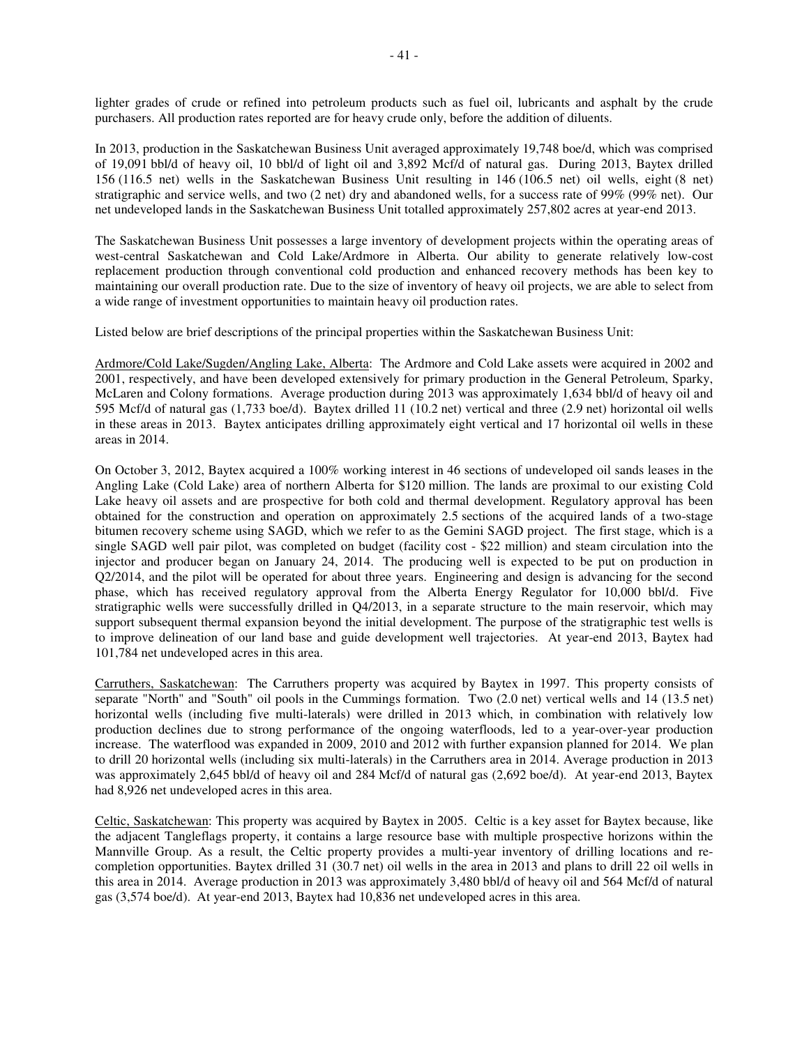lighter grades of crude or refined into petroleum products such as fuel oil, lubricants and asphalt by the crude purchasers. All production rates reported are for heavy crude only, before the addition of diluents.

In 2013, production in the Saskatchewan Business Unit averaged approximately 19,748 boe/d, which was comprised of 19,091 bbl/d of heavy oil, 10 bbl/d of light oil and 3,892 Mcf/d of natural gas. During 2013, Baytex drilled 156 (116.5 net) wells in the Saskatchewan Business Unit resulting in 146 (106.5 net) oil wells, eight (8 net) stratigraphic and service wells, and two (2 net) dry and abandoned wells, for a success rate of 99% (99% net). Our net undeveloped lands in the Saskatchewan Business Unit totalled approximately 257,802 acres at year-end 2013.

The Saskatchewan Business Unit possesses a large inventory of development projects within the operating areas of west-central Saskatchewan and Cold Lake/Ardmore in Alberta. Our ability to generate relatively low-cost replacement production through conventional cold production and enhanced recovery methods has been key to maintaining our overall production rate. Due to the size of inventory of heavy oil projects, we are able to select from a wide range of investment opportunities to maintain heavy oil production rates.

Listed below are brief descriptions of the principal properties within the Saskatchewan Business Unit:

Ardmore/Cold Lake/Sugden/Angling Lake, Alberta: The Ardmore and Cold Lake assets were acquired in 2002 and 2001, respectively, and have been developed extensively for primary production in the General Petroleum, Sparky, McLaren and Colony formations. Average production during 2013 was approximately 1,634 bbl/d of heavy oil and 595 Mcf/d of natural gas (1,733 boe/d). Baytex drilled 11 (10.2 net) vertical and three (2.9 net) horizontal oil wells in these areas in 2013. Baytex anticipates drilling approximately eight vertical and 17 horizontal oil wells in these areas in 2014.

On October 3, 2012, Baytex acquired a 100% working interest in 46 sections of undeveloped oil sands leases in the Angling Lake (Cold Lake) area of northern Alberta for $120 million. The lands are proximal to our existing Cold Lake heavy oil assets and are prospective for both cold and thermal development. Regulatory approval has been obtained for the construction and operation on approximately 2.5 sections of the acquired lands of a two-stage bitumen recovery scheme using SAGD, which we refer to as the Gemini SAGD project. The first stage, which is a single SAGD well pair pilot, was completed on budget (facility cost - $22 million) and steam circulation into the injector and producer began on January 24, 2014. The producing well is expected to be put on production in Q2/2014, and the pilot will be operated for about three years. Engineering and design is advancing for the second phase, which has received regulatory approval from the Alberta Energy Regulator for 10,000 bbl/d. Five stratigraphic wells were successfully drilled in Q4/2013, in a separate structure to the main reservoir, which may support subsequent thermal expansion beyond the initial development. The purpose of the stratigraphic test wells is to improve delineation of our land base and guide development well trajectories. At year-end 2013, Baytex had 101,784 net undeveloped acres in this area.

Carruthers, Saskatchewan: The Carruthers property was acquired by Baytex in 1997. This property consists of separate "North" and "South" oil pools in the Cummings formation. Two (2.0 net) vertical wells and 14 (13.5 net) horizontal wells (including five multi-laterals) were drilled in 2013 which, in combination with relatively low production declines due to strong performance of the ongoing waterfloods, led to a year-over-year production increase. The waterflood was expanded in 2009, 2010 and 2012 with further expansion planned for 2014. We plan to drill 20 horizontal wells (including six multi-laterals) in the Carruthers area in 2014. Average production in 2013 was approximately 2,645 bbl/d of heavy oil and 284 Mcf/d of natural gas (2,692 boe/d). At year-end 2013, Baytex had 8,926 net undeveloped acres in this area.

Celtic, Saskatchewan: This property was acquired by Baytex in 2005. Celtic is a key asset for Baytex because, like the adjacent Tangleflags property, it contains a large resource base with multiple prospective horizons within the Mannville Group. As a result, the Celtic property provides a multi-year inventory of drilling locations and re-completion opportunities. Baytex drilled 31 (30.7 net) oil wells in the area in 2013 and plans to drill 22 oil wells in this area in 2014. Average production in 2013 was approximately 3,480 bbl/d of heavy oil and 564 Mcf/d of natural gas (3,574 boe/d). At year-end 2013, Baytex had 10,836 net undeveloped acres in this area.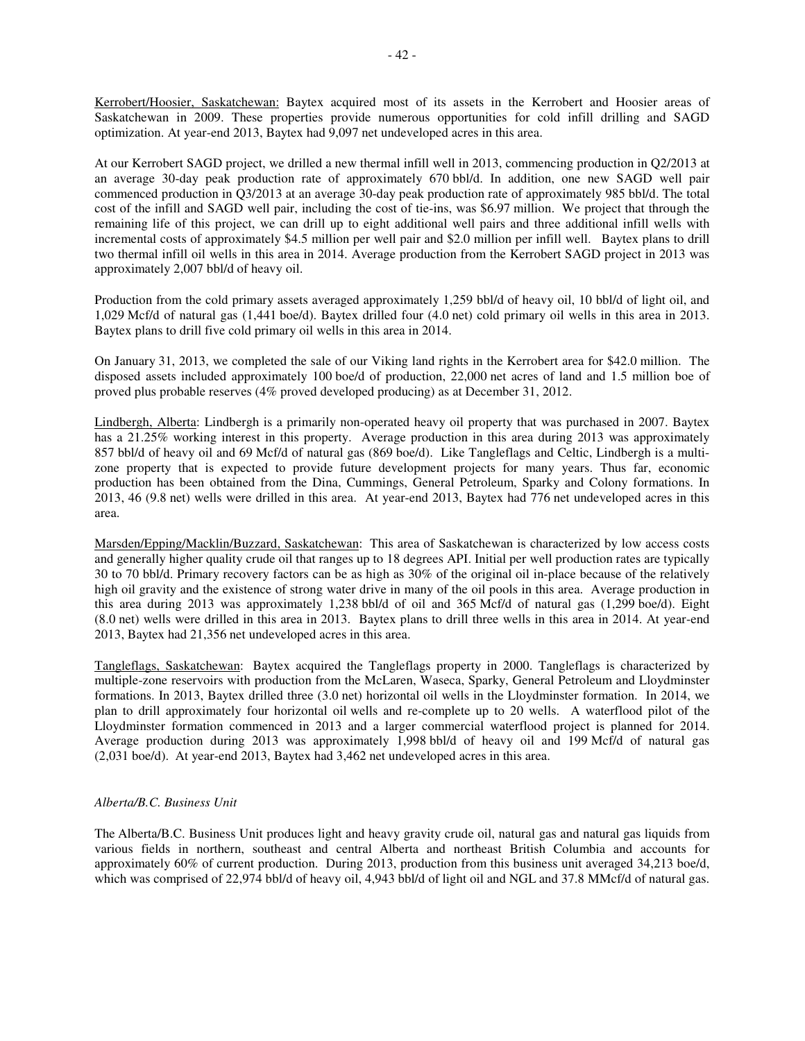Kerrobert/Hoosier, Saskatchewan: Baytex acquired most of its assets in the Kerrobert and Hoosier areas of Saskatchewan in 2009. These properties provide numerous opportunities for cold infill drilling and SAGD optimization. At year-end 2013, Baytex had 9,097 net undeveloped acres in this area.

At our Kerrobert SAGD project, we drilled a new thermal infill well in 2013, commencing production in Q2/2013 at an average 30-day peak production rate of approximately 670 bbl/d. In addition, one new SAGD well pair commenced production in Q3/2013 at an average 30-day peak production rate of approximately 985 bbl/d. The total cost of the infill and SAGD well pair, including the cost of tie-ins, was $6.97 million. We project that through the remaining life of this project, we can drill up to eight additional well pairs and three additional infill wells with incremental costs of approximately $4.5 million per well pair and $2.0 million per infill well. Baytex plans to drill two thermal infill oil wells in this area in 2014. Average production from the Kerrobert SAGD project in 2013 was approximately 2,007 bbl/d of heavy oil.

Production from the cold primary assets averaged approximately 1,259 bbl/d of heavy oil, 10 bbl/d of light oil, and 1,029 Mcf/d of natural gas (1,441 boe/d). Baytex drilled four (4.0 net) cold primary oil wells in this area in 2013. Baytex plans to drill five cold primary oil wells in this area in 2014.

On January 31, 2013, we completed the sale of our Viking land rights in the Kerrobert area for $42.0 million. The disposed assets included approximately 100 boe/d of production, 22,000 net acres of land and 1.5 million boe of proved plus probable reserves (4% proved developed producing) as at December 31, 2012.

Lindbergh, Alberta: Lindbergh is a primarily non-operated heavy oil property that was purchased in 2007. Baytex has a 21.25% working interest in this property. Average production in this area during 2013 was approximately 857 bbl/d of heavy oil and 69 Mcf/d of natural gas (869 boe/d). Like Tangleflags and Celtic, Lindbergh is a multi-zone property that is expected to provide future development projects for many years. Thus far, economic production has been obtained from the Dina, Cummings, General Petroleum, Sparky and Colony formations. In 2013, 46 (9.8 net) wells were drilled in this area. At year-end 2013, Baytex had 776 net undeveloped acres in this area.

Marsden/Epping/Macklin/Buzzard, Saskatchewan: This area of Saskatchewan is characterized by low access costs and generally higher quality crude oil that ranges up to 18 degrees API. Initial per well production rates are typically 30 to 70 bbl/d. Primary recovery factors can be as high as 30% of the original oil in-place because of the relatively high oil gravity and the existence of strong water drive in many of the oil pools in this area. Average production in this area during 2013 was approximately 1,238 bbl/d of oil and 365 Mcf/d of natural gas (1,299 boe/d). Eight (8.0 net) wells were drilled in this area in 2013. Baytex plans to drill three wells in this area in 2014. At year-end 2013, Baytex had 21,356 net undeveloped acres in this area.

Tangleflags, Saskatchewan: Baytex acquired the Tangleflags property in 2000. Tangleflags is characterized by multiple-zone reservoirs with production from the McLaren, Waseca, Sparky, General Petroleum and Lloydminster formations. In 2013, Baytex drilled three (3.0 net) horizontal oil wells in the Lloydminster formation. In 2014, we plan to drill approximately four horizontal oil wells and re-complete up to 20 wells. A waterflood pilot of the Lloydminster formation commenced in 2013 and a larger commercial waterflood project is planned for 2014. Average production during 2013 was approximately 1,998 bbl/d of heavy oil and 199 Mcf/d of natural gas (2,031 boe/d). At year-end 2013, Baytex had 3,462 net undeveloped acres in this area.

*Alberta/B.C. Business Unit*

The Alberta/B.C. Business Unit produces light and heavy gravity crude oil, natural gas and natural gas liquids from various fields in northern, southeast and central Alberta and northeast British Columbia and accounts for approximately 60% of current production. During 2013, production from this business unit averaged 34,213 boe/d, which was comprised of 22,974 bbl/d of heavy oil, 4,943 bbl/d of light oil and NGL and 37.8 MMcf/d of natural gas.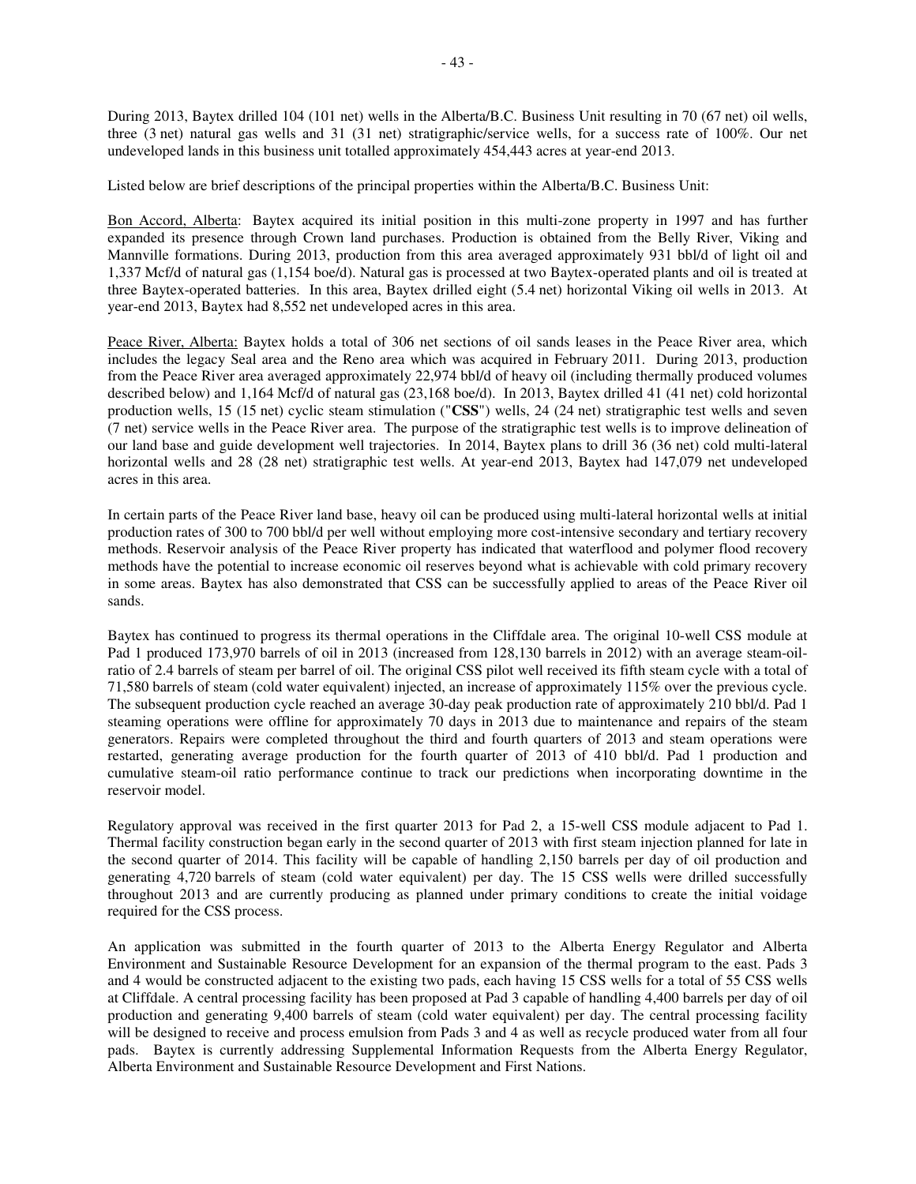During 2013, Baytex drilled 104 (101 net) wells in the Alberta/B.C. Business Unit resulting in 70 (67 net) oil wells, three (3 net) natural gas wells and 31 (31 net) stratigraphic/service wells, for a success rate of 100%. Our net undeveloped lands in this business unit totalled approximately 454,443 acres at year-end 2013.

Listed below are brief descriptions of the principal properties within the Alberta/B.C. Business Unit:

Bon Accord, Alberta: Baytex acquired its initial position in this multi-zone property in 1997 and has further expanded its presence through Crown land purchases. Production is obtained from the Belly River, Viking and Mannville formations. During 2013, production from this area averaged approximately 931 bbl/d of light oil and 1,337 Mcf/d of natural gas (1,154 boe/d). Natural gas is processed at two Baytex-operated plants and oil is treated at three Baytex-operated batteries. In this area, Baytex drilled eight (5.4 net) horizontal Viking oil wells in 2013. At year-end 2013, Baytex had 8,552 net undeveloped acres in this area.

Peace River, Alberta: Baytex holds a total of 306 net sections of oil sands leases in the Peace River area, which includes the legacy Seal area and the Reno area which was acquired in February 2011. During 2013, production from the Peace River area averaged approximately 22,974 bbl/d of heavy oil (including thermally produced volumes described below) and 1,164 Mcf/d of natural gas (23,168 boe/d). In 2013, Baytex drilled 41 (41 net) cold horizontal production wells, 15 (15 net) cyclic steam stimulation ("**CSS**") wells, 24 (24 net) stratigraphic test wells and seven (7 net) service wells in the Peace River area. The purpose of the stratigraphic test wells is to improve delineation of our land base and guide development well trajectories. In 2014, Baytex plans to drill 36 (36 net) cold multi-lateral horizontal wells and 28 (28 net) stratigraphic test wells. At year-end 2013, Baytex had 147,079 net undeveloped acres in this area.

In certain parts of the Peace River land base, heavy oil can be produced using multi-lateral horizontal wells at initial production rates of 300 to 700 bbl/d per well without employing more cost-intensive secondary and tertiary recovery methods. Reservoir analysis of the Peace River property has indicated that waterflood and polymer flood recovery methods have the potential to increase economic oil reserves beyond what is achievable with cold primary recovery in some areas. Baytex has also demonstrated that CSS can be successfully applied to areas of the Peace River oil sands.

Baytex has continued to progress its thermal operations in the Cliffdale area. The original 10-well CSS module at Pad 1 produced 173,970 barrels of oil in 2013 (increased from 128,130 barrels in 2012) with an average steam-oil-ratio of 2.4 barrels of steam per barrel of oil. The original CSS pilot well received its fifth steam cycle with a total of 71,580 barrels of steam (cold water equivalent) injected, an increase of approximately 115% over the previous cycle. The subsequent production cycle reached an average 30-day peak production rate of approximately 210 bbl/d. Pad 1 steaming operations were offline for approximately 70 days in 2013 due to maintenance and repairs of the steam generators. Repairs were completed throughout the third and fourth quarters of 2013 and steam operations were restarted, generating average production for the fourth quarter of 2013 of 410 bbl/d. Pad 1 production and cumulative steam-oil ratio performance continue to track our predictions when incorporating downtime in the reservoir model.

Regulatory approval was received in the first quarter 2013 for Pad 2, a 15-well CSS module adjacent to Pad 1. Thermal facility construction began early in the second quarter of 2013 with first steam injection planned for late in the second quarter of 2014. This facility will be capable of handling 2,150 barrels per day of oil production and generating 4,720 barrels of steam (cold water equivalent) per day. The 15 CSS wells were drilled successfully throughout 2013 and are currently producing as planned under primary conditions to create the initial voidage required for the CSS process.

An application was submitted in the fourth quarter of 2013 to the Alberta Energy Regulator and Alberta Environment and Sustainable Resource Development for an expansion of the thermal program to the east. Pads 3 and 4 would be constructed adjacent to the existing two pads, each having 15 CSS wells for a total of 55 CSS wells at Cliffdale. A central processing facility has been proposed at Pad 3 capable of handling 4,400 barrels per day of oil production and generating 9,400 barrels of steam (cold water equivalent) per day. The central processing facility will be designed to receive and process emulsion from Pads 3 and 4 as well as recycle produced water from all four pads. Baytex is currently addressing Supplemental Information Requests from the Alberta Energy Regulator, Alberta Environment and Sustainable Resource Development and First Nations.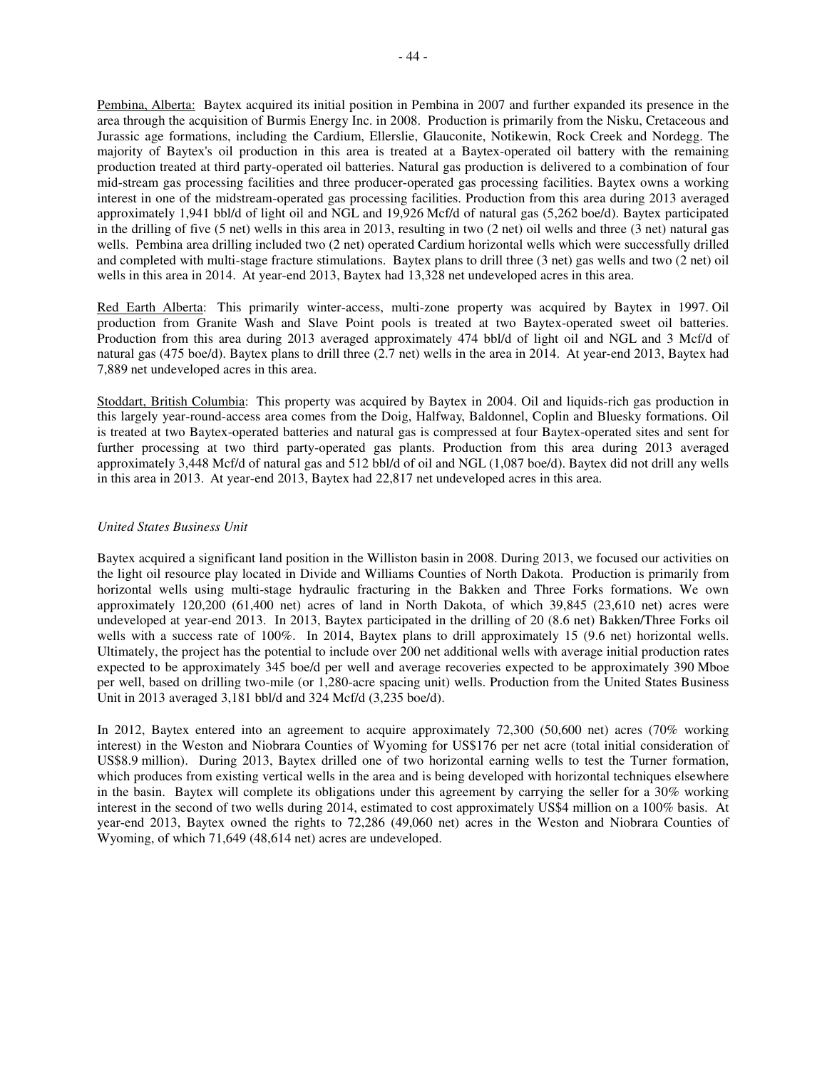Pembina, Alberta: Baytex acquired its initial position in Pembina in 2007 and further expanded its presence in the area through the acquisition of Burmis Energy Inc. in 2008. Production is primarily from the Nisku, Cretaceous and Jurassic age formations, including the Cardium, Ellerslie, Glauconite, Notikewin, Rock Creek and Nordegg. The majority of Baytex's oil production in this area is treated at a Baytex-operated oil battery with the remaining production treated at third party-operated oil batteries. Natural gas production is delivered to a combination of four mid-stream gas processing facilities and three producer-operated gas processing facilities. Baytex owns a working interest in one of the midstream-operated gas processing facilities. Production from this area during 2013 averaged approximately 1,941 bbl/d of light oil and NGL and 19,926 Mcf/d of natural gas (5,262 boe/d). Baytex participated in the drilling of five (5 net) wells in this area in 2013, resulting in two (2 net) oil wells and three (3 net) natural gas wells. Pembina area drilling included two (2 net) operated Cardium horizontal wells which were successfully drilled and completed with multi-stage fracture stimulations. Baytex plans to drill three (3 net) gas wells and two (2 net) oil wells in this area in 2014. At year-end 2013, Baytex had 13,328 net undeveloped acres in this area.

Red Earth Alberta: This primarily winter-access, multi-zone property was acquired by Baytex in 1997. Oil production from Granite Wash and Slave Point pools is treated at two Baytex-operated sweet oil batteries. Production from this area during 2013 averaged approximately 474 bbl/d of light oil and NGL and 3 Mcf/d of natural gas (475 boe/d). Baytex plans to drill three (2.7 net) wells in the area in 2014. At year-end 2013, Baytex had 7,889 net undeveloped acres in this area.

Stoddart, British Columbia: This property was acquired by Baytex in 2004. Oil and liquids-rich gas production in this largely year-round-access area comes from the Doig, Halfway, Baldonnel, Coplin and Bluesky formations. Oil is treated at two Baytex-operated batteries and natural gas is compressed at four Baytex-operated sites and sent for further processing at two third party-operated gas plants. Production from this area during 2013 averaged approximately 3,448 Mcf/d of natural gas and 512 bbl/d of oil and NGL (1,087 boe/d). Baytex did not drill any wells in this area in 2013. At year-end 2013, Baytex had 22,817 net undeveloped acres in this area.

*United States Business Unit*

Baytex acquired a significant land position in the Williston basin in 2008. During 2013, we focused our activities on the light oil resource play located in Divide and Williams Counties of North Dakota. Production is primarily from horizontal wells using multi-stage hydraulic fracturing in the Bakken and Three Forks formations. We own approximately 120,200 (61,400 net) acres of land in North Dakota, of which 39,845 (23,610 net) acres were undeveloped at year-end 2013. In 2013, Baytex participated in the drilling of 20 (8.6 net) Bakken/Three Forks oil wells with a success rate of 100%. In 2014, Baytex plans to drill approximately 15 (9.6 net) horizontal wells. Ultimately, the project has the potential to include over 200 net additional wells with average initial production rates expected to be approximately 345 boe/d per well and average recoveries expected to be approximately 390 Mboe per well, based on drilling two-mile (or 1,280-acre spacing unit) wells. Production from the United States Business Unit in 2013 averaged 3,181 bbl/d and 324 Mcf/d (3,235 boe/d).

In 2012, Baytex entered into an agreement to acquire approximately 72,300 (50,600 net) acres (70% working interest) in the Weston and Niobrara Counties of Wyoming for US$176 per net acre (total initial consideration of US$8.9 million). During 2013, Baytex drilled one of two horizontal earning wells to test the Turner formation, which produces from existing vertical wells in the area and is being developed with horizontal techniques elsewhere in the basin. Baytex will complete its obligations under this agreement by carrying the seller for a 30% working interest in the second of two wells during 2014, estimated to cost approximately US$4 million on a 100% basis. At year-end 2013, Baytex owned the rights to 72,286 (49,060 net) acres in the Weston and Niobrara Counties of Wyoming, of which 71,649 (48,614 net) acres are undeveloped.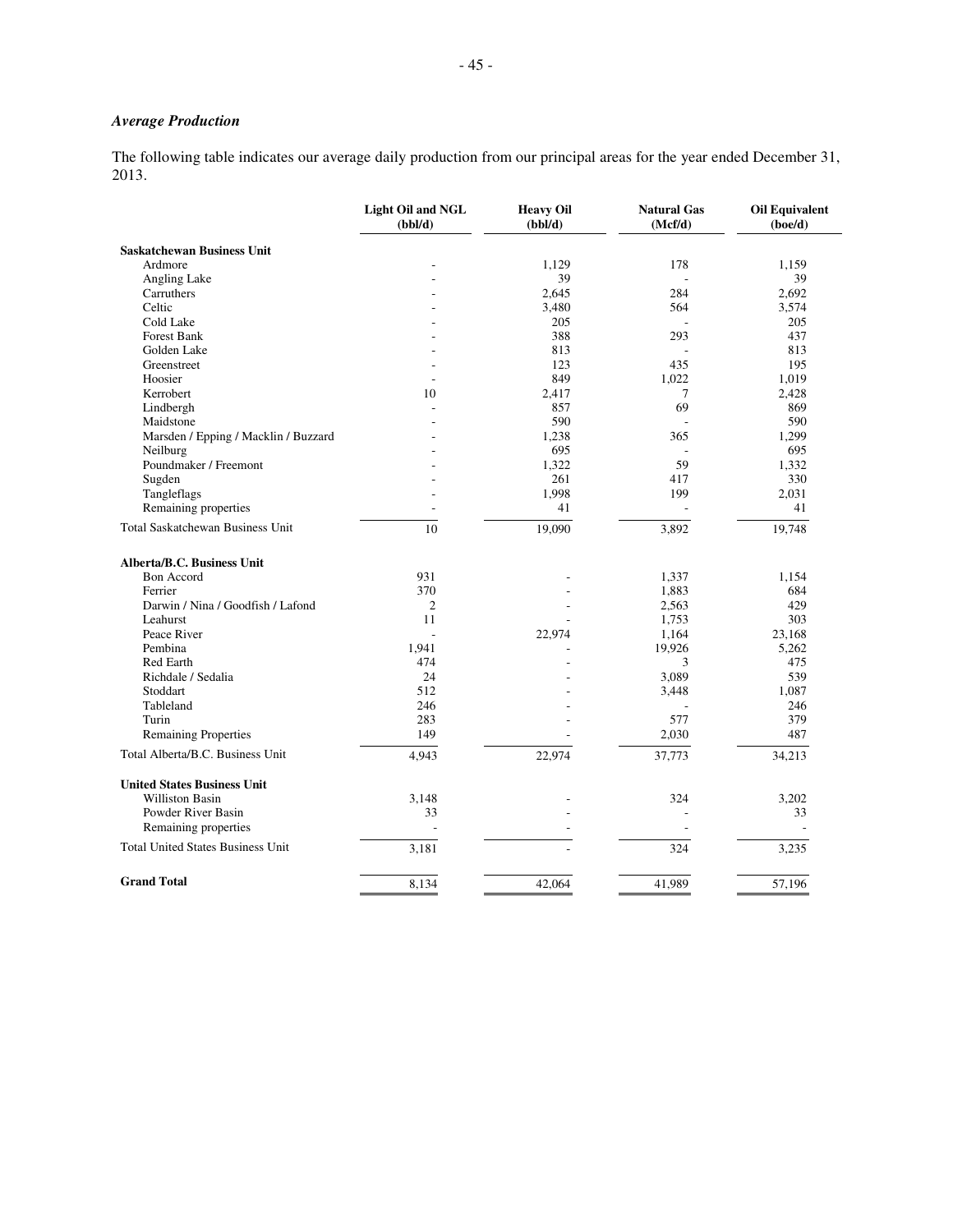### *Average Production*

The following table indicates our average daily production from our principal areas for the year ended December 31, 2013.

| | Light Oil and NGL (bbl/d) | Heavy Oil (bbl/d) | Natural Gas (Mcf/d) | Oil Equivalent (boe/d) |
|---|---|---|---|---|
| **Saskatchewan Business Unit** | | | | |
| Ardmore | - | 1,129 | 178 | 1,159 |
| Angling Lake | - | 39 | - | 39 |
| Carruthers | - | 2,645 | 284 | 2,692 |
| Celtic | - | 3,480 | 564 | 3,574 |
| Cold Lake | - | 205 | - | 205 |
| Forest Bank | - | 388 | 293 | 437 |
| Golden Lake | - | 813 | - | 813 |
| Greenstreet | - | 123 | 435 | 195 |
| Hoosier | - | 849 | 1,022 | 1,019 |
| Kerrobert | 10 | 2,417 | 7 | 2,428 |
| Lindbergh | - | 857 | 69 | 869 |
| Maidstone | - | 590 | - | 590 |
| Marsden / Epping / Macklin / Buzzard | - | 1,238 | 365 | 1,299 |
| Neilburg | - | 695 | - | 695 |
| Poundmaker / Freemont | - | 1,322 | 59 | 1,332 |
| Sugden | - | 261 | 417 | 330 |
| Tangleflags | - | 1,998 | 199 | 2,031 |
| Remaining properties | - | 41 | - | 41 |
| Total Saskatchewan Business Unit | 10 | 19,090 | 3,892 | 19,748 |
| **Alberta/B.C. Business Unit** | | | | |
| Bon Accord | 931 | - | 1,337 | 1,154 |
| Ferrier | 370 | - | 1,883 | 684 |
| Darwin / Nina / Goodfish / Lafond | 2 | - | 2,563 | 429 |
| Leahurst | 11 | - | 1,753 | 303 |
| Peace River | - | 22,974 | 1,164 | 23,168 |
| Pembina | 1,941 | - | 19,926 | 5,262 |
| Red Earth | 474 | - | 3 | 475 |
| Richdale / Sedalia | 24 | - | 3,089 | 539 |
| Stoddart | 512 | - | 3,448 | 1,087 |
| Tableland | 246 | - | - | 246 |
| Turin | 283 | - | 577 | 379 |
| Remaining Properties | 149 | - | 2,030 | 487 |
| Total Alberta/B.C. Business Unit | 4,943 | 22,974 | 37,773 | 34,213 |
| **United States Business Unit** | | | | |
| Williston Basin | 3,148 | - | 324 | 3,202 |
| Powder River Basin | 33 | - | - | 33 |
| Remaining properties | - | - | - | - |
| Total United States Business Unit | 3,181 | - | 324 | 3,235 |
| **Grand Total** | 8,134 | 42,064 | 41,989 | 57,196 |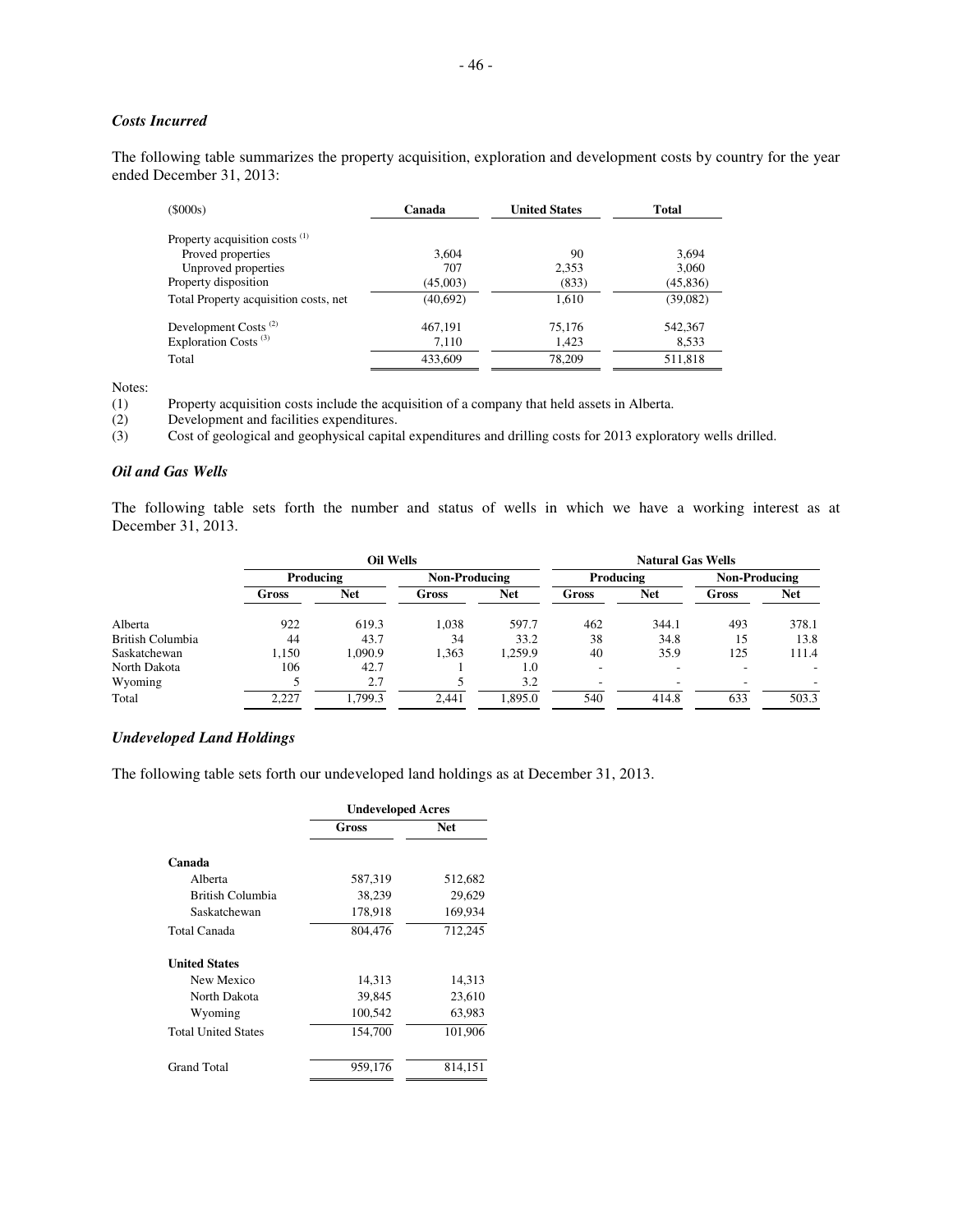### *Costs Incurred*

The following table summarizes the property acquisition, exploration and development costs by country for the year ended December 31, 2013:

| ($000s) | Canada | United States | Total |
|---|---|---|---|
| Property acquisition costs [(1)] | | | |
| Proved properties | 3,604 | 90 | 3,694 |
| Unproved properties | 707 | 2,353 | 3,060 |
| Property disposition | (45,003) | (833) | (45,836) |
| Total Property acquisition costs, net | (40,692) | 1,610 | (39,082) |
| Development Costs [(2)] | 467,191 | 75,176 | 542,367 |
| Exploration Costs [(3)] | 7,110 | 1,423 | 8,533 |
| Total | 433,609 | 78,209 | 511,818 |

Notes:

(1) Property acquisition costs include the acquisition of a company that held assets in Alberta.

(2) Development and facilities expenditures.

(3) Cost of geological and geophysical capital expenditures and drilling costs for 2013 exploratory wells drilled.

### *Oil and Gas Wells*

The following table sets forth the number and status of wells in which we have a working interest as at December 31, 2013.

| | Oil Wells | | | | Natural Gas Wells | | | |
|---|---|---|---|---|---|---|---|---|
| | Producing | | Non-Producing | | Producing | | Non-Producing | |
| | Gross | Net | Gross | Net | Gross | Net | Gross | Net |
| Alberta | 922 | 619.3 | 1,038 | 597.7 | 462 | 344.1 | 493 | 378.1 |
| British Columbia | 44 | 43.7 | 34 | 33.2 | 38 | 34.8 | 15 | 13.8 |
| Saskatchewan | 1,150 | 1,090.9 | 1,363 | 1,259.9 | 40 | 35.9 | 125 | 111.4 |
| North Dakota | 106 | 42.7 | 1 | 1.0 | - | - | - | - |
| Wyoming | 5 | 2.7 | 5 | 3.2 | - | - | - | - |
| Total | 2,227 | 1,799.3 | 2,441 | 1,895.0 | 540 | 414.8 | 633 | 503.3 |

### *Undeveloped Land Holdings*

The following table sets forth our undeveloped land holdings as at December 31, 2013.

| | Undeveloped Acres | |
|---|---|---|
| | Gross | Net |
| **Canada** | | |
| Alberta | 587,319 | 512,682 |
| British Columbia | 38,239 | 29,629 |
| Saskatchewan | 178,918 | 169,934 |
| Total Canada | 804,476 | 712,245 |
| **United States** | | |
| New Mexico | 14,313 | 14,313 |
| North Dakota | 39,845 | 23,610 |
| Wyoming | 100,542 | 63,983 |
| Total United States | 154,700 | 101,906 |
| Grand Total | 959,176 | 814,151 |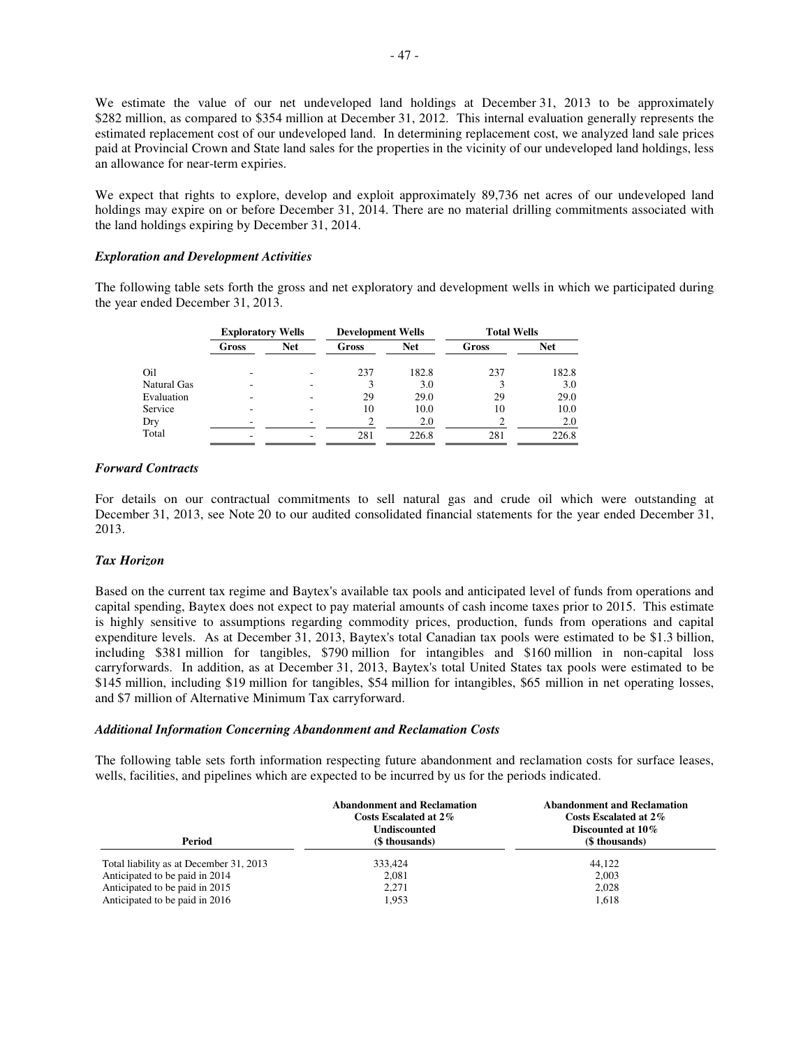We estimate the value of our net undeveloped land holdings at December 31, 2013 to be approximately $282 million, as compared to $354 million at December 31, 2012. This internal evaluation generally represents the estimated replacement cost of our undeveloped land. In determining replacement cost, we analyzed land sale prices paid at Provincial Crown and State land sales for the properties in the vicinity of our undeveloped land holdings, less an allowance for near-term expiries.

We expect that rights to explore, develop and exploit approximately 89,736 net acres of our undeveloped land holdings may expire on or before December 31, 2014. There are no material drilling commitments associated with the land holdings expiring by December 31, 2014.

### *Exploration and Development Activities*

The following table sets forth the gross and net exploratory and development wells in which we participated during the year ended December 31, 2013.

| | Exploratory Wells | | Development Wells | | Total Wells | |
|---|---|---|---|---|---|---|
| | Gross | Net | Gross | Net | Gross | Net |
| Oil | - | - | 237 | 182.8 | 237 | 182.8 |
| Natural Gas | - | - | 3 | 3.0 | 3 | 3.0 |
| Evaluation | - | - | 29 | 29.0 | 29 | 29.0 |
| Service | - | - | 10 | 10.0 | 10 | 10.0 |
| Dry | - | - | 2 | 2.0 | 2 | 2.0 |
| Total | - | - | 281 | 226.8 | 281 | 226.8 |

### *Forward Contracts*

For details on our contractual commitments to sell natural gas and crude oil which were outstanding at December 31, 2013, see Note 20 to our audited consolidated financial statements for the year ended December 31, 2013.

### *Tax Horizon*

Based on the current tax regime and Baytex's available tax pools and anticipated level of funds from operations and capital spending, Baytex does not expect to pay material amounts of cash income taxes prior to 2015. This estimate is highly sensitive to assumptions regarding commodity prices, production, funds from operations and capital expenditure levels. As at December 31, 2013, Baytex's total Canadian tax pools were estimated to be $1.3 billion, including $381 million for tangibles, $790 million for intangibles and $160 million in non-capital loss carryforwards. In addition, as at December 31, 2013, Baytex's total United States tax pools were estimated to be $145 million, including $19 million for tangibles, $54 million for intangibles, $65 million in net operating losses, and $7 million of Alternative Minimum Tax carryforward.

### *Additional Information Concerning Abandonment and Reclamation Costs*

The following table sets forth information respecting future abandonment and reclamation costs for surface leases, wells, facilities, and pipelines which are expected to be incurred by us for the periods indicated.

| Period | Abandonment and Reclamation Costs Escalated at 2% Undiscounted ($ thousands) | Abandonment and Reclamation Costs Escalated at 2% Discounted at 10% ($ thousands) |
|---|---|---|
| Total liability as at December 31, 2013 | 333,424 | 44,122 |
| Anticipated to be paid in 2014 | 2,081 | 2,003 |
| Anticipated to be paid in 2015 | 2,271 | 2,028 |
| Anticipated to be paid in 2016 | 1,953 | 1,618 |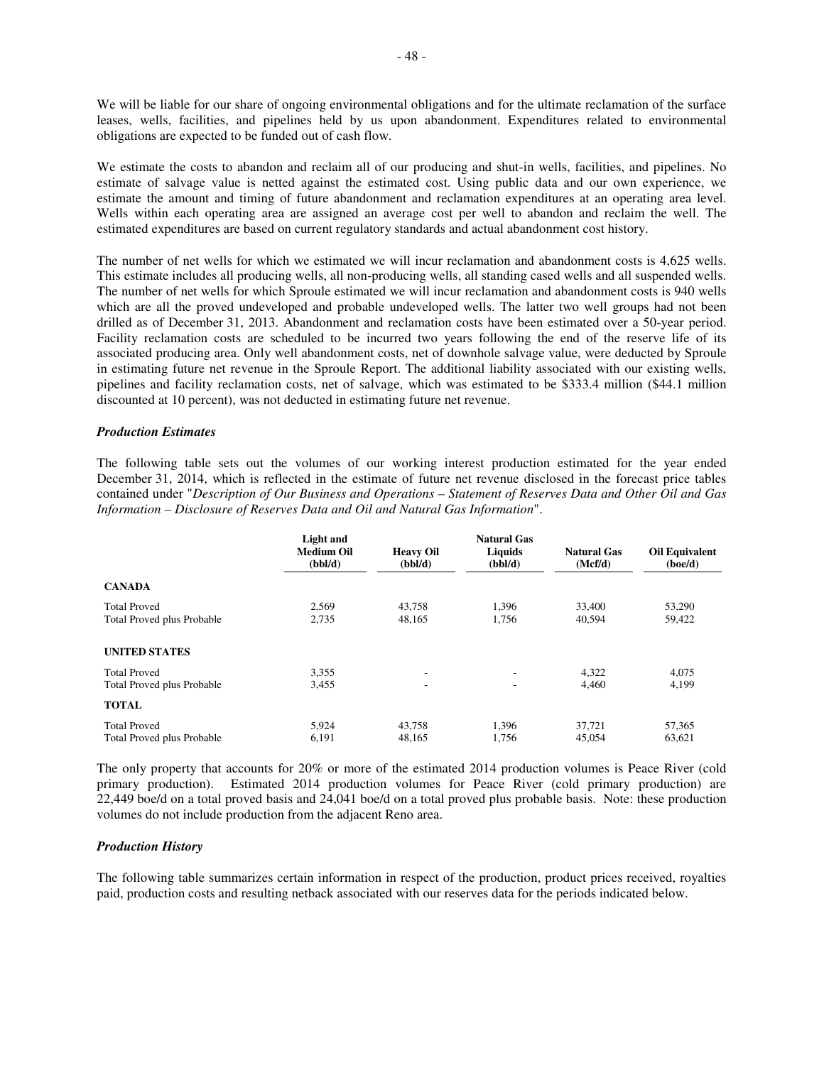We will be liable for our share of ongoing environmental obligations and for the ultimate reclamation of the surface leases, wells, facilities, and pipelines held by us upon abandonment. Expenditures related to environmental obligations are expected to be funded out of cash flow.

We estimate the costs to abandon and reclaim all of our producing and shut-in wells, facilities, and pipelines. No estimate of salvage value is netted against the estimated cost. Using public data and our own experience, we estimate the amount and timing of future abandonment and reclamation expenditures at an operating area level. Wells within each operating area are assigned an average cost per well to abandon and reclaim the well. The estimated expenditures are based on current regulatory standards and actual abandonment cost history.

The number of net wells for which we estimated we will incur reclamation and abandonment costs is 4,625 wells. This estimate includes all producing wells, all non-producing wells, all standing cased wells and all suspended wells. The number of net wells for which Sproule estimated we will incur reclamation and abandonment costs is 940 wells which are all the proved undeveloped and probable undeveloped wells. The latter two well groups had not been drilled as of December 31, 2013. Abandonment and reclamation costs have been estimated over a 50-year period. Facility reclamation costs are scheduled to be incurred two years following the end of the reserve life of its associated producing area. Only well abandonment costs, net of downhole salvage value, were deducted by Sproule in estimating future net revenue in the Sproule Report. The additional liability associated with our existing wells, pipelines and facility reclamation costs, net of salvage, which was estimated to be \$333.4 million (\$44.1 million discounted at 10 percent), was not deducted in estimating future net revenue.

### *Production Estimates*

The following table sets out the volumes of our working interest production estimated for the year ended December 31, 2014, which is reflected in the estimate of future net revenue disclosed in the forecast price tables contained under "*Description of Our Business and Operations – Statement of Reserves Data and Other Oil and Gas Information – Disclosure of Reserves Data and Oil and Natural Gas Information*".

| | Light and Medium Oil (bbl/d) | Heavy Oil (bbl/d) | Natural Gas Liquids (bbl/d) | Natural Gas (Mcf/d) | Oil Equivalent (boe/d) |
|---|---|---|---|---|---|
| **CANADA** | | | | | |
| Total Proved | 2,569 | 43,758 | 1,396 | 33,400 | 53,290 |
| Total Proved plus Probable | 2,735 | 48,165 | 1,756 | 40,594 | 59,422 |
| **UNITED STATES** | | | | | |
| Total Proved | 3,355 | - | - | 4,322 | 4,075 |
| Total Proved plus Probable | 3,455 | - | - | 4,460 | 4,199 |
| **TOTAL** | | | | | |
| Total Proved | 5,924 | 43,758 | 1,396 | 37,721 | 57,365 |
| Total Proved plus Probable | 6,191 | 48,165 | 1,756 | 45,054 | 63,621 |

The only property that accounts for 20% or more of the estimated 2014 production volumes is Peace River (cold primary production). Estimated 2014 production volumes for Peace River (cold primary production) are 22,449 boe/d on a total proved basis and 24,041 boe/d on a total proved plus probable basis. Note: these production volumes do not include production from the adjacent Reno area.

### *Production History*

The following table summarizes certain information in respect of the production, product prices received, royalties paid, production costs and resulting netback associated with our reserves data for the periods indicated below.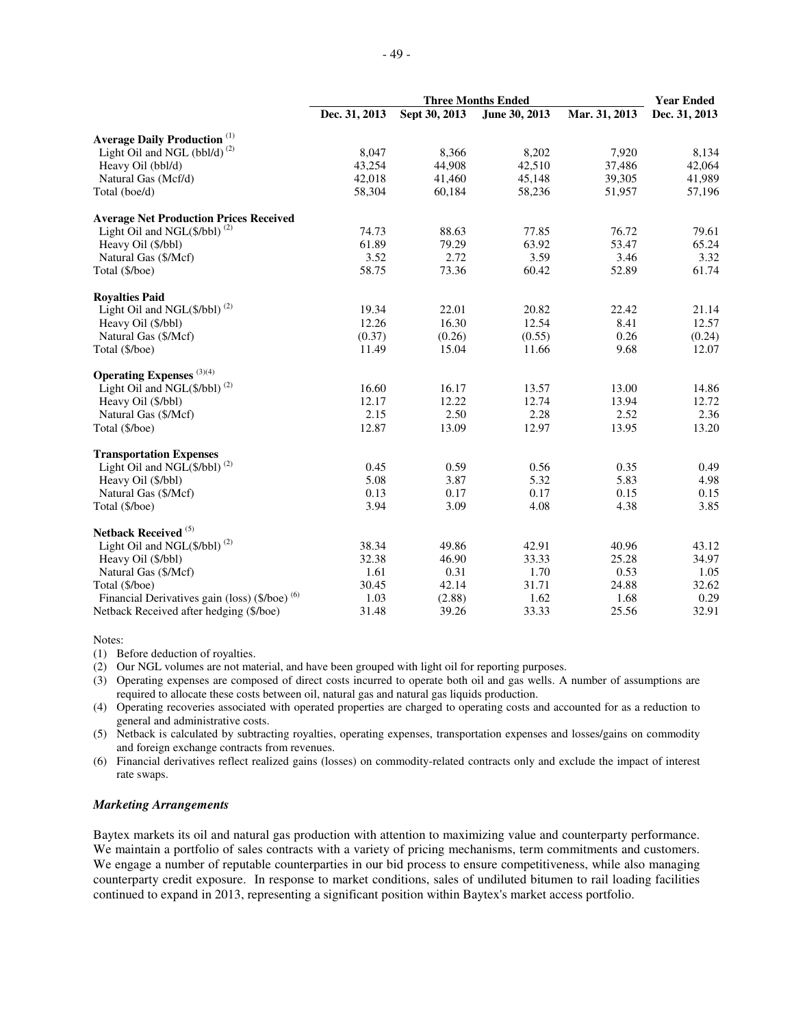| | Three Months Ended | | | | Year Ended |
|---|---|---|---|---|---|
| | Dec. 31, 2013 | Sept 30, 2013 | June 30, 2013 | Mar. 31, 2013 | Dec. 31, 2013 |
| **Average Daily Production** [(1)] | | | | | |
| Light Oil and NGL (bbl/d) [(2)] | 8,047 | 8,366 | 8,202 | 7,920 | 8,134 |
| Heavy Oil (bbl/d) | 43,254 | 44,908 | 42,510 | 37,486 | 42,064 |
| Natural Gas (Mcf/d) | 42,018 | 41,460 | 45,148 | 39,305 | 41,989 |
| Total (boe/d) | 58,304 | 60,184 | 58,236 | 51,957 | 57,196 |
| **Average Net Production Prices Received** | | | | | |
| Light Oil and NGL($/bbl) [(2)] | 74.73 | 88.63 | 77.85 | 76.72 | 79.61 |
| Heavy Oil ($/bbl) | 61.89 | 79.29 | 63.92 | 53.47 | 65.24 |
| Natural Gas ($/Mcf) | 3.52 | 2.72 | 3.59 | 3.46 | 3.32 |
| Total ($/boe) | 58.75 | 73.36 | 60.42 | 52.89 | 61.74 |
| **Royalties Paid** | | | | | |
| Light Oil and NGL($/bbl) [(2)] | 19.34 | 22.01 | 20.82 | 22.42 | 21.14 |
| Heavy Oil ($/bbl) | 12.26 | 16.30 | 12.54 | 8.41 | 12.57 |
| Natural Gas ($/Mcf) | (0.37) | (0.26) | (0.55) | 0.26 | (0.24) |
| Total ($/boe) | 11.49 | 15.04 | 11.66 | 9.68 | 12.07 |
| **Operating Expenses** [(3)(4)] | | | | | |
| Light Oil and NGL($/bbl) [(2)] | 16.60 | 16.17 | 13.57 | 13.00 | 14.86 |
| Heavy Oil ($/bbl) | 12.17 | 12.22 | 12.74 | 13.94 | 12.72 |
| Natural Gas ($/Mcf) | 2.15 | 2.50 | 2.28 | 2.52 | 2.36 |
| Total ($/boe) | 12.87 | 13.09 | 12.97 | 13.95 | 13.20 |
| **Transportation Expenses** | | | | | |
| Light Oil and NGL($/bbl) [(2)] | 0.45 | 0.59 | 0.56 | 0.35 | 0.49 |
| Heavy Oil ($/bbl) | 5.08 | 3.87 | 5.32 | 5.83 | 4.98 |
| Natural Gas ($/Mcf) | 0.13 | 0.17 | 0.17 | 0.15 | 0.15 |
| Total ($/boe) | 3.94 | 3.09 | 4.08 | 4.38 | 3.85 |
| **Netback Received** [(5)] | | | | | |
| Light Oil and NGL($/bbl) [(2)] | 38.34 | 49.86 | 42.91 | 40.96 | 43.12 |
| Heavy Oil ($/bbl) | 32.38 | 46.90 | 33.33 | 25.28 | 34.97 |
| Natural Gas ($/Mcf) | 1.61 | 0.31 | 1.70 | 0.53 | 1.05 |
| Total ($/boe) | 30.45 | 42.14 | 31.71 | 24.88 | 32.62 |
| Financial Derivatives gain (loss) ($/boe) [(6)] | 1.03 | (2.88) | 1.62 | 1.68 | 0.29 |
| Netback Received after hedging ($/boe) | 31.48 | 39.26 | 33.33 | 25.56 | 32.91 |

Notes:

(1) Before deduction of royalties.

(2) Our NGL volumes are not material, and have been grouped with light oil for reporting purposes.

(3) Operating expenses are composed of direct costs incurred to operate both oil and gas wells. A number of assumptions are required to allocate these costs between oil, natural gas and natural gas liquids production.

(4) Operating recoveries associated with operated properties are charged to operating costs and accounted for as a reduction to general and administrative costs.

(5) Netback is calculated by subtracting royalties, operating expenses, transportation expenses and losses/gains on commodity and foreign exchange contracts from revenues.

(6) Financial derivatives reflect realized gains (losses) on commodity-related contracts only and exclude the impact of interest rate swaps.

### *Marketing Arrangements*

Baytex markets its oil and natural gas production with attention to maximizing value and counterparty performance. We maintain a portfolio of sales contracts with a variety of pricing mechanisms, term commitments and customers. We engage a number of reputable counterparties in our bid process to ensure competitiveness, while also managing counterparty credit exposure. In response to market conditions, sales of undiluted bitumen to rail loading facilities continued to expand in 2013, representing a significant position within Baytex's market access portfolio.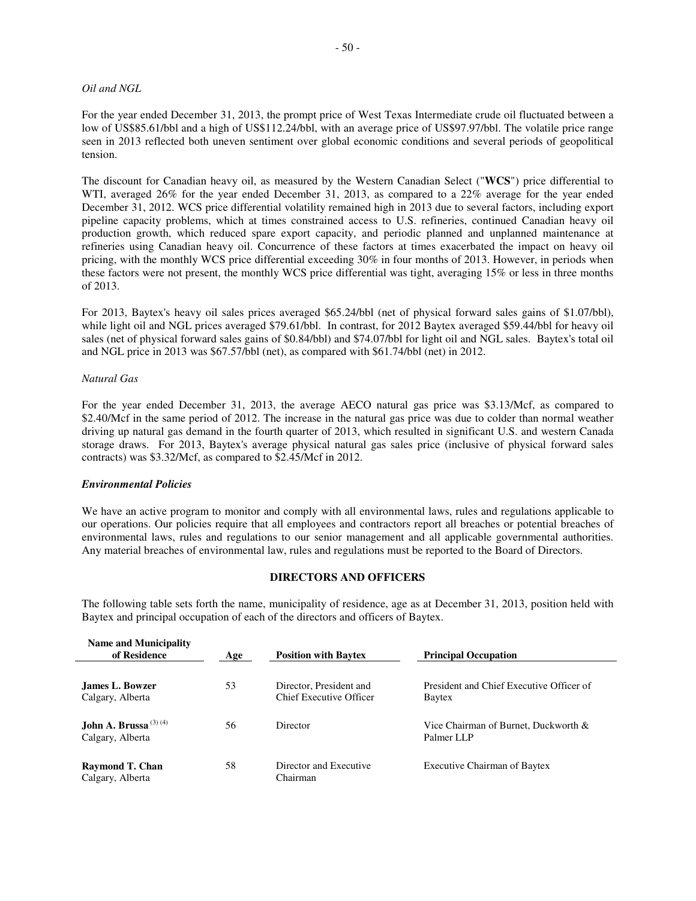*Oil and NGL*

For the year ended December 31, 2013, the prompt price of West Texas Intermediate crude oil fluctuated between a low of US$85.61/bbl and a high of US$112.24/bbl, with an average price of US$97.97/bbl. The volatile price range seen in 2013 reflected both uneven sentiment over global economic conditions and several periods of geopolitical tension.

The discount for Canadian heavy oil, as measured by the Western Canadian Select ("**WCS**") price differential to WTI, averaged 26% for the year ended December 31, 2013, as compared to a 22% average for the year ended December 31, 2012. WCS price differential volatility remained high in 2013 due to several factors, including export pipeline capacity problems, which at times constrained access to U.S. refineries, continued Canadian heavy oil production growth, which reduced spare export capacity, and periodic planned and unplanned maintenance at refineries using Canadian heavy oil. Concurrence of these factors at times exacerbated the impact on heavy oil pricing, with the monthly WCS price differential exceeding 30% in four months of 2013. However, in periods when these factors were not present, the monthly WCS price differential was tight, averaging 15% or less in three months of 2013.

For 2013, Baytex's heavy oil sales prices averaged $65.24/bbl (net of physical forward sales gains of $1.07/bbl), while light oil and NGL prices averaged $79.61/bbl. In contrast, for 2012 Baytex averaged $59.44/bbl for heavy oil sales (net of physical forward sales gains of $0.84/bbl) and $74.07/bbl for light oil and NGL sales. Baytex's total oil and NGL price in 2013 was $67.57/bbl (net), as compared with $61.74/bbl (net) in 2012.

*Natural Gas*

For the year ended December 31, 2013, the average AECO natural gas price was $3.13/Mcf, as compared to $2.40/Mcf in the same period of 2012. The increase in the natural gas price was due to colder than normal weather driving up natural gas demand in the fourth quarter of 2013, which resulted in significant U.S. and western Canada storage draws. For 2013, Baytex's average physical natural gas sales price (inclusive of physical forward sales contracts) was $3.32/Mcf, as compared to $2.45/Mcf in 2012.

***Environmental Policies***

We have an active program to monitor and comply with all environmental laws, rules and regulations applicable to our operations. Our policies require that all employees and contractors report all breaches or potential breaches of environmental laws, rules and regulations to our senior management and all applicable governmental authorities. Any material breaches of environmental law, rules and regulations must be reported to the Board of Directors.

## DIRECTORS AND OFFICERS

The following table sets forth the name, municipality of residence, age as at December 31, 2013, position held with Baytex and principal occupation of each of the directors and officers of Baytex.

| Name and Municipality of Residence | Age | Position with Baytex | Principal Occupation |
|---|---|---|---|
| **James L. Bowzer**<br>Calgary, Alberta | 53 | Director, President and Chief Executive Officer | President and Chief Executive Officer of Baytex |
| **John A. Brussa** [(3) (4)]<br>Calgary, Alberta | 56 | Director | Vice Chairman of Burnet, Duckworth & Palmer LLP |
| **Raymond T. Chan**<br>Calgary, Alberta | 58 | Director and Executive Chairman | Executive Chairman of Baytex |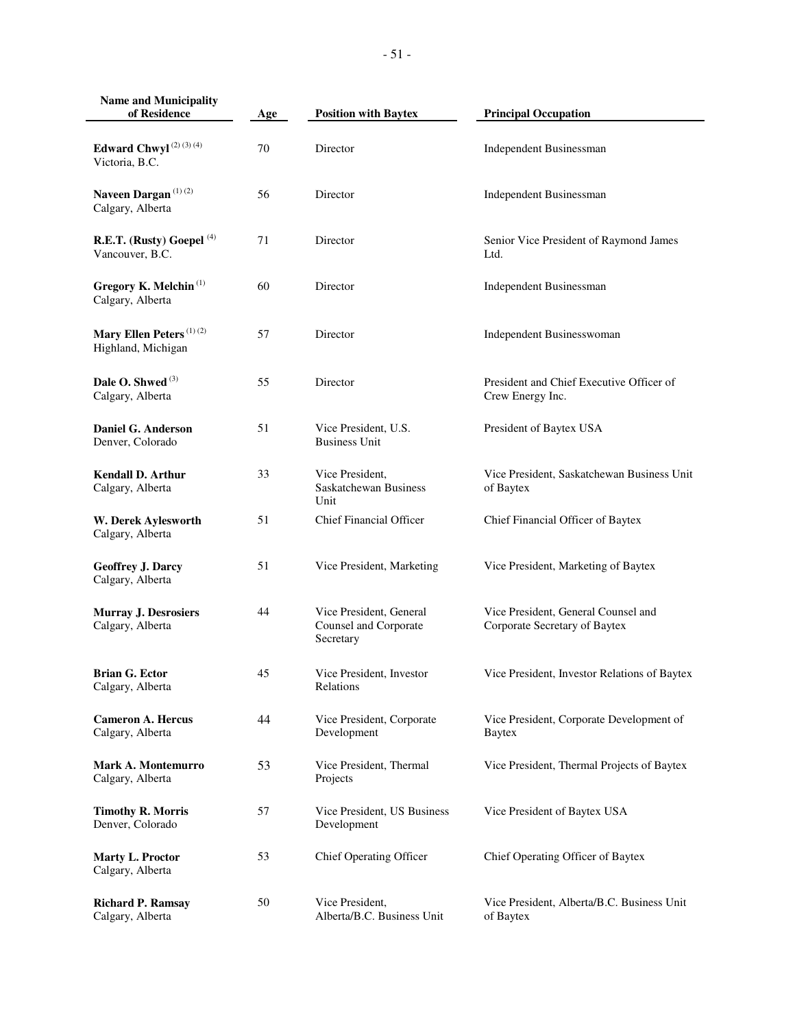| Name and Municipality of Residence | Age | Position with Baytex | Principal Occupation |
|---|---|---|---|
| **Edward Chwyl** [(2) (3) (4)] Victoria, B.C. | 70 | Director | Independent Businessman |
| **Naveen Dargan** [(1) (2)] Calgary, Alberta | 56 | Director | Independent Businessman |
| **R.E.T. (Rusty) Goepel** [(4)] Vancouver, B.C. | 71 | Director | Senior Vice President of Raymond James Ltd. |
| **Gregory K. Melchin** [(1)] Calgary, Alberta | 60 | Director | Independent Businessman |
| **Mary Ellen Peters** [(1) (2)] Highland, Michigan | 57 | Director | Independent Businesswoman |
| **Dale O. Shwed** [(3)] Calgary, Alberta | 55 | Director | President and Chief Executive Officer of Crew Energy Inc. |
| **Daniel G. Anderson** Denver, Colorado | 51 | Vice President, U.S. Business Unit | President of Baytex USA |
| **Kendall D. Arthur** Calgary, Alberta | 33 | Vice President, Saskatchewan Business Unit | Vice President, Saskatchewan Business Unit of Baytex |
| **W. Derek Aylesworth** Calgary, Alberta | 51 | Chief Financial Officer | Chief Financial Officer of Baytex |
| **Geoffrey J. Darcy** Calgary, Alberta | 51 | Vice President, Marketing | Vice President, Marketing of Baytex |
| **Murray J. Desrosiers** Calgary, Alberta | 44 | Vice President, General Counsel and Corporate Secretary | Vice President, General Counsel and Corporate Secretary of Baytex |
| **Brian G. Ector** Calgary, Alberta | 45 | Vice President, Investor Relations | Vice President, Investor Relations of Baytex |
| **Cameron A. Hercus** Calgary, Alberta | 44 | Vice President, Corporate Development | Vice President, Corporate Development of Baytex |
| **Mark A. Montemurro** Calgary, Alberta | 53 | Vice President, Thermal Projects | Vice President, Thermal Projects of Baytex |
| **Timothy R. Morris** Denver, Colorado | 57 | Vice President, US Business Development | Vice President of Baytex USA |
| **Marty L. Proctor** Calgary, Alberta | 53 | Chief Operating Officer | Chief Operating Officer of Baytex |
| **Richard P. Ramsay** Calgary, Alberta | 50 | Vice President, Alberta/B.C. Business Unit | Vice President, Alberta/B.C. Business Unit of Baytex |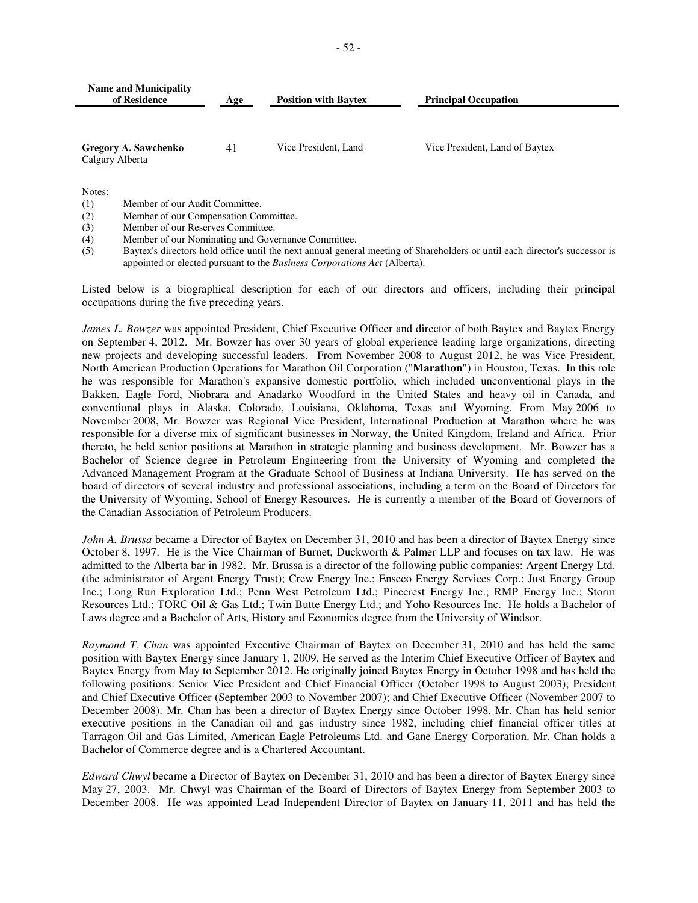| Name and Municipality of Residence | Age | Position with Baytex | Principal Occupation |
| --- | --- | --- | --- |
| **Gregory A. Sawchenko** Calgary Alberta | 41 | Vice President, Land | Vice President, Land of Baytex |

Notes:

(1) Member of our Audit Committee.
(2) Member of our Compensation Committee.
(3) Member of our Reserves Committee.
(4) Member of our Nominating and Governance Committee.
(5) Baytex's directors hold office until the next annual general meeting of Shareholders or until each director's successor is appointed or elected pursuant to the *Business Corporations Act* (Alberta).

Listed below is a biographical description for each of our directors and officers, including their principal occupations during the five preceding years.

*James L. Bowzer* was appointed President, Chief Executive Officer and director of both Baytex and Baytex Energy on September 4, 2012. Mr. Bowzer has over 30 years of global experience leading large organizations, directing new projects and developing successful leaders. From November 2008 to August 2012, he was Vice President, North American Production Operations for Marathon Oil Corporation ("**Marathon**") in Houston, Texas. In this role he was responsible for Marathon's expansive domestic portfolio, which included unconventional plays in the Bakken, Eagle Ford, Niobrara and Anadarko Woodford in the United States and heavy oil in Canada, and conventional plays in Alaska, Colorado, Louisiana, Oklahoma, Texas and Wyoming. From May 2006 to November 2008, Mr. Bowzer was Regional Vice President, International Production at Marathon where he was responsible for a diverse mix of significant businesses in Norway, the United Kingdom, Ireland and Africa. Prior thereto, he held senior positions at Marathon in strategic planning and business development. Mr. Bowzer has a Bachelor of Science degree in Petroleum Engineering from the University of Wyoming and completed the Advanced Management Program at the Graduate School of Business at Indiana University. He has served on the board of directors of several industry and professional associations, including a term on the Board of Directors for the University of Wyoming, School of Energy Resources. He is currently a member of the Board of Governors of the Canadian Association of Petroleum Producers.

*John A. Brussa* became a Director of Baytex on December 31, 2010 and has been a director of Baytex Energy since October 8, 1997. He is the Vice Chairman of Burnet, Duckworth & Palmer LLP and focuses on tax law. He was admitted to the Alberta bar in 1982. Mr. Brussa is a director of the following public companies: Argent Energy Ltd. (the administrator of Argent Energy Trust); Crew Energy Inc.; Enseco Energy Services Corp.; Just Energy Group Inc.; Long Run Exploration Ltd.; Penn West Petroleum Ltd.; Pinecrest Energy Inc.; RMP Energy Inc.; Storm Resources Ltd.; TORC Oil & Gas Ltd.; Twin Butte Energy Ltd.; and Yoho Resources Inc. He holds a Bachelor of Laws degree and a Bachelor of Arts, History and Economics degree from the University of Windsor.

*Raymond T. Chan* was appointed Executive Chairman of Baytex on December 31, 2010 and has held the same position with Baytex Energy since January 1, 2009. He served as the Interim Chief Executive Officer of Baytex and Baytex Energy from May to September 2012. He originally joined Baytex Energy in October 1998 and has held the following positions: Senior Vice President and Chief Financial Officer (October 1998 to August 2003); President and Chief Executive Officer (September 2003 to November 2007); and Chief Executive Officer (November 2007 to December 2008). Mr. Chan has been a director of Baytex Energy since October 1998. Mr. Chan has held senior executive positions in the Canadian oil and gas industry since 1982, including chief financial officer titles at Tarragon Oil and Gas Limited, American Eagle Petroleums Ltd. and Gane Energy Corporation. Mr. Chan holds a Bachelor of Commerce degree and is a Chartered Accountant.

*Edward Chwyl* became a Director of Baytex on December 31, 2010 and has been a director of Baytex Energy since May 27, 2003. Mr. Chwyl was Chairman of the Board of Directors of Baytex Energy from September 2003 to December 2008. He was appointed Lead Independent Director of Baytex on January 11, 2011 and has held the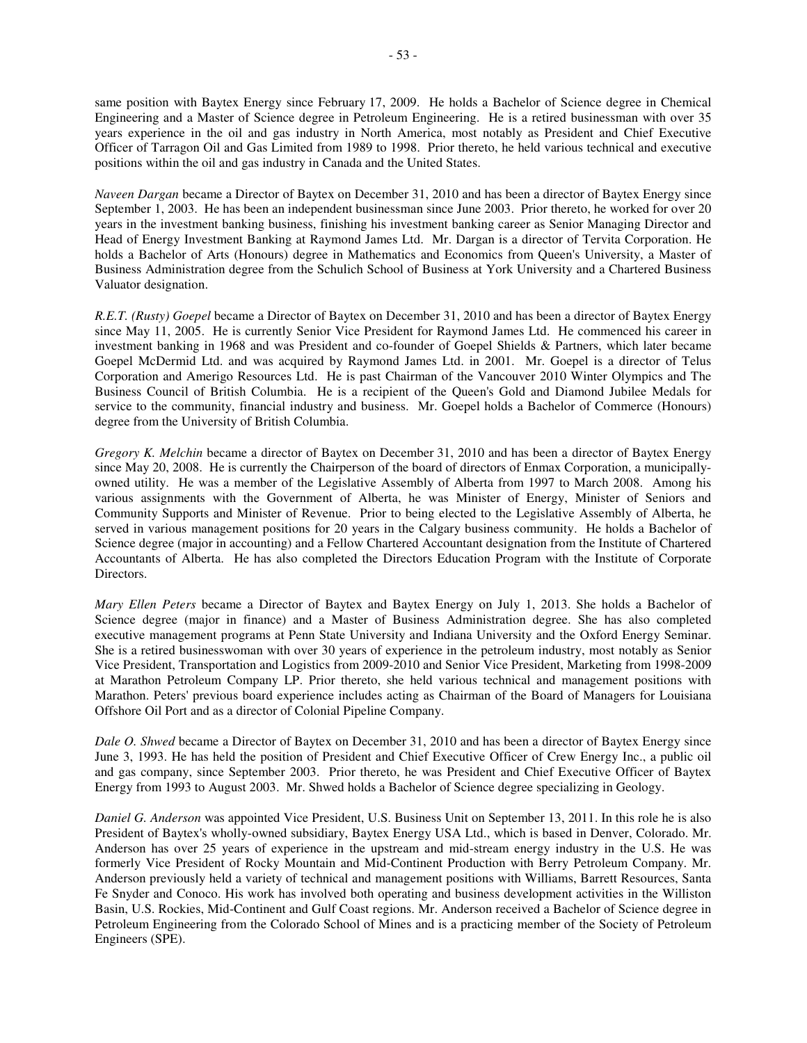same position with Baytex Energy since February 17, 2009. He holds a Bachelor of Science degree in Chemical Engineering and a Master of Science degree in Petroleum Engineering. He is a retired businessman with over 35 years experience in the oil and gas industry in North America, most notably as President and Chief Executive Officer of Tarragon Oil and Gas Limited from 1989 to 1998. Prior thereto, he held various technical and executive positions within the oil and gas industry in Canada and the United States.

*Naveen Dargan* became a Director of Baytex on December 31, 2010 and has been a director of Baytex Energy since September 1, 2003. He has been an independent businessman since June 2003. Prior thereto, he worked for over 20 years in the investment banking business, finishing his investment banking career as Senior Managing Director and Head of Energy Investment Banking at Raymond James Ltd. Mr. Dargan is a director of Tervita Corporation. He holds a Bachelor of Arts (Honours) degree in Mathematics and Economics from Queen's University, a Master of Business Administration degree from the Schulich School of Business at York University and a Chartered Business Valuator designation.

*R.E.T. (Rusty) Goepel* became a Director of Baytex on December 31, 2010 and has been a director of Baytex Energy since May 11, 2005. He is currently Senior Vice President for Raymond James Ltd. He commenced his career in investment banking in 1968 and was President and co-founder of Goepel Shields & Partners, which later became Goepel McDermid Ltd. and was acquired by Raymond James Ltd. in 2001. Mr. Goepel is a director of Telus Corporation and Amerigo Resources Ltd. He is past Chairman of the Vancouver 2010 Winter Olympics and The Business Council of British Columbia. He is a recipient of the Queen's Gold and Diamond Jubilee Medals for service to the community, financial industry and business. Mr. Goepel holds a Bachelor of Commerce (Honours) degree from the University of British Columbia.

*Gregory K. Melchin* became a director of Baytex on December 31, 2010 and has been a director of Baytex Energy since May 20, 2008. He is currently the Chairperson of the board of directors of Enmax Corporation, a municipally-owned utility. He was a member of the Legislative Assembly of Alberta from 1997 to March 2008. Among his various assignments with the Government of Alberta, he was Minister of Energy, Minister of Seniors and Community Supports and Minister of Revenue. Prior to being elected to the Legislative Assembly of Alberta, he served in various management positions for 20 years in the Calgary business community. He holds a Bachelor of Science degree (major in accounting) and a Fellow Chartered Accountant designation from the Institute of Chartered Accountants of Alberta. He has also completed the Directors Education Program with the Institute of Corporate Directors.

*Mary Ellen Peters* became a Director of Baytex and Baytex Energy on July 1, 2013. She holds a Bachelor of Science degree (major in finance) and a Master of Business Administration degree. She has also completed executive management programs at Penn State University and Indiana University and the Oxford Energy Seminar. She is a retired businesswoman with over 30 years of experience in the petroleum industry, most notably as Senior Vice President, Transportation and Logistics from 2009-2010 and Senior Vice President, Marketing from 1998-2009 at Marathon Petroleum Company LP. Prior thereto, she held various technical and management positions with Marathon. Peters' previous board experience includes acting as Chairman of the Board of Managers for Louisiana Offshore Oil Port and as a director of Colonial Pipeline Company.

*Dale O. Shwed* became a Director of Baytex on December 31, 2010 and has been a director of Baytex Energy since June 3, 1993. He has held the position of President and Chief Executive Officer of Crew Energy Inc., a public oil and gas company, since September 2003. Prior thereto, he was President and Chief Executive Officer of Baytex Energy from 1993 to August 2003. Mr. Shwed holds a Bachelor of Science degree specializing in Geology.

*Daniel G. Anderson* was appointed Vice President, U.S. Business Unit on September 13, 2011. In this role he is also President of Baytex's wholly-owned subsidiary, Baytex Energy USA Ltd., which is based in Denver, Colorado. Mr. Anderson has over 25 years of experience in the upstream and mid-stream energy industry in the U.S. He was formerly Vice President of Rocky Mountain and Mid-Continent Production with Berry Petroleum Company. Mr. Anderson previously held a variety of technical and management positions with Williams, Barrett Resources, Santa Fe Snyder and Conoco. His work has involved both operating and business development activities in the Williston Basin, U.S. Rockies, Mid-Continent and Gulf Coast regions. Mr. Anderson received a Bachelor of Science degree in Petroleum Engineering from the Colorado School of Mines and is a practicing member of the Society of Petroleum Engineers (SPE).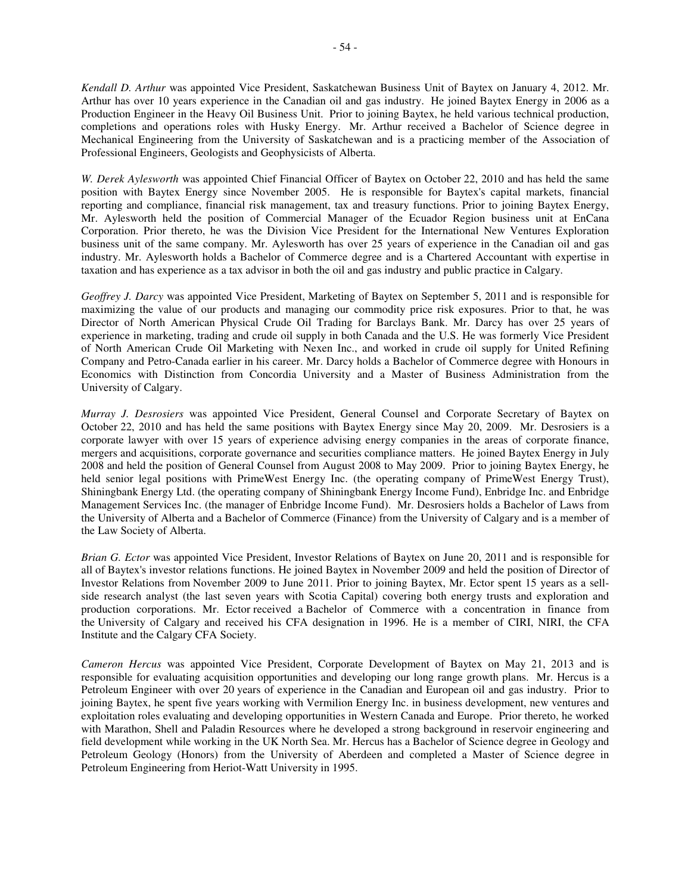*Kendall D. Arthur* was appointed Vice President, Saskatchewan Business Unit of Baytex on January 4, 2012. Mr. Arthur has over 10 years experience in the Canadian oil and gas industry. He joined Baytex Energy in 2006 as a Production Engineer in the Heavy Oil Business Unit. Prior to joining Baytex, he held various technical production, completions and operations roles with Husky Energy. Mr. Arthur received a Bachelor of Science degree in Mechanical Engineering from the University of Saskatchewan and is a practicing member of the Association of Professional Engineers, Geologists and Geophysicists of Alberta.

*W. Derek Aylesworth* was appointed Chief Financial Officer of Baytex on October 22, 2010 and has held the same position with Baytex Energy since November 2005. He is responsible for Baytex's capital markets, financial reporting and compliance, financial risk management, tax and treasury functions. Prior to joining Baytex Energy, Mr. Aylesworth held the position of Commercial Manager of the Ecuador Region business unit at EnCana Corporation. Prior thereto, he was the Division Vice President for the International New Ventures Exploration business unit of the same company. Mr. Aylesworth has over 25 years of experience in the Canadian oil and gas industry. Mr. Aylesworth holds a Bachelor of Commerce degree and is a Chartered Accountant with expertise in taxation and has experience as a tax advisor in both the oil and gas industry and public practice in Calgary.

*Geoffrey J. Darcy* was appointed Vice President, Marketing of Baytex on September 5, 2011 and is responsible for maximizing the value of our products and managing our commodity price risk exposures. Prior to that, he was Director of North American Physical Crude Oil Trading for Barclays Bank. Mr. Darcy has over 25 years of experience in marketing, trading and crude oil supply in both Canada and the U.S. He was formerly Vice President of North American Crude Oil Marketing with Nexen Inc., and worked in crude oil supply for United Refining Company and Petro-Canada earlier in his career. Mr. Darcy holds a Bachelor of Commerce degree with Honours in Economics with Distinction from Concordia University and a Master of Business Administration from the University of Calgary.

*Murray J. Desrosiers* was appointed Vice President, General Counsel and Corporate Secretary of Baytex on October 22, 2010 and has held the same positions with Baytex Energy since May 20, 2009. Mr. Desrosiers is a corporate lawyer with over 15 years of experience advising energy companies in the areas of corporate finance, mergers and acquisitions, corporate governance and securities compliance matters. He joined Baytex Energy in July 2008 and held the position of General Counsel from August 2008 to May 2009. Prior to joining Baytex Energy, he held senior legal positions with PrimeWest Energy Inc. (the operating company of PrimeWest Energy Trust), Shiningbank Energy Ltd. (the operating company of Shiningbank Energy Income Fund), Enbridge Inc. and Enbridge Management Services Inc. (the manager of Enbridge Income Fund). Mr. Desrosiers holds a Bachelor of Laws from the University of Alberta and a Bachelor of Commerce (Finance) from the University of Calgary and is a member of the Law Society of Alberta.

*Brian G. Ector* was appointed Vice President, Investor Relations of Baytex on June 20, 2011 and is responsible for all of Baytex's investor relations functions. He joined Baytex in November 2009 and held the position of Director of Investor Relations from November 2009 to June 2011. Prior to joining Baytex, Mr. Ector spent 15 years as a sell-side research analyst (the last seven years with Scotia Capital) covering both energy trusts and exploration and production corporations. Mr. Ector received a Bachelor of Commerce with a concentration in finance from the University of Calgary and received his CFA designation in 1996. He is a member of CIRI, NIRI, the CFA Institute and the Calgary CFA Society.

*Cameron Hercus* was appointed Vice President, Corporate Development of Baytex on May 21, 2013 and is responsible for evaluating acquisition opportunities and developing our long range growth plans. Mr. Hercus is a Petroleum Engineer with over 20 years of experience in the Canadian and European oil and gas industry. Prior to joining Baytex, he spent five years working with Vermilion Energy Inc. in business development, new ventures and exploitation roles evaluating and developing opportunities in Western Canada and Europe. Prior thereto, he worked with Marathon, Shell and Paladin Resources where he developed a strong background in reservoir engineering and field development while working in the UK North Sea. Mr. Hercus has a Bachelor of Science degree in Geology and Petroleum Geology (Honors) from the University of Aberdeen and completed a Master of Science degree in Petroleum Engineering from Heriot-Watt University in 1995.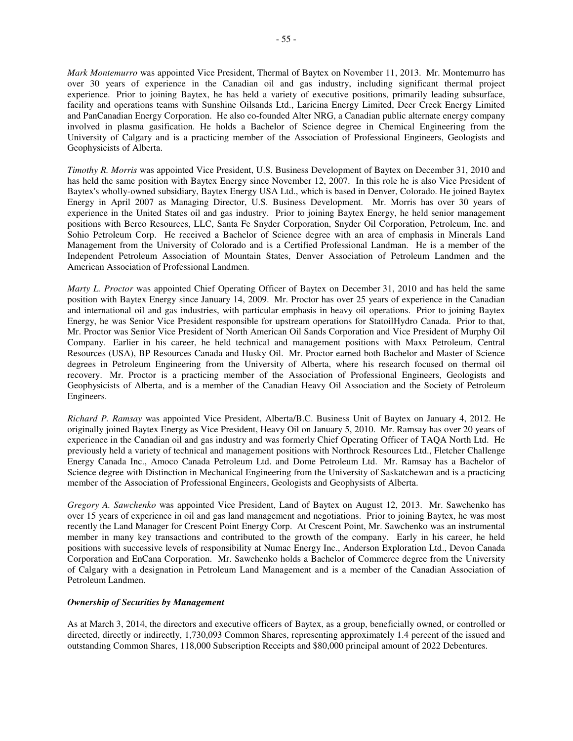*Mark Montemurro* was appointed Vice President, Thermal of Baytex on November 11, 2013. Mr. Montemurro has over 30 years of experience in the Canadian oil and gas industry, including significant thermal project experience. Prior to joining Baytex, he has held a variety of executive positions, primarily leading subsurface, facility and operations teams with Sunshine Oilsands Ltd., Laricina Energy Limited, Deer Creek Energy Limited and PanCanadian Energy Corporation. He also co-founded Alter NRG, a Canadian public alternate energy company involved in plasma gasification. He holds a Bachelor of Science degree in Chemical Engineering from the University of Calgary and is a practicing member of the Association of Professional Engineers, Geologists and Geophysicists of Alberta.

*Timothy R. Morris* was appointed Vice President, U.S. Business Development of Baytex on December 31, 2010 and has held the same position with Baytex Energy since November 12, 2007. In this role he is also Vice President of Baytex's wholly-owned subsidiary, Baytex Energy USA Ltd., which is based in Denver, Colorado. He joined Baytex Energy in April 2007 as Managing Director, U.S. Business Development. Mr. Morris has over 30 years of experience in the United States oil and gas industry. Prior to joining Baytex Energy, he held senior management positions with Berco Resources, LLC, Santa Fe Snyder Corporation, Snyder Oil Corporation, Petroleum, Inc. and Sohio Petroleum Corp. He received a Bachelor of Science degree with an area of emphasis in Minerals Land Management from the University of Colorado and is a Certified Professional Landman. He is a member of the Independent Petroleum Association of Mountain States, Denver Association of Petroleum Landmen and the American Association of Professional Landmen.

*Marty L. Proctor* was appointed Chief Operating Officer of Baytex on December 31, 2010 and has held the same position with Baytex Energy since January 14, 2009. Mr. Proctor has over 25 years of experience in the Canadian and international oil and gas industries, with particular emphasis in heavy oil operations. Prior to joining Baytex Energy, he was Senior Vice President responsible for upstream operations for StatoilHydro Canada. Prior to that, Mr. Proctor was Senior Vice President of North American Oil Sands Corporation and Vice President of Murphy Oil Company. Earlier in his career, he held technical and management positions with Maxx Petroleum, Central Resources (USA), BP Resources Canada and Husky Oil. Mr. Proctor earned both Bachelor and Master of Science degrees in Petroleum Engineering from the University of Alberta, where his research focused on thermal oil recovery. Mr. Proctor is a practicing member of the Association of Professional Engineers, Geologists and Geophysicists of Alberta, and is a member of the Canadian Heavy Oil Association and the Society of Petroleum Engineers.

*Richard P. Ramsay* was appointed Vice President, Alberta/B.C. Business Unit of Baytex on January 4, 2012. He originally joined Baytex Energy as Vice President, Heavy Oil on January 5, 2010. Mr. Ramsay has over 20 years of experience in the Canadian oil and gas industry and was formerly Chief Operating Officer of TAQA North Ltd. He previously held a variety of technical and management positions with Northrock Resources Ltd., Fletcher Challenge Energy Canada Inc., Amoco Canada Petroleum Ltd. and Dome Petroleum Ltd. Mr. Ramsay has a Bachelor of Science degree with Distinction in Mechanical Engineering from the University of Saskatchewan and is a practicing member of the Association of Professional Engineers, Geologists and Geophysists of Alberta.

*Gregory A. Sawchenko* was appointed Vice President, Land of Baytex on August 12, 2013. Mr. Sawchenko has over 15 years of experience in oil and gas land management and negotiations. Prior to joining Baytex, he was most recently the Land Manager for Crescent Point Energy Corp. At Crescent Point, Mr. Sawchenko was an instrumental member in many key transactions and contributed to the growth of the company. Early in his career, he held positions with successive levels of responsibility at Numac Energy Inc., Anderson Exploration Ltd., Devon Canada Corporation and EnCana Corporation. Mr. Sawchenko holds a Bachelor of Commerce degree from the University of Calgary with a designation in Petroleum Land Management and is a member of the Canadian Association of Petroleum Landmen.

***Ownership of Securities by Management***

As at March 3, 2014, the directors and executive officers of Baytex, as a group, beneficially owned, or controlled or directed, directly or indirectly, 1,730,093 Common Shares, representing approximately 1.4 percent of the issued and outstanding Common Shares, 118,000 Subscription Receipts and $80,000 principal amount of 2022 Debentures.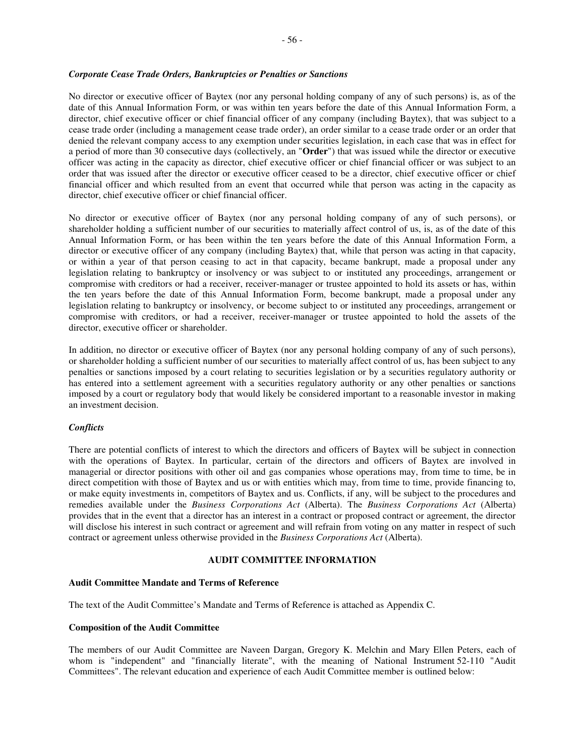*Corporate Cease Trade Orders, Bankruptcies or Penalties or Sanctions*

No director or executive officer of Baytex (nor any personal holding company of any of such persons) is, as of the date of this Annual Information Form, or was within ten years before the date of this Annual Information Form, a director, chief executive officer or chief financial officer of any company (including Baytex), that was subject to a cease trade order (including a management cease trade order), an order similar to a cease trade order or an order that denied the relevant company access to any exemption under securities legislation, in each case that was in effect for a period of more than 30 consecutive days (collectively, an "**Order**") that was issued while the director or executive officer was acting in the capacity as director, chief executive officer or chief financial officer or was subject to an order that was issued after the director or executive officer ceased to be a director, chief executive officer or chief financial officer and which resulted from an event that occurred while that person was acting in the capacity as director, chief executive officer or chief financial officer.

No director or executive officer of Baytex (nor any personal holding company of any of such persons), or shareholder holding a sufficient number of our securities to materially affect control of us, is, as of the date of this Annual Information Form, or has been within the ten years before the date of this Annual Information Form, a director or executive officer of any company (including Baytex) that, while that person was acting in that capacity, or within a year of that person ceasing to act in that capacity, became bankrupt, made a proposal under any legislation relating to bankruptcy or insolvency or was subject to or instituted any proceedings, arrangement or compromise with creditors or had a receiver, receiver-manager or trustee appointed to hold its assets or has, within the ten years before the date of this Annual Information Form, become bankrupt, made a proposal under any legislation relating to bankruptcy or insolvency, or become subject to or instituted any proceedings, arrangement or compromise with creditors, or had a receiver, receiver-manager or trustee appointed to hold the assets of the director, executive officer or shareholder.

In addition, no director or executive officer of Baytex (nor any personal holding company of any of such persons), or shareholder holding a sufficient number of our securities to materially affect control of us, has been subject to any penalties or sanctions imposed by a court relating to securities legislation or by a securities regulatory authority or has entered into a settlement agreement with a securities regulatory authority or any other penalties or sanctions imposed by a court or regulatory body that would likely be considered important to a reasonable investor in making an investment decision.

*Conflicts*

There are potential conflicts of interest to which the directors and officers of Baytex will be subject in connection with the operations of Baytex. In particular, certain of the directors and officers of Baytex are involved in managerial or director positions with other oil and gas companies whose operations may, from time to time, be in direct competition with those of Baytex and us or with entities which may, from time to time, provide financing to, or make equity investments in, competitors of Baytex and us. Conflicts, if any, will be subject to the procedures and remedies available under the *Business Corporations Act* (Alberta). The *Business Corporations Act* (Alberta) provides that in the event that a director has an interest in a contract or proposed contract or agreement, the director will disclose his interest in such contract or agreement and will refrain from voting on any matter in respect of such contract or agreement unless otherwise provided in the *Business Corporations Act* (Alberta).

## AUDIT COMMITTEE INFORMATION

### Audit Committee Mandate and Terms of Reference

The text of the Audit Committee's Mandate and Terms of Reference is attached as Appendix C.

### Composition of the Audit Committee

The members of our Audit Committee are Naveen Dargan, Gregory K. Melchin and Mary Ellen Peters, each of whom is "independent" and "financially literate", with the meaning of National Instrument 52-110 "Audit Committees". The relevant education and experience of each Audit Committee member is outlined below: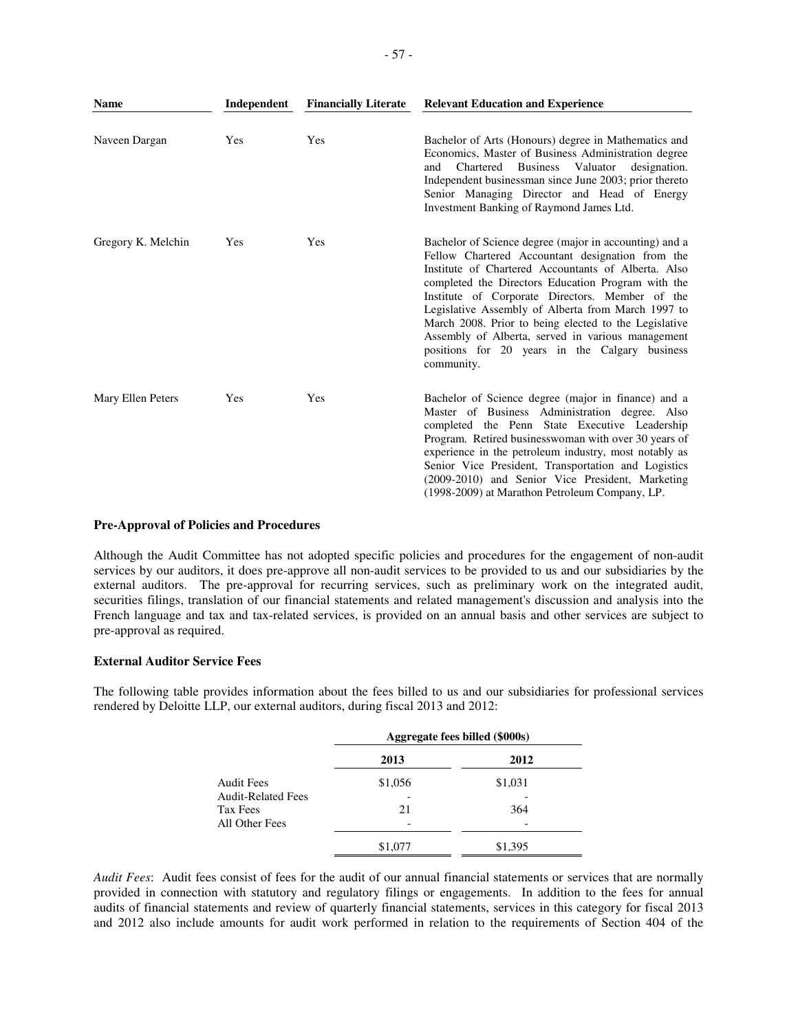| Name | Independent | Financially Literate | Relevant Education and Experience |
| --- | --- | --- | --- |
| Naveen Dargan | Yes | Yes | Bachelor of Arts (Honours) degree in Mathematics and Economics, Master of Business Administration degree and Chartered Business Valuator designation. Independent businessman since June 2003; prior thereto Senior Managing Director and Head of Energy Investment Banking of Raymond James Ltd. |
| Gregory K. Melchin | Yes | Yes | Bachelor of Science degree (major in accounting) and a Fellow Chartered Accountant designation from the Institute of Chartered Accountants of Alberta. Also completed the Directors Education Program with the Institute of Corporate Directors. Member of the Legislative Assembly of Alberta from March 1997 to March 2008. Prior to being elected to the Legislative Assembly of Alberta, served in various management positions for 20 years in the Calgary business community. |
| Mary Ellen Peters | Yes | Yes | Bachelor of Science degree (major in finance) and a Master of Business Administration degree. Also completed the Penn State Executive Leadership Program. Retired businesswoman with over 30 years of experience in the petroleum industry, most notably as Senior Vice President, Transportation and Logistics (2009-2010) and Senior Vice President, Marketing (1998-2009) at Marathon Petroleum Company, LP. |

**Pre-Approval of Policies and Procedures**

Although the Audit Committee has not adopted specific policies and procedures for the engagement of non-audit services by our auditors, it does pre-approve all non-audit services to be provided to us and our subsidiaries by the external auditors. The pre-approval for recurring services, such as preliminary work on the integrated audit, securities filings, translation of our financial statements and related management's discussion and analysis into the French language and tax and tax-related services, is provided on an annual basis and other services are subject to pre-approval as required.

**External Auditor Service Fees**

The following table provides information about the fees billed to us and our subsidiaries for professional services rendered by Deloitte LLP, our external auditors, during fiscal 2013 and 2012:

| | Aggregate fees billed ($000s) | |
| --- | --- | --- |
| | 2013 | 2012 |
| Audit Fees | $1,056 | $1,031 |
| Audit-Related Fees | - | - |
| Tax Fees | 21 | 364 |
| All Other Fees | - | - |
| | $1,077 | $1,395 |

*Audit Fees*: Audit fees consist of fees for the audit of our annual financial statements or services that are normally provided in connection with statutory and regulatory filings or engagements. In addition to the fees for annual audits of financial statements and review of quarterly financial statements, services in this category for fiscal 2013 and 2012 also include amounts for audit work performed in relation to the requirements of Section 404 of the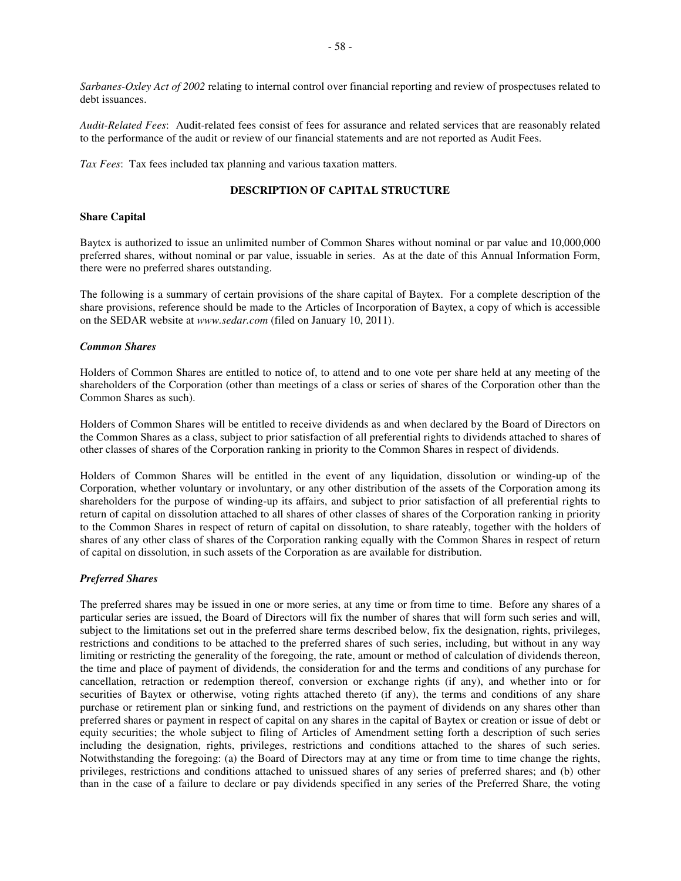*Sarbanes-Oxley Act of 2002* relating to internal control over financial reporting and review of prospectuses related to debt issuances.

*Audit-Related Fees*: Audit-related fees consist of fees for assurance and related services that are reasonably related to the performance of the audit or review of our financial statements and are not reported as Audit Fees.

*Tax Fees*: Tax fees included tax planning and various taxation matters.

## DESCRIPTION OF CAPITAL STRUCTURE

### Share Capital

Baytex is authorized to issue an unlimited number of Common Shares without nominal or par value and 10,000,000 preferred shares, without nominal or par value, issuable in series. As at the date of this Annual Information Form, there were no preferred shares outstanding.

The following is a summary of certain provisions of the share capital of Baytex. For a complete description of the share provisions, reference should be made to the Articles of Incorporation of Baytex, a copy of which is accessible on the SEDAR website at *www.sedar.com* (filed on January 10, 2011).

#### *Common Shares*

Holders of Common Shares are entitled to notice of, to attend and to one vote per share held at any meeting of the shareholders of the Corporation (other than meetings of a class or series of shares of the Corporation other than the Common Shares as such).

Holders of Common Shares will be entitled to receive dividends as and when declared by the Board of Directors on the Common Shares as a class, subject to prior satisfaction of all preferential rights to dividends attached to shares of other classes of shares of the Corporation ranking in priority to the Common Shares in respect of dividends.

Holders of Common Shares will be entitled in the event of any liquidation, dissolution or winding-up of the Corporation, whether voluntary or involuntary, or any other distribution of the assets of the Corporation among its shareholders for the purpose of winding-up its affairs, and subject to prior satisfaction of all preferential rights to return of capital on dissolution attached to all shares of other classes of shares of the Corporation ranking in priority to the Common Shares in respect of return of capital on dissolution, to share rateably, together with the holders of shares of any other class of shares of the Corporation ranking equally with the Common Shares in respect of return of capital on dissolution, in such assets of the Corporation as are available for distribution.

#### *Preferred Shares*

The preferred shares may be issued in one or more series, at any time or from time to time. Before any shares of a particular series are issued, the Board of Directors will fix the number of shares that will form such series and will, subject to the limitations set out in the preferred share terms described below, fix the designation, rights, privileges, restrictions and conditions to be attached to the preferred shares of such series, including, but without in any way limiting or restricting the generality of the foregoing, the rate, amount or method of calculation of dividends thereon, the time and place of payment of dividends, the consideration for and the terms and conditions of any purchase for cancellation, retraction or redemption thereof, conversion or exchange rights (if any), and whether into or for securities of Baytex or otherwise, voting rights attached thereto (if any), the terms and conditions of any share purchase or retirement plan or sinking fund, and restrictions on the payment of dividends on any shares other than preferred shares or payment in respect of capital on any shares in the capital of Baytex or creation or issue of debt or equity securities; the whole subject to filing of Articles of Amendment setting forth a description of such series including the designation, rights, privileges, restrictions and conditions attached to the shares of such series. Notwithstanding the foregoing: (a) the Board of Directors may at any time or from time to time change the rights, privileges, restrictions and conditions attached to unissued shares of any series of preferred shares; and (b) other than in the case of a failure to declare or pay dividends specified in any series of the Preferred Share, the voting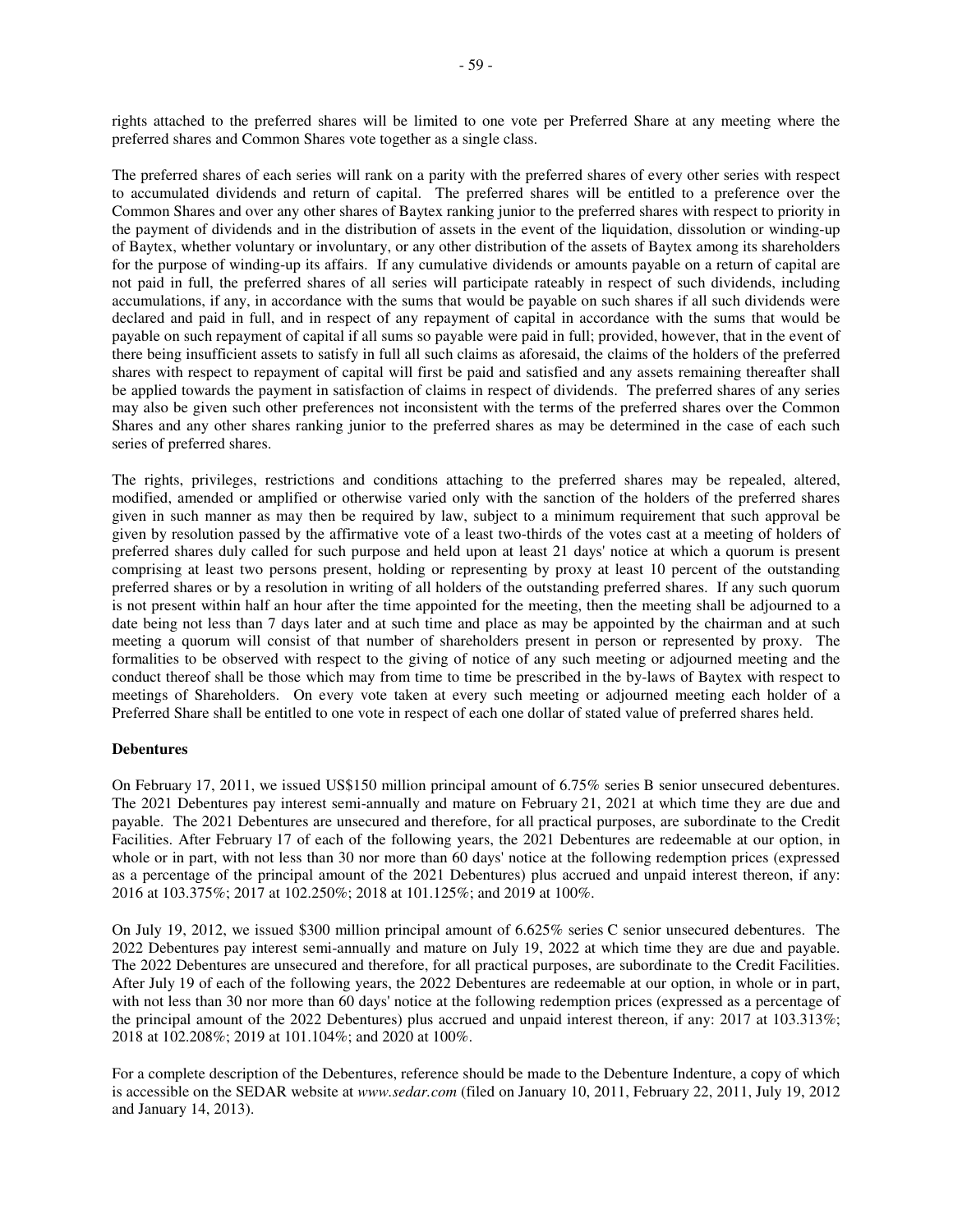rights attached to the preferred shares will be limited to one vote per Preferred Share at any meeting where the preferred shares and Common Shares vote together as a single class.

The preferred shares of each series will rank on a parity with the preferred shares of every other series with respect to accumulated dividends and return of capital. The preferred shares will be entitled to a preference over the Common Shares and over any other shares of Baytex ranking junior to the preferred shares with respect to priority in the payment of dividends and in the distribution of assets in the event of the liquidation, dissolution or winding-up of Baytex, whether voluntary or involuntary, or any other distribution of the assets of Baytex among its shareholders for the purpose of winding-up its affairs. If any cumulative dividends or amounts payable on a return of capital are not paid in full, the preferred shares of all series will participate rateably in respect of such dividends, including accumulations, if any, in accordance with the sums that would be payable on such shares if all such dividends were declared and paid in full, and in respect of any repayment of capital in accordance with the sums that would be payable on such repayment of capital if all sums so payable were paid in full; provided, however, that in the event of there being insufficient assets to satisfy in full all such claims as aforesaid, the claims of the holders of the preferred shares with respect to repayment of capital will first be paid and satisfied and any assets remaining thereafter shall be applied towards the payment in satisfaction of claims in respect of dividends. The preferred shares of any series may also be given such other preferences not inconsistent with the terms of the preferred shares over the Common Shares and any other shares ranking junior to the preferred shares as may be determined in the case of each such series of preferred shares.

The rights, privileges, restrictions and conditions attaching to the preferred shares may be repealed, altered, modified, amended or amplified or otherwise varied only with the sanction of the holders of the preferred shares given in such manner as may then be required by law, subject to a minimum requirement that such approval be given by resolution passed by the affirmative vote of a least two-thirds of the votes cast at a meeting of holders of preferred shares duly called for such purpose and held upon at least 21 days' notice at which a quorum is present comprising at least two persons present, holding or representing by proxy at least 10 percent of the outstanding preferred shares or by a resolution in writing of all holders of the outstanding preferred shares. If any such quorum is not present within half an hour after the time appointed for the meeting, then the meeting shall be adjourned to a date being not less than 7 days later and at such time and place as may be appointed by the chairman and at such meeting a quorum will consist of that number of shareholders present in person or represented by proxy. The formalities to be observed with respect to the giving of notice of any such meeting or adjourned meeting and the conduct thereof shall be those which may from time to time be prescribed in the by-laws of Baytex with respect to meetings of Shareholders. On every vote taken at every such meeting or adjourned meeting each holder of a Preferred Share shall be entitled to one vote in respect of each one dollar of stated value of preferred shares held.

**Debentures**

On February 17, 2011, we issued US$150 million principal amount of 6.75% series B senior unsecured debentures. The 2021 Debentures pay interest semi-annually and mature on February 21, 2021 at which time they are due and payable. The 2021 Debentures are unsecured and therefore, for all practical purposes, are subordinate to the Credit Facilities. After February 17 of each of the following years, the 2021 Debentures are redeemable at our option, in whole or in part, with not less than 30 nor more than 60 days' notice at the following redemption prices (expressed as a percentage of the principal amount of the 2021 Debentures) plus accrued and unpaid interest thereon, if any: 2016 at 103.375%; 2017 at 102.250%; 2018 at 101.125%; and 2019 at 100%.

On July 19, 2012, we issued $300 million principal amount of 6.625% series C senior unsecured debentures. The 2022 Debentures pay interest semi-annually and mature on July 19, 2022 at which time they are due and payable. The 2022 Debentures are unsecured and therefore, for all practical purposes, are subordinate to the Credit Facilities. After July 19 of each of the following years, the 2022 Debentures are redeemable at our option, in whole or in part, with not less than 30 nor more than 60 days' notice at the following redemption prices (expressed as a percentage of the principal amount of the 2022 Debentures) plus accrued and unpaid interest thereon, if any: 2017 at 103.313%; 2018 at 102.208%; 2019 at 101.104%; and 2020 at 100%.

For a complete description of the Debentures, reference should be made to the Debenture Indenture, a copy of which is accessible on the SEDAR website at *www.sedar.com* (filed on January 10, 2011, February 22, 2011, July 19, 2012 and January 14, 2013).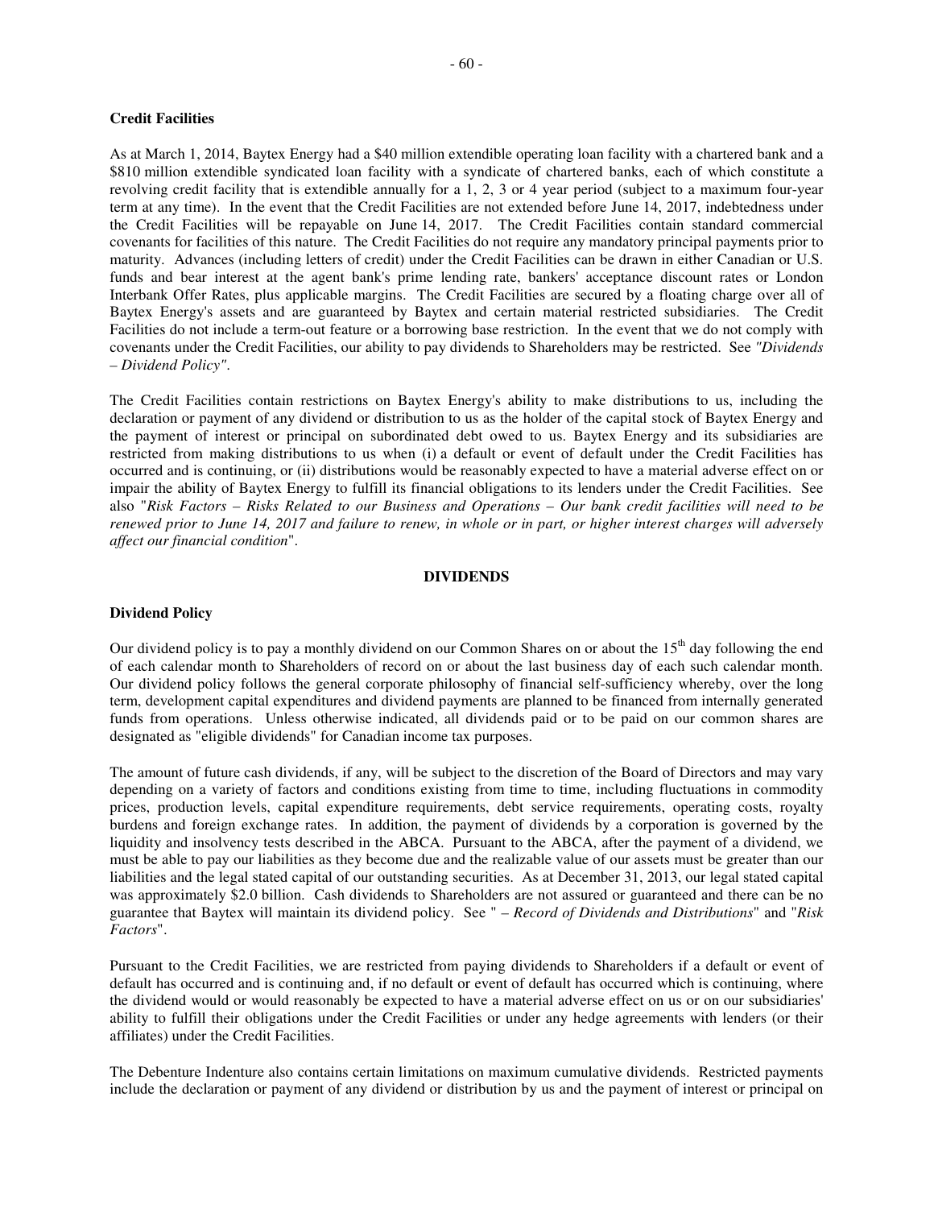**Credit Facilities**

As at March 1, 2014, Baytex Energy had a $40 million extendible operating loan facility with a chartered bank and a $810 million extendible syndicated loan facility with a syndicate of chartered banks, each of which constitute a revolving credit facility that is extendible annually for a 1, 2, 3 or 4 year period (subject to a maximum four-year term at any time). In the event that the Credit Facilities are not extended before June 14, 2017, indebtedness under the Credit Facilities will be repayable on June 14, 2017. The Credit Facilities contain standard commercial covenants for facilities of this nature. The Credit Facilities do not require any mandatory principal payments prior to maturity. Advances (including letters of credit) under the Credit Facilities can be drawn in either Canadian or U.S. funds and bear interest at the agent bank's prime lending rate, bankers' acceptance discount rates or London Interbank Offer Rates, plus applicable margins. The Credit Facilities are secured by a floating charge over all of Baytex Energy's assets and are guaranteed by Baytex and certain material restricted subsidiaries. The Credit Facilities do not include a term-out feature or a borrowing base restriction. In the event that we do not comply with covenants under the Credit Facilities, our ability to pay dividends to Shareholders may be restricted. See *"Dividends – Dividend Policy"*.

The Credit Facilities contain restrictions on Baytex Energy's ability to make distributions to us, including the declaration or payment of any dividend or distribution to us as the holder of the capital stock of Baytex Energy and the payment of interest or principal on subordinated debt owed to us. Baytex Energy and its subsidiaries are restricted from making distributions to us when (i) a default or event of default under the Credit Facilities has occurred and is continuing, or (ii) distributions would be reasonably expected to have a material adverse effect on or impair the ability of Baytex Energy to fulfill its financial obligations to its lenders under the Credit Facilities. See also "*Risk Factors – Risks Related to our Business and Operations – Our bank credit facilities will need to be renewed prior to June 14, 2017 and failure to renew, in whole or in part, or higher interest charges will adversely affect our financial condition*".

## DIVIDENDS

**Dividend Policy**

Our dividend policy is to pay a monthly dividend on our Common Shares on or about the 15th day following the end of each calendar month to Shareholders of record on or about the last business day of each such calendar month. Our dividend policy follows the general corporate philosophy of financial self-sufficiency whereby, over the long term, development capital expenditures and dividend payments are planned to be financed from internally generated funds from operations. Unless otherwise indicated, all dividends paid or to be paid on our common shares are designated as "eligible dividends" for Canadian income tax purposes.

The amount of future cash dividends, if any, will be subject to the discretion of the Board of Directors and may vary depending on a variety of factors and conditions existing from time to time, including fluctuations in commodity prices, production levels, capital expenditure requirements, debt service requirements, operating costs, royalty burdens and foreign exchange rates. In addition, the payment of dividends by a corporation is governed by the liquidity and insolvency tests described in the ABCA. Pursuant to the ABCA, after the payment of a dividend, we must be able to pay our liabilities as they become due and the realizable value of our assets must be greater than our liabilities and the legal stated capital of our outstanding securities. As at December 31, 2013, our legal stated capital was approximately $2.0 billion. Cash dividends to Shareholders are not assured or guaranteed and there can be no guarantee that Baytex will maintain its dividend policy. See " – *Record of Dividends and Distributions*" and "*Risk Factors*".

Pursuant to the Credit Facilities, we are restricted from paying dividends to Shareholders if a default or event of default has occurred and is continuing and, if no default or event of default has occurred which is continuing, where the dividend would or would reasonably be expected to have a material adverse effect on us or on our subsidiaries' ability to fulfill their obligations under the Credit Facilities or under any hedge agreements with lenders (or their affiliates) under the Credit Facilities.

The Debenture Indenture also contains certain limitations on maximum cumulative dividends. Restricted payments include the declaration or payment of any dividend or distribution by us and the payment of interest or principal on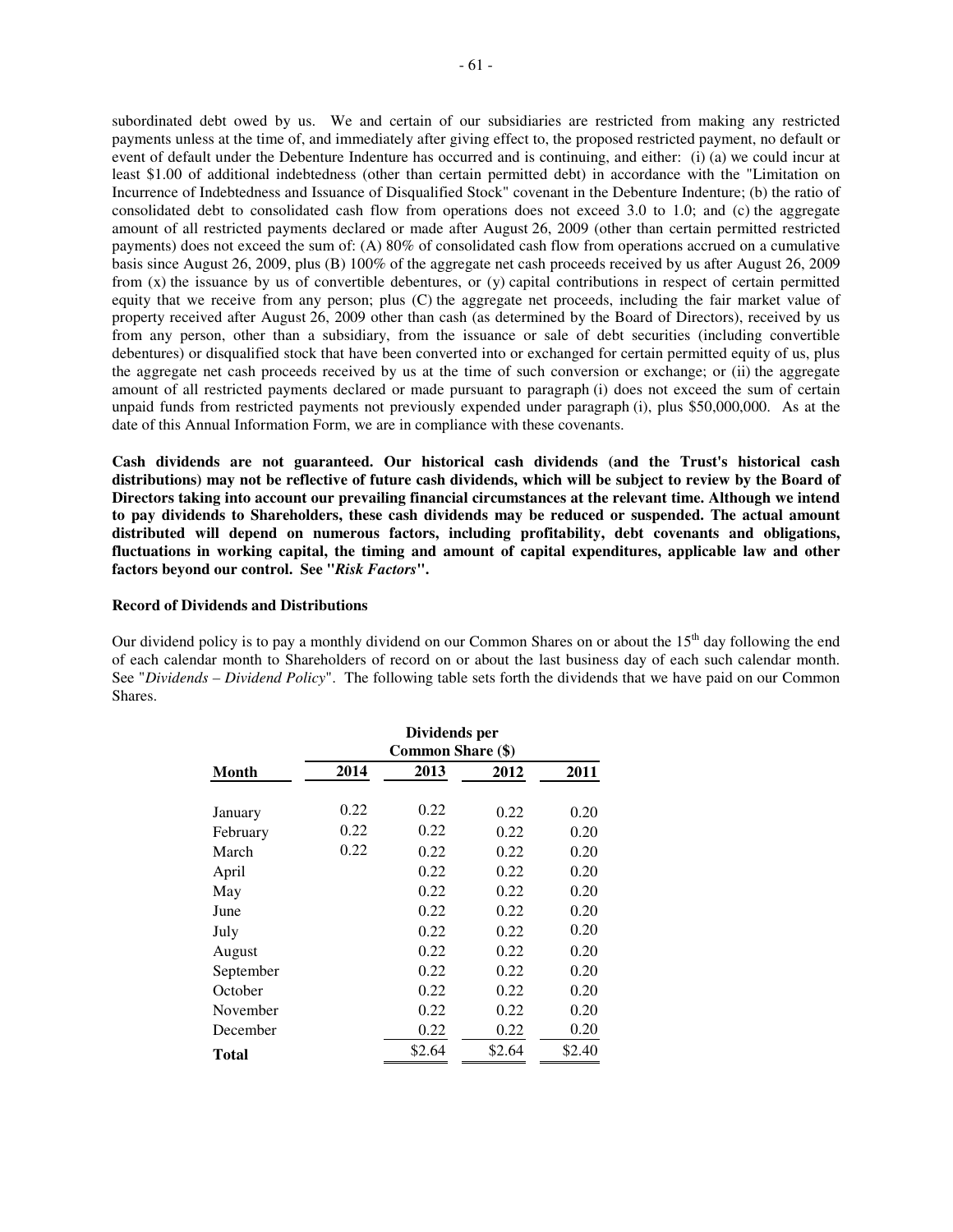subordinated debt owed by us. We and certain of our subsidiaries are restricted from making any restricted payments unless at the time of, and immediately after giving effect to, the proposed restricted payment, no default or event of default under the Debenture Indenture has occurred and is continuing, and either: (i) (a) we could incur at least \$1.00 of additional indebtedness (other than certain permitted debt) in accordance with the "Limitation on Incurrence of Indebtedness and Issuance of Disqualified Stock" covenant in the Debenture Indenture; (b) the ratio of consolidated debt to consolidated cash flow from operations does not exceed 3.0 to 1.0; and (c) the aggregate amount of all restricted payments declared or made after August 26, 2009 (other than certain permitted restricted payments) does not exceed the sum of: (A) 80% of consolidated cash flow from operations accrued on a cumulative basis since August 26, 2009, plus (B) 100% of the aggregate net cash proceeds received by us after August 26, 2009 from (x) the issuance by us of convertible debentures, or (y) capital contributions in respect of certain permitted equity that we receive from any person; plus (C) the aggregate net proceeds, including the fair market value of property received after August 26, 2009 other than cash (as determined by the Board of Directors), received by us from any person, other than a subsidiary, from the issuance or sale of debt securities (including convertible debentures) or disqualified stock that have been converted into or exchanged for certain permitted equity of us, plus the aggregate net cash proceeds received by us at the time of such conversion or exchange; or (ii) the aggregate amount of all restricted payments declared or made pursuant to paragraph (i) does not exceed the sum of certain unpaid funds from restricted payments not previously expended under paragraph (i), plus \$50,000,000. As at the date of this Annual Information Form, we are in compliance with these covenants.

**Cash dividends are not guaranteed. Our historical cash dividends (and the Trust's historical cash distributions) may not be reflective of future cash dividends, which will be subject to review by the Board of Directors taking into account our prevailing financial circumstances at the relevant time. Although we intend to pay dividends to Shareholders, these cash dividends may be reduced or suspended. The actual amount distributed will depend on numerous factors, including profitability, debt covenants and obligations, fluctuations in working capital, the timing and amount of capital expenditures, applicable law and other factors beyond our control. See "*Risk Factors*".**

**Record of Dividends and Distributions**

Our dividend policy is to pay a monthly dividend on our Common Shares on or about the 15th day following the end of each calendar month to Shareholders of record on or about the last business day of each such calendar month. See "*Dividends – Dividend Policy*". The following table sets forth the dividends that we have paid on our Common Shares.

| | Dividends per Common Share (\$) | | | |
|---|---|---|---|---|
| **Month** | **2014** | **2013** | **2012** | **2011** |
| January | 0.22 | 0.22 | 0.22 | 0.20 |
| February | 0.22 | 0.22 | 0.22 | 0.20 |
| March | 0.22 | 0.22 | 0.22 | 0.20 |
| April | | 0.22 | 0.22 | 0.20 |
| May | | 0.22 | 0.22 | 0.20 |
| June | | 0.22 | 0.22 | 0.20 |
| July | | 0.22 | 0.22 | 0.20 |
| August | | 0.22 | 0.22 | 0.20 |
| September | | 0.22 | 0.22 | 0.20 |
| October | | 0.22 | 0.22 | 0.20 |
| November | | 0.22 | 0.22 | 0.20 |
| December | | 0.22 | 0.22 | 0.20 |
| **Total** | | \$2.64 | \$2.64 | \$2.40 |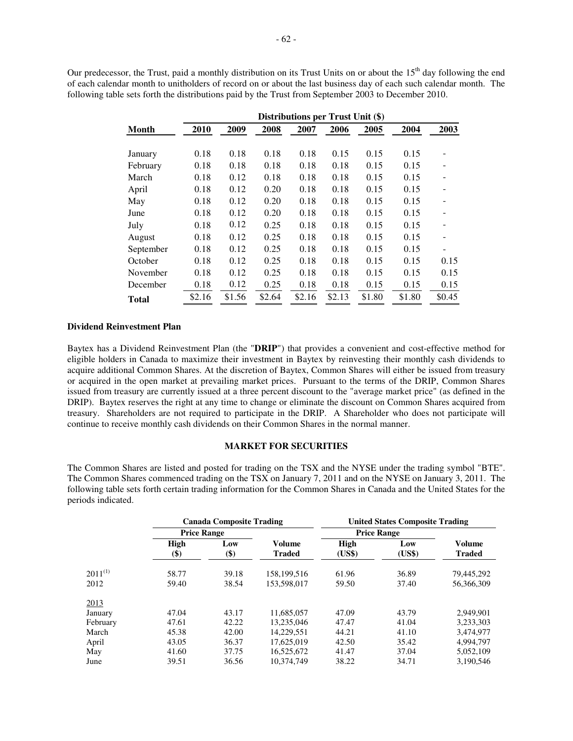Our predecessor, the Trust, paid a monthly distribution on its Trust Units on or about the 15th day following the end of each calendar month to unitholders of record on or about the last business day of each such calendar month. The following table sets forth the distributions paid by the Trust from September 2003 to December 2010.

| Month | Distributions per Trust Unit ($) | | | | | | | |
|---|---|---|---|---|---|---|---|---|
| | 2010 | 2009 | 2008 | 2007 | 2006 | 2005 | 2004 | 2003 |
| January | 0.18 | 0.18 | 0.18 | 0.18 | 0.15 | 0.15 | 0.15 | - |
| February | 0.18 | 0.18 | 0.18 | 0.18 | 0.18 | 0.15 | 0.15 | - |
| March | 0.18 | 0.12 | 0.18 | 0.18 | 0.18 | 0.15 | 0.15 | - |
| April | 0.18 | 0.12 | 0.20 | 0.18 | 0.18 | 0.15 | 0.15 | - |
| May | 0.18 | 0.12 | 0.20 | 0.18 | 0.18 | 0.15 | 0.15 | - |
| June | 0.18 | 0.12 | 0.20 | 0.18 | 0.18 | 0.15 | 0.15 | - |
| July | 0.18 | 0.12 | 0.25 | 0.18 | 0.18 | 0.15 | 0.15 | - |
| August | 0.18 | 0.12 | 0.25 | 0.18 | 0.18 | 0.15 | 0.15 | - |
| September | 0.18 | 0.12 | 0.25 | 0.18 | 0.18 | 0.15 | 0.15 | - |
| October | 0.18 | 0.12 | 0.25 | 0.18 | 0.18 | 0.15 | 0.15 | 0.15 |
| November | 0.18 | 0.12 | 0.25 | 0.18 | 0.18 | 0.15 | 0.15 | 0.15 |
| December | 0.18 | 0.12 | 0.25 | 0.18 | 0.18 | 0.15 | 0.15 | 0.15 |
| **Total** | $2.16 | $1.56 | $2.64 | $2.16 | $2.13 | $1.80 | $1.80 | $0.45 |

**Dividend Reinvestment Plan**

Baytex has a Dividend Reinvestment Plan (the "**DRIP**") that provides a convenient and cost-effective method for eligible holders in Canada to maximize their investment in Baytex by reinvesting their monthly cash dividends to acquire additional Common Shares. At the discretion of Baytex, Common Shares will either be issued from treasury or acquired in the open market at prevailing market prices. Pursuant to the terms of the DRIP, Common Shares issued from treasury are currently issued at a three percent discount to the "average market price" (as defined in the DRIP). Baytex reserves the right at any time to change or eliminate the discount on Common Shares acquired from treasury. Shareholders are not required to participate in the DRIP. A Shareholder who does not participate will continue to receive monthly cash dividends on their Common Shares in the normal manner.

## MARKET FOR SECURITIES

The Common Shares are listed and posted for trading on the TSX and the NYSE under the trading symbol "BTE". The Common Shares commenced trading on the TSX on January 7, 2011 and on the NYSE on January 3, 2011. The following table sets forth certain trading information for the Common Shares in Canada and the United States for the periods indicated.

| | Canada Composite Trading | | | United States Composite Trading | | |
|---|---|---|---|---|---|---|
| | Price Range | | | Price Range | | |
| | High ($) | Low ($) | Volume Traded | High (US$) | Low (US$) | Volume Traded |
| 2011[(1)] | 58.77 | 39.18 | 158,199,516 | 61.96 | 36.89 | 79,445,292 |
| 2012 | 59.40 | 38.54 | 153,598,017 | 59.50 | 37.40 | 56,366,309 |
| 2013 | | | | | | |
| January | 47.04 | 43.17 | 11,685,057 | 47.09 | 43.79 | 2,949,901 |
| February | 47.61 | 42.22 | 13,235,046 | 47.47 | 41.04 | 3,233,303 |
| March | 45.38 | 42.00 | 14,229,551 | 44.21 | 41.10 | 3,474,977 |
| April | 43.05 | 36.37 | 17,625,019 | 42.50 | 35.42 | 4,994,797 |
| May | 41.60 | 37.75 | 16,525,672 | 41.47 | 37.04 | 5,052,109 |
| June | 39.51 | 36.56 | 10,374,749 | 38.22 | 34.71 | 3,190,546 |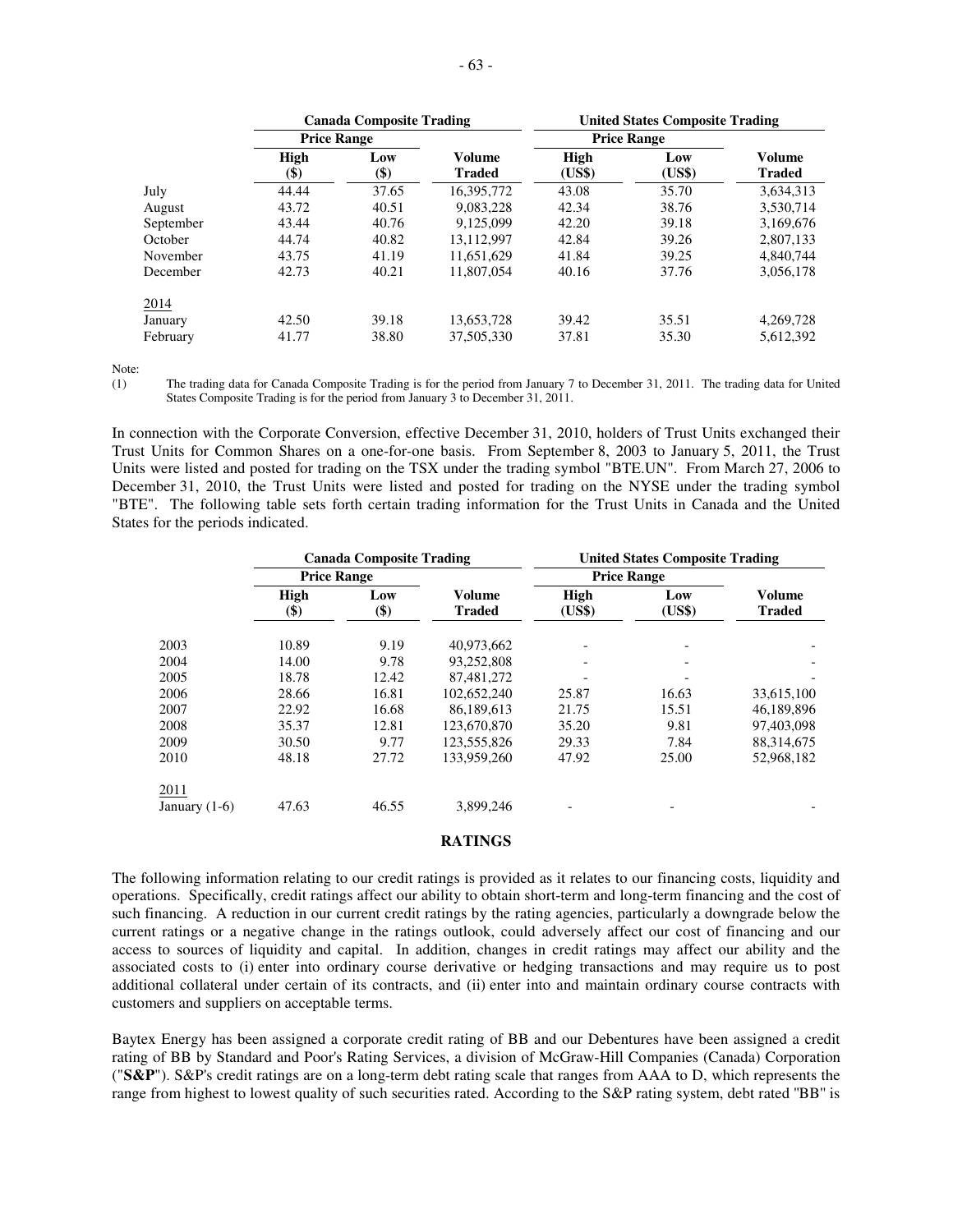| | Canada Composite Trading | | | United States Composite Trading | | |
|---|---|---|---|---|---|---|
| | Price Range | | | Price Range | | |
| | High ($) | Low ($) | Volume Traded | High (US$) | Low (US$) | Volume Traded |
| July | 44.44 | 37.65 | 16,395,772 | 43.08 | 35.70 | 3,634,313 |
| August | 43.72 | 40.51 | 9,083,228 | 42.34 | 38.76 | 3,530,714 |
| September | 43.44 | 40.76 | 9,125,099 | 42.20 | 39.18 | 3,169,676 |
| October | 44.74 | 40.82 | 13,112,997 | 42.84 | 39.26 | 2,807,133 |
| November | 43.75 | 41.19 | 11,651,629 | 41.84 | 39.25 | 4,840,744 |
| December | 42.73 | 40.21 | 11,807,054 | 40.16 | 37.76 | 3,056,178 |
| 2014 | | | | | | |
| January | 42.50 | 39.18 | 13,653,728 | 39.42 | 35.51 | 4,269,728 |
| February | 41.77 | 38.80 | 37,505,330 | 37.81 | 35.30 | 5,612,392 |

Note:

(1) The trading data for Canada Composite Trading is for the period from January 7 to December 31, 2011. The trading data for United States Composite Trading is for the period from January 3 to December 31, 2011.

In connection with the Corporate Conversion, effective December 31, 2010, holders of Trust Units exchanged their Trust Units for Common Shares on a one-for-one basis. From September 8, 2003 to January 5, 2011, the Trust Units were listed and posted for trading on the TSX under the trading symbol "BTE.UN". From March 27, 2006 to December 31, 2010, the Trust Units were listed and posted for trading on the NYSE under the trading symbol "BTE". The following table sets forth certain trading information for the Trust Units in Canada and the United States for the periods indicated.

| | Canada Composite Trading | | | United States Composite Trading | | |
|---|---|---|---|---|---|---|
| | Price Range | | | Price Range | | |
| | High ($) | Low ($) | Volume Traded | High (US$) | Low (US$) | Volume Traded |
| 2003 | 10.89 | 9.19 | 40,973,662 | - | - | - |
| 2004 | 14.00 | 9.78 | 93,252,808 | - | - | - |
| 2005 | 18.78 | 12.42 | 87,481,272 | - | - | - |
| 2006 | 28.66 | 16.81 | 102,652,240 | 25.87 | 16.63 | 33,615,100 |
| 2007 | 22.92 | 16.68 | 86,189,613 | 21.75 | 15.51 | 46,189,896 |
| 2008 | 35.37 | 12.81 | 123,670,870 | 35.20 | 9.81 | 97,403,098 |
| 2009 | 30.50 | 9.77 | 123,555,826 | 29.33 | 7.84 | 88,314,675 |
| 2010 | 48.18 | 27.72 | 133,959,260 | 47.92 | 25.00 | 52,968,182 |
| 2011 | | | | | | |
| January (1-6) | 47.63 | 46.55 | 3,899,246 | - | - | - |

## RATINGS

The following information relating to our credit ratings is provided as it relates to our financing costs, liquidity and operations. Specifically, credit ratings affect our ability to obtain short-term and long-term financing and the cost of such financing. A reduction in our current credit ratings by the rating agencies, particularly a downgrade below the current ratings or a negative change in the ratings outlook, could adversely affect our cost of financing and our access to sources of liquidity and capital. In addition, changes in credit ratings may affect our ability and the associated costs to (i) enter into ordinary course derivative or hedging transactions and may require us to post additional collateral under certain of its contracts, and (ii) enter into and maintain ordinary course contracts with customers and suppliers on acceptable terms.

Baytex Energy has been assigned a corporate credit rating of BB and our Debentures have been assigned a credit rating of BB by Standard and Poor's Rating Services, a division of McGraw-Hill Companies (Canada) Corporation ("**S&P**"). S&P's credit ratings are on a long-term debt rating scale that ranges from AAA to D, which represents the range from highest to lowest quality of such securities rated. According to the S&P rating system, debt rated "BB" is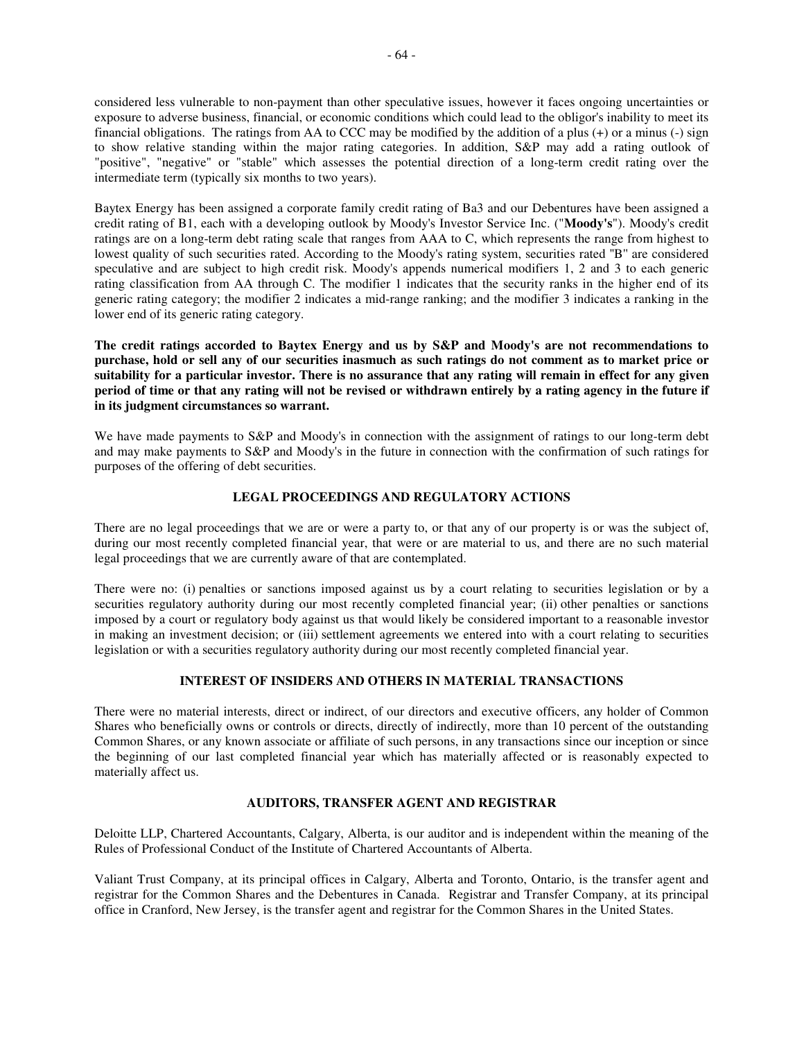considered less vulnerable to non-payment than other speculative issues, however it faces ongoing uncertainties or exposure to adverse business, financial, or economic conditions which could lead to the obligor's inability to meet its financial obligations. The ratings from AA to CCC may be modified by the addition of a plus (+) or a minus (-) sign to show relative standing within the major rating categories. In addition, S&P may add a rating outlook of "positive", "negative" or "stable" which assesses the potential direction of a long-term credit rating over the intermediate term (typically six months to two years).

Baytex Energy has been assigned a corporate family credit rating of Ba3 and our Debentures have been assigned a credit rating of B1, each with a developing outlook by Moody's Investor Service Inc. ("**Moody's**"). Moody's credit ratings are on a long-term debt rating scale that ranges from AAA to C, which represents the range from highest to lowest quality of such securities rated. According to the Moody's rating system, securities rated "B" are considered speculative and are subject to high credit risk. Moody's appends numerical modifiers 1, 2 and 3 to each generic rating classification from AA through C. The modifier 1 indicates that the security ranks in the higher end of its generic rating category; the modifier 2 indicates a mid-range ranking; and the modifier 3 indicates a ranking in the lower end of its generic rating category.

**The credit ratings accorded to Baytex Energy and us by S&P and Moody's are not recommendations to purchase, hold or sell any of our securities inasmuch as such ratings do not comment as to market price or suitability for a particular investor. There is no assurance that any rating will remain in effect for any given period of time or that any rating will not be revised or withdrawn entirely by a rating agency in the future if in its judgment circumstances so warrant.**

We have made payments to S&P and Moody's in connection with the assignment of ratings to our long-term debt and may make payments to S&P and Moody's in the future in connection with the confirmation of such ratings for purposes of the offering of debt securities.

## LEGAL PROCEEDINGS AND REGULATORY ACTIONS

There are no legal proceedings that we are or were a party to, or that any of our property is or was the subject of, during our most recently completed financial year, that were or are material to us, and there are no such material legal proceedings that we are currently aware of that are contemplated.

There were no: (i) penalties or sanctions imposed against us by a court relating to securities legislation or by a securities regulatory authority during our most recently completed financial year; (ii) other penalties or sanctions imposed by a court or regulatory body against us that would likely be considered important to a reasonable investor in making an investment decision; or (iii) settlement agreements we entered into with a court relating to securities legislation or with a securities regulatory authority during our most recently completed financial year.

## INTEREST OF INSIDERS AND OTHERS IN MATERIAL TRANSACTIONS

There were no material interests, direct or indirect, of our directors and executive officers, any holder of Common Shares who beneficially owns or controls or directs, directly of indirectly, more than 10 percent of the outstanding Common Shares, or any known associate or affiliate of such persons, in any transactions since our inception or since the beginning of our last completed financial year which has materially affected or is reasonably expected to materially affect us.

## AUDITORS, TRANSFER AGENT AND REGISTRAR

Deloitte LLP, Chartered Accountants, Calgary, Alberta, is our auditor and is independent within the meaning of the Rules of Professional Conduct of the Institute of Chartered Accountants of Alberta.

Valiant Trust Company, at its principal offices in Calgary, Alberta and Toronto, Ontario, is the transfer agent and registrar for the Common Shares and the Debentures in Canada. Registrar and Transfer Company, at its principal office in Cranford, New Jersey, is the transfer agent and registrar for the Common Shares in the United States.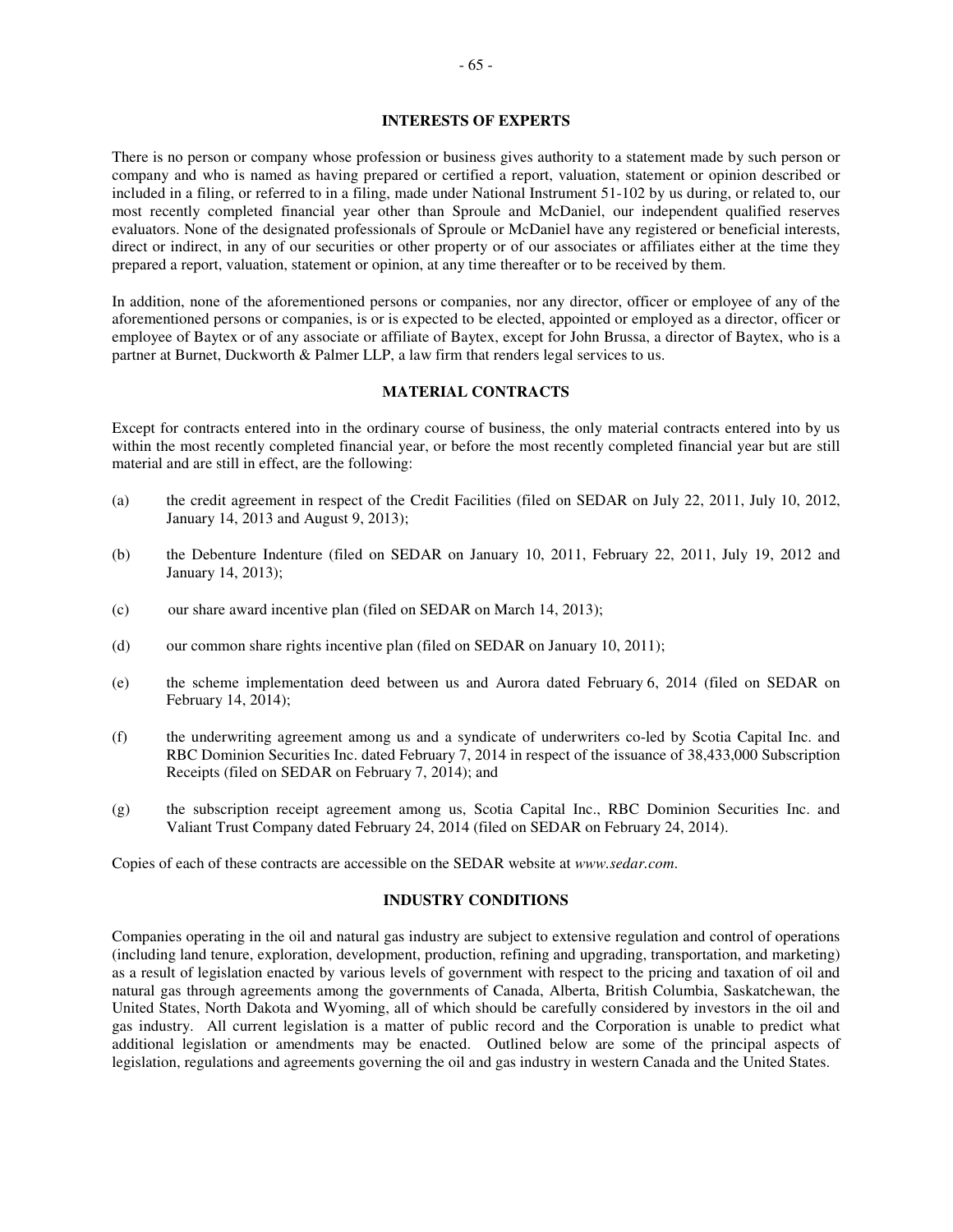## INTERESTS OF EXPERTS

There is no person or company whose profession or business gives authority to a statement made by such person or company and who is named as having prepared or certified a report, valuation, statement or opinion described or included in a filing, or referred to in a filing, made under National Instrument 51-102 by us during, or related to, our most recently completed financial year other than Sproule and McDaniel, our independent qualified reserves evaluators. None of the designated professionals of Sproule or McDaniel have any registered or beneficial interests, direct or indirect, in any of our securities or other property or of our associates or affiliates either at the time they prepared a report, valuation, statement or opinion, at any time thereafter or to be received by them.

In addition, none of the aforementioned persons or companies, nor any director, officer or employee of any of the aforementioned persons or companies, is or is expected to be elected, appointed or employed as a director, officer or employee of Baytex or of any associate or affiliate of Baytex, except for John Brussa, a director of Baytex, who is a partner at Burnet, Duckworth & Palmer LLP, a law firm that renders legal services to us.

## MATERIAL CONTRACTS

Except for contracts entered into in the ordinary course of business, the only material contracts entered into by us within the most recently completed financial year, or before the most recently completed financial year but are still material and are still in effect, are the following:

(a) the credit agreement in respect of the Credit Facilities (filed on SEDAR on July 22, 2011, July 10, 2012, January 14, 2013 and August 9, 2013);

(b) the Debenture Indenture (filed on SEDAR on January 10, 2011, February 22, 2011, July 19, 2012 and January 14, 2013);

(c) our share award incentive plan (filed on SEDAR on March 14, 2013);

(d) our common share rights incentive plan (filed on SEDAR on January 10, 2011);

(e) the scheme implementation deed between us and Aurora dated February 6, 2014 (filed on SEDAR on February 14, 2014);

(f) the underwriting agreement among us and a syndicate of underwriters co-led by Scotia Capital Inc. and RBC Dominion Securities Inc. dated February 7, 2014 in respect of the issuance of 38,433,000 Subscription Receipts (filed on SEDAR on February 7, 2014); and

(g) the subscription receipt agreement among us, Scotia Capital Inc., RBC Dominion Securities Inc. and Valiant Trust Company dated February 24, 2014 (filed on SEDAR on February 24, 2014).

Copies of each of these contracts are accessible on the SEDAR website at *www.sedar.com*.

## INDUSTRY CONDITIONS

Companies operating in the oil and natural gas industry are subject to extensive regulation and control of operations (including land tenure, exploration, development, production, refining and upgrading, transportation, and marketing) as a result of legislation enacted by various levels of government with respect to the pricing and taxation of oil and natural gas through agreements among the governments of Canada, Alberta, British Columbia, Saskatchewan, the United States, North Dakota and Wyoming, all of which should be carefully considered by investors in the oil and gas industry. All current legislation is a matter of public record and the Corporation is unable to predict what additional legislation or amendments may be enacted. Outlined below are some of the principal aspects of legislation, regulations and agreements governing the oil and gas industry in western Canada and the United States.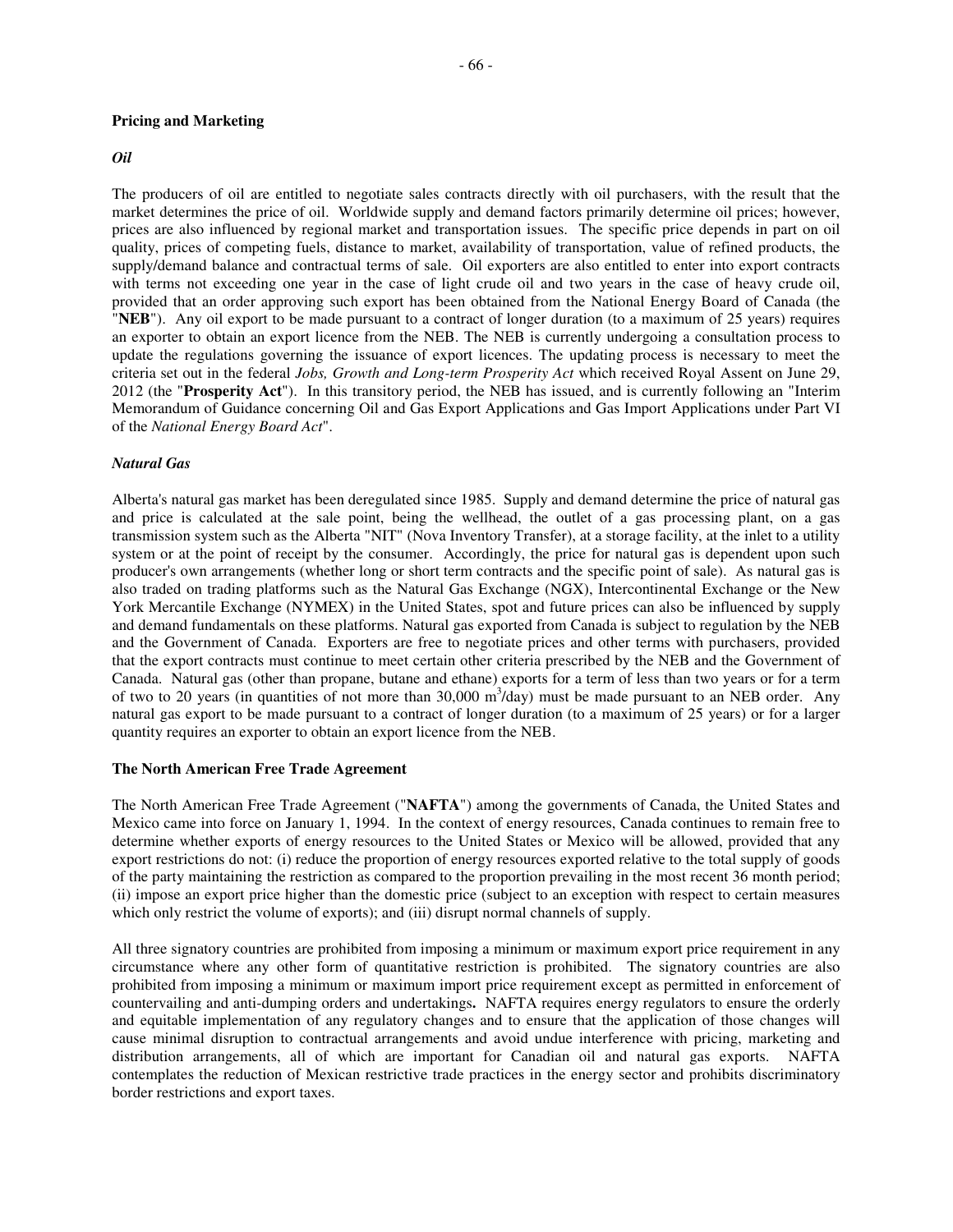## Pricing and Marketing

### *Oil*

The producers of oil are entitled to negotiate sales contracts directly with oil purchasers, with the result that the market determines the price of oil. Worldwide supply and demand factors primarily determine oil prices; however, prices are also influenced by regional market and transportation issues. The specific price depends in part on oil quality, prices of competing fuels, distance to market, availability of transportation, value of refined products, the supply/demand balance and contractual terms of sale. Oil exporters are also entitled to enter into export contracts with terms not exceeding one year in the case of light crude oil and two years in the case of heavy crude oil, provided that an order approving such export has been obtained from the National Energy Board of Canada (the "**NEB**"). Any oil export to be made pursuant to a contract of longer duration (to a maximum of 25 years) requires an exporter to obtain an export licence from the NEB. The NEB is currently undergoing a consultation process to update the regulations governing the issuance of export licences. The updating process is necessary to meet the criteria set out in the federal *Jobs, Growth and Long-term Prosperity Act* which received Royal Assent on June 29, 2012 (the "**Prosperity Act**"). In this transitory period, the NEB has issued, and is currently following an "Interim Memorandum of Guidance concerning Oil and Gas Export Applications and Gas Import Applications under Part VI of the *National Energy Board Act*".

### *Natural Gas*

Alberta's natural gas market has been deregulated since 1985. Supply and demand determine the price of natural gas and price is calculated at the sale point, being the wellhead, the outlet of a gas processing plant, on a gas transmission system such as the Alberta "NIT" (Nova Inventory Transfer), at a storage facility, at the inlet to a utility system or at the point of receipt by the consumer. Accordingly, the price for natural gas is dependent upon such producer's own arrangements (whether long or short term contracts and the specific point of sale). As natural gas is also traded on trading platforms such as the Natural Gas Exchange (NGX), Intercontinental Exchange or the New York Mercantile Exchange (NYMEX) in the United States, spot and future prices can also be influenced by supply and demand fundamentals on these platforms. Natural gas exported from Canada is subject to regulation by the NEB and the Government of Canada. Exporters are free to negotiate prices and other terms with purchasers, provided that the export contracts must continue to meet certain other criteria prescribed by the NEB and the Government of Canada. Natural gas (other than propane, butane and ethane) exports for a term of less than two years or for a term of two to 20 years (in quantities of not more than 30,000 $m^3$/day) must be made pursuant to an NEB order. Any natural gas export to be made pursuant to a contract of longer duration (to a maximum of 25 years) or for a larger quantity requires an exporter to obtain an export licence from the NEB.

## The North American Free Trade Agreement

The North American Free Trade Agreement ("**NAFTA**") among the governments of Canada, the United States and Mexico came into force on January 1, 1994. In the context of energy resources, Canada continues to remain free to determine whether exports of energy resources to the United States or Mexico will be allowed, provided that any export restrictions do not: (i) reduce the proportion of energy resources exported relative to the total supply of goods of the party maintaining the restriction as compared to the proportion prevailing in the most recent 36 month period; (ii) impose an export price higher than the domestic price (subject to an exception with respect to certain measures which only restrict the volume of exports); and (iii) disrupt normal channels of supply.

All three signatory countries are prohibited from imposing a minimum or maximum export price requirement in any circumstance where any other form of quantitative restriction is prohibited. The signatory countries are also prohibited from imposing a minimum or maximum import price requirement except as permitted in enforcement of countervailing and anti-dumping orders and undertakings**.** NAFTA requires energy regulators to ensure the orderly and equitable implementation of any regulatory changes and to ensure that the application of those changes will cause minimal disruption to contractual arrangements and avoid undue interference with pricing, marketing and distribution arrangements, all of which are important for Canadian oil and natural gas exports. NAFTA contemplates the reduction of Mexican restrictive trade practices in the energy sector and prohibits discriminatory border restrictions and export taxes.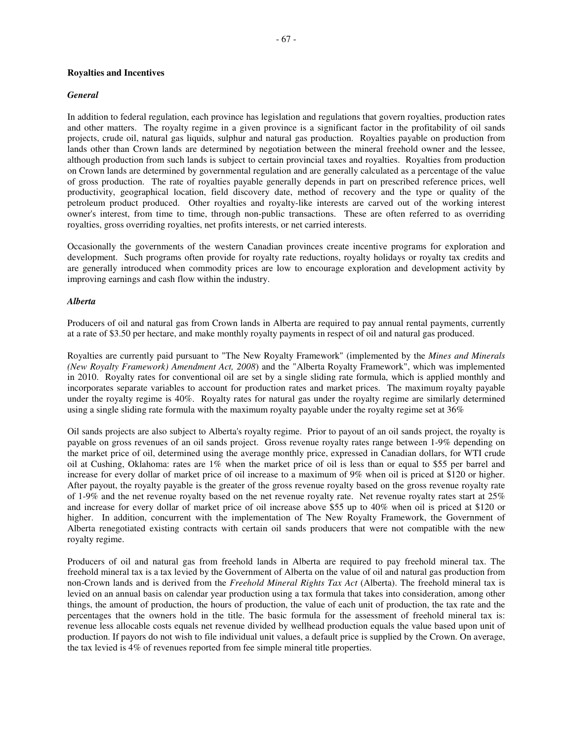### Royalties and Incentives

#### *General*

In addition to federal regulation, each province has legislation and regulations that govern royalties, production rates and other matters. The royalty regime in a given province is a significant factor in the profitability of oil sands projects, crude oil, natural gas liquids, sulphur and natural gas production. Royalties payable on production from lands other than Crown lands are determined by negotiation between the mineral freehold owner and the lessee, although production from such lands is subject to certain provincial taxes and royalties. Royalties from production on Crown lands are determined by governmental regulation and are generally calculated as a percentage of the value of gross production. The rate of royalties payable generally depends in part on prescribed reference prices, well productivity, geographical location, field discovery date, method of recovery and the type or quality of the petroleum product produced. Other royalties and royalty-like interests are carved out of the working interest owner's interest, from time to time, through non-public transactions. These are often referred to as overriding royalties, gross overriding royalties, net profits interests, or net carried interests.

Occasionally the governments of the western Canadian provinces create incentive programs for exploration and development. Such programs often provide for royalty rate reductions, royalty holidays or royalty tax credits and are generally introduced when commodity prices are low to encourage exploration and development activity by improving earnings and cash flow within the industry.

#### *Alberta*

Producers of oil and natural gas from Crown lands in Alberta are required to pay annual rental payments, currently at a rate of $3.50 per hectare, and make monthly royalty payments in respect of oil and natural gas produced.

Royalties are currently paid pursuant to "The New Royalty Framework" (implemented by the *Mines and Minerals (New Royalty Framework) Amendment Act, 2008*) and the "Alberta Royalty Framework", which was implemented in 2010. Royalty rates for conventional oil are set by a single sliding rate formula, which is applied monthly and incorporates separate variables to account for production rates and market prices. The maximum royalty payable under the royalty regime is 40%. Royalty rates for natural gas under the royalty regime are similarly determined using a single sliding rate formula with the maximum royalty payable under the royalty regime set at 36%

Oil sands projects are also subject to Alberta's royalty regime. Prior to payout of an oil sands project, the royalty is payable on gross revenues of an oil sands project. Gross revenue royalty rates range between 1-9% depending on the market price of oil, determined using the average monthly price, expressed in Canadian dollars, for WTI crude oil at Cushing, Oklahoma: rates are 1% when the market price of oil is less than or equal to $55 per barrel and increase for every dollar of market price of oil increase to a maximum of 9% when oil is priced at $120 or higher. After payout, the royalty payable is the greater of the gross revenue royalty based on the gross revenue royalty rate of 1-9% and the net revenue royalty based on the net revenue royalty rate. Net revenue royalty rates start at 25% and increase for every dollar of market price of oil increase above $55 up to 40% when oil is priced at $120 or higher. In addition, concurrent with the implementation of The New Royalty Framework, the Government of Alberta renegotiated existing contracts with certain oil sands producers that were not compatible with the new royalty regime.

Producers of oil and natural gas from freehold lands in Alberta are required to pay freehold mineral tax. The freehold mineral tax is a tax levied by the Government of Alberta on the value of oil and natural gas production from non-Crown lands and is derived from the *Freehold Mineral Rights Tax Act* (Alberta). The freehold mineral tax is levied on an annual basis on calendar year production using a tax formula that takes into consideration, among other things, the amount of production, the hours of production, the value of each unit of production, the tax rate and the percentages that the owners hold in the title. The basic formula for the assessment of freehold mineral tax is: revenue less allocable costs equals net revenue divided by wellhead production equals the value based upon unit of production. If payors do not wish to file individual unit values, a default price is supplied by the Crown. On average, the tax levied is 4% of revenues reported from fee simple mineral title properties.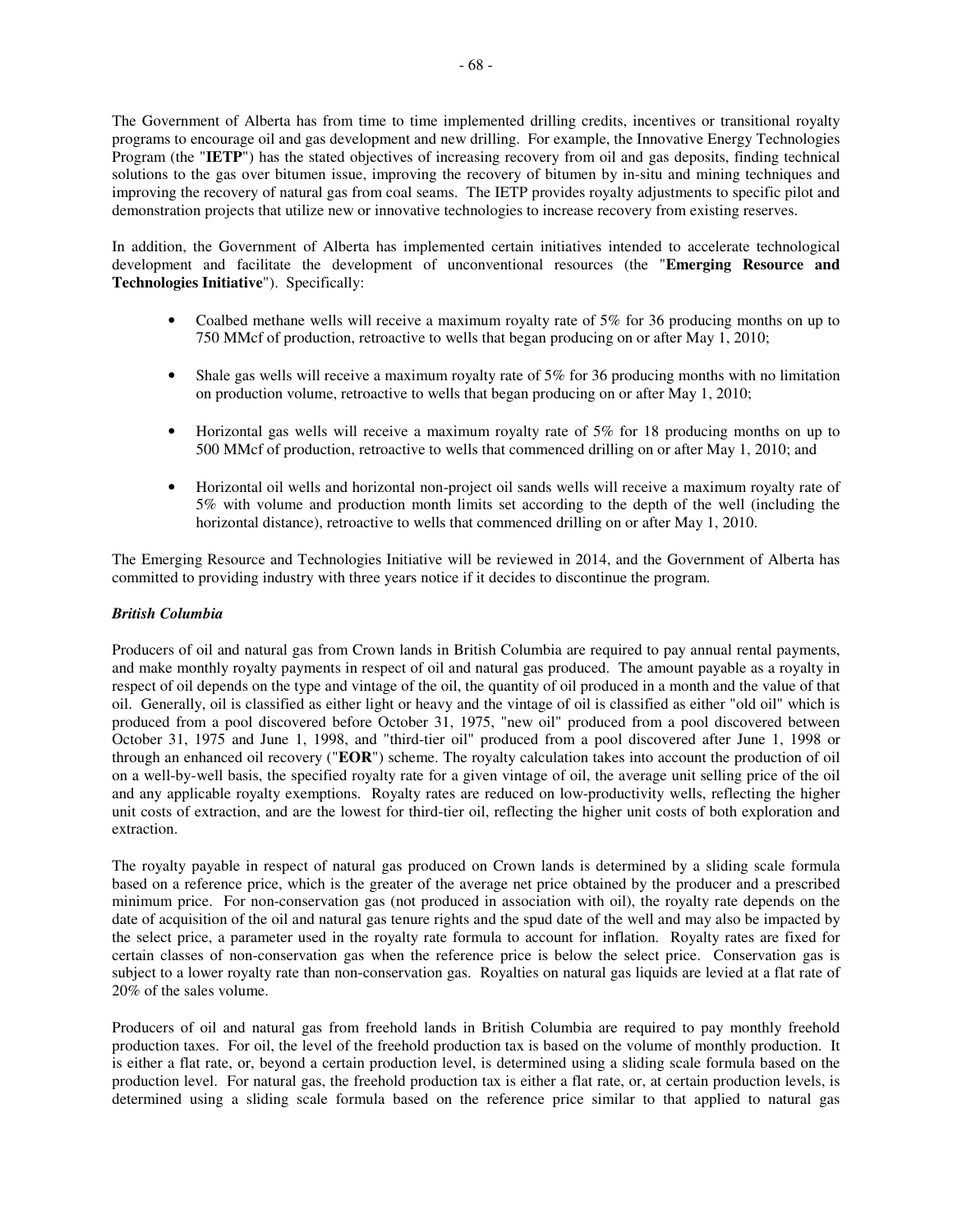The Government of Alberta has from time to time implemented drilling credits, incentives or transitional royalty programs to encourage oil and gas development and new drilling. For example, the Innovative Energy Technologies Program (the "**IETP**") has the stated objectives of increasing recovery from oil and gas deposits, finding technical solutions to the gas over bitumen issue, improving the recovery of bitumen by in-situ and mining techniques and improving the recovery of natural gas from coal seams. The IETP provides royalty adjustments to specific pilot and demonstration projects that utilize new or innovative technologies to increase recovery from existing reserves.

In addition, the Government of Alberta has implemented certain initiatives intended to accelerate technological development and facilitate the development of unconventional resources (the "**Emerging Resource and Technologies Initiative**"). Specifically:

- Coalbed methane wells will receive a maximum royalty rate of 5% for 36 producing months on up to 750 MMcf of production, retroactive to wells that began producing on or after May 1, 2010;
- Shale gas wells will receive a maximum royalty rate of 5% for 36 producing months with no limitation on production volume, retroactive to wells that began producing on or after May 1, 2010;
- Horizontal gas wells will receive a maximum royalty rate of 5% for 18 producing months on up to 500 MMcf of production, retroactive to wells that commenced drilling on or after May 1, 2010; and
- Horizontal oil wells and horizontal non-project oil sands wells will receive a maximum royalty rate of 5% with volume and production month limits set according to the depth of the well (including the horizontal distance), retroactive to wells that commenced drilling on or after May 1, 2010.

The Emerging Resource and Technologies Initiative will be reviewed in 2014, and the Government of Alberta has committed to providing industry with three years notice if it decides to discontinue the program.

***British Columbia***

Producers of oil and natural gas from Crown lands in British Columbia are required to pay annual rental payments, and make monthly royalty payments in respect of oil and natural gas produced. The amount payable as a royalty in respect of oil depends on the type and vintage of the oil, the quantity of oil produced in a month and the value of that oil. Generally, oil is classified as either light or heavy and the vintage of oil is classified as either "old oil" which is produced from a pool discovered before October 31, 1975, "new oil" produced from a pool discovered between October 31, 1975 and June 1, 1998, and "third-tier oil" produced from a pool discovered after June 1, 1998 or through an enhanced oil recovery ("**EOR**") scheme. The royalty calculation takes into account the production of oil on a well-by-well basis, the specified royalty rate for a given vintage of oil, the average unit selling price of the oil and any applicable royalty exemptions. Royalty rates are reduced on low-productivity wells, reflecting the higher unit costs of extraction, and are the lowest for third-tier oil, reflecting the higher unit costs of both exploration and extraction.

The royalty payable in respect of natural gas produced on Crown lands is determined by a sliding scale formula based on a reference price, which is the greater of the average net price obtained by the producer and a prescribed minimum price. For non-conservation gas (not produced in association with oil), the royalty rate depends on the date of acquisition of the oil and natural gas tenure rights and the spud date of the well and may also be impacted by the select price, a parameter used in the royalty rate formula to account for inflation. Royalty rates are fixed for certain classes of non-conservation gas when the reference price is below the select price. Conservation gas is subject to a lower royalty rate than non-conservation gas. Royalties on natural gas liquids are levied at a flat rate of 20% of the sales volume.

Producers of oil and natural gas from freehold lands in British Columbia are required to pay monthly freehold production taxes. For oil, the level of the freehold production tax is based on the volume of monthly production. It is either a flat rate, or, beyond a certain production level, is determined using a sliding scale formula based on the production level. For natural gas, the freehold production tax is either a flat rate, or, at certain production levels, is determined using a sliding scale formula based on the reference price similar to that applied to natural gas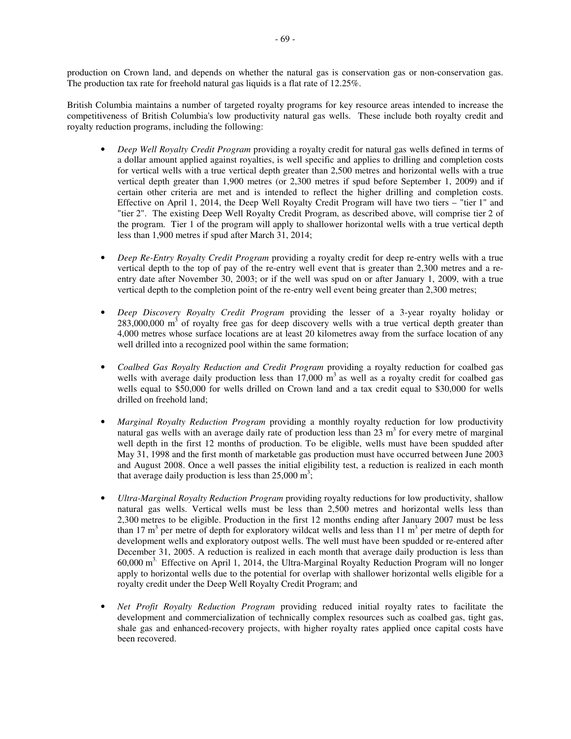production on Crown land, and depends on whether the natural gas is conservation gas or non-conservation gas. The production tax rate for freehold natural gas liquids is a flat rate of 12.25%.

British Columbia maintains a number of targeted royalty programs for key resource areas intended to increase the competitiveness of British Columbia's low productivity natural gas wells. These include both royalty credit and royalty reduction programs, including the following:

- *Deep Well Royalty Credit Program* providing a royalty credit for natural gas wells defined in terms of a dollar amount applied against royalties, is well specific and applies to drilling and completion costs for vertical wells with a true vertical depth greater than 2,500 metres and horizontal wells with a true vertical depth greater than 1,900 metres (or 2,300 metres if spud before September 1, 2009) and if certain other criteria are met and is intended to reflect the higher drilling and completion costs. Effective on April 1, 2014, the Deep Well Royalty Credit Program will have two tiers – "tier 1" and "tier 2". The existing Deep Well Royalty Credit Program, as described above, will comprise tier 2 of the program. Tier 1 of the program will apply to shallower horizontal wells with a true vertical depth less than 1,900 metres if spud after March 31, 2014;

- *Deep Re-Entry Royalty Credit Program* providing a royalty credit for deep re-entry wells with a true vertical depth to the top of pay of the re-entry well event that is greater than 2,300 metres and a re-entry date after November 30, 2003; or if the well was spud on or after January 1, 2009, with a true vertical depth to the completion point of the re-entry well event being greater than 2,300 metres;

- *Deep Discovery Royalty Credit Program* providing the lesser of a 3-year royalty holiday or 283,000,000 $m^3$ of royalty free gas for deep discovery wells with a true vertical depth greater than 4,000 metres whose surface locations are at least 20 kilometres away from the surface location of any well drilled into a recognized pool within the same formation;

- *Coalbed Gas Royalty Reduction and Credit Program* providing a royalty reduction for coalbed gas wells with average daily production less than 17,000 $m^3$ as well as a royalty credit for coalbed gas wells equal to $50,000 for wells drilled on Crown land and a tax credit equal to $30,000 for wells drilled on freehold land;

- *Marginal Royalty Reduction Program* providing a monthly royalty reduction for low productivity natural gas wells with an average daily rate of production less than 23 $m^3$ for every metre of marginal well depth in the first 12 months of production. To be eligible, wells must have been spudded after May 31, 1998 and the first month of marketable gas production must have occurred between June 2003 and August 2008. Once a well passes the initial eligibility test, a reduction is realized in each month that average daily production is less than 25,000 $m^3$;

- *Ultra-Marginal Royalty Reduction Program* providing royalty reductions for low productivity, shallow natural gas wells. Vertical wells must be less than 2,500 metres and horizontal wells less than 2,300 metres to be eligible. Production in the first 12 months ending after January 2007 must be less than 17 $m^3$ per metre of depth for exploratory wildcat wells and less than 11 $m^3$ per metre of depth for development wells and exploratory outpost wells. The well must have been spudded or re-entered after December 31, 2005. A reduction is realized in each month that average daily production is less than 60,000 $m^3$. Effective on April 1, 2014, the Ultra-Marginal Royalty Reduction Program will no longer apply to horizontal wells due to the potential for overlap with shallower horizontal wells eligible for a royalty credit under the Deep Well Royalty Credit Program; and

- *Net Profit Royalty Reduction Program* providing reduced initial royalty rates to facilitate the development and commercialization of technically complex resources such as coalbed gas, tight gas, shale gas and enhanced-recovery projects, with higher royalty rates applied once capital costs have been recovered.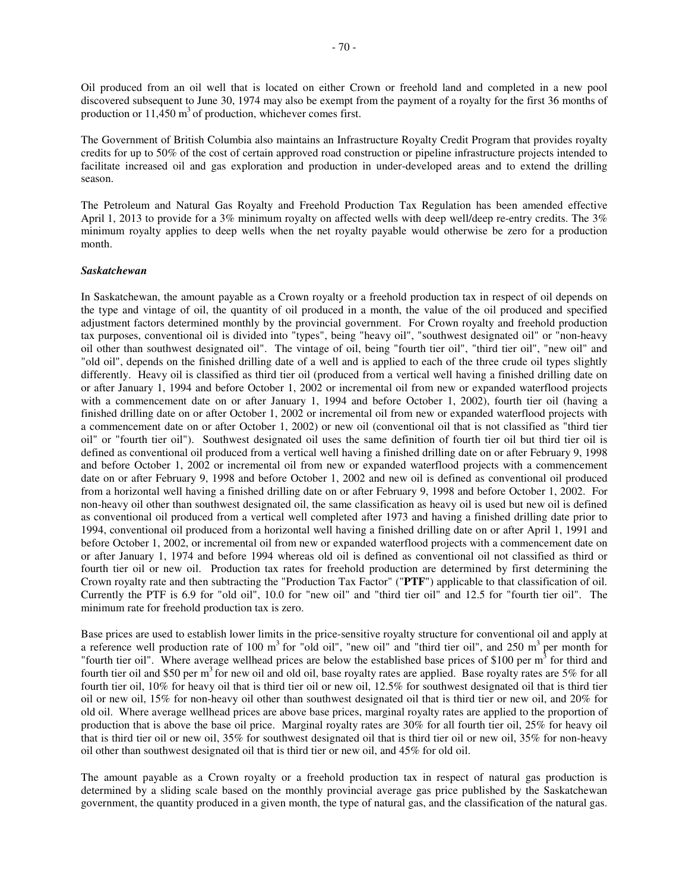Oil produced from an oil well that is located on either Crown or freehold land and completed in a new pool discovered subsequent to June 30, 1974 may also be exempt from the payment of a royalty for the first 36 months of production or 11,450 $m^3$ of production, whichever comes first.

The Government of British Columbia also maintains an Infrastructure Royalty Credit Program that provides royalty credits for up to 50% of the cost of certain approved road construction or pipeline infrastructure projects intended to facilitate increased oil and gas exploration and production in under-developed areas and to extend the drilling season.

The Petroleum and Natural Gas Royalty and Freehold Production Tax Regulation has been amended effective April 1, 2013 to provide for a 3% minimum royalty on affected wells with deep well/deep re-entry credits. The 3% minimum royalty applies to deep wells when the net royalty payable would otherwise be zero for a production month.

***Saskatchewan***

In Saskatchewan, the amount payable as a Crown royalty or a freehold production tax in respect of oil depends on the type and vintage of oil, the quantity of oil produced in a month, the value of the oil produced and specified adjustment factors determined monthly by the provincial government. For Crown royalty and freehold production tax purposes, conventional oil is divided into "types", being "heavy oil", "southwest designated oil" or "non-heavy oil other than southwest designated oil". The vintage of oil, being "fourth tier oil", "third tier oil", "new oil" and "old oil", depends on the finished drilling date of a well and is applied to each of the three crude oil types slightly differently. Heavy oil is classified as third tier oil (produced from a vertical well having a finished drilling date on or after January 1, 1994 and before October 1, 2002 or incremental oil from new or expanded waterflood projects with a commencement date on or after January 1, 1994 and before October 1, 2002), fourth tier oil (having a finished drilling date on or after October 1, 2002 or incremental oil from new or expanded waterflood projects with a commencement date on or after October 1, 2002) or new oil (conventional oil that is not classified as "third tier oil" or "fourth tier oil"). Southwest designated oil uses the same definition of fourth tier oil but third tier oil is defined as conventional oil produced from a vertical well having a finished drilling date on or after February 9, 1998 and before October 1, 2002 or incremental oil from new or expanded waterflood projects with a commencement date on or after February 9, 1998 and before October 1, 2002 and new oil is defined as conventional oil produced from a horizontal well having a finished drilling date on or after February 9, 1998 and before October 1, 2002. For non-heavy oil other than southwest designated oil, the same classification as heavy oil is used but new oil is defined as conventional oil produced from a vertical well completed after 1973 and having a finished drilling date prior to 1994, conventional oil produced from a horizontal well having a finished drilling date on or after April 1, 1991 and before October 1, 2002, or incremental oil from new or expanded waterflood projects with a commencement date on or after January 1, 1974 and before 1994 whereas old oil is defined as conventional oil not classified as third or fourth tier oil or new oil. Production tax rates for freehold production are determined by first determining the Crown royalty rate and then subtracting the "Production Tax Factor" ("**PTF**") applicable to that classification of oil. Currently the PTF is 6.9 for "old oil", 10.0 for "new oil" and "third tier oil" and 12.5 for "fourth tier oil". The minimum rate for freehold production tax is zero.

Base prices are used to establish lower limits in the price-sensitive royalty structure for conventional oil and apply at a reference well production rate of 100 $m^3$ for "old oil", "new oil" and "third tier oil", and 250 $m^3$ per month for "fourth tier oil". Where average wellhead prices are below the established base prices of \$100 per $m^3$ for third and fourth tier oil and \$50 per $m^3$ for new oil and old oil, base royalty rates are applied. Base royalty rates are 5% for all fourth tier oil, 10% for heavy oil that is third tier oil or new oil, 12.5% for southwest designated oil that is third tier oil or new oil, 15% for non-heavy oil other than southwest designated oil that is third tier or new oil, and 20% for old oil. Where average wellhead prices are above base prices, marginal royalty rates are applied to the proportion of production that is above the base oil price. Marginal royalty rates are 30% for all fourth tier oil, 25% for heavy oil that is third tier oil or new oil, 35% for southwest designated oil that is third tier oil or new oil, 35% for non-heavy oil other than southwest designated oil that is third tier or new oil, and 45% for old oil.

The amount payable as a Crown royalty or a freehold production tax in respect of natural gas production is determined by a sliding scale based on the monthly provincial average gas price published by the Saskatchewan government, the quantity produced in a given month, the type of natural gas, and the classification of the natural gas.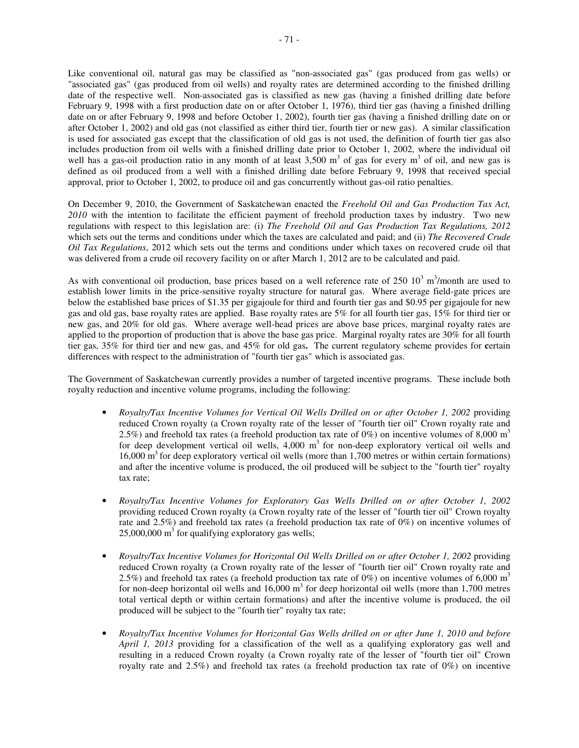Like conventional oil, natural gas may be classified as "non-associated gas" (gas produced from gas wells) or "associated gas" (gas produced from oil wells) and royalty rates are determined according to the finished drilling date of the respective well. Non-associated gas is classified as new gas (having a finished drilling date before February 9, 1998 with a first production date on or after October 1, 1976), third tier gas (having a finished drilling date on or after February 9, 1998 and before October 1, 2002), fourth tier gas (having a finished drilling date on or after October 1, 2002) and old gas (not classified as either third tier, fourth tier or new gas). A similar classification is used for associated gas except that the classification of old gas is not used, the definition of fourth tier gas also includes production from oil wells with a finished drilling date prior to October 1, 2002, where the individual oil well has a gas-oil production ratio in any month of at least 3,500 $m^3$ of gas for every $m^3$ of oil, and new gas is defined as oil produced from a well with a finished drilling date before February 9, 1998 that received special approval, prior to October 1, 2002, to produce oil and gas concurrently without gas-oil ratio penalties.

On December 9, 2010, the Government of Saskatchewan enacted the *Freehold Oil and Gas Production Tax Act, 2010* with the intention to facilitate the efficient payment of freehold production taxes by industry. Two new regulations with respect to this legislation are: (i) *The Freehold Oil and Gas Production Tax Regulations, 2012* which sets out the terms and conditions under which the taxes are calculated and paid; and (ii) *The Recovered Crude Oil Tax Regulations*, 2012 which sets out the terms and conditions under which taxes on recovered crude oil that was delivered from a crude oil recovery facility on or after March 1, 2012 are to be calculated and paid.

As with conventional oil production, base prices based on a well reference rate of 250 $10^3$ $m^3$/month are used to establish lower limits in the price-sensitive royalty structure for natural gas. Where average field-gate prices are below the established base prices of $1.35 per gigajoule for third and fourth tier gas and $0.95 per gigajoule for new gas and old gas, base royalty rates are applied. Base royalty rates are 5% for all fourth tier gas, 15% for third tier or new gas, and 20% for old gas. Where average well-head prices are above base prices, marginal royalty rates are applied to the proportion of production that is above the base gas price. Marginal royalty rates are 30% for all fourth tier gas, 35% for third tier and new gas, and 45% for old gas**.** The current regulatory scheme provides for certain differences with respect to the administration of "fourth tier gas" which is associated gas.

The Government of Saskatchewan currently provides a number of targeted incentive programs. These include both royalty reduction and incentive volume programs, including the following:

- *Royalty/Tax Incentive Volumes for Vertical Oil Wells Drilled on or after October 1, 2002* providing reduced Crown royalty (a Crown royalty rate of the lesser of "fourth tier oil" Crown royalty rate and 2.5%) and freehold tax rates (a freehold production tax rate of 0%) on incentive volumes of 8,000 $m^3$ for deep development vertical oil wells, 4,000 $m^3$ for non-deep exploratory vertical oil wells and 16,000 $m^3$ for deep exploratory vertical oil wells (more than 1,700 metres or within certain formations) and after the incentive volume is produced, the oil produced will be subject to the "fourth tier" royalty tax rate;

- *Royalty/Tax Incentive Volumes for Exploratory Gas Wells Drilled on or after October 1, 2002* providing reduced Crown royalty (a Crown royalty rate of the lesser of "fourth tier oil" Crown royalty rate and 2.5%) and freehold tax rates (a freehold production tax rate of 0%) on incentive volumes of 25,000,000 $m^3$ for qualifying exploratory gas wells;

- *Royalty/Tax Incentive Volumes for Horizontal Oil Wells Drilled on or after October 1, 2002* providing reduced Crown royalty (a Crown royalty rate of the lesser of "fourth tier oil" Crown royalty rate and 2.5%) and freehold tax rates (a freehold production tax rate of 0%) on incentive volumes of 6,000 $m^3$ for non-deep horizontal oil wells and 16,000 $m^3$ for deep horizontal oil wells (more than 1,700 metres total vertical depth or within certain formations) and after the incentive volume is produced, the oil produced will be subject to the "fourth tier" royalty tax rate;

- *Royalty/Tax Incentive Volumes for Horizontal Gas Wells drilled on or after June 1, 2010 and before April 1, 2013* providing for a classification of the well as a qualifying exploratory gas well and resulting in a reduced Crown royalty (a Crown royalty rate of the lesser of "fourth tier oil" Crown royalty rate and 2.5%) and freehold tax rates (a freehold production tax rate of 0%) on incentive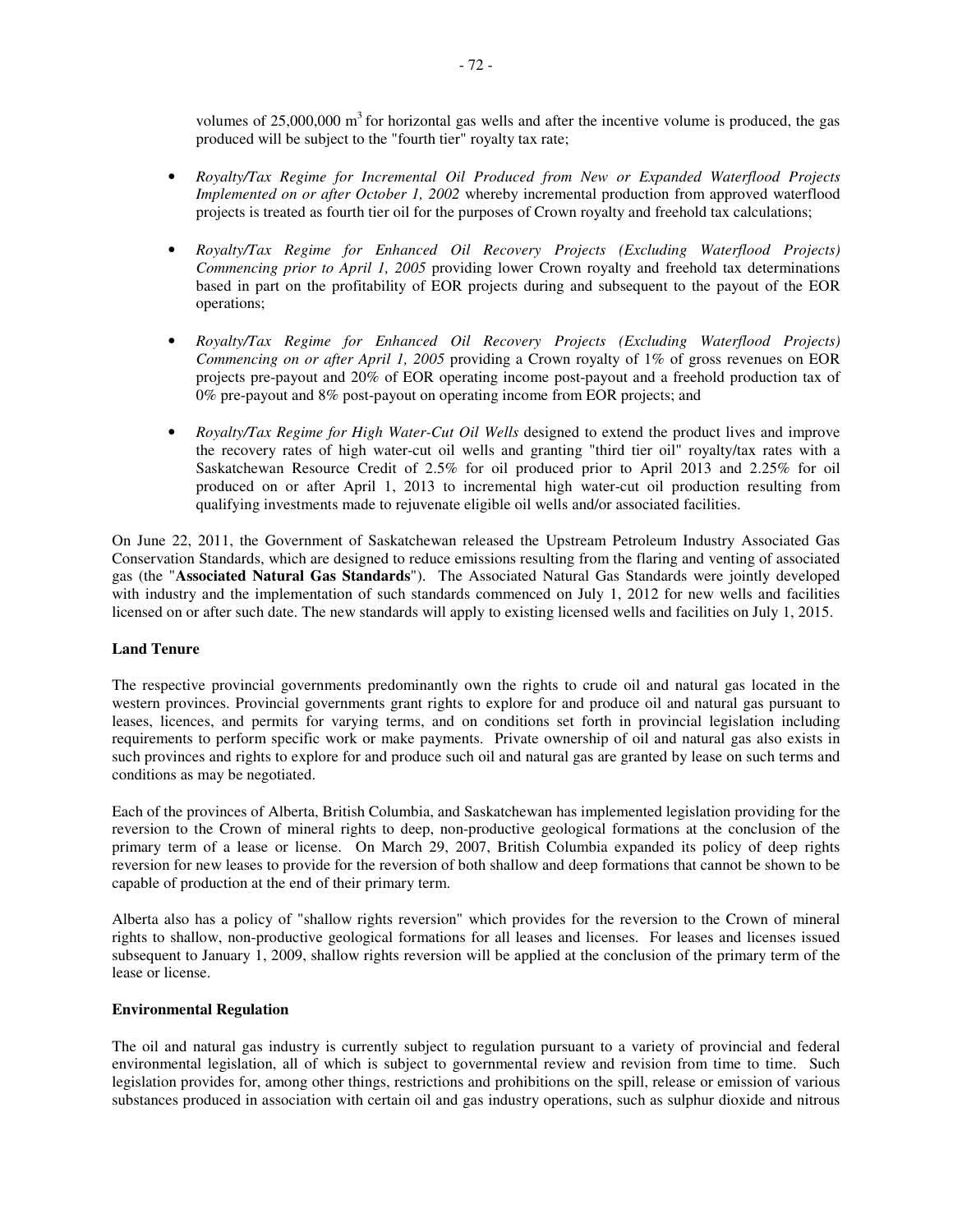volumes of 25,000,000 $m^3$ for horizontal gas wells and after the incentive volume is produced, the gas produced will be subject to the "fourth tier" royalty tax rate;

- *Royalty/Tax Regime for Incremental Oil Produced from New or Expanded Waterflood Projects Implemented on or after October 1, 2002* whereby incremental production from approved waterflood projects is treated as fourth tier oil for the purposes of Crown royalty and freehold tax calculations;
- *Royalty/Tax Regime for Enhanced Oil Recovery Projects (Excluding Waterflood Projects) Commencing prior to April 1, 2005* providing lower Crown royalty and freehold tax determinations based in part on the profitability of EOR projects during and subsequent to the payout of the EOR operations;
- *Royalty/Tax Regime for Enhanced Oil Recovery Projects (Excluding Waterflood Projects) Commencing on or after April 1, 2005* providing a Crown royalty of 1% of gross revenues on EOR projects pre-payout and 20% of EOR operating income post-payout and a freehold production tax of 0% pre-payout and 8% post-payout on operating income from EOR projects; and
- *Royalty/Tax Regime for High Water-Cut Oil Wells* designed to extend the product lives and improve the recovery rates of high water-cut oil wells and granting "third tier oil" royalty/tax rates with a Saskatchewan Resource Credit of 2.5% for oil produced prior to April 2013 and 2.25% for oil produced on or after April 1, 2013 to incremental high water-cut oil production resulting from qualifying investments made to rejuvenate eligible oil wells and/or associated facilities.

On June 22, 2011, the Government of Saskatchewan released the Upstream Petroleum Industry Associated Gas Conservation Standards, which are designed to reduce emissions resulting from the flaring and venting of associated gas (the "**Associated Natural Gas Standards**"). The Associated Natural Gas Standards were jointly developed with industry and the implementation of such standards commenced on July 1, 2012 for new wells and facilities licensed on or after such date. The new standards will apply to existing licensed wells and facilities on July 1, 2015.

**Land Tenure**

The respective provincial governments predominantly own the rights to crude oil and natural gas located in the western provinces. Provincial governments grant rights to explore for and produce oil and natural gas pursuant to leases, licences, and permits for varying terms, and on conditions set forth in provincial legislation including requirements to perform specific work or make payments. Private ownership of oil and natural gas also exists in such provinces and rights to explore for and produce such oil and natural gas are granted by lease on such terms and conditions as may be negotiated.

Each of the provinces of Alberta, British Columbia, and Saskatchewan has implemented legislation providing for the reversion to the Crown of mineral rights to deep, non-productive geological formations at the conclusion of the primary term of a lease or license. On March 29, 2007, British Columbia expanded its policy of deep rights reversion for new leases to provide for the reversion of both shallow and deep formations that cannot be shown to be capable of production at the end of their primary term.

Alberta also has a policy of "shallow rights reversion" which provides for the reversion to the Crown of mineral rights to shallow, non-productive geological formations for all leases and licenses. For leases and licenses issued subsequent to January 1, 2009, shallow rights reversion will be applied at the conclusion of the primary term of the lease or license.

**Environmental Regulation**

The oil and natural gas industry is currently subject to regulation pursuant to a variety of provincial and federal environmental legislation, all of which is subject to governmental review and revision from time to time. Such legislation provides for, among other things, restrictions and prohibitions on the spill, release or emission of various substances produced in association with certain oil and gas industry operations, such as sulphur dioxide and nitrous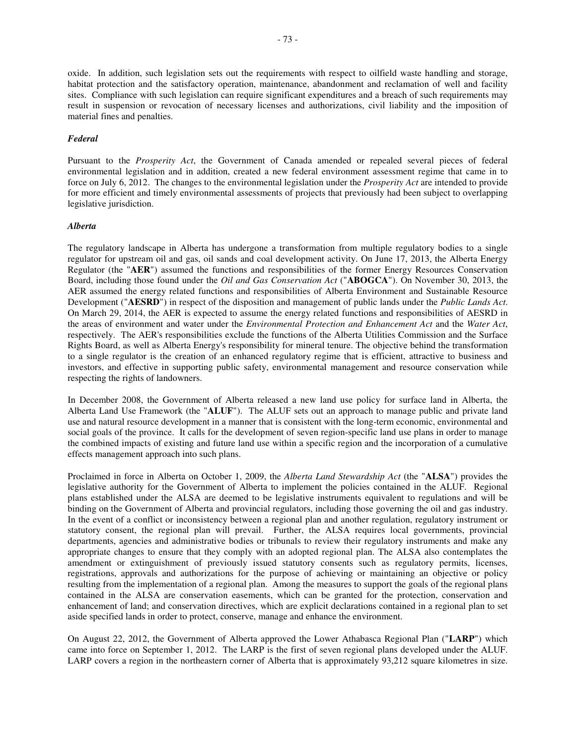oxide. In addition, such legislation sets out the requirements with respect to oilfield waste handling and storage, habitat protection and the satisfactory operation, maintenance, abandonment and reclamation of well and facility sites. Compliance with such legislation can require significant expenditures and a breach of such requirements may result in suspension or revocation of necessary licenses and authorizations, civil liability and the imposition of material fines and penalties.

***Federal***

Pursuant to the *Prosperity Act*, the Government of Canada amended or repealed several pieces of federal environmental legislation and in addition, created a new federal environment assessment regime that came in to force on July 6, 2012. The changes to the environmental legislation under the *Prosperity Act* are intended to provide for more efficient and timely environmental assessments of projects that previously had been subject to overlapping legislative jurisdiction.

***Alberta***

The regulatory landscape in Alberta has undergone a transformation from multiple regulatory bodies to a single regulator for upstream oil and gas, oil sands and coal development activity. On June 17, 2013, the Alberta Energy Regulator (the "**AER**") assumed the functions and responsibilities of the former Energy Resources Conservation Board, including those found under the *Oil and Gas Conservation Act* ("**ABOGCA**"). On November 30, 2013, the AER assumed the energy related functions and responsibilities of Alberta Environment and Sustainable Resource Development ("**AESRD**") in respect of the disposition and management of public lands under the *Public Lands Act*. On March 29, 2014, the AER is expected to assume the energy related functions and responsibilities of AESRD in the areas of environment and water under the *Environmental Protection and Enhancement Act* and the *Water Act*, respectively. The AER's responsibilities exclude the functions of the Alberta Utilities Commission and the Surface Rights Board, as well as Alberta Energy's responsibility for mineral tenure. The objective behind the transformation to a single regulator is the creation of an enhanced regulatory regime that is efficient, attractive to business and investors, and effective in supporting public safety, environmental management and resource conservation while respecting the rights of landowners.

In December 2008, the Government of Alberta released a new land use policy for surface land in Alberta, the Alberta Land Use Framework (the "**ALUF**"). The ALUF sets out an approach to manage public and private land use and natural resource development in a manner that is consistent with the long-term economic, environmental and social goals of the province. It calls for the development of seven region-specific land use plans in order to manage the combined impacts of existing and future land use within a specific region and the incorporation of a cumulative effects management approach into such plans.

Proclaimed in force in Alberta on October 1, 2009, the *Alberta Land Stewardship Act* (the "**ALSA**") provides the legislative authority for the Government of Alberta to implement the policies contained in the ALUF. Regional plans established under the ALSA are deemed to be legislative instruments equivalent to regulations and will be binding on the Government of Alberta and provincial regulators, including those governing the oil and gas industry. In the event of a conflict or inconsistency between a regional plan and another regulation, regulatory instrument or statutory consent, the regional plan will prevail. Further, the ALSA requires local governments, provincial departments, agencies and administrative bodies or tribunals to review their regulatory instruments and make any appropriate changes to ensure that they comply with an adopted regional plan. The ALSA also contemplates the amendment or extinguishment of previously issued statutory consents such as regulatory permits, licenses, registrations, approvals and authorizations for the purpose of achieving or maintaining an objective or policy resulting from the implementation of a regional plan. Among the measures to support the goals of the regional plans contained in the ALSA are conservation easements, which can be granted for the protection, conservation and enhancement of land; and conservation directives, which are explicit declarations contained in a regional plan to set aside specified lands in order to protect, conserve, manage and enhance the environment.

On August 22, 2012, the Government of Alberta approved the Lower Athabasca Regional Plan ("**LARP**") which came into force on September 1, 2012. The LARP is the first of seven regional plans developed under the ALUF. LARP covers a region in the northeastern corner of Alberta that is approximately 93,212 square kilometres in size.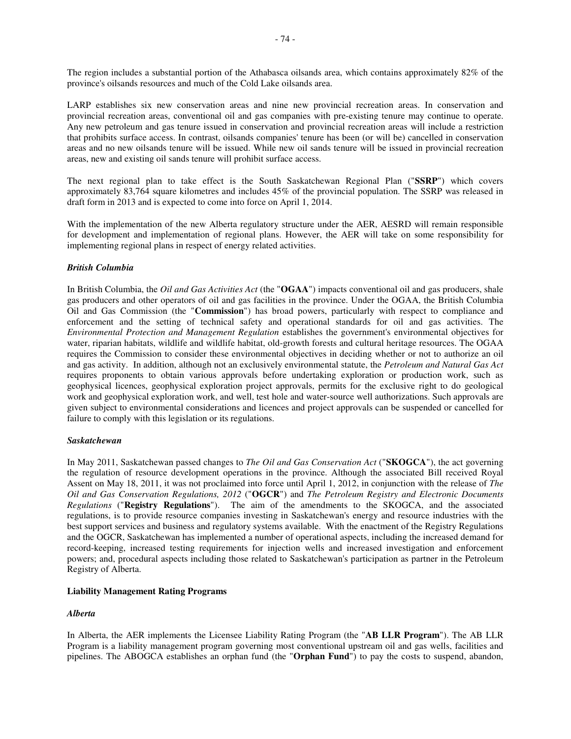The region includes a substantial portion of the Athabasca oilsands area, which contains approximately 82% of the province's oilsands resources and much of the Cold Lake oilsands area.

LARP establishes six new conservation areas and nine new provincial recreation areas. In conservation and provincial recreation areas, conventional oil and gas companies with pre-existing tenure may continue to operate. Any new petroleum and gas tenure issued in conservation and provincial recreation areas will include a restriction that prohibits surface access. In contrast, oilsands companies' tenure has been (or will be) cancelled in conservation areas and no new oilsands tenure will be issued. While new oil sands tenure will be issued in provincial recreation areas, new and existing oil sands tenure will prohibit surface access.

The next regional plan to take effect is the South Saskatchewan Regional Plan ("**SSRP**") which covers approximately 83,764 square kilometres and includes 45% of the provincial population. The SSRP was released in draft form in 2013 and is expected to come into force on April 1, 2014.

With the implementation of the new Alberta regulatory structure under the AER, AESRD will remain responsible for development and implementation of regional plans. However, the AER will take on some responsibility for implementing regional plans in respect of energy related activities.

***British Columbia***

In British Columbia, the *Oil and Gas Activities Act* (the "**OGAA**") impacts conventional oil and gas producers, shale gas producers and other operators of oil and gas facilities in the province. Under the OGAA, the British Columbia Oil and Gas Commission (the "**Commission**") has broad powers, particularly with respect to compliance and enforcement and the setting of technical safety and operational standards for oil and gas activities. The *Environmental Protection and Management Regulation* establishes the government's environmental objectives for water, riparian habitats, wildlife and wildlife habitat, old-growth forests and cultural heritage resources. The OGAA requires the Commission to consider these environmental objectives in deciding whether or not to authorize an oil and gas activity. In addition, although not an exclusively environmental statute, the *Petroleum and Natural Gas Act* requires proponents to obtain various approvals before undertaking exploration or production work, such as geophysical licences, geophysical exploration project approvals, permits for the exclusive right to do geological work and geophysical exploration work, and well, test hole and water-source well authorizations. Such approvals are given subject to environmental considerations and licences and project approvals can be suspended or cancelled for failure to comply with this legislation or its regulations.

***Saskatchewan***

In May 2011, Saskatchewan passed changes to *The Oil and Gas Conservation Act* ("**SKOGCA**"), the act governing the regulation of resource development operations in the province. Although the associated Bill received Royal Assent on May 18, 2011, it was not proclaimed into force until April 1, 2012, in conjunction with the release of *The Oil and Gas Conservation Regulations, 2012* ("**OGCR**") and *The Petroleum Registry and Electronic Documents Regulations* ("**Registry Regulations**"). The aim of the amendments to the SKOGCA, and the associated regulations, is to provide resource companies investing in Saskatchewan's energy and resource industries with the best support services and business and regulatory systems available. With the enactment of the Registry Regulations and the OGCR, Saskatchewan has implemented a number of operational aspects, including the increased demand for record-keeping, increased testing requirements for injection wells and increased investigation and enforcement powers; and, procedural aspects including those related to Saskatchewan's participation as partner in the Petroleum Registry of Alberta.

**Liability Management Rating Programs**

***Alberta***

In Alberta, the AER implements the Licensee Liability Rating Program (the "**AB LLR Program**"). The AB LLR Program is a liability management program governing most conventional upstream oil and gas wells, facilities and pipelines. The ABOGCA establishes an orphan fund (the "**Orphan Fund**") to pay the costs to suspend, abandon,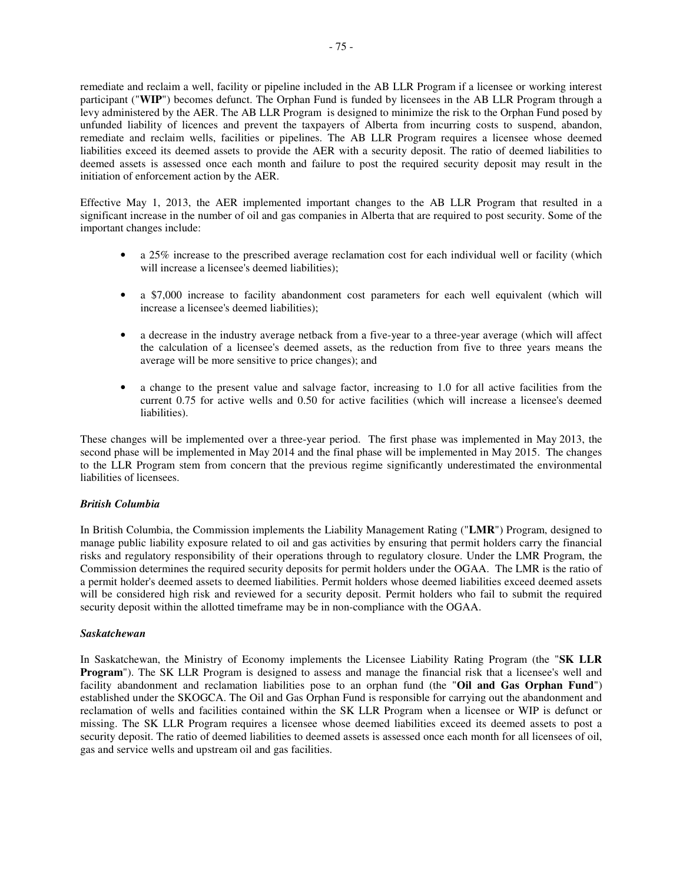remediate and reclaim a well, facility or pipeline included in the AB LLR Program if a licensee or working interest participant ("**WIP**") becomes defunct. The Orphan Fund is funded by licensees in the AB LLR Program through a levy administered by the AER. The AB LLR Program is designed to minimize the risk to the Orphan Fund posed by unfunded liability of licences and prevent the taxpayers of Alberta from incurring costs to suspend, abandon, remediate and reclaim wells, facilities or pipelines. The AB LLR Program requires a licensee whose deemed liabilities exceed its deemed assets to provide the AER with a security deposit. The ratio of deemed liabilities to deemed assets is assessed once each month and failure to post the required security deposit may result in the initiation of enforcement action by the AER.

Effective May 1, 2013, the AER implemented important changes to the AB LLR Program that resulted in a significant increase in the number of oil and gas companies in Alberta that are required to post security. Some of the important changes include:

- a 25% increase to the prescribed average reclamation cost for each individual well or facility (which will increase a licensee's deemed liabilities);
- a $7,000 increase to facility abandonment cost parameters for each well equivalent (which will increase a licensee's deemed liabilities);
- a decrease in the industry average netback from a five-year to a three-year average (which will affect the calculation of a licensee's deemed assets, as the reduction from five to three years means the average will be more sensitive to price changes); and
- a change to the present value and salvage factor, increasing to 1.0 for all active facilities from the current 0.75 for active wells and 0.50 for active facilities (which will increase a licensee's deemed liabilities).

These changes will be implemented over a three-year period. The first phase was implemented in May 2013, the second phase will be implemented in May 2014 and the final phase will be implemented in May 2015. The changes to the LLR Program stem from concern that the previous regime significantly underestimated the environmental liabilities of licensees.

***British Columbia***

In British Columbia, the Commission implements the Liability Management Rating ("**LMR**") Program, designed to manage public liability exposure related to oil and gas activities by ensuring that permit holders carry the financial risks and regulatory responsibility of their operations through to regulatory closure. Under the LMR Program, the Commission determines the required security deposits for permit holders under the OGAA. The LMR is the ratio of a permit holder's deemed assets to deemed liabilities. Permit holders whose deemed liabilities exceed deemed assets will be considered high risk and reviewed for a security deposit. Permit holders who fail to submit the required security deposit within the allotted timeframe may be in non-compliance with the OGAA.

***Saskatchewan***

In Saskatchewan, the Ministry of Economy implements the Licensee Liability Rating Program (the "**SK LLR Program**"). The SK LLR Program is designed to assess and manage the financial risk that a licensee's well and facility abandonment and reclamation liabilities pose to an orphan fund (the "**Oil and Gas Orphan Fund**") established under the SKOGCA. The Oil and Gas Orphan Fund is responsible for carrying out the abandonment and reclamation of wells and facilities contained within the SK LLR Program when a licensee or WIP is defunct or missing. The SK LLR Program requires a licensee whose deemed liabilities exceed its deemed assets to post a security deposit. The ratio of deemed liabilities to deemed assets is assessed once each month for all licensees of oil, gas and service wells and upstream oil and gas facilities.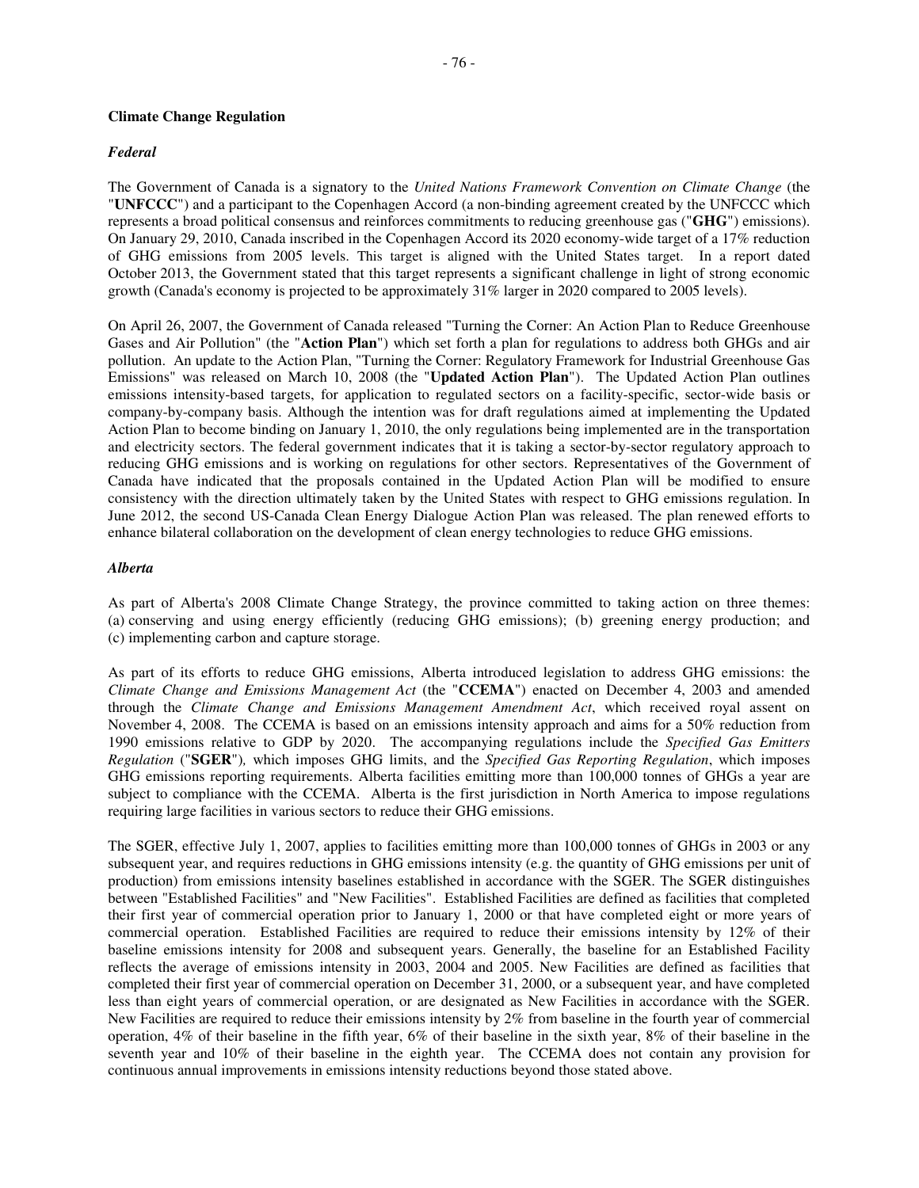## Climate Change Regulation

### *Federal*

The Government of Canada is a signatory to the *United Nations Framework Convention on Climate Change* (the "**UNFCCC**") and a participant to the Copenhagen Accord (a non-binding agreement created by the UNFCCC which represents a broad political consensus and reinforces commitments to reducing greenhouse gas ("**GHG**") emissions). On January 29, 2010, Canada inscribed in the Copenhagen Accord its 2020 economy-wide target of a 17% reduction of GHG emissions from 2005 levels. This target is aligned with the United States target. In a report dated October 2013, the Government stated that this target represents a significant challenge in light of strong economic growth (Canada's economy is projected to be approximately 31% larger in 2020 compared to 2005 levels).

On April 26, 2007, the Government of Canada released "Turning the Corner: An Action Plan to Reduce Greenhouse Gases and Air Pollution" (the "**Action Plan**") which set forth a plan for regulations to address both GHGs and air pollution. An update to the Action Plan, "Turning the Corner: Regulatory Framework for Industrial Greenhouse Gas Emissions" was released on March 10, 2008 (the "**Updated Action Plan**"). The Updated Action Plan outlines emissions intensity-based targets, for application to regulated sectors on a facility-specific, sector-wide basis or company-by-company basis. Although the intention was for draft regulations aimed at implementing the Updated Action Plan to become binding on January 1, 2010, the only regulations being implemented are in the transportation and electricity sectors. The federal government indicates that it is taking a sector-by-sector regulatory approach to reducing GHG emissions and is working on regulations for other sectors. Representatives of the Government of Canada have indicated that the proposals contained in the Updated Action Plan will be modified to ensure consistency with the direction ultimately taken by the United States with respect to GHG emissions regulation. In June 2012, the second US-Canada Clean Energy Dialogue Action Plan was released. The plan renewed efforts to enhance bilateral collaboration on the development of clean energy technologies to reduce GHG emissions.

### *Alberta*

As part of Alberta's 2008 Climate Change Strategy, the province committed to taking action on three themes: (a) conserving and using energy efficiently (reducing GHG emissions); (b) greening energy production; and (c) implementing carbon and capture storage.

As part of its efforts to reduce GHG emissions, Alberta introduced legislation to address GHG emissions: the *Climate Change and Emissions Management Act* (the "**CCEMA**") enacted on December 4, 2003 and amended through the *Climate Change and Emissions Management Amendment Act*, which received royal assent on November 4, 2008. The CCEMA is based on an emissions intensity approach and aims for a 50% reduction from 1990 emissions relative to GDP by 2020. The accompanying regulations include the *Specified Gas Emitters Regulation* ("**SGER**")*,* which imposes GHG limits, and the *Specified Gas Reporting Regulation*, which imposes GHG emissions reporting requirements. Alberta facilities emitting more than 100,000 tonnes of GHGs a year are subject to compliance with the CCEMA. Alberta is the first jurisdiction in North America to impose regulations requiring large facilities in various sectors to reduce their GHG emissions.

The SGER, effective July 1, 2007, applies to facilities emitting more than 100,000 tonnes of GHGs in 2003 or any subsequent year, and requires reductions in GHG emissions intensity (e.g. the quantity of GHG emissions per unit of production) from emissions intensity baselines established in accordance with the SGER. The SGER distinguishes between "Established Facilities" and "New Facilities". Established Facilities are defined as facilities that completed their first year of commercial operation prior to January 1, 2000 or that have completed eight or more years of commercial operation. Established Facilities are required to reduce their emissions intensity by 12% of their baseline emissions intensity for 2008 and subsequent years. Generally, the baseline for an Established Facility reflects the average of emissions intensity in 2003, 2004 and 2005. New Facilities are defined as facilities that completed their first year of commercial operation on December 31, 2000, or a subsequent year, and have completed less than eight years of commercial operation, or are designated as New Facilities in accordance with the SGER. New Facilities are required to reduce their emissions intensity by 2% from baseline in the fourth year of commercial operation, 4% of their baseline in the fifth year, 6% of their baseline in the sixth year, 8% of their baseline in the seventh year and 10% of their baseline in the eighth year. The CCEMA does not contain any provision for continuous annual improvements in emissions intensity reductions beyond those stated above.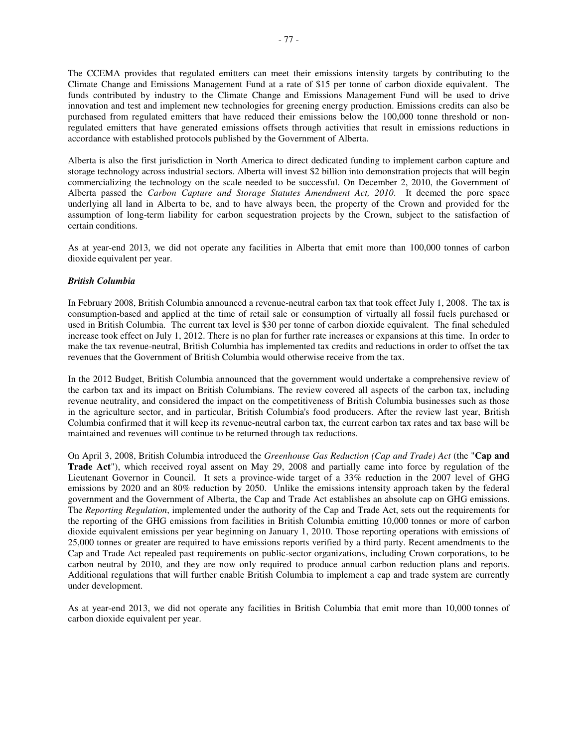The CCEMA provides that regulated emitters can meet their emissions intensity targets by contributing to the Climate Change and Emissions Management Fund at a rate of $15 per tonne of carbon dioxide equivalent. The funds contributed by industry to the Climate Change and Emissions Management Fund will be used to drive innovation and test and implement new technologies for greening energy production. Emissions credits can also be purchased from regulated emitters that have reduced their emissions below the 100,000 tonne threshold or non-regulated emitters that have generated emissions offsets through activities that result in emissions reductions in accordance with established protocols published by the Government of Alberta.

Alberta is also the first jurisdiction in North America to direct dedicated funding to implement carbon capture and storage technology across industrial sectors. Alberta will invest $2 billion into demonstration projects that will begin commercializing the technology on the scale needed to be successful. On December 2, 2010, the Government of Alberta passed the *Carbon Capture and Storage Statutes Amendment Act, 2010*. It deemed the pore space underlying all land in Alberta to be, and to have always been, the property of the Crown and provided for the assumption of long-term liability for carbon sequestration projects by the Crown, subject to the satisfaction of certain conditions.

As at year-end 2013, we did not operate any facilities in Alberta that emit more than 100,000 tonnes of carbon dioxide equivalent per year.

***British Columbia***

In February 2008, British Columbia announced a revenue-neutral carbon tax that took effect July 1, 2008. The tax is consumption-based and applied at the time of retail sale or consumption of virtually all fossil fuels purchased or used in British Columbia. The current tax level is $30 per tonne of carbon dioxide equivalent. The final scheduled increase took effect on July 1, 2012. There is no plan for further rate increases or expansions at this time. In order to make the tax revenue-neutral, British Columbia has implemented tax credits and reductions in order to offset the tax revenues that the Government of British Columbia would otherwise receive from the tax.

In the 2012 Budget, British Columbia announced that the government would undertake a comprehensive review of the carbon tax and its impact on British Columbians. The review covered all aspects of the carbon tax, including revenue neutrality, and considered the impact on the competitiveness of British Columbia businesses such as those in the agriculture sector, and in particular, British Columbia's food producers. After the review last year, British Columbia confirmed that it will keep its revenue-neutral carbon tax, the current carbon tax rates and tax base will be maintained and revenues will continue to be returned through tax reductions.

On April 3, 2008, British Columbia introduced the *Greenhouse Gas Reduction (Cap and Trade) Act* (the "**Cap and Trade Act**"), which received royal assent on May 29, 2008 and partially came into force by regulation of the Lieutenant Governor in Council. It sets a province-wide target of a 33% reduction in the 2007 level of GHG emissions by 2020 and an 80% reduction by 2050. Unlike the emissions intensity approach taken by the federal government and the Government of Alberta, the Cap and Trade Act establishes an absolute cap on GHG emissions. The *Reporting Regulation*, implemented under the authority of the Cap and Trade Act, sets out the requirements for the reporting of the GHG emissions from facilities in British Columbia emitting 10,000 tonnes or more of carbon dioxide equivalent emissions per year beginning on January 1, 2010. Those reporting operations with emissions of 25,000 tonnes or greater are required to have emissions reports verified by a third party. Recent amendments to the Cap and Trade Act repealed past requirements on public-sector organizations, including Crown corporations, to be carbon neutral by 2010, and they are now only required to produce annual carbon reduction plans and reports. Additional regulations that will further enable British Columbia to implement a cap and trade system are currently under development.

As at year-end 2013, we did not operate any facilities in British Columbia that emit more than 10,000 tonnes of carbon dioxide equivalent per year.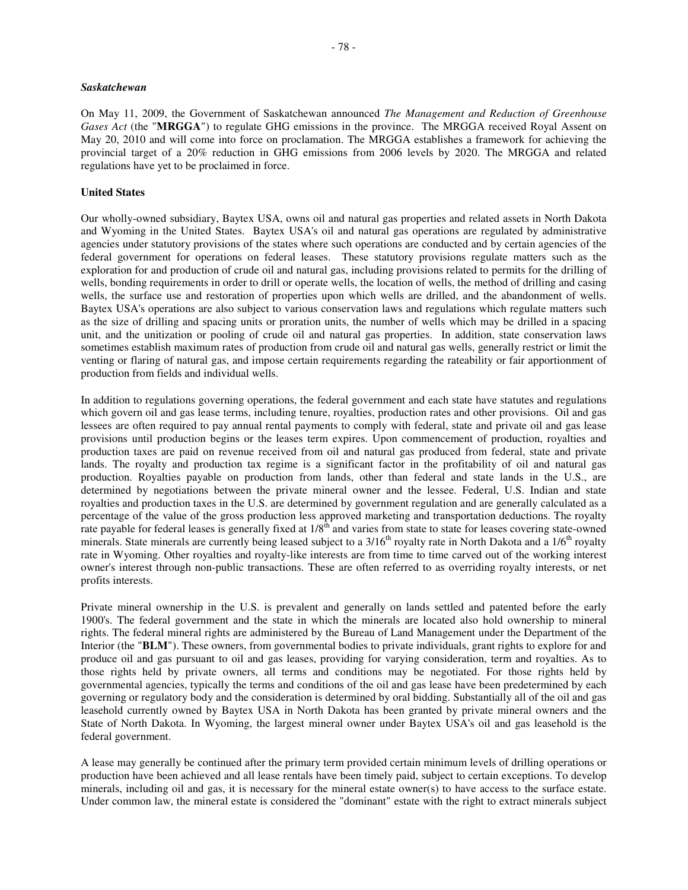***Saskatchewan***

On May 11, 2009, the Government of Saskatchewan announced *The Management and Reduction of Greenhouse Gases Act* (the "**MRGGA**") to regulate GHG emissions in the province. The MRGGA received Royal Assent on May 20, 2010 and will come into force on proclamation. The MRGGA establishes a framework for achieving the provincial target of a 20% reduction in GHG emissions from 2006 levels by 2020. The MRGGA and related regulations have yet to be proclaimed in force.

**United States**

Our wholly-owned subsidiary, Baytex USA, owns oil and natural gas properties and related assets in North Dakota and Wyoming in the United States. Baytex USA's oil and natural gas operations are regulated by administrative agencies under statutory provisions of the states where such operations are conducted and by certain agencies of the federal government for operations on federal leases. These statutory provisions regulate matters such as the exploration for and production of crude oil and natural gas, including provisions related to permits for the drilling of wells, bonding requirements in order to drill or operate wells, the location of wells, the method of drilling and casing wells, the surface use and restoration of properties upon which wells are drilled, and the abandonment of wells. Baytex USA's operations are also subject to various conservation laws and regulations which regulate matters such as the size of drilling and spacing units or proration units, the number of wells which may be drilled in a spacing unit, and the unitization or pooling of crude oil and natural gas properties. In addition, state conservation laws sometimes establish maximum rates of production from crude oil and natural gas wells, generally restrict or limit the venting or flaring of natural gas, and impose certain requirements regarding the rateability or fair apportionment of production from fields and individual wells.

In addition to regulations governing operations, the federal government and each state have statutes and regulations which govern oil and gas lease terms, including tenure, royalties, production rates and other provisions. Oil and gas lessees are often required to pay annual rental payments to comply with federal, state and private oil and gas lease provisions until production begins or the leases term expires. Upon commencement of production, royalties and production taxes are paid on revenue received from oil and natural gas produced from federal, state and private lands. The royalty and production tax regime is a significant factor in the profitability of oil and natural gas production. Royalties payable on production from lands, other than federal and state lands in the U.S., are determined by negotiations between the private mineral owner and the lessee. Federal, U.S. Indian and state royalties and production taxes in the U.S. are determined by government regulation and are generally calculated as a percentage of the value of the gross production less approved marketing and transportation deductions. The royalty rate payable for federal leases is generally fixed at 1/8$^{th}$ and varies from state to state for leases covering state-owned minerals. State minerals are currently being leased subject to a 3/16$^{th}$ royalty rate in North Dakota and a 1/6$^{th}$ royalty rate in Wyoming. Other royalties and royalty-like interests are from time to time carved out of the working interest owner's interest through non-public transactions. These are often referred to as overriding royalty interests, or net profits interests.

Private mineral ownership in the U.S. is prevalent and generally on lands settled and patented before the early 1900's. The federal government and the state in which the minerals are located also hold ownership to mineral rights. The federal mineral rights are administered by the Bureau of Land Management under the Department of the Interior (the "**BLM**"). These owners, from governmental bodies to private individuals, grant rights to explore for and produce oil and gas pursuant to oil and gas leases, providing for varying consideration, term and royalties. As to those rights held by private owners, all terms and conditions may be negotiated. For those rights held by governmental agencies, typically the terms and conditions of the oil and gas lease have been predetermined by each governing or regulatory body and the consideration is determined by oral bidding. Substantially all of the oil and gas leasehold currently owned by Baytex USA in North Dakota has been granted by private mineral owners and the State of North Dakota. In Wyoming, the largest mineral owner under Baytex USA's oil and gas leasehold is the federal government.

A lease may generally be continued after the primary term provided certain minimum levels of drilling operations or production have been achieved and all lease rentals have been timely paid, subject to certain exceptions. To develop minerals, including oil and gas, it is necessary for the mineral estate owner(s) to have access to the surface estate. Under common law, the mineral estate is considered the "dominant" estate with the right to extract minerals subject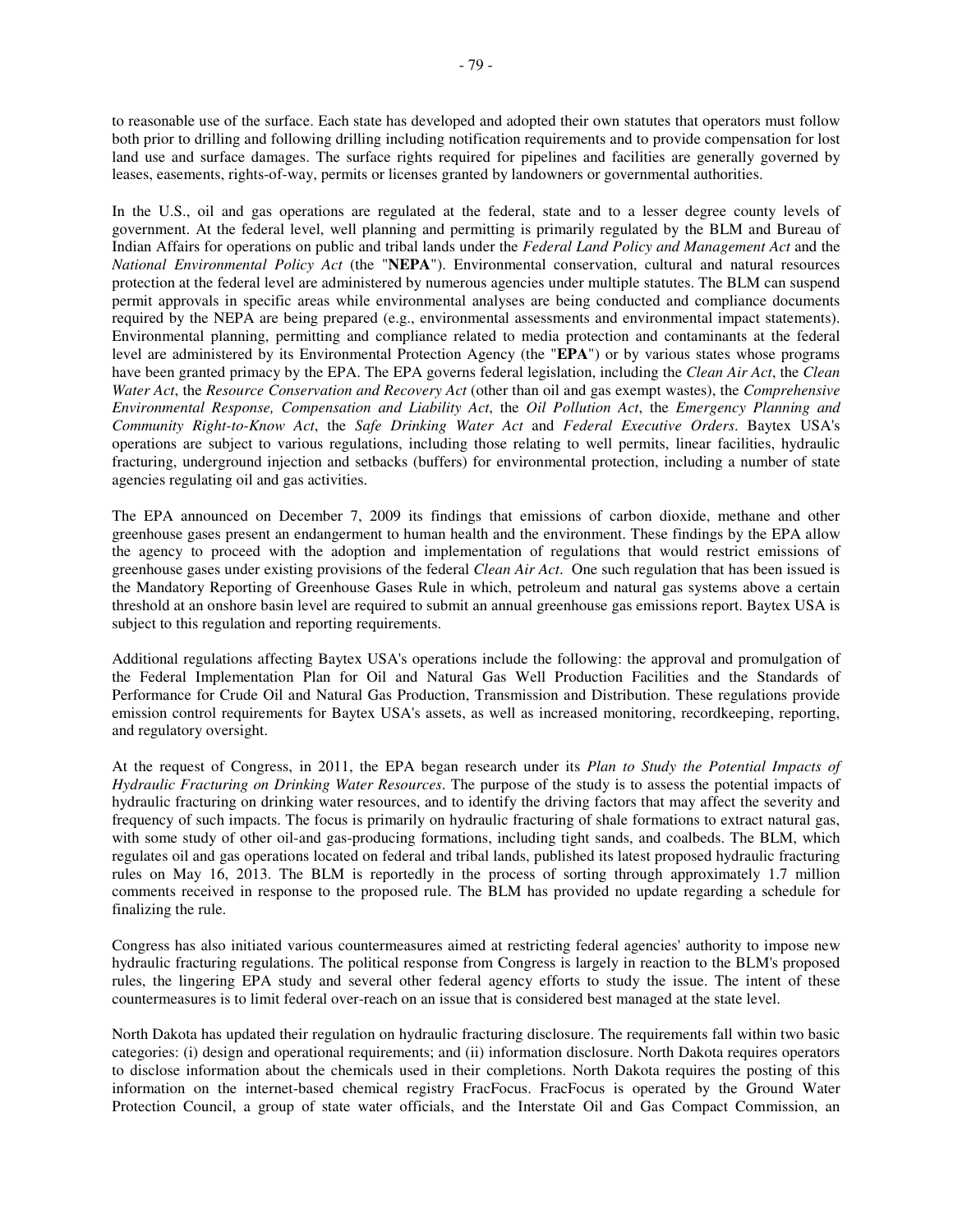to reasonable use of the surface. Each state has developed and adopted their own statutes that operators must follow both prior to drilling and following drilling including notification requirements and to provide compensation for lost land use and surface damages. The surface rights required for pipelines and facilities are generally governed by leases, easements, rights-of-way, permits or licenses granted by landowners or governmental authorities.

In the U.S., oil and gas operations are regulated at the federal, state and to a lesser degree county levels of government. At the federal level, well planning and permitting is primarily regulated by the BLM and Bureau of Indian Affairs for operations on public and tribal lands under the *Federal Land Policy and Management Act* and the *National Environmental Policy Act* (the "**NEPA**"). Environmental conservation, cultural and natural resources protection at the federal level are administered by numerous agencies under multiple statutes. The BLM can suspend permit approvals in specific areas while environmental analyses are being conducted and compliance documents required by the NEPA are being prepared (e.g., environmental assessments and environmental impact statements). Environmental planning, permitting and compliance related to media protection and contaminants at the federal level are administered by its Environmental Protection Agency (the "**EPA**") or by various states whose programs have been granted primacy by the EPA. The EPA governs federal legislation, including the *Clean Air Act*, the *Clean Water Act*, the *Resource Conservation and Recovery Act* (other than oil and gas exempt wastes), the *Comprehensive Environmental Response, Compensation and Liability Act*, the *Oil Pollution Act*, the *Emergency Planning and Community Right-to-Know Act*, the *Safe Drinking Water Act* and *Federal Executive Orders*. Baytex USA's operations are subject to various regulations, including those relating to well permits, linear facilities, hydraulic fracturing, underground injection and setbacks (buffers) for environmental protection, including a number of state agencies regulating oil and gas activities.

The EPA announced on December 7, 2009 its findings that emissions of carbon dioxide, methane and other greenhouse gases present an endangerment to human health and the environment. These findings by the EPA allow the agency to proceed with the adoption and implementation of regulations that would restrict emissions of greenhouse gases under existing provisions of the federal *Clean Air Act*. One such regulation that has been issued is the Mandatory Reporting of Greenhouse Gases Rule in which, petroleum and natural gas systems above a certain threshold at an onshore basin level are required to submit an annual greenhouse gas emissions report. Baytex USA is subject to this regulation and reporting requirements.

Additional regulations affecting Baytex USA's operations include the following: the approval and promulgation of the Federal Implementation Plan for Oil and Natural Gas Well Production Facilities and the Standards of Performance for Crude Oil and Natural Gas Production, Transmission and Distribution. These regulations provide emission control requirements for Baytex USA's assets, as well as increased monitoring, recordkeeping, reporting, and regulatory oversight.

At the request of Congress, in 2011, the EPA began research under its *Plan to Study the Potential Impacts of Hydraulic Fracturing on Drinking Water Resources*. The purpose of the study is to assess the potential impacts of hydraulic fracturing on drinking water resources, and to identify the driving factors that may affect the severity and frequency of such impacts. The focus is primarily on hydraulic fracturing of shale formations to extract natural gas, with some study of other oil-and gas-producing formations, including tight sands, and coalbeds. The BLM, which regulates oil and gas operations located on federal and tribal lands, published its latest proposed hydraulic fracturing rules on May 16, 2013. The BLM is reportedly in the process of sorting through approximately 1.7 million comments received in response to the proposed rule. The BLM has provided no update regarding a schedule for finalizing the rule.

Congress has also initiated various countermeasures aimed at restricting federal agencies' authority to impose new hydraulic fracturing regulations. The political response from Congress is largely in reaction to the BLM's proposed rules, the lingering EPA study and several other federal agency efforts to study the issue. The intent of these countermeasures is to limit federal over-reach on an issue that is considered best managed at the state level.

North Dakota has updated their regulation on hydraulic fracturing disclosure. The requirements fall within two basic categories: (i) design and operational requirements; and (ii) information disclosure. North Dakota requires operators to disclose information about the chemicals used in their completions. North Dakota requires the posting of this information on the internet-based chemical registry FracFocus. FracFocus is operated by the Ground Water Protection Council, a group of state water officials, and the Interstate Oil and Gas Compact Commission, an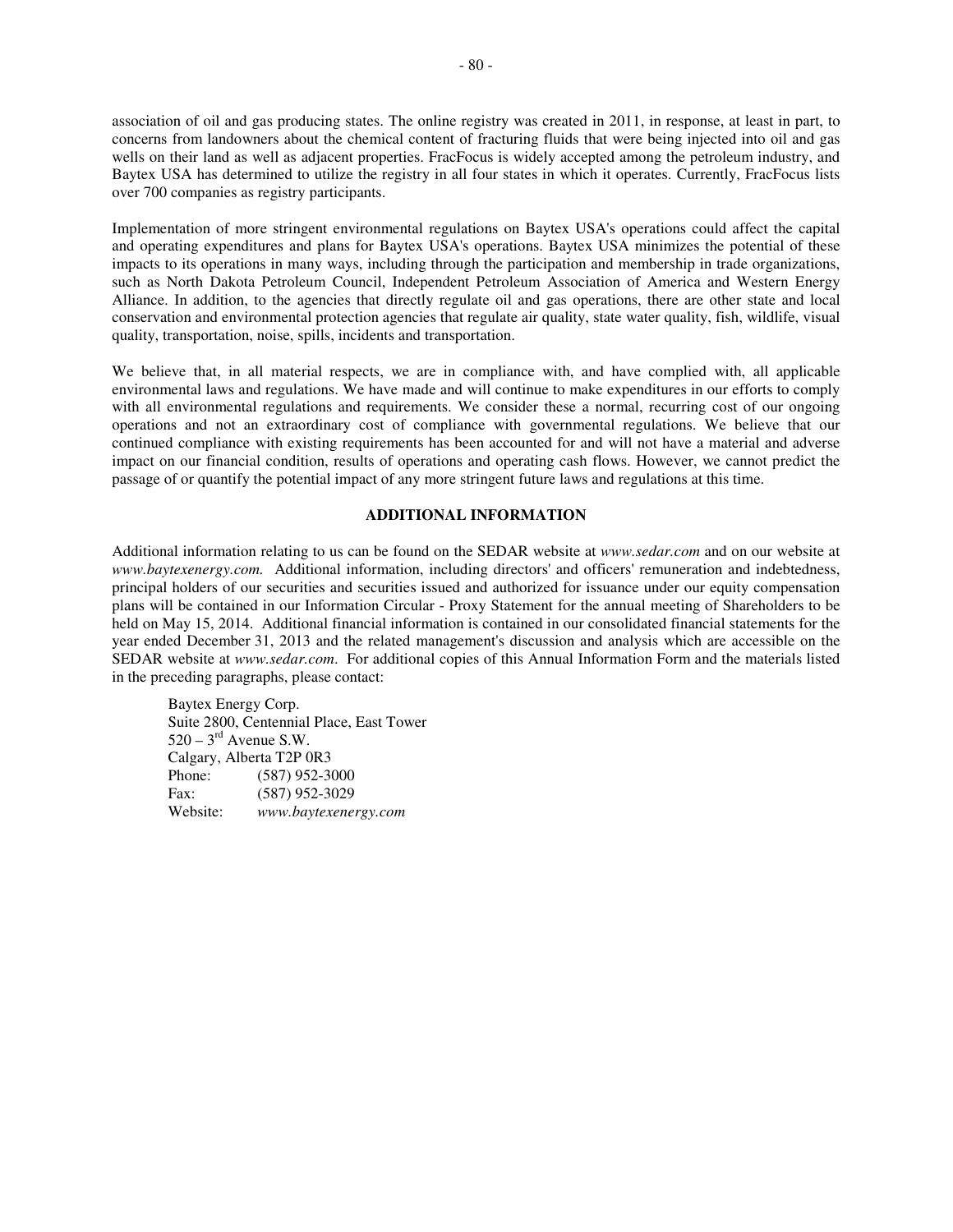association of oil and gas producing states. The online registry was created in 2011, in response, at least in part, to concerns from landowners about the chemical content of fracturing fluids that were being injected into oil and gas wells on their land as well as adjacent properties. FracFocus is widely accepted among the petroleum industry, and Baytex USA has determined to utilize the registry in all four states in which it operates. Currently, FracFocus lists over 700 companies as registry participants.

Implementation of more stringent environmental regulations on Baytex USA's operations could affect the capital and operating expenditures and plans for Baytex USA's operations. Baytex USA minimizes the potential of these impacts to its operations in many ways, including through the participation and membership in trade organizations, such as North Dakota Petroleum Council, Independent Petroleum Association of America and Western Energy Alliance. In addition, to the agencies that directly regulate oil and gas operations, there are other state and local conservation and environmental protection agencies that regulate air quality, state water quality, fish, wildlife, visual quality, transportation, noise, spills, incidents and transportation.

We believe that, in all material respects, we are in compliance with, and have complied with, all applicable environmental laws and regulations. We have made and will continue to make expenditures in our efforts to comply with all environmental regulations and requirements. We consider these a normal, recurring cost of our ongoing operations and not an extraordinary cost of compliance with governmental regulations. We believe that our continued compliance with existing requirements has been accounted for and will not have a material and adverse impact on our financial condition, results of operations and operating cash flows. However, we cannot predict the passage of or quantify the potential impact of any more stringent future laws and regulations at this time.

## ADDITIONAL INFORMATION

Additional information relating to us can be found on the SEDAR website at *www.sedar.com* and on our website at *www.baytexenergy.com.* Additional information, including directors' and officers' remuneration and indebtedness, principal holders of our securities and securities issued and authorized for issuance under our equity compensation plans will be contained in our Information Circular - Proxy Statement for the annual meeting of Shareholders to be held on May 15, 2014. Additional financial information is contained in our consolidated financial statements for the year ended December 31, 2013 and the related management's discussion and analysis which are accessible on the SEDAR website at *www.sedar.com*. For additional copies of this Annual Information Form and the materials listed in the preceding paragraphs, please contact:

Baytex Energy Corp.
Suite 2800, Centennial Place, East Tower
520 – 3rd Avenue S.W.
Calgary, Alberta T2P 0R3
Phone: (587) 952-3000
Fax: (587) 952-3029
Website: *www.baytexenergy.com*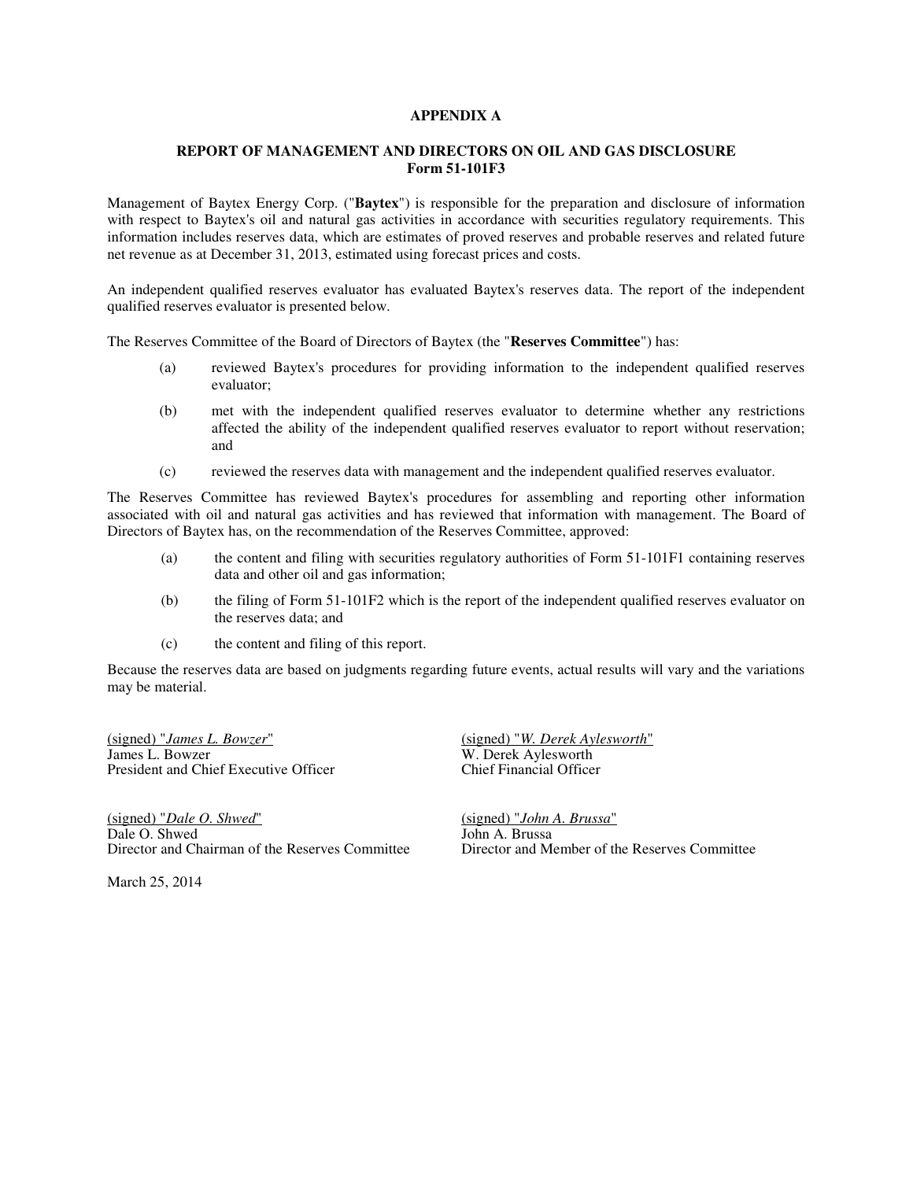# APPENDIX A

## REPORT OF MANAGEMENT AND DIRECTORS ON OIL AND GAS DISCLOSURE
## Form 51-101F3

Management of Baytex Energy Corp. ("**Baytex**") is responsible for the preparation and disclosure of information with respect to Baytex's oil and natural gas activities in accordance with securities regulatory requirements. This information includes reserves data, which are estimates of proved reserves and probable reserves and related future net revenue as at December 31, 2013, estimated using forecast prices and costs.

An independent qualified reserves evaluator has evaluated Baytex's reserves data. The report of the independent qualified reserves evaluator is presented below.

The Reserves Committee of the Board of Directors of Baytex (the "**Reserves Committee**") has:

(a) reviewed Baytex's procedures for providing information to the independent qualified reserves evaluator;

(b) met with the independent qualified reserves evaluator to determine whether any restrictions affected the ability of the independent qualified reserves evaluator to report without reservation; and

(c) reviewed the reserves data with management and the independent qualified reserves evaluator.

The Reserves Committee has reviewed Baytex's procedures for assembling and reporting other information associated with oil and natural gas activities and has reviewed that information with management. The Board of Directors of Baytex has, on the recommendation of the Reserves Committee, approved:

(a) the content and filing with securities regulatory authorities of Form 51-101F1 containing reserves data and other oil and gas information;

(b) the filing of Form 51-101F2 which is the report of the independent qualified reserves evaluator on the reserves data; and

(c) the content and filing of this report.

Because the reserves data are based on judgments regarding future events, actual results will vary and the variations may be material.

(signed) "*James L. Bowzer*"
James L. Bowzer
President and Chief Executive Officer

(signed) "*W. Derek Aylesworth*"
W. Derek Aylesworth
Chief Financial Officer

(signed) "*Dale O. Shwed*"
Dale O. Shwed
Director and Chairman of the Reserves Committee

(signed) "*John A. Brussa*"
John A. Brussa
Director and Member of the Reserves Committee

March 25, 2014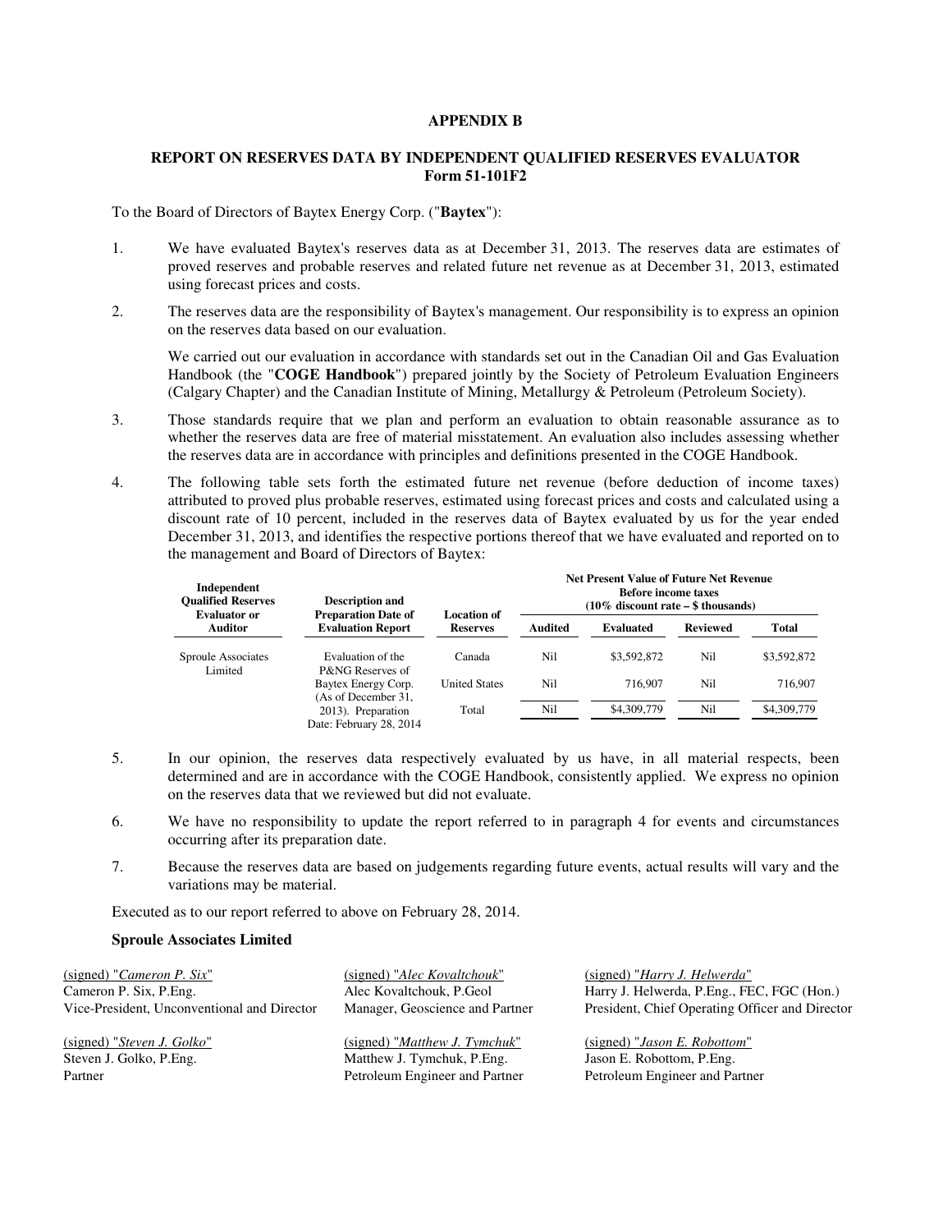# APPENDIX B

## REPORT ON RESERVES DATA BY INDEPENDENT QUALIFIED RESERVES EVALUATOR
## Form 51-101F2

To the Board of Directors of Baytex Energy Corp. ("**Baytex**"):

1. We have evaluated Baytex's reserves data as at December 31, 2013. The reserves data are estimates of proved reserves and probable reserves and related future net revenue as at December 31, 2013, estimated using forecast prices and costs.

2. The reserves data are the responsibility of Baytex's management. Our responsibility is to express an opinion on the reserves data based on our evaluation.

   We carried out our evaluation in accordance with standards set out in the Canadian Oil and Gas Evaluation Handbook (the "**COGE Handbook**") prepared jointly by the Society of Petroleum Evaluation Engineers (Calgary Chapter) and the Canadian Institute of Mining, Metallurgy & Petroleum (Petroleum Society).

3. Those standards require that we plan and perform an evaluation to obtain reasonable assurance as to whether the reserves data are free of material misstatement. An evaluation also includes assessing whether the reserves data are in accordance with principles and definitions presented in the COGE Handbook.

4. The following table sets forth the estimated future net revenue (before deduction of income taxes) attributed to proved plus probable reserves, estimated using forecast prices and costs and calculated using a discount rate of 10 percent, included in the reserves data of Baytex evaluated by us for the year ended December 31, 2013, and identifies the respective portions thereof that we have evaluated and reported on to the management and Board of Directors of Baytex:

| Independent Qualified Reserves Evaluator or Auditor | Description and Preparation Date of Evaluation Report | Location of Reserves | Net Present Value of Future Net Revenue Before income taxes (10% discount rate – $ thousands) | | | |
|---|---|---|---|---|---|---|
| | | | **Audited** | **Evaluated** | **Reviewed** | **Total** |
| Sproule Associates Limited | Evaluation of the P&NG Reserves of Baytex Energy Corp. (As of December 31, 2013). Preparation Date: February 28, 2014 | Canada | Nil | $3,592,872 | Nil | $3,592,872 |
| | | United States | Nil | 716,907 | Nil | 716,907 |
| | | Total | Nil | $4,309,779 | Nil | $4,309,779 |

5. In our opinion, the reserves data respectively evaluated by us have, in all material respects, been determined and are in accordance with the COGE Handbook, consistently applied. We express no opinion on the reserves data that we reviewed but did not evaluate.

6. We have no responsibility to update the report referred to in paragraph 4 for events and circumstances occurring after its preparation date.

7. Because the reserves data are based on judgements regarding future events, actual results will vary and the variations may be material.

Executed as to our report referred to above on February 28, 2014.

**Sproule Associates Limited**

(signed) "*Cameron P. Six*"
Cameron P. Six, P.Eng.
Vice-President, Unconventional and Director

(signed) "*Alec Kovaltchouk*"
Alec Kovaltchouk, P.Geol
Manager, Geoscience and Partner

(signed) "*Harry J. Helwerda*"
Harry J. Helwerda, P.Eng., FEC, FGC (Hon.)
President, Chief Operating Officer and Director

(signed) "*Steven J. Golko*"
Steven J. Golko, P.Eng.
Partner

(signed) "*Matthew J. Tymchuk*"
Matthew J. Tymchuk, P.Eng.
Petroleum Engineer and Partner

(signed) "*Jason E. Robottom*"
Jason E. Robottom, P.Eng.
Petroleum Engineer and Partner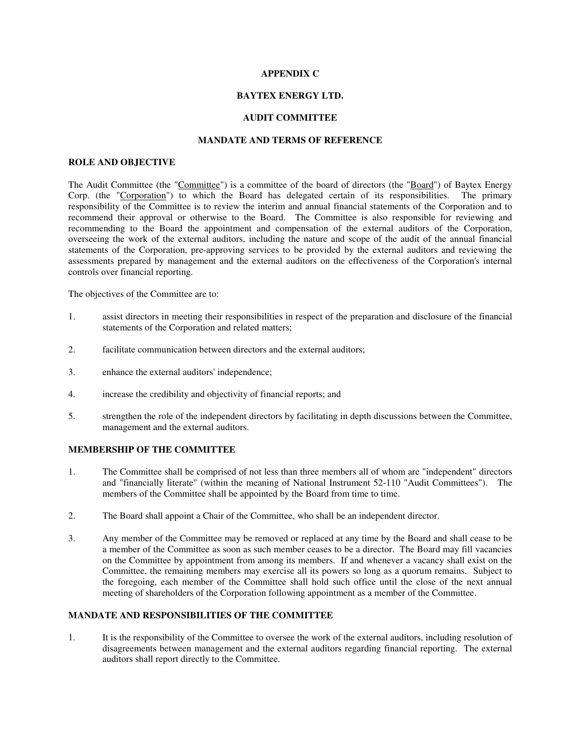# APPENDIX C

# BAYTEX ENERGY LTD.

# AUDIT COMMITTEE

# MANDATE AND TERMS OF REFERENCE

## ROLE AND OBJECTIVE

The Audit Committee (the "Committee") is a committee of the board of directors (the "Board") of Baytex Energy Corp. (the "Corporation") to which the Board has delegated certain of its responsibilities. The primary responsibility of the Committee is to review the interim and annual financial statements of the Corporation and to recommend their approval or otherwise to the Board. The Committee is also responsible for reviewing and recommending to the Board the appointment and compensation of the external auditors of the Corporation, overseeing the work of the external auditors, including the nature and scope of the audit of the annual financial statements of the Corporation, pre-approving services to be provided by the external auditors and reviewing the assessments prepared by management and the external auditors on the effectiveness of the Corporation's internal controls over financial reporting.

The objectives of the Committee are to:

1. assist directors in meeting their responsibilities in respect of the preparation and disclosure of the financial statements of the Corporation and related matters;
2. facilitate communication between directors and the external auditors;
3. enhance the external auditors' independence;
4. increase the credibility and objectivity of financial reports; and
5. strengthen the role of the independent directors by facilitating in depth discussions between the Committee, management and the external auditors.

## MEMBERSHIP OF THE COMMITTEE

1. The Committee shall be comprised of not less than three members all of whom are "independent" directors and "financially literate" (within the meaning of National Instrument 52-110 "Audit Committees"). The members of the Committee shall be appointed by the Board from time to time.
2. The Board shall appoint a Chair of the Committee, who shall be an independent director.
3. Any member of the Committee may be removed or replaced at any time by the Board and shall cease to be a member of the Committee as soon as such member ceases to be a director. The Board may fill vacancies on the Committee by appointment from among its members. If and whenever a vacancy shall exist on the Committee, the remaining members may exercise all its powers so long as a quorum remains. Subject to the foregoing, each member of the Committee shall hold such office until the close of the next annual meeting of shareholders of the Corporation following appointment as a member of the Committee.

## MANDATE AND RESPONSIBILITIES OF THE COMMITTEE

1. It is the responsibility of the Committee to oversee the work of the external auditors, including resolution of disagreements between management and the external auditors regarding financial reporting. The external auditors shall report directly to the Committee.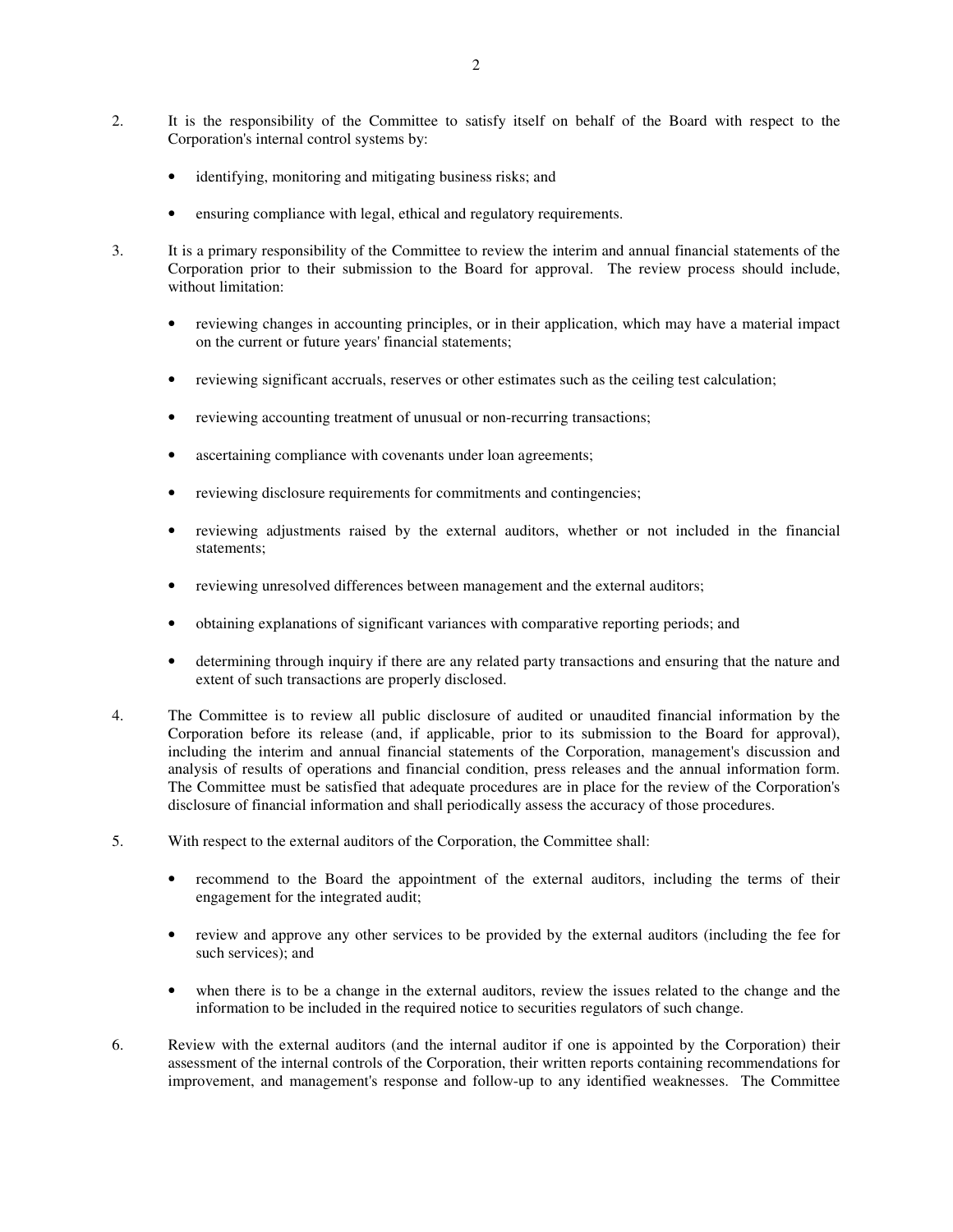2. It is the responsibility of the Committee to satisfy itself on behalf of the Board with respect to the Corporation's internal control systems by:

   - identifying, monitoring and mitigating business risks; and

   - ensuring compliance with legal, ethical and regulatory requirements.

3. It is a primary responsibility of the Committee to review the interim and annual financial statements of the Corporation prior to their submission to the Board for approval. The review process should include, without limitation:

   - reviewing changes in accounting principles, or in their application, which may have a material impact on the current or future years' financial statements;

   - reviewing significant accruals, reserves or other estimates such as the ceiling test calculation;

   - reviewing accounting treatment of unusual or non-recurring transactions;

   - ascertaining compliance with covenants under loan agreements;

   - reviewing disclosure requirements for commitments and contingencies;

   - reviewing adjustments raised by the external auditors, whether or not included in the financial statements;

   - reviewing unresolved differences between management and the external auditors;

   - obtaining explanations of significant variances with comparative reporting periods; and

   - determining through inquiry if there are any related party transactions and ensuring that the nature and extent of such transactions are properly disclosed.

4. The Committee is to review all public disclosure of audited or unaudited financial information by the Corporation before its release (and, if applicable, prior to its submission to the Board for approval), including the interim and annual financial statements of the Corporation, management's discussion and analysis of results of operations and financial condition, press releases and the annual information form. The Committee must be satisfied that adequate procedures are in place for the review of the Corporation's disclosure of financial information and shall periodically assess the accuracy of those procedures.

5. With respect to the external auditors of the Corporation, the Committee shall:

   - recommend to the Board the appointment of the external auditors, including the terms of their engagement for the integrated audit;

   - review and approve any other services to be provided by the external auditors (including the fee for such services); and

   - when there is to be a change in the external auditors, review the issues related to the change and the information to be included in the required notice to securities regulators of such change.

6. Review with the external auditors (and the internal auditor if one is appointed by the Corporation) their assessment of the internal controls of the Corporation, their written reports containing recommendations for improvement, and management's response and follow-up to any identified weaknesses. The Committee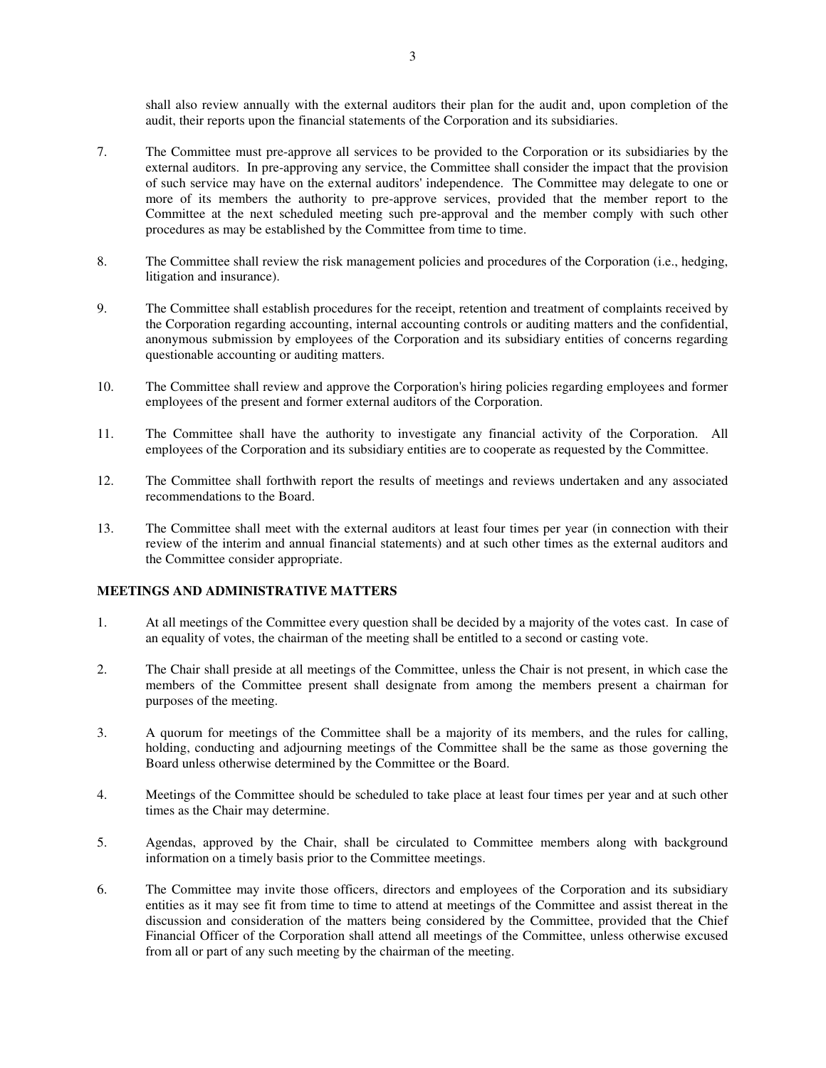shall also review annually with the external auditors their plan for the audit and, upon completion of the audit, their reports upon the financial statements of the Corporation and its subsidiaries.

7. The Committee must pre-approve all services to be provided to the Corporation or its subsidiaries by the external auditors. In pre-approving any service, the Committee shall consider the impact that the provision of such service may have on the external auditors' independence. The Committee may delegate to one or more of its members the authority to pre-approve services, provided that the member report to the Committee at the next scheduled meeting such pre-approval and the member comply with such other procedures as may be established by the Committee from time to time.

8. The Committee shall review the risk management policies and procedures of the Corporation (i.e., hedging, litigation and insurance).

9. The Committee shall establish procedures for the receipt, retention and treatment of complaints received by the Corporation regarding accounting, internal accounting controls or auditing matters and the confidential, anonymous submission by employees of the Corporation and its subsidiary entities of concerns regarding questionable accounting or auditing matters.

10. The Committee shall review and approve the Corporation's hiring policies regarding employees and former employees of the present and former external auditors of the Corporation.

11. The Committee shall have the authority to investigate any financial activity of the Corporation. All employees of the Corporation and its subsidiary entities are to cooperate as requested by the Committee.

12. The Committee shall forthwith report the results of meetings and reviews undertaken and any associated recommendations to the Board.

13. The Committee shall meet with the external auditors at least four times per year (in connection with their review of the interim and annual financial statements) and at such other times as the external auditors and the Committee consider appropriate.

**MEETINGS AND ADMINISTRATIVE MATTERS**

1. At all meetings of the Committee every question shall be decided by a majority of the votes cast. In case of an equality of votes, the chairman of the meeting shall be entitled to a second or casting vote.

2. The Chair shall preside at all meetings of the Committee, unless the Chair is not present, in which case the members of the Committee present shall designate from among the members present a chairman for purposes of the meeting.

3. A quorum for meetings of the Committee shall be a majority of its members, and the rules for calling, holding, conducting and adjourning meetings of the Committee shall be the same as those governing the Board unless otherwise determined by the Committee or the Board.

4. Meetings of the Committee should be scheduled to take place at least four times per year and at such other times as the Chair may determine.

5. Agendas, approved by the Chair, shall be circulated to Committee members along with background information on a timely basis prior to the Committee meetings.

6. The Committee may invite those officers, directors and employees of the Corporation and its subsidiary entities as it may see fit from time to time to attend at meetings of the Committee and assist thereat in the discussion and consideration of the matters being considered by the Committee, provided that the Chief Financial Officer of the Corporation shall attend all meetings of the Committee, unless otherwise excused from all or part of any such meeting by the chairman of the meeting.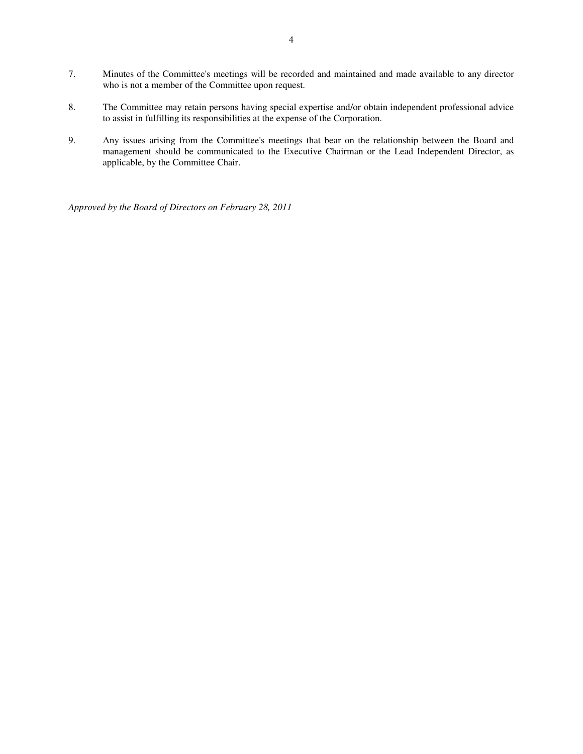7. Minutes of the Committee's meetings will be recorded and maintained and made available to any director who is not a member of the Committee upon request.

8. The Committee may retain persons having special expertise and/or obtain independent professional advice to assist in fulfilling its responsibilities at the expense of the Corporation.

9. Any issues arising from the Committee's meetings that bear on the relationship between the Board and management should be communicated to the Executive Chairman or the Lead Independent Director, as applicable, by the Committee Chair.

*Approved by the Board of Directors on February 28, 2011*